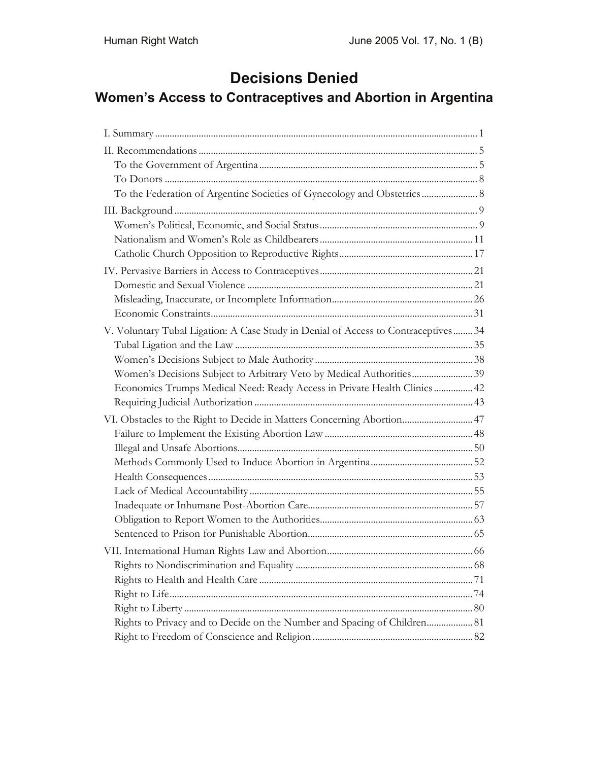# Decisions Denied

## Women's Access to Contraceptives and Abortion in Argentina

I. Summary ..... 1

II. Recommendations ..... 5
- To the Government of Argentina ..... 5
- To Donors ..... 8
- To the Federation of Argentine Societies of Gynecology and Obstetrics ..... 8

III. Background ..... 9
- Women's Political, Economic, and Social Status ..... 9
- Nationalism and Women's Role as Childbearers ..... 11
- Catholic Church Opposition to Reproductive Rights ..... 17

IV. Pervasive Barriers in Access to Contraceptives ..... 21
- Domestic and Sexual Violence ..... 21
- Misleading, Inaccurate, or Incomplete Information ..... 26
- Economic Constraints ..... 31

V. Voluntary Tubal Ligation: A Case Study in Denial of Access to Contraceptives ..... 34
- Tubal Ligation and the Law ..... 35
- Women's Decisions Subject to Male Authority ..... 38
- Women's Decisions Subject to Arbitrary Veto by Medical Authorities ..... 39
- Economics Trumps Medical Need: Ready Access in Private Health Clinics ..... 42
- Requiring Judicial Authorization ..... 43

VI. Obstacles to the Right to Decide in Matters Concerning Abortion ..... 47
- Failure to Implement the Existing Abortion Law ..... 48
- Illegal and Unsafe Abortions ..... 50
- Methods Commonly Used to Induce Abortion in Argentina ..... 52
- Health Consequences ..... 53
- Lack of Medical Accountability ..... 55
- Inadequate or Inhumane Post-Abortion Care ..... 57
- Obligation to Report Women to the Authorities ..... 63
- Sentenced to Prison for Punishable Abortion ..... 65

VII. International Human Rights Law and Abortion ..... 66
- Rights to Nondiscrimination and Equality ..... 68
- Rights to Health and Health Care ..... 71
- Right to Life ..... 74
- Right to Liberty ..... 80
- Rights to Privacy and to Decide on the Number and Spacing of Children ..... 81
- Right to Freedom of Conscience and Religion ..... 82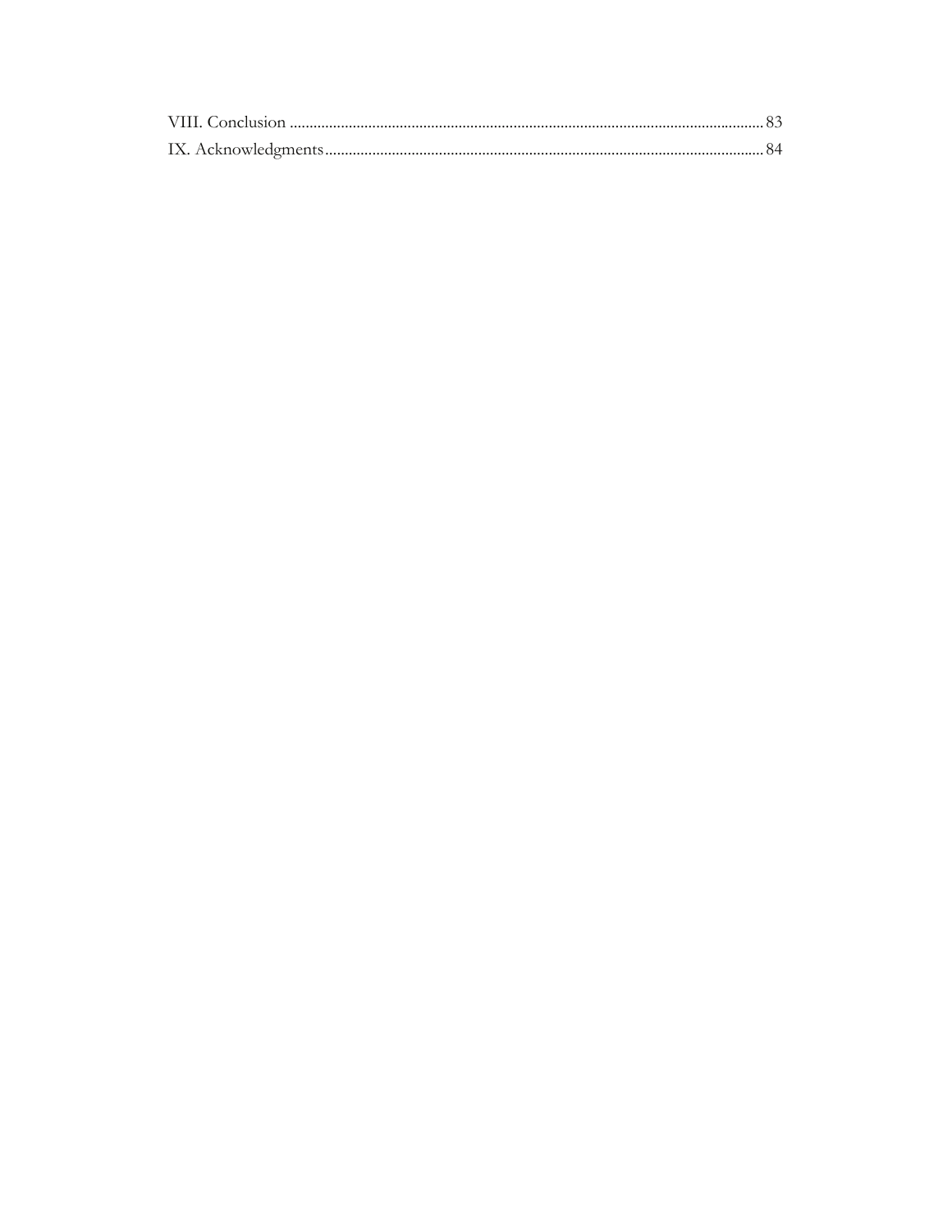VIII. Conclusion ........................................................................................................................ 83

IX. Acknowledgments ................................................................................................................ 84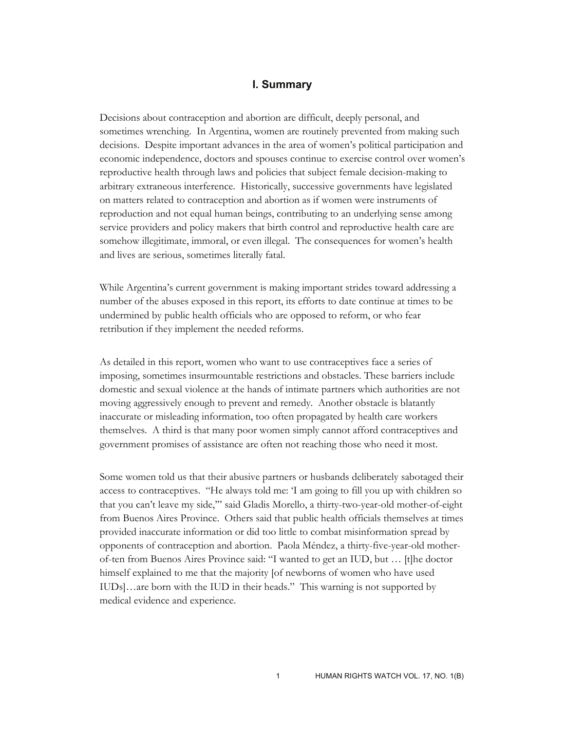## I. Summary

Decisions about contraception and abortion are difficult, deeply personal, and sometimes wrenching. In Argentina, women are routinely prevented from making such decisions. Despite important advances in the area of women's political participation and economic independence, doctors and spouses continue to exercise control over women's reproductive health through laws and policies that subject female decision-making to arbitrary extraneous interference. Historically, successive governments have legislated on matters related to contraception and abortion as if women were instruments of reproduction and not equal human beings, contributing to an underlying sense among service providers and policy makers that birth control and reproductive health care are somehow illegitimate, immoral, or even illegal. The consequences for women's health and lives are serious, sometimes literally fatal.

While Argentina's current government is making important strides toward addressing a number of the abuses exposed in this report, its efforts to date continue at times to be undermined by public health officials who are opposed to reform, or who fear retribution if they implement the needed reforms.

As detailed in this report, women who want to use contraceptives face a series of imposing, sometimes insurmountable restrictions and obstacles. These barriers include domestic and sexual violence at the hands of intimate partners which authorities are not moving aggressively enough to prevent and remedy. Another obstacle is blatantly inaccurate or misleading information, too often propagated by health care workers themselves. A third is that many poor women simply cannot afford contraceptives and government promises of assistance are often not reaching those who need it most.

Some women told us that their abusive partners or husbands deliberately sabotaged their access to contraceptives. "He always told me: 'I am going to fill you up with children so that you can't leave my side,'" said Gladis Morello, a thirty-two-year-old mother-of-eight from Buenos Aires Province. Others said that public health officials themselves at times provided inaccurate information or did too little to combat misinformation spread by opponents of contraception and abortion. Paola Méndez, a thirty-five-year-old mother-of-ten from Buenos Aires Province said: "I wanted to get an IUD, but … [t]he doctor himself explained to me that the majority [of newborns of women who have used IUDs]…are born with the IUD in their heads." This warning is not supported by medical evidence and experience.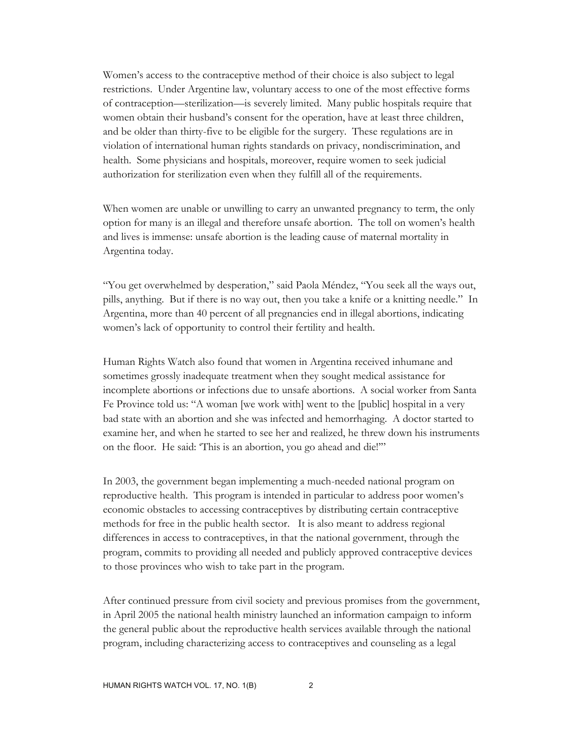Women's access to the contraceptive method of their choice is also subject to legal restrictions. Under Argentine law, voluntary access to one of the most effective forms of contraception—sterilization—is severely limited. Many public hospitals require that women obtain their husband's consent for the operation, have at least three children, and be older than thirty-five to be eligible for the surgery. These regulations are in violation of international human rights standards on privacy, nondiscrimination, and health. Some physicians and hospitals, moreover, require women to seek judicial authorization for sterilization even when they fulfill all of the requirements.

When women are unable or unwilling to carry an unwanted pregnancy to term, the only option for many is an illegal and therefore unsafe abortion. The toll on women's health and lives is immense: unsafe abortion is the leading cause of maternal mortality in Argentina today.

"You get overwhelmed by desperation," said Paola Méndez, "You seek all the ways out, pills, anything. But if there is no way out, then you take a knife or a knitting needle." In Argentina, more than 40 percent of all pregnancies end in illegal abortions, indicating women's lack of opportunity to control their fertility and health.

Human Rights Watch also found that women in Argentina received inhumane and sometimes grossly inadequate treatment when they sought medical assistance for incomplete abortions or infections due to unsafe abortions. A social worker from Santa Fe Province told us: "A woman [we work with] went to the [public] hospital in a very bad state with an abortion and she was infected and hemorrhaging. A doctor started to examine her, and when he started to see her and realized, he threw down his instruments on the floor. He said: 'This is an abortion, you go ahead and die!'"

In 2003, the government began implementing a much-needed national program on reproductive health. This program is intended in particular to address poor women's economic obstacles to accessing contraceptives by distributing certain contraceptive methods for free in the public health sector. It is also meant to address regional differences in access to contraceptives, in that the national government, through the program, commits to providing all needed and publicly approved contraceptive devices to those provinces who wish to take part in the program.

After continued pressure from civil society and previous promises from the government, in April 2005 the national health ministry launched an information campaign to inform the general public about the reproductive health services available through the national program, including characterizing access to contraceptives and counseling as a legal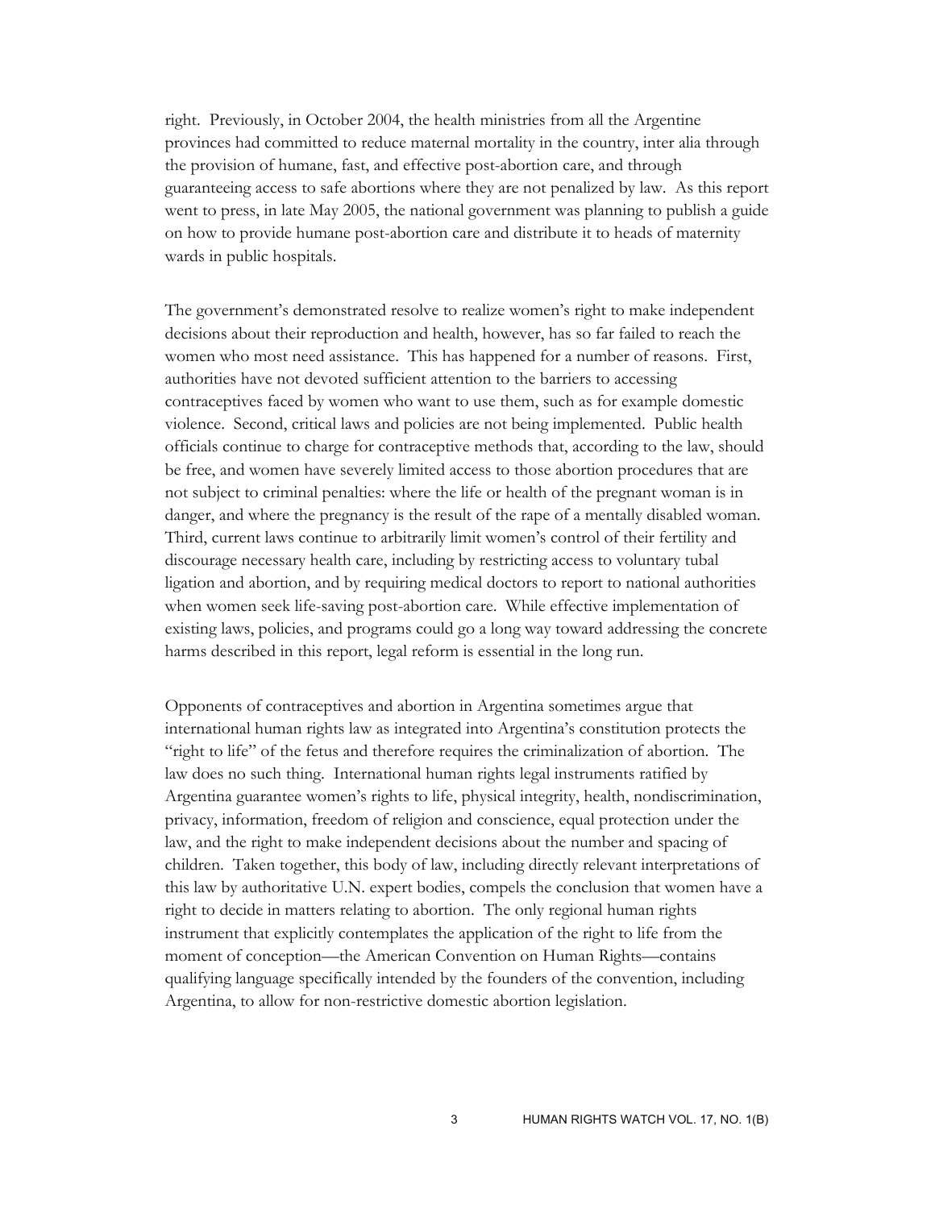right. Previously, in October 2004, the health ministries from all the Argentine provinces had committed to reduce maternal mortality in the country, inter alia through the provision of humane, fast, and effective post-abortion care, and through guaranteeing access to safe abortions where they are not penalized by law. As this report went to press, in late May 2005, the national government was planning to publish a guide on how to provide humane post-abortion care and distribute it to heads of maternity wards in public hospitals.

The government's demonstrated resolve to realize women's right to make independent decisions about their reproduction and health, however, has so far failed to reach the women who most need assistance. This has happened for a number of reasons. First, authorities have not devoted sufficient attention to the barriers to accessing contraceptives faced by women who want to use them, such as for example domestic violence. Second, critical laws and policies are not being implemented. Public health officials continue to charge for contraceptive methods that, according to the law, should be free, and women have severely limited access to those abortion procedures that are not subject to criminal penalties: where the life or health of the pregnant woman is in danger, and where the pregnancy is the result of the rape of a mentally disabled woman. Third, current laws continue to arbitrarily limit women's control of their fertility and discourage necessary health care, including by restricting access to voluntary tubal ligation and abortion, and by requiring medical doctors to report to national authorities when women seek life-saving post-abortion care. While effective implementation of existing laws, policies, and programs could go a long way toward addressing the concrete harms described in this report, legal reform is essential in the long run.

Opponents of contraceptives and abortion in Argentina sometimes argue that international human rights law as integrated into Argentina's constitution protects the "right to life" of the fetus and therefore requires the criminalization of abortion. The law does no such thing. International human rights legal instruments ratified by Argentina guarantee women's rights to life, physical integrity, health, nondiscrimination, privacy, information, freedom of religion and conscience, equal protection under the law, and the right to make independent decisions about the number and spacing of children. Taken together, this body of law, including directly relevant interpretations of this law by authoritative U.N. expert bodies, compels the conclusion that women have a right to decide in matters relating to abortion. The only regional human rights instrument that explicitly contemplates the application of the right to life from the moment of conception—the American Convention on Human Rights—contains qualifying language specifically intended by the founders of the convention, including Argentina, to allow for non-restrictive domestic abortion legislation.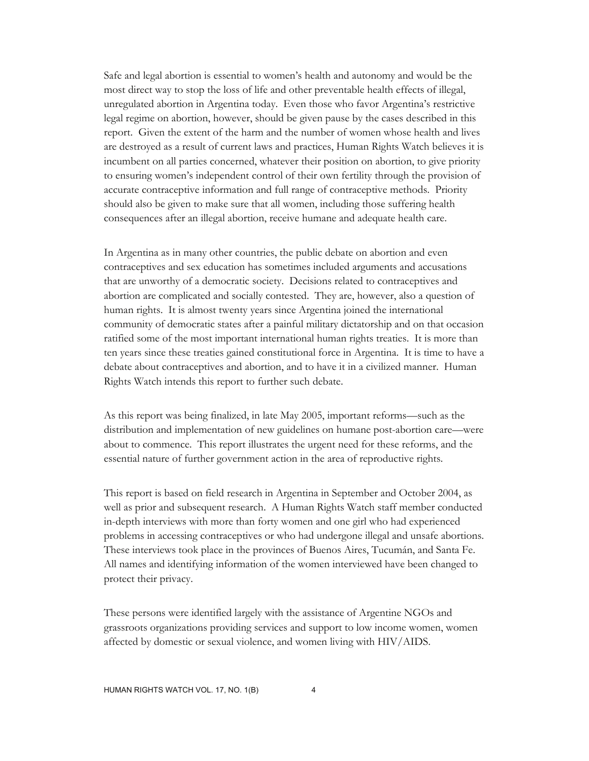Safe and legal abortion is essential to women's health and autonomy and would be the most direct way to stop the loss of life and other preventable health effects of illegal, unregulated abortion in Argentina today. Even those who favor Argentina's restrictive legal regime on abortion, however, should be given pause by the cases described in this report. Given the extent of the harm and the number of women whose health and lives are destroyed as a result of current laws and practices, Human Rights Watch believes it is incumbent on all parties concerned, whatever their position on abortion, to give priority to ensuring women's independent control of their own fertility through the provision of accurate contraceptive information and full range of contraceptive methods. Priority should also be given to make sure that all women, including those suffering health consequences after an illegal abortion, receive humane and adequate health care.

In Argentina as in many other countries, the public debate on abortion and even contraceptives and sex education has sometimes included arguments and accusations that are unworthy of a democratic society. Decisions related to contraceptives and abortion are complicated and socially contested. They are, however, also a question of human rights. It is almost twenty years since Argentina joined the international community of democratic states after a painful military dictatorship and on that occasion ratified some of the most important international human rights treaties. It is more than ten years since these treaties gained constitutional force in Argentina. It is time to have a debate about contraceptives and abortion, and to have it in a civilized manner. Human Rights Watch intends this report to further such debate.

As this report was being finalized, in late May 2005, important reforms—such as the distribution and implementation of new guidelines on humane post-abortion care—were about to commence. This report illustrates the urgent need for these reforms, and the essential nature of further government action in the area of reproductive rights.

This report is based on field research in Argentina in September and October 2004, as well as prior and subsequent research. A Human Rights Watch staff member conducted in-depth interviews with more than forty women and one girl who had experienced problems in accessing contraceptives or who had undergone illegal and unsafe abortions. These interviews took place in the provinces of Buenos Aires, Tucumán, and Santa Fe. All names and identifying information of the women interviewed have been changed to protect their privacy.

These persons were identified largely with the assistance of Argentine NGOs and grassroots organizations providing services and support to low income women, women affected by domestic or sexual violence, and women living with HIV/AIDS.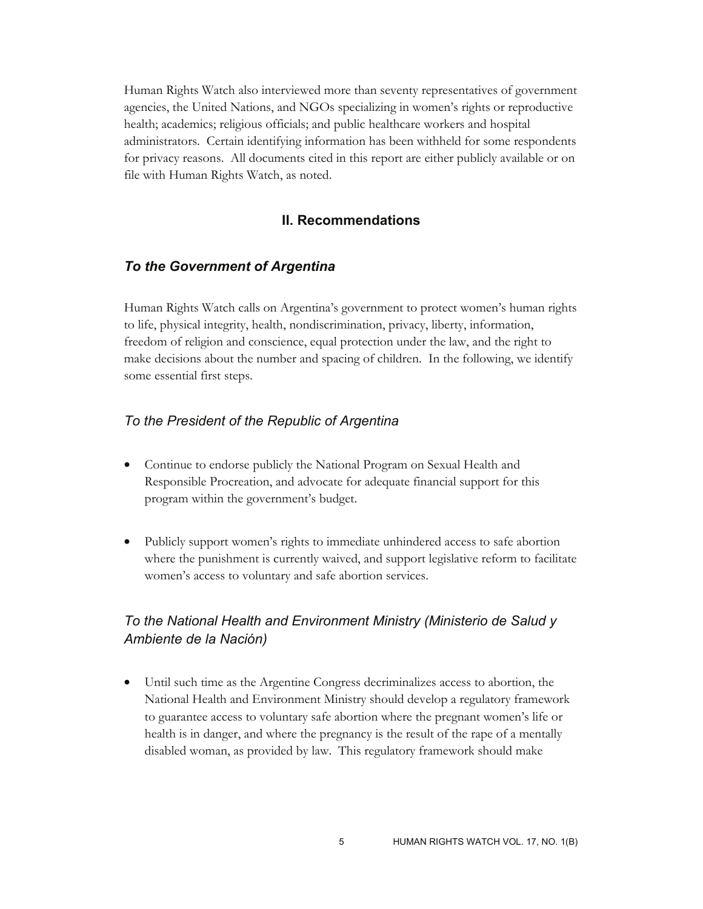Human Rights Watch also interviewed more than seventy representatives of government agencies, the United Nations, and NGOs specializing in women's rights or reproductive health; academics; religious officials; and public healthcare workers and hospital administrators. Certain identifying information has been withheld for some respondents for privacy reasons. All documents cited in this report are either publicly available or on file with Human Rights Watch, as noted.

## II. Recommendations

### *To the Government of Argentina*

Human Rights Watch calls on Argentina's government to protect women's human rights to life, physical integrity, health, nondiscrimination, privacy, liberty, information, freedom of religion and conscience, equal protection under the law, and the right to make decisions about the number and spacing of children. In the following, we identify some essential first steps.

#### *To the President of the Republic of Argentina*

- Continue to endorse publicly the National Program on Sexual Health and Responsible Procreation, and advocate for adequate financial support for this program within the government's budget.
- Publicly support women's rights to immediate unhindered access to safe abortion where the punishment is currently waived, and support legislative reform to facilitate women's access to voluntary and safe abortion services.

#### *To the National Health and Environment Ministry (Ministerio de Salud y Ambiente de la Nación)*

- Until such time as the Argentine Congress decriminalizes access to abortion, the National Health and Environment Ministry should develop a regulatory framework to guarantee access to voluntary safe abortion where the pregnant women's life or health is in danger, and where the pregnancy is the result of the rape of a mentally disabled woman, as provided by law. This regulatory framework should make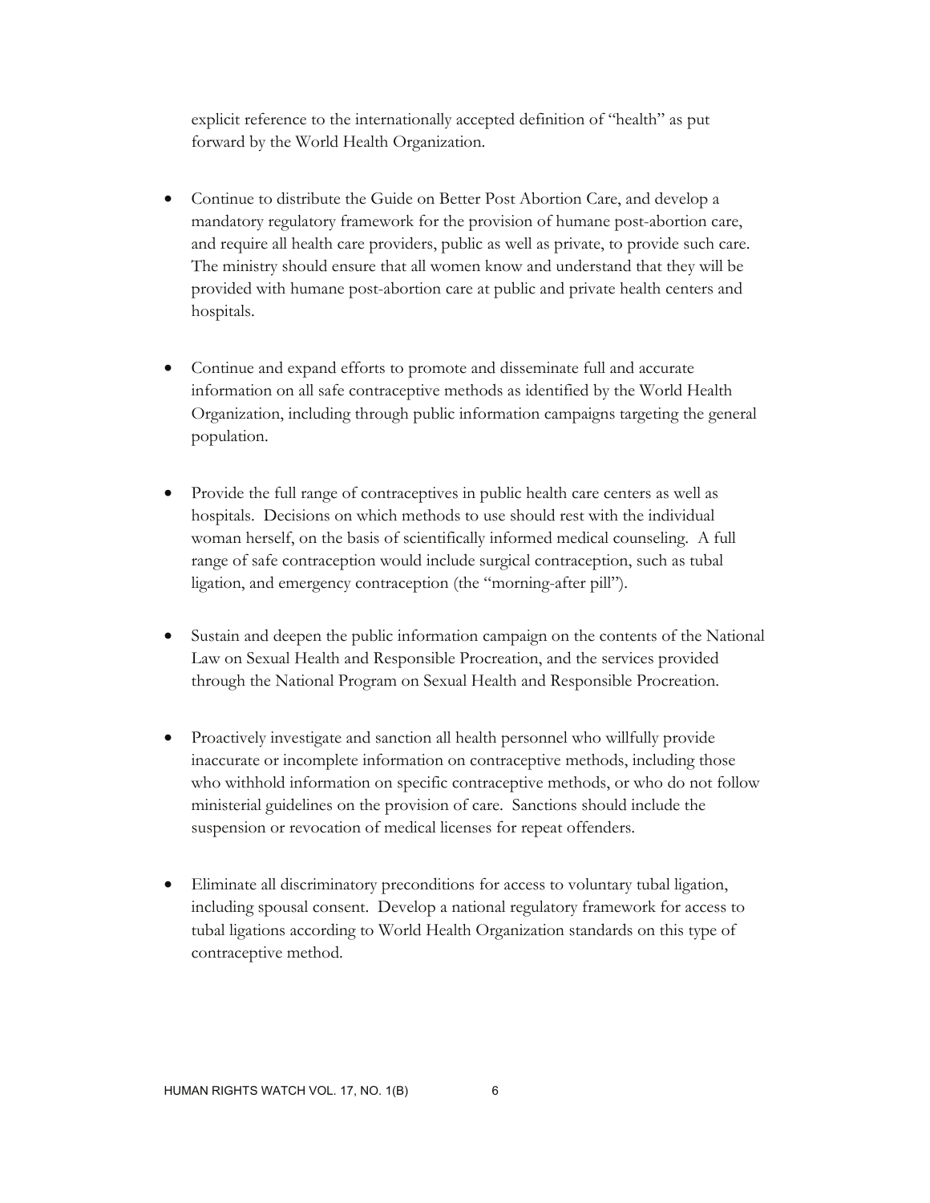explicit reference to the internationally accepted definition of "health" as put forward by the World Health Organization.

- Continue to distribute the Guide on Better Post Abortion Care, and develop a mandatory regulatory framework for the provision of humane post-abortion care, and require all health care providers, public as well as private, to provide such care. The ministry should ensure that all women know and understand that they will be provided with humane post-abortion care at public and private health centers and hospitals.

- Continue and expand efforts to promote and disseminate full and accurate information on all safe contraceptive methods as identified by the World Health Organization, including through public information campaigns targeting the general population.

- Provide the full range of contraceptives in public health care centers as well as hospitals. Decisions on which methods to use should rest with the individual woman herself, on the basis of scientifically informed medical counseling. A full range of safe contraception would include surgical contraception, such as tubal ligation, and emergency contraception (the "morning-after pill").

- Sustain and deepen the public information campaign on the contents of the National Law on Sexual Health and Responsible Procreation, and the services provided through the National Program on Sexual Health and Responsible Procreation.

- Proactively investigate and sanction all health personnel who willfully provide inaccurate or incomplete information on contraceptive methods, including those who withhold information on specific contraceptive methods, or who do not follow ministerial guidelines on the provision of care. Sanctions should include the suspension or revocation of medical licenses for repeat offenders.

- Eliminate all discriminatory preconditions for access to voluntary tubal ligation, including spousal consent. Develop a national regulatory framework for access to tubal ligations according to World Health Organization standards on this type of contraceptive method.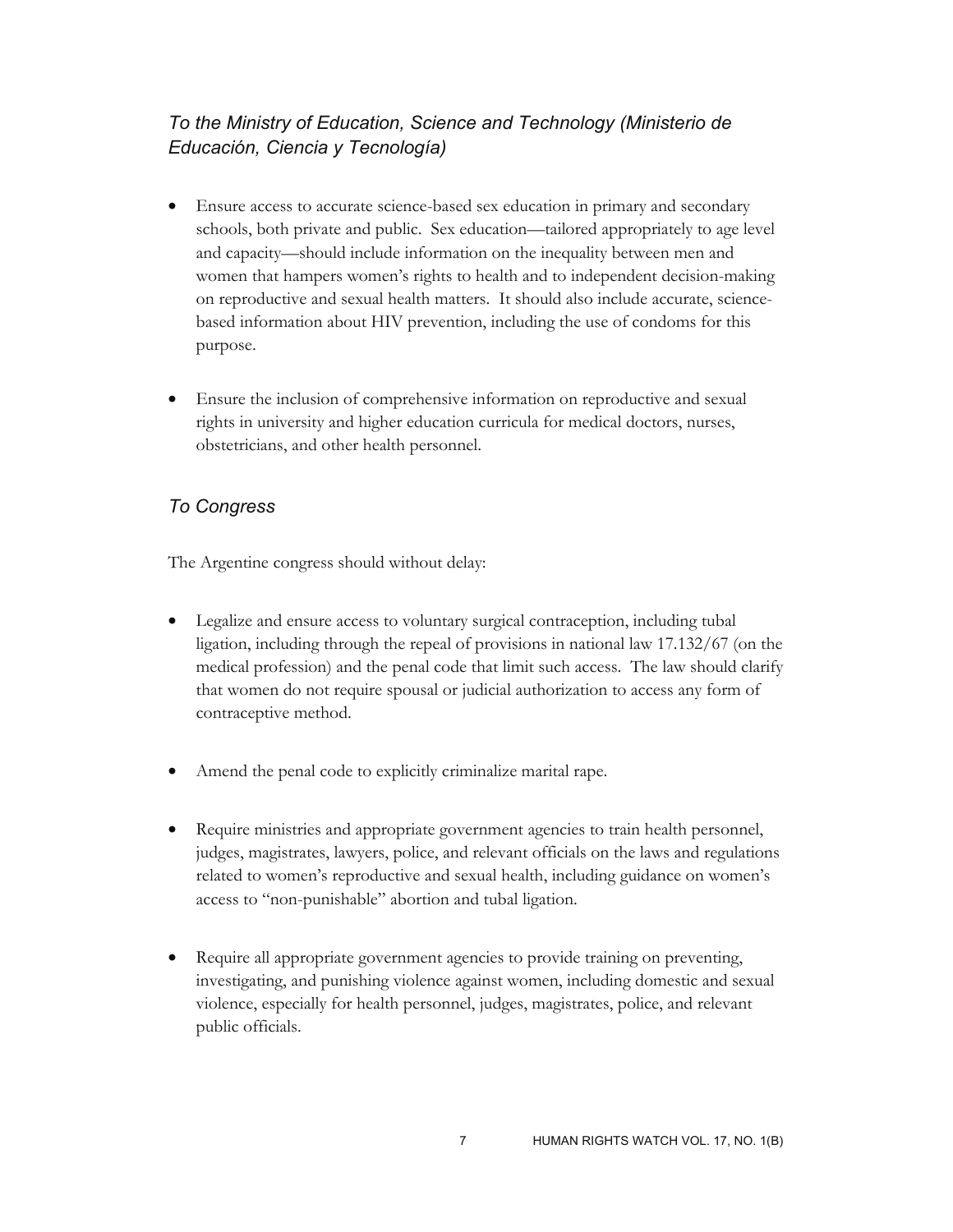### *To the Ministry of Education, Science and Technology (Ministerio de Educación, Ciencia y Tecnología)*

- Ensure access to accurate science-based sex education in primary and secondary schools, both private and public. Sex education—tailored appropriately to age level and capacity—should include information on the inequality between men and women that hampers women's rights to health and to independent decision-making on reproductive and sexual health matters. It should also include accurate, science-based information about HIV prevention, including the use of condoms for this purpose.

- Ensure the inclusion of comprehensive information on reproductive and sexual rights in university and higher education curricula for medical doctors, nurses, obstetricians, and other health personnel.

### *To Congress*

The Argentine congress should without delay:

- Legalize and ensure access to voluntary surgical contraception, including tubal ligation, including through the repeal of provisions in national law 17.132/67 (on the medical profession) and the penal code that limit such access. The law should clarify that women do not require spousal or judicial authorization to access any form of contraceptive method.

- Amend the penal code to explicitly criminalize marital rape.

- Require ministries and appropriate government agencies to train health personnel, judges, magistrates, lawyers, police, and relevant officials on the laws and regulations related to women's reproductive and sexual health, including guidance on women's access to "non-punishable" abortion and tubal ligation.

- Require all appropriate government agencies to provide training on preventing, investigating, and punishing violence against women, including domestic and sexual violence, especially for health personnel, judges, magistrates, police, and relevant public officials.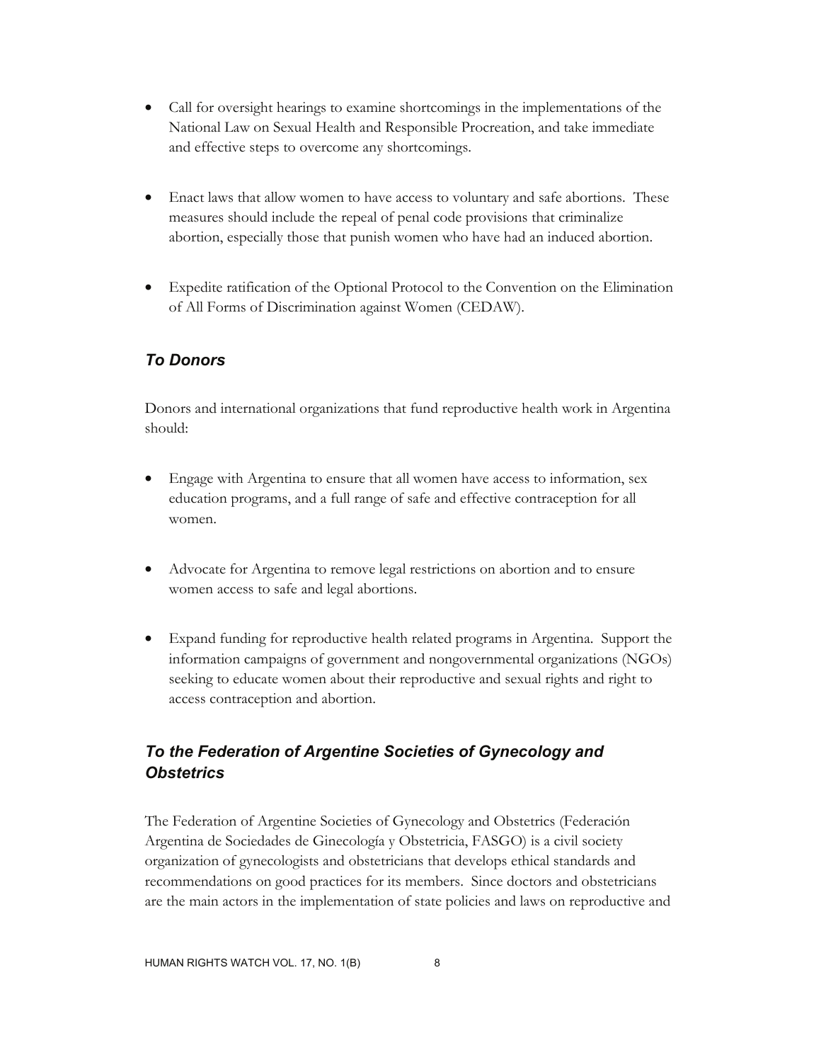- Call for oversight hearings to examine shortcomings in the implementations of the National Law on Sexual Health and Responsible Procreation, and take immediate and effective steps to overcome any shortcomings.

- Enact laws that allow women to have access to voluntary and safe abortions. These measures should include the repeal of penal code provisions that criminalize abortion, especially those that punish women who have had an induced abortion.

- Expedite ratification of the Optional Protocol to the Convention on the Elimination of All Forms of Discrimination against Women (CEDAW).

### *To Donors*

Donors and international organizations that fund reproductive health work in Argentina should:

- Engage with Argentina to ensure that all women have access to information, sex education programs, and a full range of safe and effective contraception for all women.

- Advocate for Argentina to remove legal restrictions on abortion and to ensure women access to safe and legal abortions.

- Expand funding for reproductive health related programs in Argentina. Support the information campaigns of government and nongovernmental organizations (NGOs) seeking to educate women about their reproductive and sexual rights and right to access contraception and abortion.

### *To the Federation of Argentine Societies of Gynecology and Obstetrics*

The Federation of Argentine Societies of Gynecology and Obstetrics (Federación Argentina de Sociedades de Ginecología y Obstetricia, FASGO) is a civil society organization of gynecologists and obstetricians that develops ethical standards and recommendations on good practices for its members. Since doctors and obstetricians are the main actors in the implementation of state policies and laws on reproductive and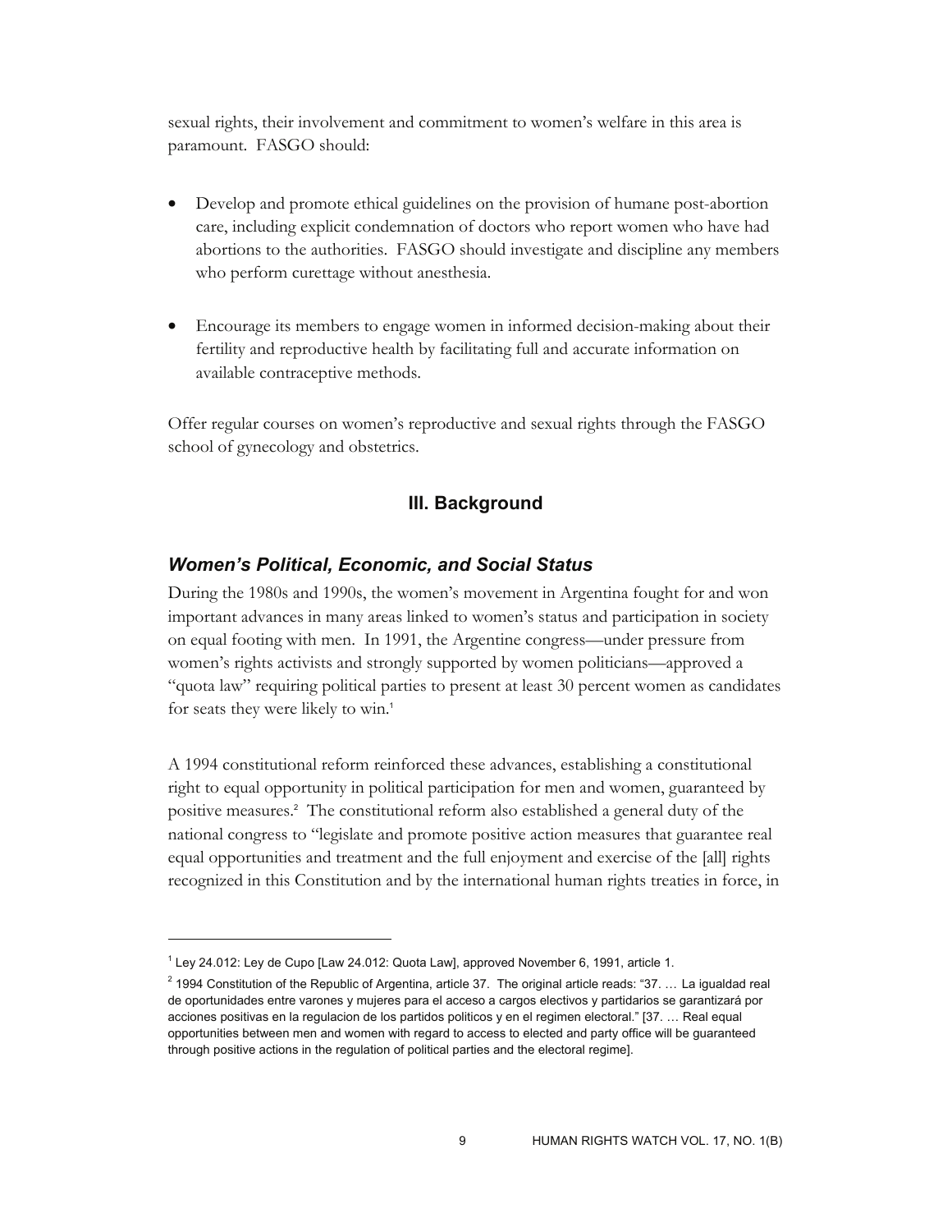sexual rights, their involvement and commitment to women's welfare in this area is paramount. FASGO should:

- Develop and promote ethical guidelines on the provision of humane post-abortion care, including explicit condemnation of doctors who report women who have had abortions to the authorities. FASGO should investigate and discipline any members who perform curettage without anesthesia.

- Encourage its members to engage women in informed decision-making about their fertility and reproductive health by facilitating full and accurate information on available contraceptive methods.

Offer regular courses on women's reproductive and sexual rights through the FASGO school of gynecology and obstetrics.

## III. Background

### *Women's Political, Economic, and Social Status*

During the 1980s and 1990s, the women's movement in Argentina fought for and won important advances in many areas linked to women's status and participation in society on equal footing with men. In 1991, the Argentine congress—under pressure from women's rights activists and strongly supported by women politicians—approved a "quota law" requiring political parties to present at least 30 percent women as candidates for seats they were likely to win.[1]

A 1994 constitutional reform reinforced these advances, establishing a constitutional right to equal opportunity in political participation for men and women, guaranteed by positive measures.[2] The constitutional reform also established a general duty of the national congress to "legislate and promote positive action measures that guarantee real equal opportunities and treatment and the full enjoyment and exercise of the [all] rights recognized in this Constitution and by the international human rights treaties in force, in

---

[1] Ley 24.012: Ley de Cupo [Law 24.012: Quota Law], approved November 6, 1991, article 1.

[2] 1994 Constitution of the Republic of Argentina, article 37. The original article reads: "37. … La igualdad real de oportunidades entre varones y mujeres para el acceso a cargos electivos y partidarios se garantizará por acciones positivas en la regulacion de los partidos politicos y en el regimen electoral." [37. … Real equal opportunities between men and women with regard to access to elected and party office will be guaranteed through positive actions in the regulation of political parties and the electoral regime].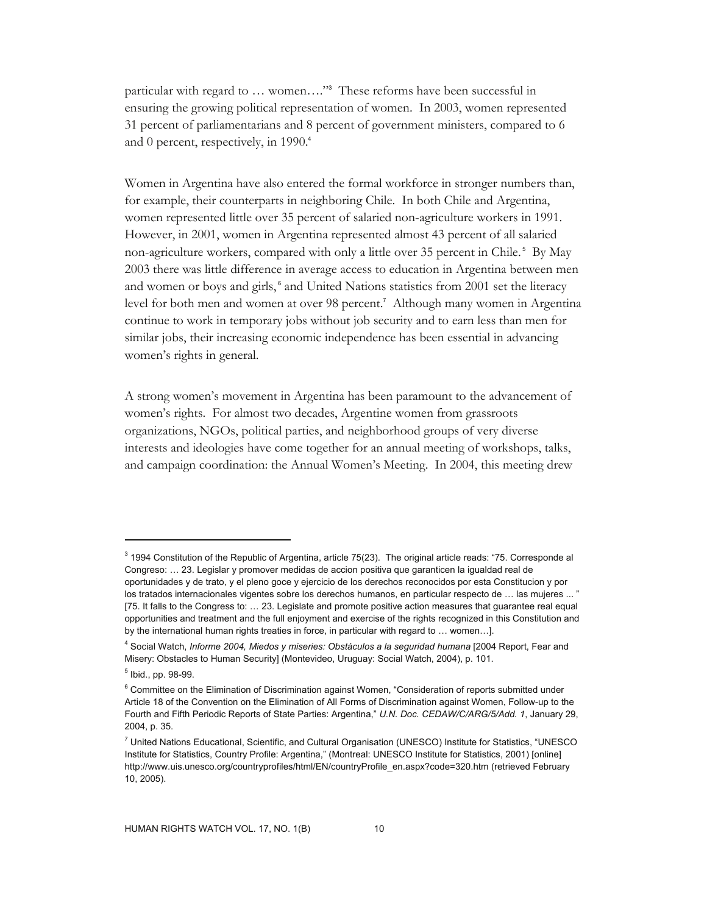particular with regard to … women…."[3] These reforms have been successful in ensuring the growing political representation of women. In 2003, women represented 31 percent of parliamentarians and 8 percent of government ministers, compared to 6 and 0 percent, respectively, in 1990.[4]

Women in Argentina have also entered the formal workforce in stronger numbers than, for example, their counterparts in neighboring Chile. In both Chile and Argentina, women represented little over 35 percent of salaried non-agriculture workers in 1991. However, in 2001, women in Argentina represented almost 43 percent of all salaried non-agriculture workers, compared with only a little over 35 percent in Chile.[5] By May 2003 there was little difference in average access to education in Argentina between men and women or boys and girls,[6] and United Nations statistics from 2001 set the literacy level for both men and women at over 98 percent.[7] Although many women in Argentina continue to work in temporary jobs without job security and to earn less than men for similar jobs, their increasing economic independence has been essential in advancing women's rights in general.

A strong women's movement in Argentina has been paramount to the advancement of women's rights. For almost two decades, Argentine women from grassroots organizations, NGOs, political parties, and neighborhood groups of very diverse interests and ideologies have come together for an annual meeting of workshops, talks, and campaign coordination: the Annual Women's Meeting. In 2004, this meeting drew

---

[3] 1994 Constitution of the Republic of Argentina, article 75(23). The original article reads: "75. Corresponde al Congreso: … 23. Legislar y promover medidas de accion positiva que garanticen la igualdad real de oportunidades y de trato, y el pleno goce y ejercicio de los derechos reconocidos por esta Constitucion y por los tratados internacionales vigentes sobre los derechos humanos, en particular respecto de … las mujeres ... " [75. It falls to the Congress to: … 23. Legislate and promote positive action measures that guarantee real equal opportunities and treatment and the full enjoyment and exercise of the rights recognized in this Constitution and by the international human rights treaties in force, in particular with regard to … women…].

[4] Social Watch, *Informe 2004, Miedos y miseries: Obstáculos a la seguridad humana* [2004 Report, Fear and Misery: Obstacles to Human Security] (Montevideo, Uruguay: Social Watch, 2004), p. 101.

[5] Ibid., pp. 98-99.

[6] Committee on the Elimination of Discrimination against Women, "Consideration of reports submitted under Article 18 of the Convention on the Elimination of All Forms of Discrimination against Women, Follow-up to the Fourth and Fifth Periodic Reports of State Parties: Argentina," *U.N. Doc. CEDAW/C/ARG/5/Add. 1*, January 29, 2004, p. 35.

[7] United Nations Educational, Scientific, and Cultural Organisation (UNESCO) Institute for Statistics, "UNESCO Institute for Statistics, Country Profile: Argentina," (Montreal: UNESCO Institute for Statistics, 2001) [online] http://www.uis.unesco.org/countryprofiles/html/EN/countryProfile_en.aspx?code=320.htm (retrieved February 10, 2005).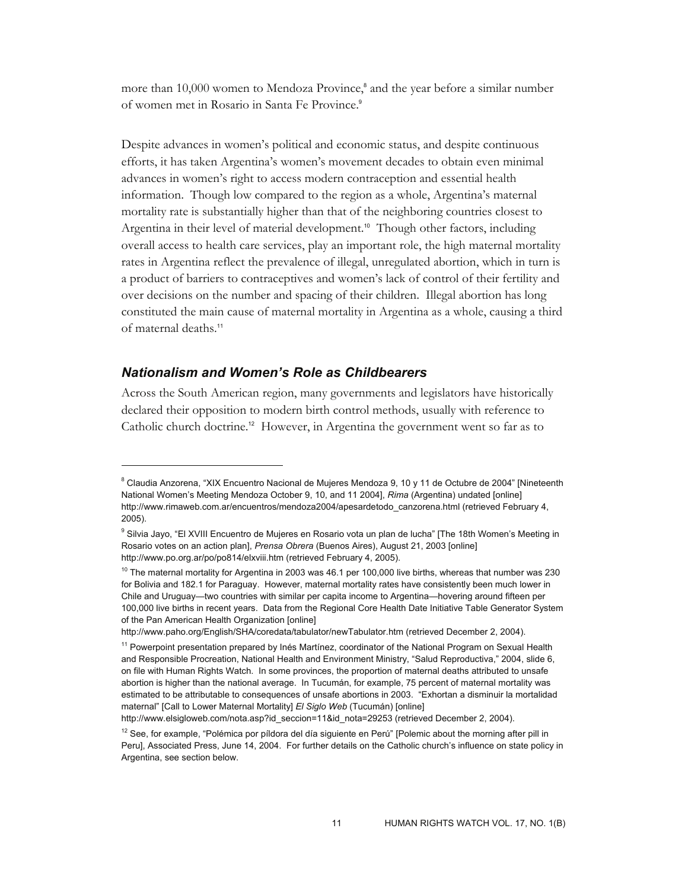more than 10,000 women to Mendoza Province,[8] and the year before a similar number of women met in Rosario in Santa Fe Province.[9]

Despite advances in women's political and economic status, and despite continuous efforts, it has taken Argentina's women's movement decades to obtain even minimal advances in women's right to access modern contraception and essential health information. Though low compared to the region as a whole, Argentina's maternal mortality rate is substantially higher than that of the neighboring countries closest to Argentina in their level of material development.[10] Though other factors, including overall access to health care services, play an important role, the high maternal mortality rates in Argentina reflect the prevalence of illegal, unregulated abortion, which in turn is a product of barriers to contraceptives and women's lack of control of their fertility and over decisions on the number and spacing of their children. Illegal abortion has long constituted the main cause of maternal mortality in Argentina as a whole, causing a third of maternal deaths.[11]

### *Nationalism and Women's Role as Childbearers*

Across the South American region, many governments and legislators have historically declared their opposition to modern birth control methods, usually with reference to Catholic church doctrine.[12] However, in Argentina the government went so far as to

---

[8] Claudia Anzorena, "XIX Encuentro Nacional de Mujeres Mendoza 9, 10 y 11 de Octubre de 2004" [Nineteenth National Women's Meeting Mendoza October 9, 10, and 11 2004], *Rima* (Argentina) undated [online] http://www.rimaweb.com.ar/encuentros/mendoza2004/apesardetodo_canzorena.html (retrieved February 4, 2005).

[9] Silvia Jayo, "El XVIII Encuentro de Mujeres en Rosario vota un plan de lucha" [The 18th Women's Meeting in Rosario votes on an action plan], *Prensa Obrera* (Buenos Aires), August 21, 2003 [online] http://www.po.org.ar/po/po814/elxviii.htm (retrieved February 4, 2005).

[10] The maternal mortality for Argentina in 2003 was 46.1 per 100,000 live births, whereas that number was 230 for Bolivia and 182.1 for Paraguay. However, maternal mortality rates have consistently been much lower in Chile and Uruguay—two countries with similar per capita income to Argentina—hovering around fifteen per 100,000 live births in recent years. Data from the Regional Core Health Date Initiative Table Generator System of the Pan American Health Organization [online] http://www.paho.org/English/SHA/coredata/tabulator/newTabulator.htm (retrieved December 2, 2004).

[11] Powerpoint presentation prepared by Inés Martínez, coordinator of the National Program on Sexual Health and Responsible Procreation, National Health and Environment Ministry, "Salud Reproductiva," 2004, slide 6, on file with Human Rights Watch. In some provinces, the proportion of maternal deaths attributed to unsafe abortion is higher than the national average. In Tucumán, for example, 75 percent of maternal mortality was estimated to be attributable to consequences of unsafe abortions in 2003. "Exhortan a disminuir la mortalidad maternal" [Call to Lower Maternal Mortality] *El Siglo Web* (Tucumán) [online] http://www.elsigloweb.com/nota.asp?id_seccion=11&id_nota=29253 (retrieved December 2, 2004).

[12] See, for example, "Polémica por píldora del día siguiente en Perú" [Polemic about the morning after pill in Peru], Associated Press, June 14, 2004. For further details on the Catholic church's influence on state policy in Argentina, see section below.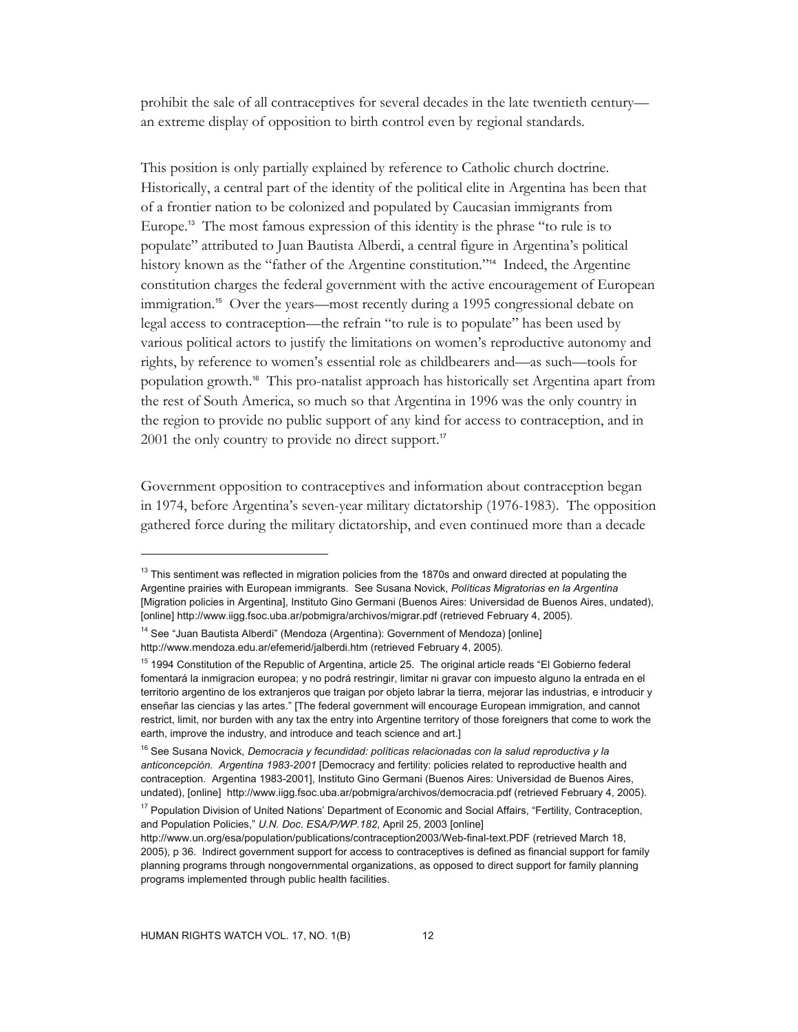prohibit the sale of all contraceptives for several decades in the late twentieth century—an extreme display of opposition to birth control even by regional standards.

This position is only partially explained by reference to Catholic church doctrine. Historically, a central part of the identity of the political elite in Argentina has been that of a frontier nation to be colonized and populated by Caucasian immigrants from Europe.[13] The most famous expression of this identity is the phrase "to rule is to populate" attributed to Juan Bautista Alberdi, a central figure in Argentina's political history known as the "father of the Argentine constitution."[14] Indeed, the Argentine constitution charges the federal government with the active encouragement of European immigration.[15] Over the years—most recently during a 1995 congressional debate on legal access to contraception—the refrain "to rule is to populate" has been used by various political actors to justify the limitations on women's reproductive autonomy and rights, by reference to women's essential role as childbearers and—as such—tools for population growth.[16] This pro-natalist approach has historically set Argentina apart from the rest of South America, so much so that Argentina in 1996 was the only country in the region to provide no public support of any kind for access to contraception, and in 2001 the only country to provide no direct support.[17]

Government opposition to contraceptives and information about contraception began in 1974, before Argentina's seven-year military dictatorship (1976-1983). The opposition gathered force during the military dictatorship, and even continued more than a decade

---

[13] This sentiment was reflected in migration policies from the 1870s and onward directed at populating the Argentine prairies with European immigrants. See Susana Novick, *Políticas Migratorias en la Argentina* [Migration policies in Argentina], Instituto Gino Germani (Buenos Aires: Universidad de Buenos Aires, undated), [online] http://www.iigg.fsoc.uba.ar/pobmigra/archivos/migrar.pdf (retrieved February 4, 2005).

[14] See "Juan Bautista Alberdi" (Mendoza (Argentina): Government of Mendoza) [online] http://www.mendoza.edu.ar/efemerid/jalberdi.htm (retrieved February 4, 2005).

[15] 1994 Constitution of the Republic of Argentina, article 25. The original article reads "El Gobierno federal fomentará la inmigracion europea; y no podrá restringir, limitar ni gravar con impuesto alguno la entrada en el territorio argentino de los extranjeros que traigan por objeto labrar la tierra, mejorar las industrias, e introducir y enseñar las ciencias y las artes." [The federal government will encourage European immigration, and cannot restrict, limit, nor burden with any tax the entry into Argentine territory of those foreigners that come to work the earth, improve the industry, and introduce and teach science and art.]

[16] See Susana Novick, *Democracia y fecundidad: políticas relacionadas con la salud reproductiva y la anticoncepción. Argentina 1983-2001* [Democracy and fertility: policies related to reproductive health and contraception. Argentina 1983-2001], Instituto Gino Germani (Buenos Aires: Universidad de Buenos Aires, undated), [online] http://www.iigg.fsoc.uba.ar/pobmigra/archivos/democracia.pdf (retrieved February 4, 2005).

[17] Population Division of United Nations' Department of Economic and Social Affairs, "Fertility, Contraception, and Population Policies," *U.N. Doc. ESA/P/WP.182*, April 25, 2003 [online] http://www.un.org/esa/population/publications/contraception2003/Web-final-text.PDF (retrieved March 18, 2005), p 36. Indirect government support for access to contraceptives is defined as financial support for family planning programs through nongovernmental organizations, as opposed to direct support for family planning programs implemented through public health facilities.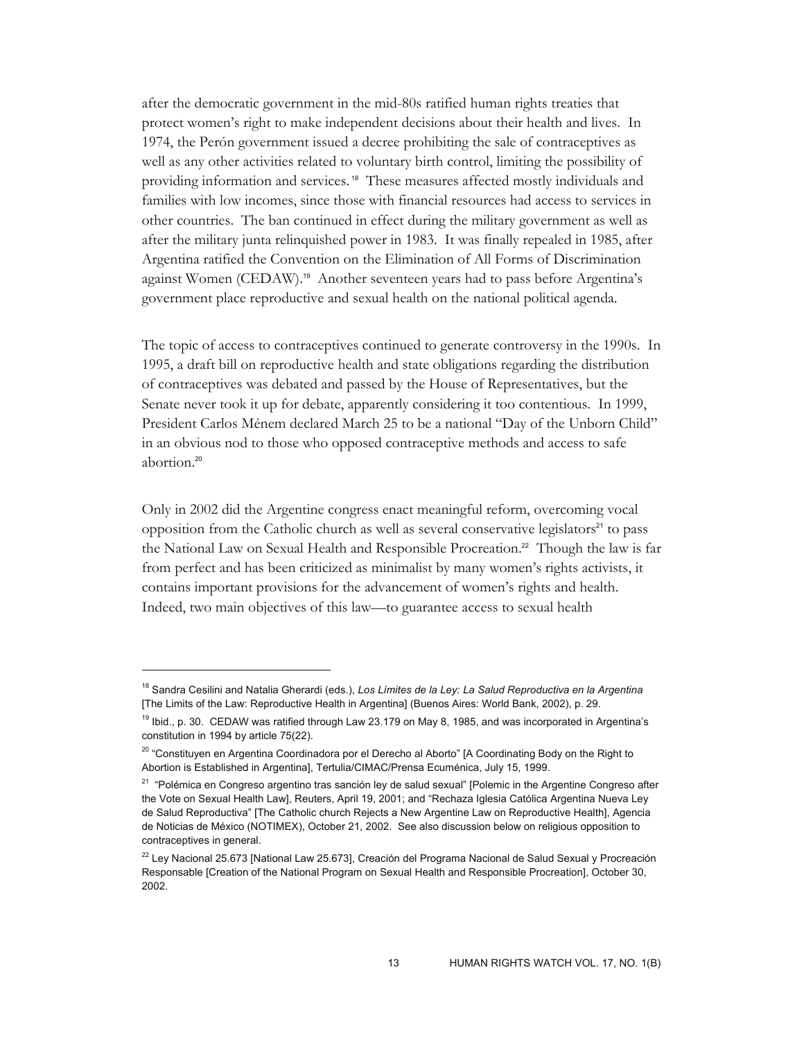after the democratic government in the mid-80s ratified human rights treaties that protect women's right to make independent decisions about their health and lives. In 1974, the Perón government issued a decree prohibiting the sale of contraceptives as well as any other activities related to voluntary birth control, limiting the possibility of providing information and services.[18] These measures affected mostly individuals and families with low incomes, since those with financial resources had access to services in other countries. The ban continued in effect during the military government as well as after the military junta relinquished power in 1983. It was finally repealed in 1985, after Argentina ratified the Convention on the Elimination of All Forms of Discrimination against Women (CEDAW).[19] Another seventeen years had to pass before Argentina's government place reproductive and sexual health on the national political agenda.

The topic of access to contraceptives continued to generate controversy in the 1990s. In 1995, a draft bill on reproductive health and state obligations regarding the distribution of contraceptives was debated and passed by the House of Representatives, but the Senate never took it up for debate, apparently considering it too contentious. In 1999, President Carlos Ménem declared March 25 to be a national "Day of the Unborn Child" in an obvious nod to those who opposed contraceptive methods and access to safe abortion.[20]

Only in 2002 did the Argentine congress enact meaningful reform, overcoming vocal opposition from the Catholic church as well as several conservative legislators[21] to pass the National Law on Sexual Health and Responsible Procreation.[22] Though the law is far from perfect and has been criticized as minimalist by many women's rights activists, it contains important provisions for the advancement of women's rights and health. Indeed, two main objectives of this law—to guarantee access to sexual health

---

[18] Sandra Cesilini and Natalia Gherardi (eds.), *Los Límites de la Ley: La Salud Reproductiva en la Argentina* [The Limits of the Law: Reproductive Health in Argentina] (Buenos Aires: World Bank, 2002), p. 29.

[19] Ibid., p. 30. CEDAW was ratified through Law 23.179 on May 8, 1985, and was incorporated in Argentina's constitution in 1994 by article 75(22).

[20] "Constituyen en Argentina Coordinadora por el Derecho al Aborto" [A Coordinating Body on the Right to Abortion is Established in Argentina], Tertulia/CIMAC/Prensa Ecuménica, July 15, 1999.

[21] "Polémica en Congreso argentino tras sanción ley de salud sexual" [Polemic in the Argentine Congreso after the Vote on Sexual Health Law], Reuters, April 19, 2001; and "Rechaza Iglesia Católica Argentina Nueva Ley de Salud Reproductiva" [The Catholic church Rejects a New Argentine Law on Reproductive Health], Agencia de Noticias de México (NOTIMEX), October 21, 2002. See also discussion below on religious opposition to contraceptives in general.

[22] Ley Nacional 25.673 [National Law 25.673], Creación del Programa Nacional de Salud Sexual y Procreación Responsable [Creation of the National Program on Sexual Health and Responsible Procreation], October 30, 2002.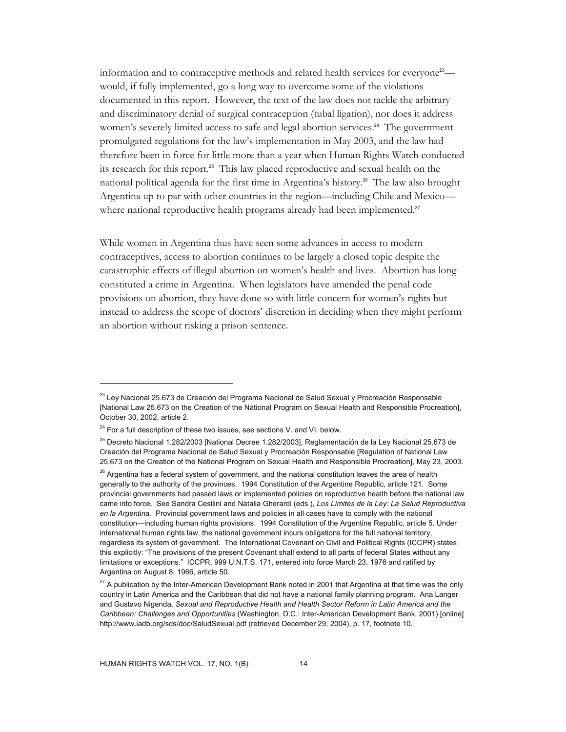information and to contraceptive methods and related health services for everyone[23]—would, if fully implemented, go a long way to overcome some of the violations documented in this report. However, the text of the law does not tackle the arbitrary and discriminatory denial of surgical contraception (tubal ligation), nor does it address women's severely limited access to safe and legal abortion services.[24] The government promulgated regulations for the law's implementation in May 2003, and the law had therefore been in force for little more than a year when Human Rights Watch conducted its research for this report.[25] This law placed reproductive and sexual health on the national political agenda for the first time in Argentina's history.[26] The law also brought Argentina up to par with other countries in the region—including Chile and Mexico—where national reproductive health programs already had been implemented.[27]

While women in Argentina thus have seen some advances in access to modern contraceptives, access to abortion continues to be largely a closed topic despite the catastrophic effects of illegal abortion on women's health and lives. Abortion has long constituted a crime in Argentina. When legislators have amended the penal code provisions on abortion, they have done so with little concern for women's rights but instead to address the scope of doctors' discretion in deciding when they might perform an abortion without risking a prison sentence.

---

[23] Ley Nacional 25.673 de Creación del Programa Nacional de Salud Sexual y Procreación Responsable [National Law 25.673 on the Creation of the National Program on Sexual Health and Responsible Procreation], October 30, 2002, article 2.

[24] For a full description of these two issues, see sections V. and VI. below.

[25] Decreto Nacional 1.282/2003 [National Decree 1.282/2003], Reglamentación de la Ley Nacional 25.673 de Creación del Programa Nacional de Salud Sexual y Procreación Responsable [Regulation of National Law 25.673 on the Creation of the National Program on Sexual Health and Responsible Procreation], May 23, 2003.

[26] Argentina has a federal system of government, and the national constitution leaves the area of health generally to the authority of the provinces. 1994 Constitution of the Argentine Republic, article 121. Some provincial governments had passed laws or implemented policies on reproductive health before the national law came into force. See Sandra Cesilini and Natalia Gherardi (eds.), *Los Límites de la Ley: La Salud Reproductiva en la Argentina*. Provincial government laws and policies in all cases have to comply with the national constitution—including human rights provisions. 1994 Constitution of the Argentine Republic, article 5. Under international human rights law, the national government incurs obligations for the full national territory, regardless its system of government. The International Covenant on Civil and Political Rights (ICCPR) states this explicitly: "The provisions of the present Covenant shall extend to all parts of federal States without any limitations or exceptions." ICCPR, 999 U.N.T.S. 171, entered into force March 23, 1976 and ratified by Argentina on August 8, 1986, article 50.

[27] A publication by the Inter-American Development Bank noted in 2001 that Argentina at that time was the only country in Latin America and the Caribbean that did not have a national family planning program. Ana Langer and Gustavo Nigenda, *Sexual and Reproductive Health and Health Sector Reform in Latin America and the Caribbean: Challenges and Opportunities* (Washington, D.C.: Inter-American Development Bank, 2001) [online] http://www.iadb.org/sds/doc/SaludSexual.pdf (retrieved December 29, 2004), p. 17, footnote 10.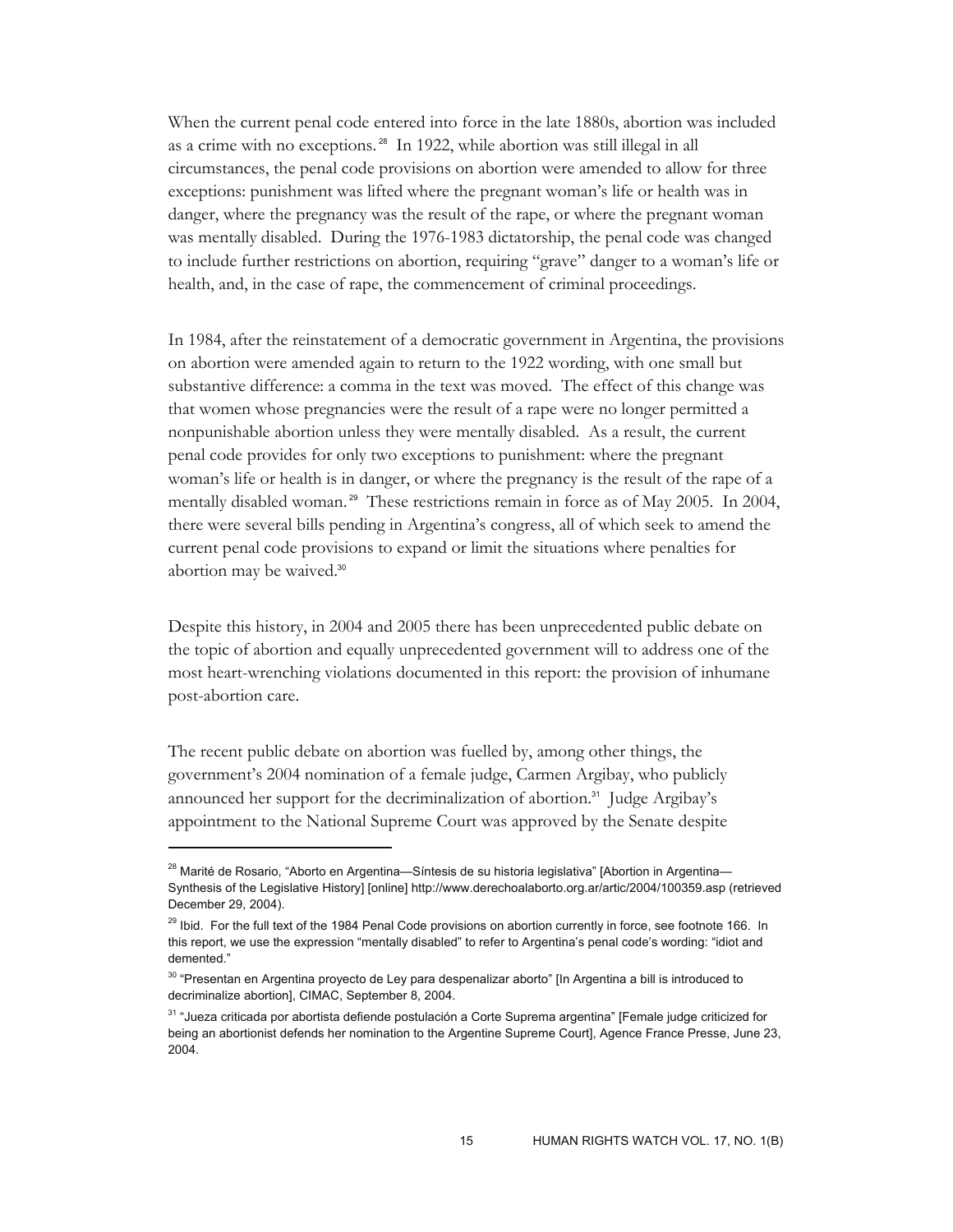When the current penal code entered into force in the late 1880s, abortion was included as a crime with no exceptions.[28] In 1922, while abortion was still illegal in all circumstances, the penal code provisions on abortion were amended to allow for three exceptions: punishment was lifted where the pregnant woman's life or health was in danger, where the pregnancy was the result of the rape, or where the pregnant woman was mentally disabled. During the 1976-1983 dictatorship, the penal code was changed to include further restrictions on abortion, requiring "grave" danger to a woman's life or health, and, in the case of rape, the commencement of criminal proceedings.

In 1984, after the reinstatement of a democratic government in Argentina, the provisions on abortion were amended again to return to the 1922 wording, with one small but substantive difference: a comma in the text was moved. The effect of this change was that women whose pregnancies were the result of a rape were no longer permitted a nonpunishable abortion unless they were mentally disabled. As a result, the current penal code provides for only two exceptions to punishment: where the pregnant woman's life or health is in danger, or where the pregnancy is the result of the rape of a mentally disabled woman.[29] These restrictions remain in force as of May 2005. In 2004, there were several bills pending in Argentina's congress, all of which seek to amend the current penal code provisions to expand or limit the situations where penalties for abortion may be waived.[30]

Despite this history, in 2004 and 2005 there has been unprecedented public debate on the topic of abortion and equally unprecedented government will to address one of the most heart-wrenching violations documented in this report: the provision of inhumane post-abortion care.

The recent public debate on abortion was fuelled by, among other things, the government's 2004 nomination of a female judge, Carmen Argibay, who publicly announced her support for the decriminalization of abortion.[31] Judge Argibay's appointment to the National Supreme Court was approved by the Senate despite

---

[28] Marité de Rosario, "Aborto en Argentina—Síntesis de su historia legislativa" [Abortion in Argentina—Synthesis of the Legislative History] [online] http://www.derechoalaborto.org.ar/artic/2004/100359.asp (retrieved December 29, 2004).

[29] Ibid. For the full text of the 1984 Penal Code provisions on abortion currently in force, see footnote 166. In this report, we use the expression "mentally disabled" to refer to Argentina's penal code's wording: "idiot and demented."

[30] "Presentan en Argentina proyecto de Ley para despenalizar aborto" [In Argentina a bill is introduced to decriminalize abortion], CIMAC, September 8, 2004.

[31] "Jueza criticada por abortista defiende postulación a Corte Suprema argentina" [Female judge criticized for being an abortionist defends her nomination to the Argentine Supreme Court], Agence France Presse, June 23, 2004.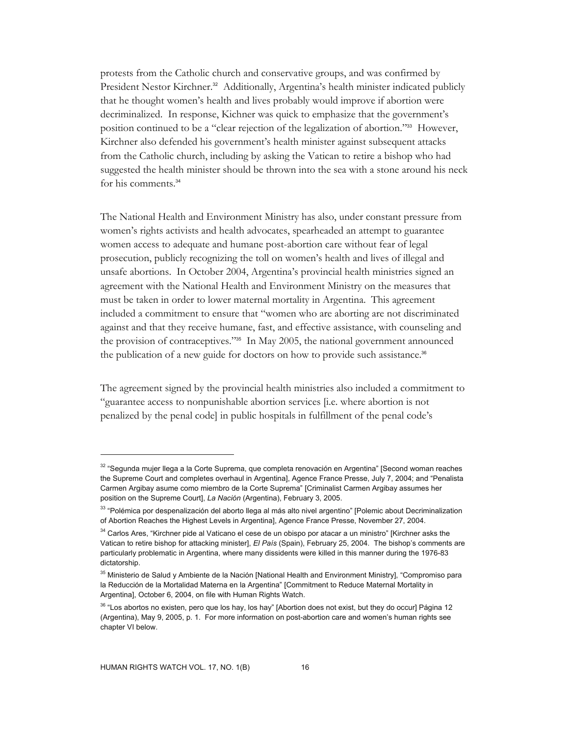protests from the Catholic church and conservative groups, and was confirmed by President Nestor Kirchner.[32] Additionally, Argentina's health minister indicated publicly that he thought women's health and lives probably would improve if abortion were decriminalized. In response, Kichner was quick to emphasize that the government's position continued to be a "clear rejection of the legalization of abortion."[33] However, Kirchner also defended his government's health minister against subsequent attacks from the Catholic church, including by asking the Vatican to retire a bishop who had suggested the health minister should be thrown into the sea with a stone around his neck for his comments.[34]

The National Health and Environment Ministry has also, under constant pressure from women's rights activists and health advocates, spearheaded an attempt to guarantee women access to adequate and humane post-abortion care without fear of legal prosecution, publicly recognizing the toll on women's health and lives of illegal and unsafe abortions. In October 2004, Argentina's provincial health ministries signed an agreement with the National Health and Environment Ministry on the measures that must be taken in order to lower maternal mortality in Argentina. This agreement included a commitment to ensure that "women who are aborting are not discriminated against and that they receive humane, fast, and effective assistance, with counseling and the provision of contraceptives."[35] In May 2005, the national government announced the publication of a new guide for doctors on how to provide such assistance.[36]

The agreement signed by the provincial health ministries also included a commitment to "guarantee access to nonpunishable abortion services [i.e. where abortion is not penalized by the penal code] in public hospitals in fulfillment of the penal code's

---

[32] "Segunda mujer llega a la Corte Suprema, que completa renovación en Argentina" [Second woman reaches the Supreme Court and completes overhaul in Argentina], Agence France Presse, July 7, 2004; and "Penalista Carmen Argibay asume como miembro de la Corte Suprema" [Criminalist Carmen Argibay assumes her position on the Supreme Court], *La Nación* (Argentina), February 3, 2005.

[33] "Polémica por despenalización del aborto llega al más alto nivel argentino" [Polemic about Decriminalization of Abortion Reaches the Highest Levels in Argentina], Agence France Presse, November 27, 2004.

[34] Carlos Ares, "Kirchner pide al Vaticano el cese de un obispo por atacar a un ministro" [Kirchner asks the Vatican to retire bishop for attacking minister], *El País* (Spain), February 25, 2004. The bishop's comments are particularly problematic in Argentina, where many dissidents were killed in this manner during the 1976-83 dictatorship.

[35] Ministerio de Salud y Ambiente de la Nación [National Health and Environment Ministry], "Compromiso para la Reducción de la Mortalidad Materna en la Argentina" [Commitment to Reduce Maternal Mortality in Argentina], October 6, 2004, on file with Human Rights Watch.

[36] "Los abortos no existen, pero que los hay, los hay" [Abortion does not exist, but they do occur] Página 12 (Argentina), May 9, 2005, p. 1. For more information on post-abortion care and women's human rights see chapter VI below.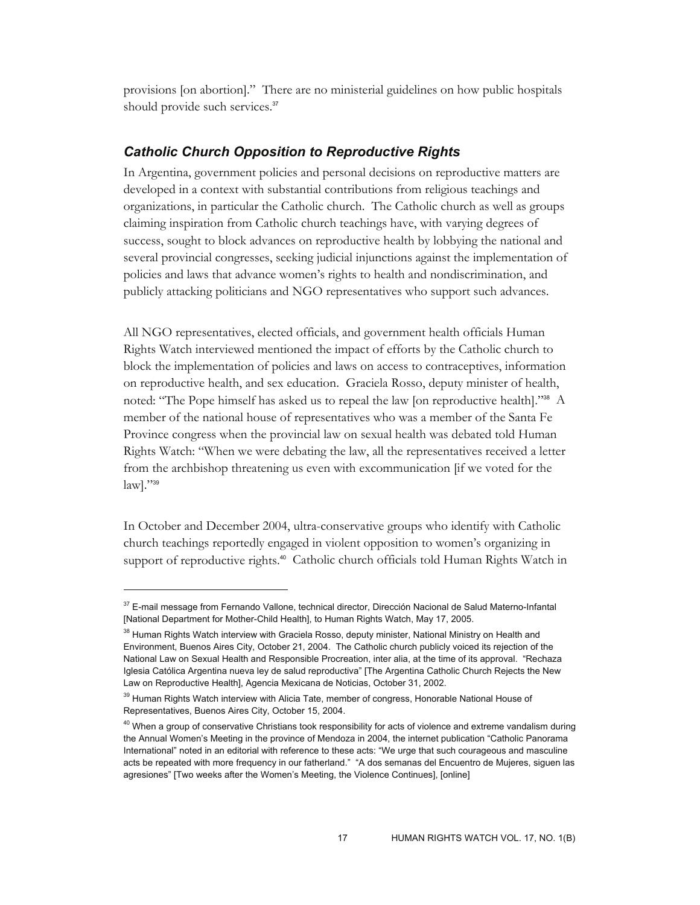provisions [on abortion]." There are no ministerial guidelines on how public hospitals should provide such services.[37]

### *Catholic Church Opposition to Reproductive Rights*

In Argentina, government policies and personal decisions on reproductive matters are developed in a context with substantial contributions from religious teachings and organizations, in particular the Catholic church. The Catholic church as well as groups claiming inspiration from Catholic church teachings have, with varying degrees of success, sought to block advances on reproductive health by lobbying the national and several provincial congresses, seeking judicial injunctions against the implementation of policies and laws that advance women's rights to health and nondiscrimination, and publicly attacking politicians and NGO representatives who support such advances.

All NGO representatives, elected officials, and government health officials Human Rights Watch interviewed mentioned the impact of efforts by the Catholic church to block the implementation of policies and laws on access to contraceptives, information on reproductive health, and sex education. Graciela Rosso, deputy minister of health, noted: "The Pope himself has asked us to repeal the law [on reproductive health]."[38] A member of the national house of representatives who was a member of the Santa Fe Province congress when the provincial law on sexual health was debated told Human Rights Watch: "When we were debating the law, all the representatives received a letter from the archbishop threatening us even with excommunication [if we voted for the law]."[39]

In October and December 2004, ultra-conservative groups who identify with Catholic church teachings reportedly engaged in violent opposition to women's organizing in support of reproductive rights.[40] Catholic church officials told Human Rights Watch in

---

[37] E-mail message from Fernando Vallone, technical director, Dirección Nacional de Salud Materno-Infantal [National Department for Mother-Child Health], to Human Rights Watch, May 17, 2005.

[38] Human Rights Watch interview with Graciela Rosso, deputy minister, National Ministry on Health and Environment, Buenos Aires City, October 21, 2004. The Catholic church publicly voiced its rejection of the National Law on Sexual Health and Responsible Procreation, inter alia, at the time of its approval. "Rechaza Iglesia Católica Argentina nueva ley de salud reproductiva" [The Argentina Catholic Church Rejects the New Law on Reproductive Health], Agencia Mexicana de Noticias, October 31, 2002.

[39] Human Rights Watch interview with Alicia Tate, member of congress, Honorable National House of Representatives, Buenos Aires City, October 15, 2004.

[40] When a group of conservative Christians took responsibility for acts of violence and extreme vandalism during the Annual Women's Meeting in the province of Mendoza in 2004, the internet publication "Catholic Panorama International" noted in an editorial with reference to these acts: "We urge that such courageous and masculine acts be repeated with more frequency in our fatherland." "A dos semanas del Encuentro de Mujeres, siguen las agresiones" [Two weeks after the Women's Meeting, the Violence Continues], [online]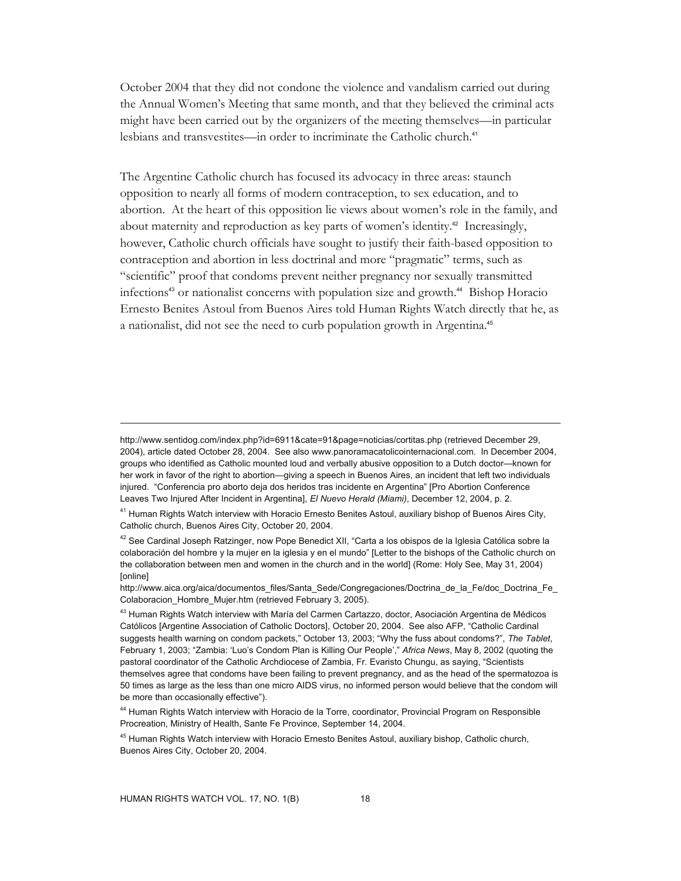October 2004 that they did not condone the violence and vandalism carried out during the Annual Women's Meeting that same month, and that they believed the criminal acts might have been carried out by the organizers of the meeting themselves—in particular lesbians and transvestites—in order to incriminate the Catholic church.[41]

The Argentine Catholic church has focused its advocacy in three areas: staunch opposition to nearly all forms of modern contraception, to sex education, and to abortion. At the heart of this opposition lie views about women's role in the family, and about maternity and reproduction as key parts of women's identity.[42] Increasingly, however, Catholic church officials have sought to justify their faith-based opposition to contraception and abortion in less doctrinal and more "pragmatic" terms, such as "scientific" proof that condoms prevent neither pregnancy nor sexually transmitted infections[43] or nationalist concerns with population size and growth.[44] Bishop Horacio Ernesto Benites Astoul from Buenos Aires told Human Rights Watch directly that he, as a nationalist, did not see the need to curb population growth in Argentina.[45]

---

http://www.sentidog.com/index.php?id=6911&cate=91&page=noticias/cortitas.php (retrieved December 29, 2004), article dated October 28, 2004. See also www.panoramacatolicointernacional.com. In December 2004, groups who identified as Catholic mounted loud and verbally abusive opposition to a Dutch doctor—known for her work in favor of the right to abortion—giving a speech in Buenos Aires, an incident that left two individuals injured. "Conferencia pro aborto deja dos heridos tras incidente en Argentina" [Pro Abortion Conference Leaves Two Injured After Incident in Argentina], *El Nuevo Herald (Miami)*, December 12, 2004, p. 2.

[41] Human Rights Watch interview with Horacio Ernesto Benites Astoul, auxiliary bishop of Buenos Aires City, Catholic church, Buenos Aires City, October 20, 2004.

[42] See Cardinal Joseph Ratzinger, now Pope Benedict XII, "Carta a los obispos de la Iglesia Católica sobre la colaboración del hombre y la mujer en la iglesia y en el mundo" [Letter to the bishops of the Catholic church on the collaboration between men and women in the church and in the world] (Rome: Holy See, May 31, 2004) [online] http://www.aica.org/aica/documentos_files/Santa_Sede/Congregaciones/Doctrina_de_la_Fe/doc_Doctrina_Fe_Colaboracion_Hombre_Mujer.htm (retrieved February 3, 2005).

[43] Human Rights Watch interview with María del Carmen Cartazzo, doctor, Asociación Argentina de Médicos Católicos [Argentine Association of Catholic Doctors], October 20, 2004. See also AFP, "Catholic Cardinal suggests health warning on condom packets," October 13, 2003; "Why the fuss about condoms?", *The Tablet*, February 1, 2003; "Zambia: 'Luo's Condom Plan is Killing Our People'," *Africa News*, May 8, 2002 (quoting the pastoral coordinator of the Catholic Archdiocese of Zambia, Fr. Evaristo Chungu, as saying, "Scientists themselves agree that condoms have been failing to prevent pregnancy, and as the head of the spermatozoa is 50 times as large as the less than one micro AIDS virus, no informed person would believe that the condom will be more than occasionally effective").

[44] Human Rights Watch interview with Horacio de la Torre, coordinator, Provincial Program on Responsible Procreation, Ministry of Health, Sante Fe Province, September 14, 2004.

[45] Human Rights Watch interview with Horacio Ernesto Benites Astoul, auxiliary bishop, Catholic church, Buenos Aires City, October 20, 2004.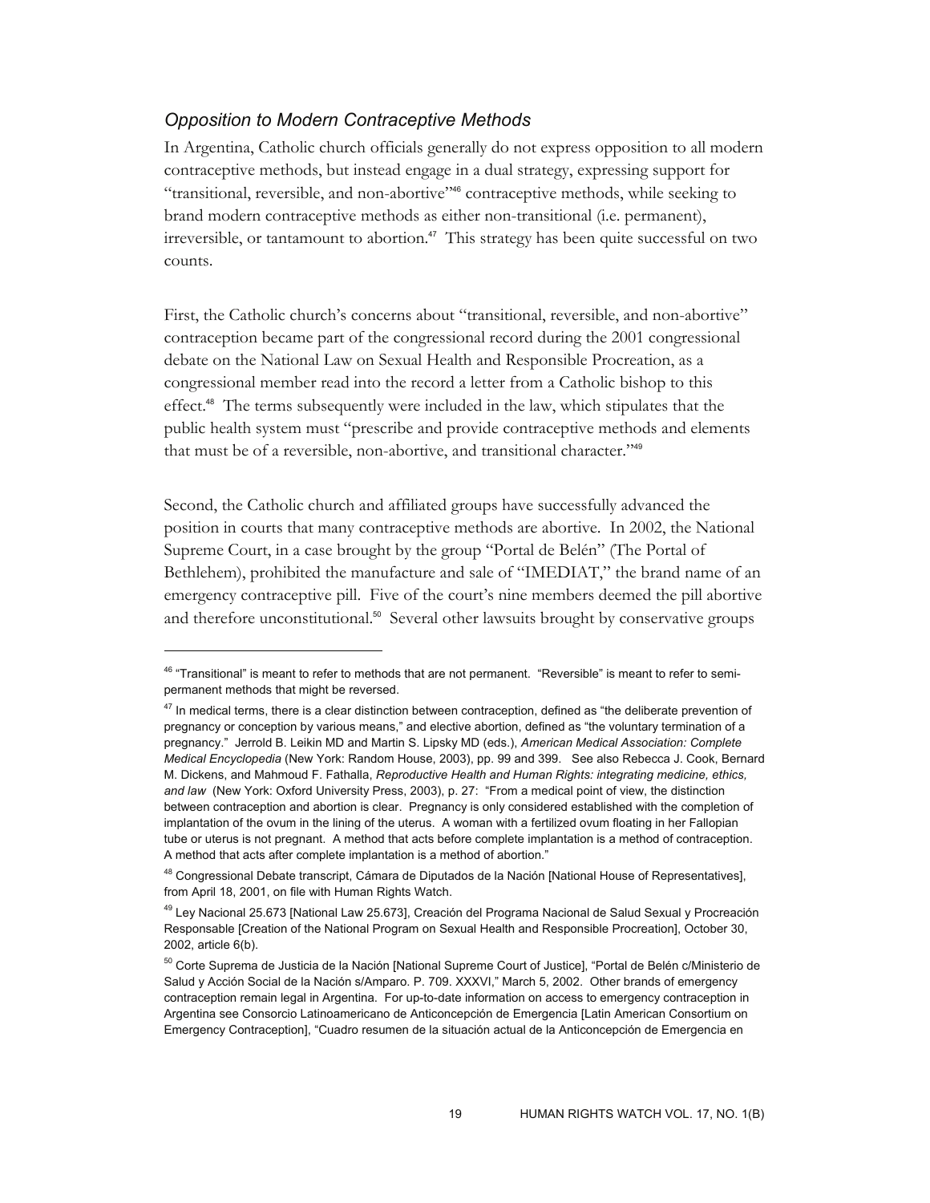### *Opposition to Modern Contraceptive Methods*

In Argentina, Catholic church officials generally do not express opposition to all modern contraceptive methods, but instead engage in a dual strategy, expressing support for "transitional, reversible, and non-abortive"[46] contraceptive methods, while seeking to brand modern contraceptive methods as either non-transitional (i.e. permanent), irreversible, or tantamount to abortion.[47] This strategy has been quite successful on two counts.

First, the Catholic church's concerns about "transitional, reversible, and non-abortive" contraception became part of the congressional record during the 2001 congressional debate on the National Law on Sexual Health and Responsible Procreation, as a congressional member read into the record a letter from a Catholic bishop to this effect.[48] The terms subsequently were included in the law, which stipulates that the public health system must "prescribe and provide contraceptive methods and elements that must be of a reversible, non-abortive, and transitional character."[49]

Second, the Catholic church and affiliated groups have successfully advanced the position in courts that many contraceptive methods are abortive. In 2002, the National Supreme Court, in a case brought by the group "Portal de Belén" (The Portal of Bethlehem), prohibited the manufacture and sale of "IMEDIAT," the brand name of an emergency contraceptive pill. Five of the court's nine members deemed the pill abortive and therefore unconstitutional.[50] Several other lawsuits brought by conservative groups

---

[46] "Transitional" is meant to refer to methods that are not permanent. "Reversible" is meant to refer to semi-permanent methods that might be reversed.

[47] In medical terms, there is a clear distinction between contraception, defined as "the deliberate prevention of pregnancy or conception by various means," and elective abortion, defined as "the voluntary termination of a pregnancy." Jerrold B. Leikin MD and Martin S. Lipsky MD (eds.), *American Medical Association: Complete Medical Encyclopedia* (New York: Random House, 2003), pp. 99 and 399. See also Rebecca J. Cook, Bernard M. Dickens, and Mahmoud F. Fathalla, *Reproductive Health and Human Rights: integrating medicine, ethics, and law* (New York: Oxford University Press, 2003), p. 27: "From a medical point of view, the distinction between contraception and abortion is clear. Pregnancy is only considered established with the completion of implantation of the ovum in the lining of the uterus. A woman with a fertilized ovum floating in her Fallopian tube or uterus is not pregnant. A method that acts before complete implantation is a method of contraception. A method that acts after complete implantation is a method of abortion."

[48] Congressional Debate transcript, Cámara de Diputados de la Nación [National House of Representatives], from April 18, 2001, on file with Human Rights Watch.

[49] Ley Nacional 25.673 [National Law 25.673], Creación del Programa Nacional de Salud Sexual y Procreación Responsable [Creation of the National Program on Sexual Health and Responsible Procreation], October 30, 2002, article 6(b).

[50] Corte Suprema de Justicia de la Nación [National Supreme Court of Justice], "Portal de Belén c/Ministerio de Salud y Acción Social de la Nación s/Amparo. P. 709. XXXVI," March 5, 2002. Other brands of emergency contraception remain legal in Argentina. For up-to-date information on access to emergency contraception in Argentina see Consorcio Latinoamericano de Anticoncepción de Emergencia [Latin American Consortium on Emergency Contraception], "Cuadro resumen de la situación actual de la Anticoncepción de Emergencia en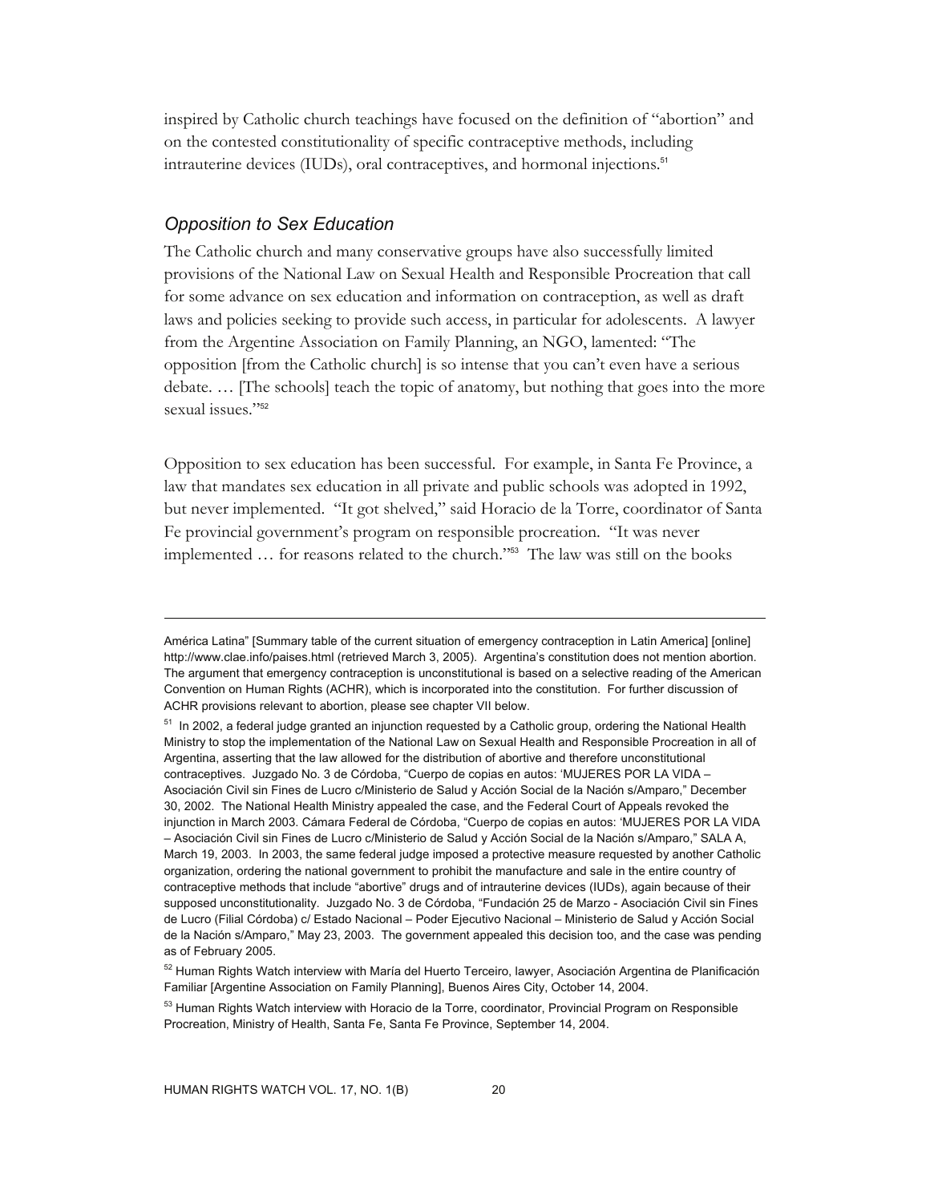inspired by Catholic church teachings have focused on the definition of "abortion" and on the contested constitutionality of specific contraceptive methods, including intrauterine devices (IUDs), oral contraceptives, and hormonal injections.[51]

### *Opposition to Sex Education*

The Catholic church and many conservative groups have also successfully limited provisions of the National Law on Sexual Health and Responsible Procreation that call for some advance on sex education and information on contraception, as well as draft laws and policies seeking to provide such access, in particular for adolescents. A lawyer from the Argentine Association on Family Planning, an NGO, lamented: "The opposition [from the Catholic church] is so intense that you can't even have a serious debate. … [The schools] teach the topic of anatomy, but nothing that goes into the more sexual issues."[52]

Opposition to sex education has been successful. For example, in Santa Fe Province, a law that mandates sex education in all private and public schools was adopted in 1992, but never implemented. "It got shelved," said Horacio de la Torre, coordinator of Santa Fe provincial government's program on responsible procreation. "It was never implemented … for reasons related to the church."[53] The law was still on the books

---

América Latina" [Summary table of the current situation of emergency contraception in Latin America] [online] http://www.clae.info/paises.html (retrieved March 3, 2005). Argentina's constitution does not mention abortion. The argument that emergency contraception is unconstitutional is based on a selective reading of the American Convention on Human Rights (ACHR), which is incorporated into the constitution. For further discussion of ACHR provisions relevant to abortion, please see chapter VII below.

[51] In 2002, a federal judge granted an injunction requested by a Catholic group, ordering the National Health Ministry to stop the implementation of the National Law on Sexual Health and Responsible Procreation in all of Argentina, asserting that the law allowed for the distribution of abortive and therefore unconstitutional contraceptives. Juzgado No. 3 de Córdoba, "Cuerpo de copias en autos: 'MUJERES POR LA VIDA – Asociación Civil sin Fines de Lucro c/Ministerio de Salud y Acción Social de la Nación s/Amparo," December 30, 2002. The National Health Ministry appealed the case, and the Federal Court of Appeals revoked the injunction in March 2003. Cámara Federal de Córdoba, "Cuerpo de copias en autos: 'MUJERES POR LA VIDA – Asociación Civil sin Fines de Lucro c/Ministerio de Salud y Acción Social de la Nación s/Amparo," SALA A, March 19, 2003. In 2003, the same federal judge imposed a protective measure requested by another Catholic organization, ordering the national government to prohibit the manufacture and sale in the entire country of contraceptive methods that include "abortive" drugs and of intrauterine devices (IUDs), again because of their supposed unconstitutionality. Juzgado No. 3 de Córdoba, "Fundación 25 de Marzo - Asociación Civil sin Fines de Lucro (Filial Córdoba) c/ Estado Nacional – Poder Ejecutivo Nacional – Ministerio de Salud y Acción Social de la Nación s/Amparo," May 23, 2003. The government appealed this decision too, and the case was pending as of February 2005.

[52] Human Rights Watch interview with María del Huerto Terceiro, lawyer, Asociación Argentina de Planificación Familiar [Argentine Association on Family Planning], Buenos Aires City, October 14, 2004.

[53] Human Rights Watch interview with Horacio de la Torre, coordinator, Provincial Program on Responsible Procreation, Ministry of Health, Santa Fe, Santa Fe Province, September 14, 2004.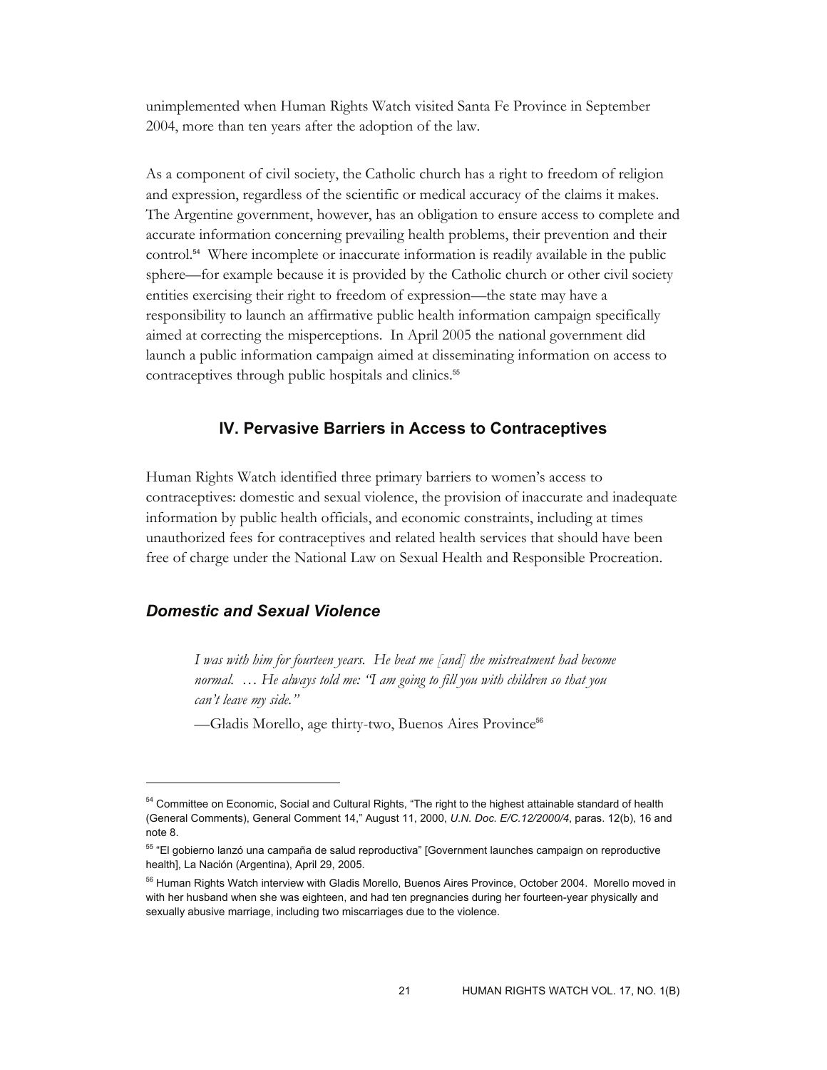unimplemented when Human Rights Watch visited Santa Fe Province in September 2004, more than ten years after the adoption of the law.

As a component of civil society, the Catholic church has a right to freedom of religion and expression, regardless of the scientific or medical accuracy of the claims it makes. The Argentine government, however, has an obligation to ensure access to complete and accurate information concerning prevailing health problems, their prevention and their control.[54] Where incomplete or inaccurate information is readily available in the public sphere—for example because it is provided by the Catholic church or other civil society entities exercising their right to freedom of expression—the state may have a responsibility to launch an affirmative public health information campaign specifically aimed at correcting the misperceptions. In April 2005 the national government did launch a public information campaign aimed at disseminating information on access to contraceptives through public hospitals and clinics.[55]

## IV. Pervasive Barriers in Access to Contraceptives

Human Rights Watch identified three primary barriers to women's access to contraceptives: domestic and sexual violence, the provision of inaccurate and inadequate information by public health officials, and economic constraints, including at times unauthorized fees for contraceptives and related health services that should have been free of charge under the National Law on Sexual Health and Responsible Procreation.

### *Domestic and Sexual Violence*

> *I was with him for fourteen years. He beat me [and] the mistreatment had become normal. … He always told me: "I am going to fill you with children so that you can't leave my side."*
>
> —Gladis Morello, age thirty-two, Buenos Aires Province[56]

---

[54] Committee on Economic, Social and Cultural Rights, "The right to the highest attainable standard of health (General Comments), General Comment 14," August 11, 2000, *U.N. Doc. E/C.12/2000/4*, paras. 12(b), 16 and note 8.

[55] "El gobierno lanzó una campaña de salud reproductiva" [Government launches campaign on reproductive health], La Nación (Argentina), April 29, 2005.

[56] Human Rights Watch interview with Gladis Morello, Buenos Aires Province, October 2004. Morello moved in with her husband when she was eighteen, and had ten pregnancies during her fourteen-year physically and sexually abusive marriage, including two miscarriages due to the violence.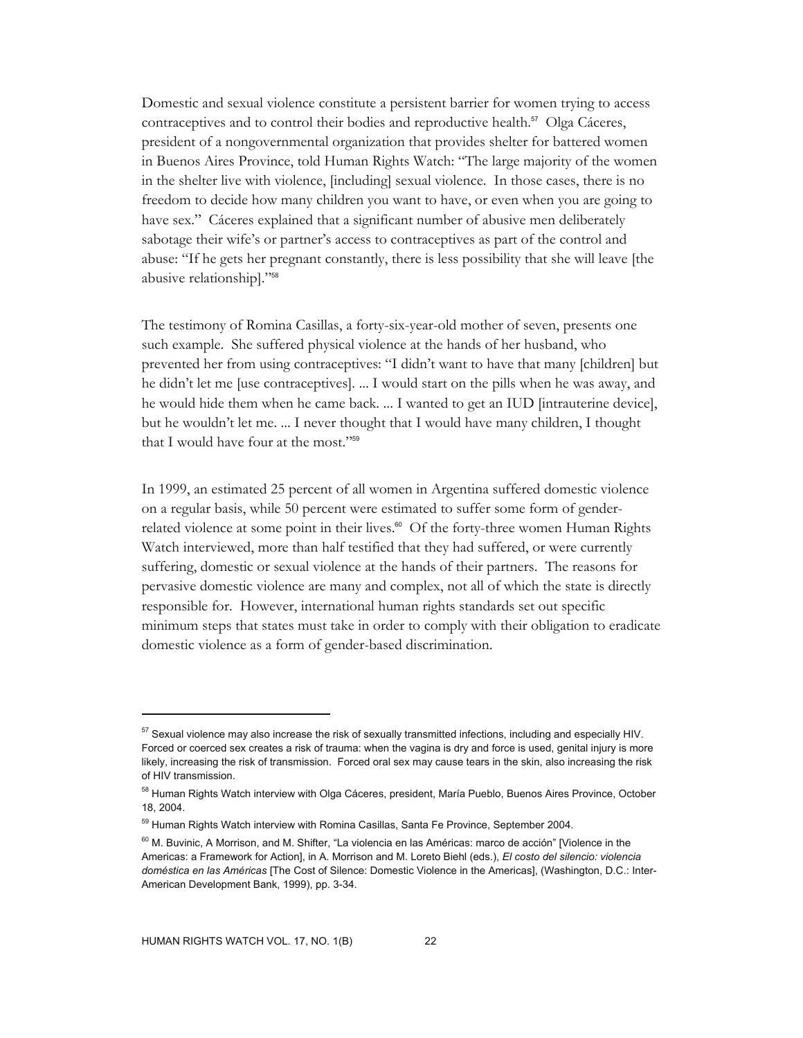Domestic and sexual violence constitute a persistent barrier for women trying to access contraceptives and to control their bodies and reproductive health.[57] Olga Cáceres, president of a nongovernmental organization that provides shelter for battered women in Buenos Aires Province, told Human Rights Watch: "The large majority of the women in the shelter live with violence, [including] sexual violence. In those cases, there is no freedom to decide how many children you want to have, or even when you are going to have sex." Cáceres explained that a significant number of abusive men deliberately sabotage their wife's or partner's access to contraceptives as part of the control and abuse: "If he gets her pregnant constantly, there is less possibility that she will leave [the abusive relationship]."[58]

The testimony of Romina Casillas, a forty-six-year-old mother of seven, presents one such example. She suffered physical violence at the hands of her husband, who prevented her from using contraceptives: "I didn't want to have that many [children] but he didn't let me [use contraceptives]. ... I would start on the pills when he was away, and he would hide them when he came back. ... I wanted to get an IUD [intrauterine device], but he wouldn't let me. ... I never thought that I would have many children, I thought that I would have four at the most."[59]

In 1999, an estimated 25 percent of all women in Argentina suffered domestic violence on a regular basis, while 50 percent were estimated to suffer some form of gender-related violence at some point in their lives.[60] Of the forty-three women Human Rights Watch interviewed, more than half testified that they had suffered, or were currently suffering, domestic or sexual violence at the hands of their partners. The reasons for pervasive domestic violence are many and complex, not all of which the state is directly responsible for. However, international human rights standards set out specific minimum steps that states must take in order to comply with their obligation to eradicate domestic violence as a form of gender-based discrimination.

---

[57] Sexual violence may also increase the risk of sexually transmitted infections, including and especially HIV. Forced or coerced sex creates a risk of trauma: when the vagina is dry and force is used, genital injury is more likely, increasing the risk of transmission. Forced oral sex may cause tears in the skin, also increasing the risk of HIV transmission.

[58] Human Rights Watch interview with Olga Cáceres, president, María Pueblo, Buenos Aires Province, October 18, 2004.

[59] Human Rights Watch interview with Romina Casillas, Santa Fe Province, September 2004.

[60] M. Buvinic, A Morrison, and M. Shifter, "La violencia en las Américas: marco de acción" [Violence in the Americas: a Framework for Action], in A. Morrison and M. Loreto Biehl (eds.), *El costo del silencio: violencia doméstica en las Américas* [The Cost of Silence: Domestic Violence in the Americas], (Washington, D.C.: Inter-American Development Bank, 1999), pp. 3-34.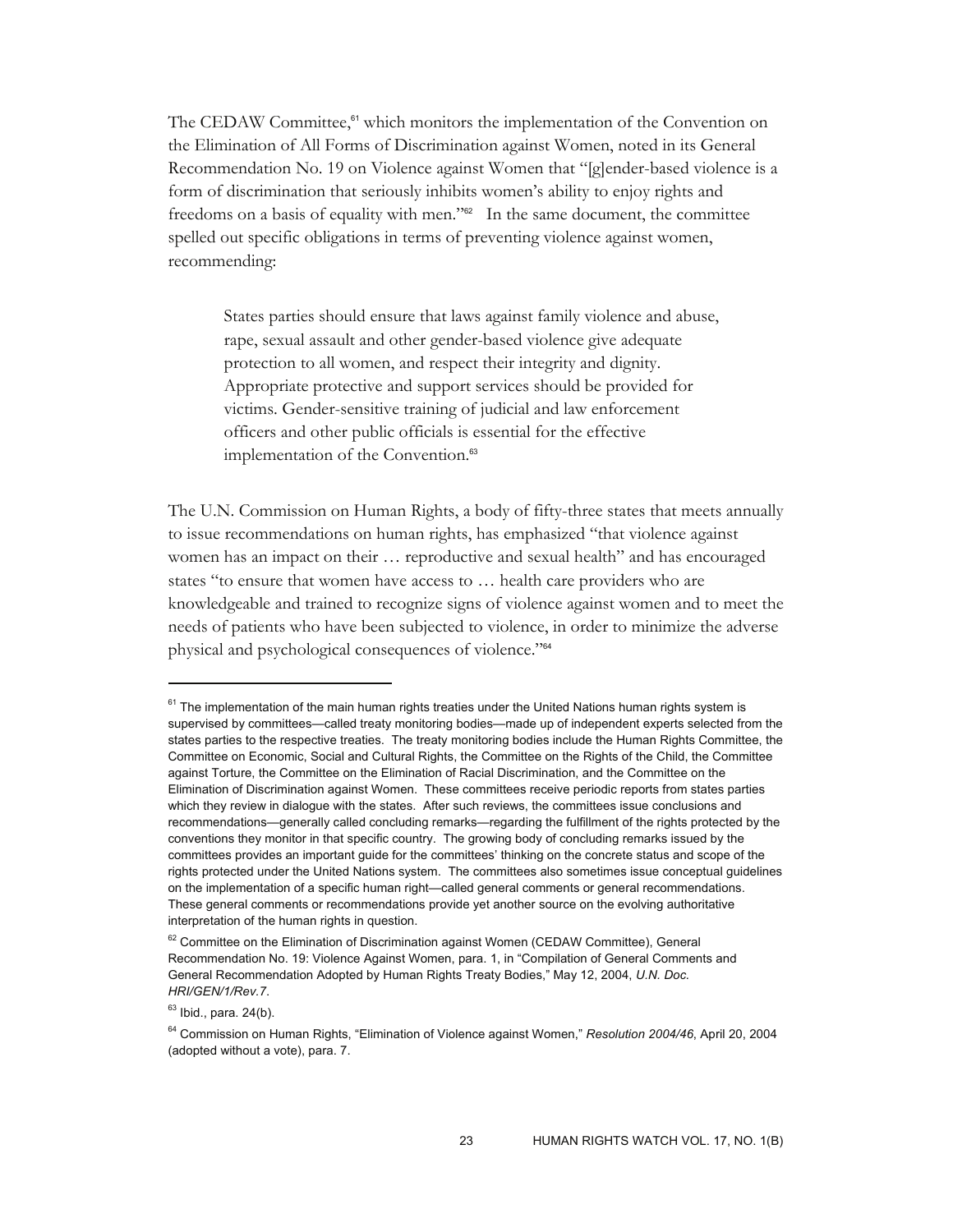The CEDAW Committee,[61] which monitors the implementation of the Convention on the Elimination of All Forms of Discrimination against Women, noted in its General Recommendation No. 19 on Violence against Women that "[g]ender-based violence is a form of discrimination that seriously inhibits women's ability to enjoy rights and freedoms on a basis of equality with men."[62] In the same document, the committee spelled out specific obligations in terms of preventing violence against women, recommending:

> States parties should ensure that laws against family violence and abuse, rape, sexual assault and other gender-based violence give adequate protection to all women, and respect their integrity and dignity. Appropriate protective and support services should be provided for victims. Gender-sensitive training of judicial and law enforcement officers and other public officials is essential for the effective implementation of the Convention.[63]

The U.N. Commission on Human Rights, a body of fifty-three states that meets annually to issue recommendations on human rights, has emphasized "that violence against women has an impact on their … reproductive and sexual health" and has encouraged states "to ensure that women have access to … health care providers who are knowledgeable and trained to recognize signs of violence against women and to meet the needs of patients who have been subjected to violence, in order to minimize the adverse physical and psychological consequences of violence."[64]

---

[61] The implementation of the main human rights treaties under the United Nations human rights system is supervised by committees—called treaty monitoring bodies—made up of independent experts selected from the states parties to the respective treaties. The treaty monitoring bodies include the Human Rights Committee, the Committee on Economic, Social and Cultural Rights, the Committee on the Rights of the Child, the Committee against Torture, the Committee on the Elimination of Racial Discrimination, and the Committee on the Elimination of Discrimination against Women. These committees receive periodic reports from states parties which they review in dialogue with the states. After such reviews, the committees issue conclusions and recommendations—generally called concluding remarks—regarding the fulfillment of the rights protected by the conventions they monitor in that specific country. The growing body of concluding remarks issued by the committees provides an important guide for the committees' thinking on the concrete status and scope of the rights protected under the United Nations system. The committees also sometimes issue conceptual guidelines on the implementation of a specific human right—called general comments or general recommendations. These general comments or recommendations provide yet another source on the evolving authoritative interpretation of the human rights in question.

[62] Committee on the Elimination of Discrimination against Women (CEDAW Committee), General Recommendation No. 19: Violence Against Women, para. 1, in "Compilation of General Comments and General Recommendation Adopted by Human Rights Treaty Bodies," May 12, 2004, *U.N. Doc. HRI/GEN/1/Rev.7*.

[63] Ibid., para. 24(b).

[64] Commission on Human Rights, "Elimination of Violence against Women," *Resolution 2004/46*, April 20, 2004 (adopted without a vote), para. 7.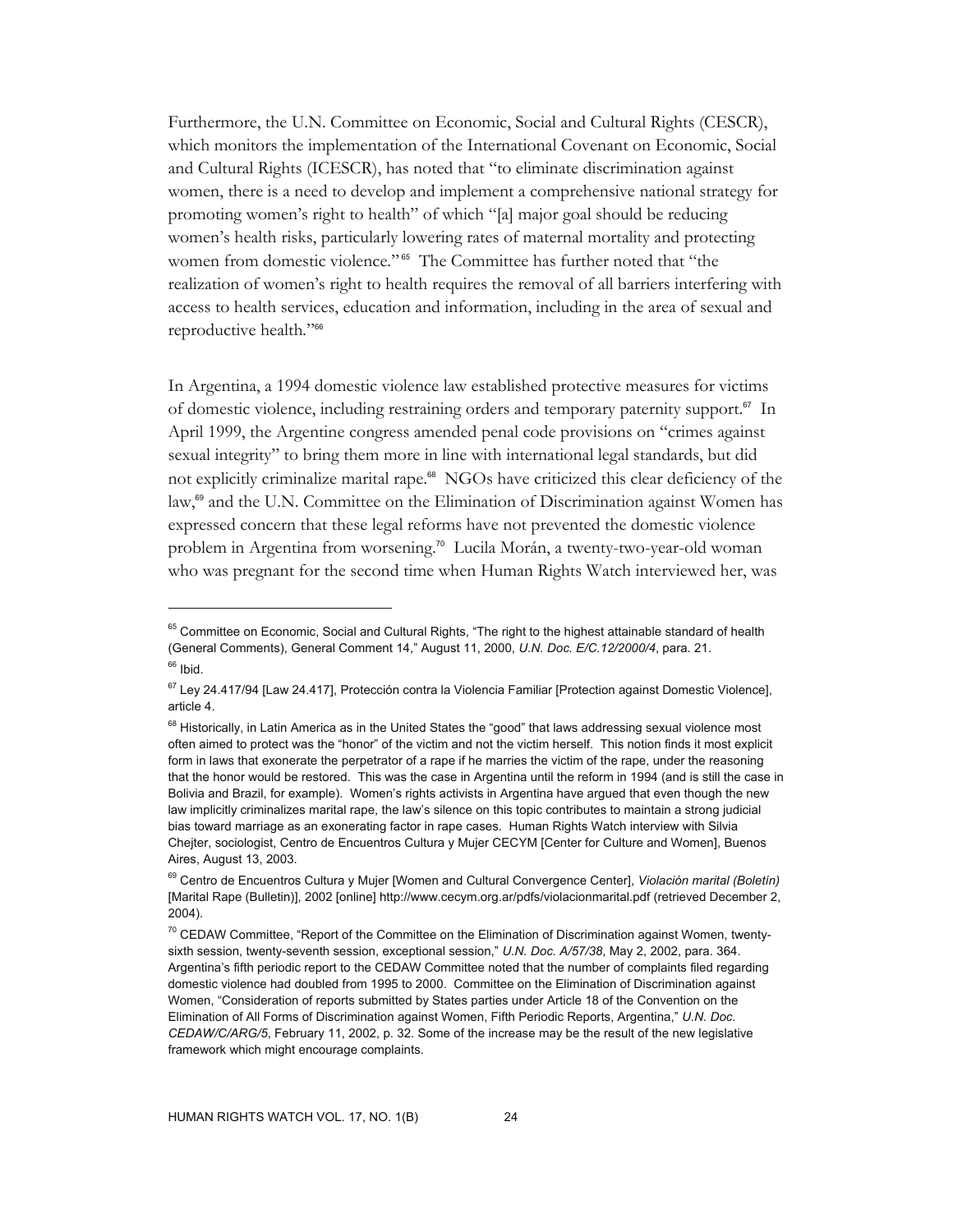Furthermore, the U.N. Committee on Economic, Social and Cultural Rights (CESCR), which monitors the implementation of the International Covenant on Economic, Social and Cultural Rights (ICESCR), has noted that "to eliminate discrimination against women, there is a need to develop and implement a comprehensive national strategy for promoting women's right to health" of which "[a] major goal should be reducing women's health risks, particularly lowering rates of maternal mortality and protecting women from domestic violence."[65] The Committee has further noted that "the realization of women's right to health requires the removal of all barriers interfering with access to health services, education and information, including in the area of sexual and reproductive health."[66]

In Argentina, a 1994 domestic violence law established protective measures for victims of domestic violence, including restraining orders and temporary paternity support.[67] In April 1999, the Argentine congress amended penal code provisions on "crimes against sexual integrity" to bring them more in line with international legal standards, but did not explicitly criminalize marital rape.[68] NGOs have criticized this clear deficiency of the law,[69] and the U.N. Committee on the Elimination of Discrimination against Women has expressed concern that these legal reforms have not prevented the domestic violence problem in Argentina from worsening.[70] Lucila Morán, a twenty-two-year-old woman who was pregnant for the second time when Human Rights Watch interviewed her, was

---

[65] Committee on Economic, Social and Cultural Rights, "The right to the highest attainable standard of health (General Comments), General Comment 14," August 11, 2000, *U.N. Doc. E/C.12/2000/4*, para. 21.

[66] Ibid.

[67] Ley 24.417/94 [Law 24.417], Protección contra la Violencia Familiar [Protection against Domestic Violence], article 4.

[68] Historically, in Latin America as in the United States the "good" that laws addressing sexual violence most often aimed to protect was the "honor" of the victim and not the victim herself. This notion finds it most explicit form in laws that exonerate the perpetrator of a rape if he marries the victim of the rape, under the reasoning that the honor would be restored. This was the case in Argentina until the reform in 1994 (and is still the case in Bolivia and Brazil, for example). Women's rights activists in Argentina have argued that even though the new law implicitly criminalizes marital rape, the law's silence on this topic contributes to maintain a strong judicial bias toward marriage as an exonerating factor in rape cases. Human Rights Watch interview with Silvia Chejter, sociologist, Centro de Encuentros Cultura y Mujer CECYM [Center for Culture and Women], Buenos Aires, August 13, 2003.

[69] Centro de Encuentros Cultura y Mujer [Women and Cultural Convergence Center], *Violación marital (Boletín)* [Marital Rape (Bulletin)], 2002 [online] http://www.cecym.org.ar/pdfs/violacionmarital.pdf (retrieved December 2, 2004).

[70] CEDAW Committee, "Report of the Committee on the Elimination of Discrimination against Women, twenty-sixth session, twenty-seventh session, exceptional session," *U.N. Doc. A/57/38*, May 2, 2002, para. 364. Argentina's fifth periodic report to the CEDAW Committee noted that the number of complaints filed regarding domestic violence had doubled from 1995 to 2000. Committee on the Elimination of Discrimination against Women, "Consideration of reports submitted by States parties under Article 18 of the Convention on the Elimination of All Forms of Discrimination against Women, Fifth Periodic Reports, Argentina," *U.N. Doc. CEDAW/C/ARG/5*, February 11, 2002, p. 32. Some of the increase may be the result of the new legislative framework which might encourage complaints.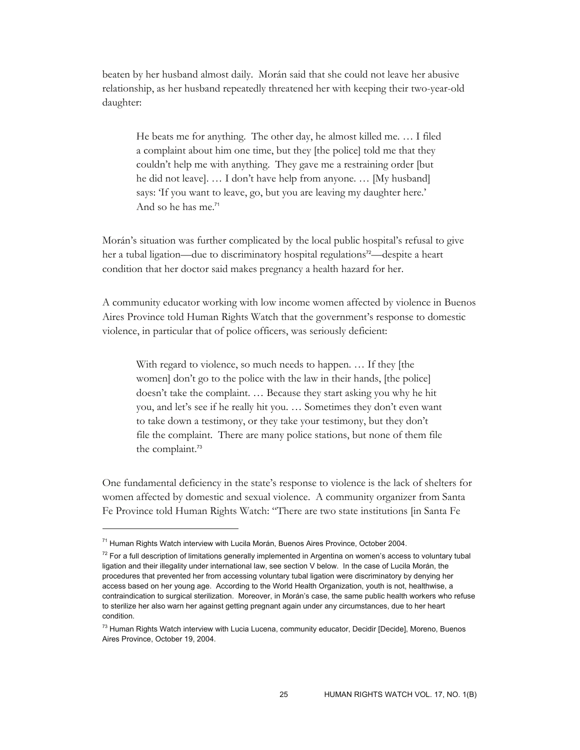beaten by her husband almost daily. Morán said that she could not leave her abusive relationship, as her husband repeatedly threatened her with keeping their two-year-old daughter:

> He beats me for anything. The other day, he almost killed me. … I filed a complaint about him one time, but they [the police] told me that they couldn't help me with anything. They gave me a restraining order [but he did not leave]. … I don't have help from anyone. … [My husband] says: 'If you want to leave, go, but you are leaving my daughter here.' And so he has me.[71]

Morán's situation was further complicated by the local public hospital's refusal to give her a tubal ligation—due to discriminatory hospital regulations[72]—despite a heart condition that her doctor said makes pregnancy a health hazard for her.

A community educator working with low income women affected by violence in Buenos Aires Province told Human Rights Watch that the government's response to domestic violence, in particular that of police officers, was seriously deficient:

> With regard to violence, so much needs to happen. … If they [the women] don't go to the police with the law in their hands, [the police] doesn't take the complaint. … Because they start asking you why he hit you, and let's see if he really hit you. … Sometimes they don't even want to take down a testimony, or they take your testimony, but they don't file the complaint. There are many police stations, but none of them file the complaint.[73]

One fundamental deficiency in the state's response to violence is the lack of shelters for women affected by domestic and sexual violence. A community organizer from Santa Fe Province told Human Rights Watch: "There are two state institutions [in Santa Fe

---

[71] Human Rights Watch interview with Lucila Morán, Buenos Aires Province, October 2004.

[72] For a full description of limitations generally implemented in Argentina on women's access to voluntary tubal ligation and their illegality under international law, see section V below. In the case of Lucila Morán, the procedures that prevented her from accessing voluntary tubal ligation were discriminatory by denying her access based on her young age. According to the World Health Organization, youth is not, healthwise, a contraindication to surgical sterilization. Moreover, in Morán's case, the same public health workers who refuse to sterilize her also warn her against getting pregnant again under any circumstances, due to her heart condition.

[73] Human Rights Watch interview with Lucia Lucena, community educator, Decidir [Decide], Moreno, Buenos Aires Province, October 19, 2004.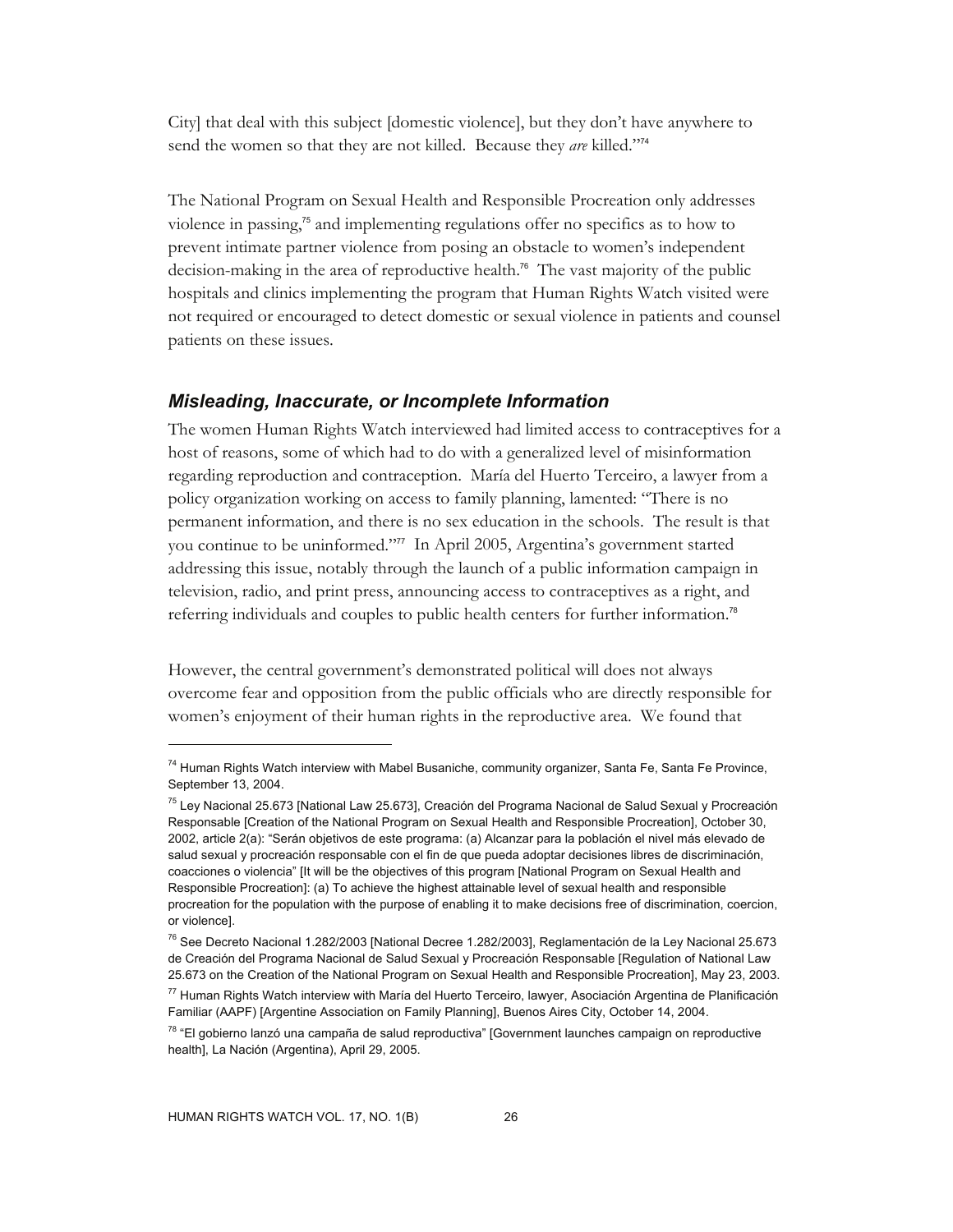City] that deal with this subject [domestic violence], but they don't have anywhere to send the women so that they are not killed. Because they *are* killed."[74]

The National Program on Sexual Health and Responsible Procreation only addresses violence in passing,[75] and implementing regulations offer no specifics as to how to prevent intimate partner violence from posing an obstacle to women's independent decision-making in the area of reproductive health.[76] The vast majority of the public hospitals and clinics implementing the program that Human Rights Watch visited were not required or encouraged to detect domestic or sexual violence in patients and counsel patients on these issues.

### *Misleading, Inaccurate, or Incomplete Information*

The women Human Rights Watch interviewed had limited access to contraceptives for a host of reasons, some of which had to do with a generalized level of misinformation regarding reproduction and contraception. María del Huerto Terceiro, a lawyer from a policy organization working on access to family planning, lamented: "There is no permanent information, and there is no sex education in the schools. The result is that you continue to be uninformed."[77] In April 2005, Argentina's government started addressing this issue, notably through the launch of a public information campaign in television, radio, and print press, announcing access to contraceptives as a right, and referring individuals and couples to public health centers for further information.[78]

However, the central government's demonstrated political will does not always overcome fear and opposition from the public officials who are directly responsible for women's enjoyment of their human rights in the reproductive area. We found that

---

[74] Human Rights Watch interview with Mabel Busaniche, community organizer, Santa Fe, Santa Fe Province, September 13, 2004.

[75] Ley Nacional 25.673 [National Law 25.673], Creación del Programa Nacional de Salud Sexual y Procreación Responsable [Creation of the National Program on Sexual Health and Responsible Procreation], October 30, 2002, article 2(a): "Serán objetivos de este programa: (a) Alcanzar para la población el nivel más elevado de salud sexual y procreación responsable con el fin de que pueda adoptar decisiones libres de discriminación, coacciones o violencia" [It will be the objectives of this program [National Program on Sexual Health and Responsible Procreation]: (a) To achieve the highest attainable level of sexual health and responsible procreation for the population with the purpose of enabling it to make decisions free of discrimination, coercion, or violence].

[76] See Decreto Nacional 1.282/2003 [National Decree 1.282/2003], Reglamentación de la Ley Nacional 25.673 de Creación del Programa Nacional de Salud Sexual y Procreación Responsable [Regulation of National Law 25.673 on the Creation of the National Program on Sexual Health and Responsible Procreation], May 23, 2003.

[77] Human Rights Watch interview with María del Huerto Terceiro, lawyer, Asociación Argentina de Planificación Familiar (AAPF) [Argentine Association on Family Planning], Buenos Aires City, October 14, 2004.

[78] "El gobierno lanzó una campaña de salud reproductiva" [Government launches campaign on reproductive health], La Nación (Argentina), April 29, 2005.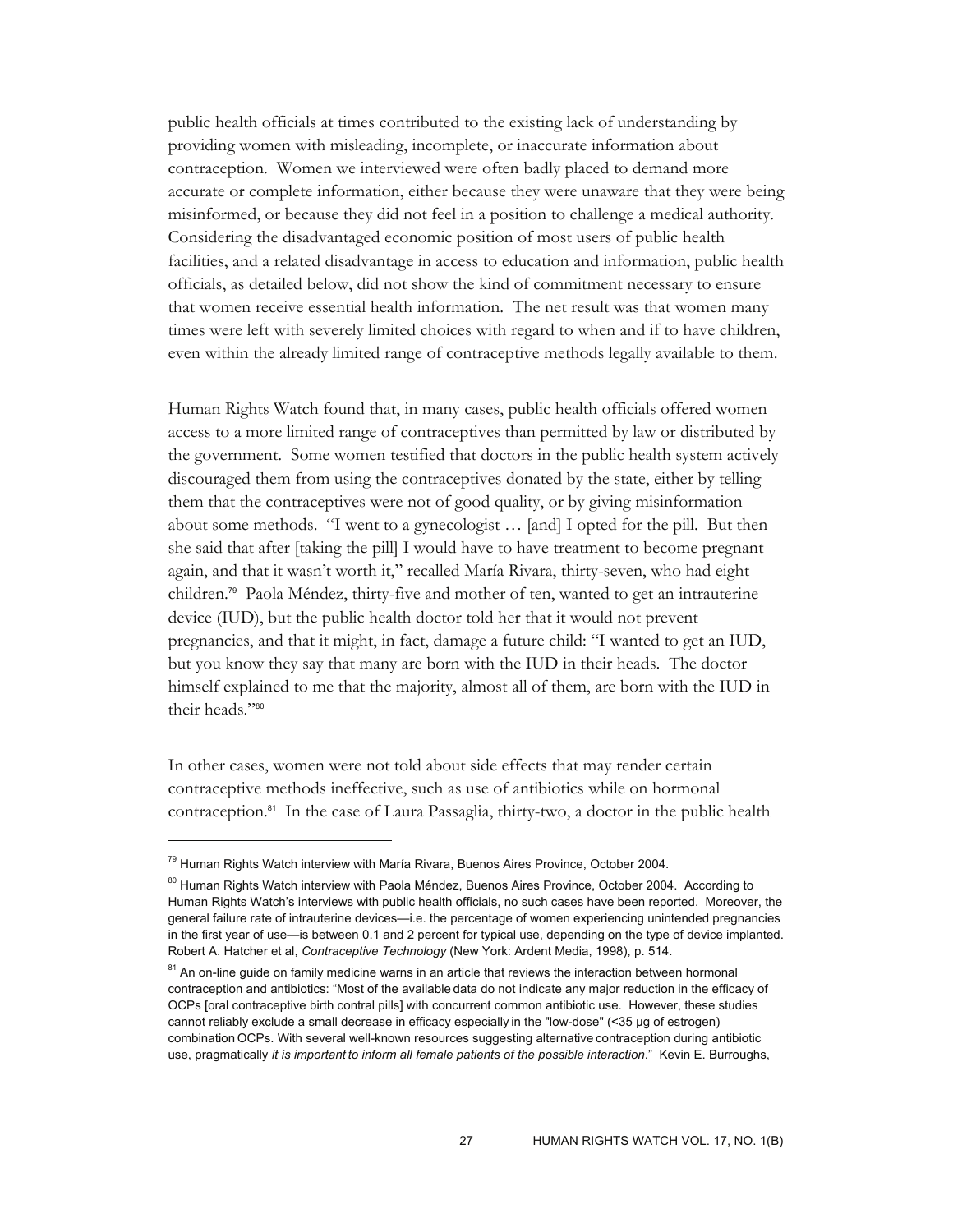public health officials at times contributed to the existing lack of understanding by providing women with misleading, incomplete, or inaccurate information about contraception. Women we interviewed were often badly placed to demand more accurate or complete information, either because they were unaware that they were being misinformed, or because they did not feel in a position to challenge a medical authority. Considering the disadvantaged economic position of most users of public health facilities, and a related disadvantage in access to education and information, public health officials, as detailed below, did not show the kind of commitment necessary to ensure that women receive essential health information. The net result was that women many times were left with severely limited choices with regard to when and if to have children, even within the already limited range of contraceptive methods legally available to them.

Human Rights Watch found that, in many cases, public health officials offered women access to a more limited range of contraceptives than permitted by law or distributed by the government. Some women testified that doctors in the public health system actively discouraged them from using the contraceptives donated by the state, either by telling them that the contraceptives were not of good quality, or by giving misinformation about some methods. "I went to a gynecologist … [and] I opted for the pill. But then she said that after [taking the pill] I would have to have treatment to become pregnant again, and that it wasn't worth it," recalled María Rivara, thirty-seven, who had eight children.[79] Paola Méndez, thirty-five and mother of ten, wanted to get an intrauterine device (IUD), but the public health doctor told her that it would not prevent pregnancies, and that it might, in fact, damage a future child: "I wanted to get an IUD, but you know they say that many are born with the IUD in their heads. The doctor himself explained to me that the majority, almost all of them, are born with the IUD in their heads."[80]

In other cases, women were not told about side effects that may render certain contraceptive methods ineffective, such as use of antibiotics while on hormonal contraception.[81] In the case of Laura Passaglia, thirty-two, a doctor in the public health

---

[79] Human Rights Watch interview with María Rivara, Buenos Aires Province, October 2004.

[80] Human Rights Watch interview with Paola Méndez, Buenos Aires Province, October 2004. According to Human Rights Watch's interviews with public health officials, no such cases have been reported. Moreover, the general failure rate of intrauterine devices—i.e. the percentage of women experiencing unintended pregnancies in the first year of use—is between 0.1 and 2 percent for typical use, depending on the type of device implanted. Robert A. Hatcher et al, *Contraceptive Technology* (New York: Ardent Media, 1998), p. 514.

[81] An on-line guide on family medicine warns in an article that reviews the interaction between hormonal contraception and antibiotics: "Most of the available data do not indicate any major reduction in the efficacy of OCPs [oral contraceptive birth contral pills] with concurrent common antibiotic use. However, these studies cannot reliably exclude a small decrease in efficacy especially in the "low-dose" (<35 µg of estrogen) combination OCPs. With several well-known resources suggesting alternative contraception during antibiotic use, pragmatically *it is important to inform all female patients of the possible interaction*." Kevin E. Burroughs,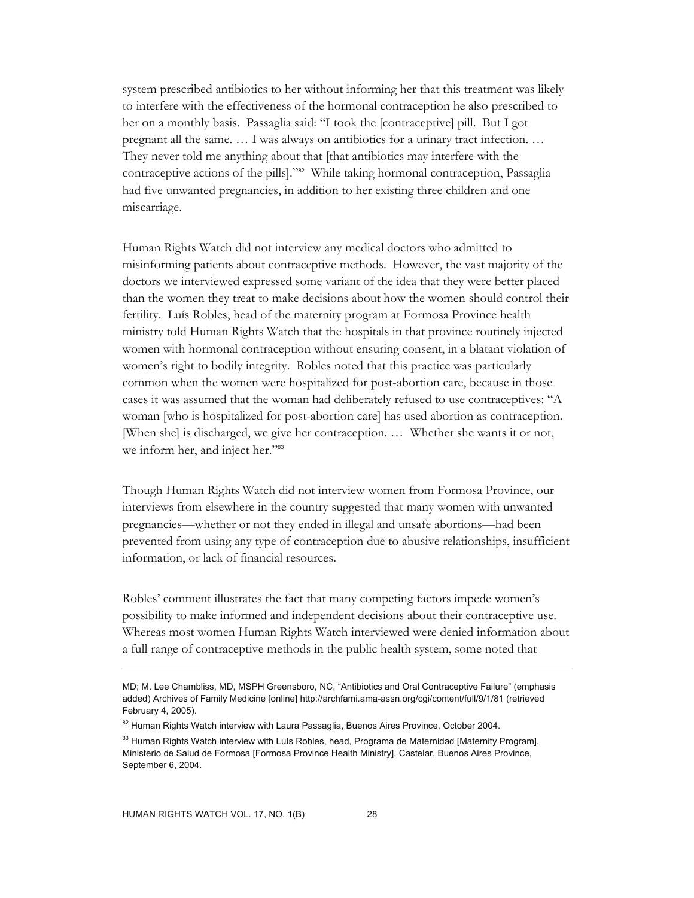system prescribed antibiotics to her without informing her that this treatment was likely to interfere with the effectiveness of the hormonal contraception he also prescribed to her on a monthly basis. Passaglia said: "I took the [contraceptive] pill. But I got pregnant all the same. … I was always on antibiotics for a urinary tract infection. … They never told me anything about that [that antibiotics may interfere with the contraceptive actions of the pills]."[82] While taking hormonal contraception, Passaglia had five unwanted pregnancies, in addition to her existing three children and one miscarriage.

Human Rights Watch did not interview any medical doctors who admitted to misinforming patients about contraceptive methods. However, the vast majority of the doctors we interviewed expressed some variant of the idea that they were better placed than the women they treat to make decisions about how the women should control their fertility. Luís Robles, head of the maternity program at Formosa Province health ministry told Human Rights Watch that the hospitals in that province routinely injected women with hormonal contraception without ensuring consent, in a blatant violation of women's right to bodily integrity. Robles noted that this practice was particularly common when the women were hospitalized for post-abortion care, because in those cases it was assumed that the woman had deliberately refused to use contraceptives: "A woman [who is hospitalized for post-abortion care] has used abortion as contraception. [When she] is discharged, we give her contraception. … Whether she wants it or not, we inform her, and inject her."[83]

Though Human Rights Watch did not interview women from Formosa Province, our interviews from elsewhere in the country suggested that many women with unwanted pregnancies—whether or not they ended in illegal and unsafe abortions—had been prevented from using any type of contraception due to abusive relationships, insufficient information, or lack of financial resources.

Robles' comment illustrates the fact that many competing factors impede women's possibility to make informed and independent decisions about their contraceptive use. Whereas most women Human Rights Watch interviewed were denied information about a full range of contraceptive methods in the public health system, some noted that

---

MD; M. Lee Chambliss, MD, MSPH Greensboro, NC, "Antibiotics and Oral Contraceptive Failure" (emphasis added) Archives of Family Medicine [online] http://archfami.ama-assn.org/cgi/content/full/9/1/81 (retrieved February 4, 2005).

[82] Human Rights Watch interview with Laura Passaglia, Buenos Aires Province, October 2004.

[83] Human Rights Watch interview with Luís Robles, head, Programa de Maternidad [Maternity Program], Ministerio de Salud de Formosa [Formosa Province Health Ministry], Castelar, Buenos Aires Province, September 6, 2004.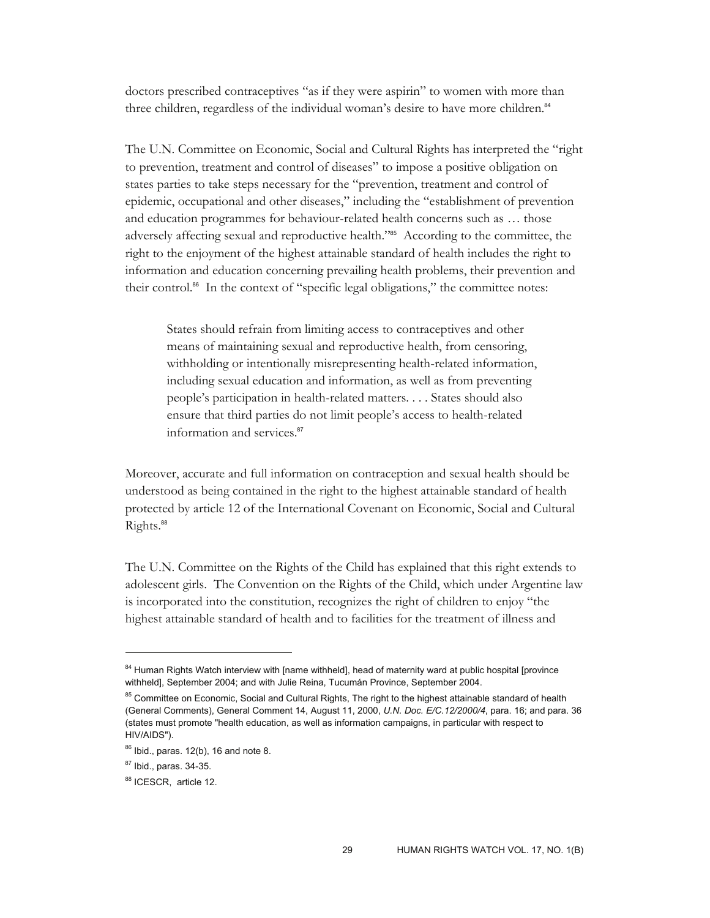doctors prescribed contraceptives "as if they were aspirin" to women with more than three children, regardless of the individual woman's desire to have more children.[84]

The U.N. Committee on Economic, Social and Cultural Rights has interpreted the "right to prevention, treatment and control of diseases" to impose a positive obligation on states parties to take steps necessary for the "prevention, treatment and control of epidemic, occupational and other diseases," including the "establishment of prevention and education programmes for behaviour-related health concerns such as … those adversely affecting sexual and reproductive health."[85] According to the committee, the right to the enjoyment of the highest attainable standard of health includes the right to information and education concerning prevailing health problems, their prevention and their control.[86] In the context of "specific legal obligations," the committee notes:

> States should refrain from limiting access to contraceptives and other means of maintaining sexual and reproductive health, from censoring, withholding or intentionally misrepresenting health-related information, including sexual education and information, as well as from preventing people's participation in health-related matters. . . . States should also ensure that third parties do not limit people's access to health-related information and services.[87]

Moreover, accurate and full information on contraception and sexual health should be understood as being contained in the right to the highest attainable standard of health protected by article 12 of the International Covenant on Economic, Social and Cultural Rights.[88]

The U.N. Committee on the Rights of the Child has explained that this right extends to adolescent girls. The Convention on the Rights of the Child, which under Argentine law is incorporated into the constitution, recognizes the right of children to enjoy "the highest attainable standard of health and to facilities for the treatment of illness and

---

[84] Human Rights Watch interview with [name withheld], head of maternity ward at public hospital [province withheld], September 2004; and with Julie Reina, Tucumán Province, September 2004.

[85] Committee on Economic, Social and Cultural Rights, The right to the highest attainable standard of health (General Comments), General Comment 14, August 11, 2000, *U.N. Doc. E/C.12/2000/4*, para. 16; and para. 36 (states must promote "health education, as well as information campaigns, in particular with respect to HIV/AIDS").

[86] Ibid., paras. 12(b), 16 and note 8.

[87] Ibid., paras. 34-35.

[88] ICESCR, article 12.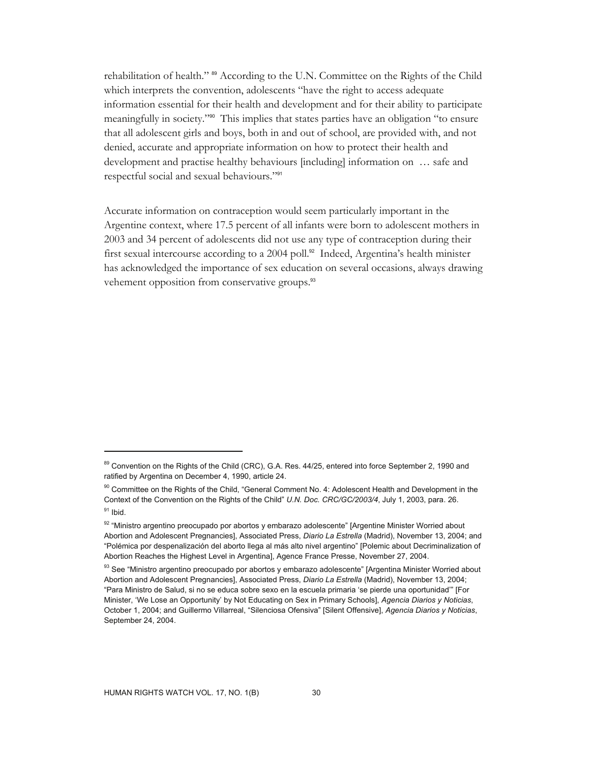rehabilitation of health." [89] According to the U.N. Committee on the Rights of the Child which interprets the convention, adolescents "have the right to access adequate information essential for their health and development and for their ability to participate meaningfully in society."[90] This implies that states parties have an obligation "to ensure that all adolescent girls and boys, both in and out of school, are provided with, and not denied, accurate and appropriate information on how to protect their health and development and practise healthy behaviours [including] information on … safe and respectful social and sexual behaviours."[91]

Accurate information on contraception would seem particularly important in the Argentine context, where 17.5 percent of all infants were born to adolescent mothers in 2003 and 34 percent of adolescents did not use any type of contraception during their first sexual intercourse according to a 2004 poll.[92] Indeed, Argentina's health minister has acknowledged the importance of sex education on several occasions, always drawing vehement opposition from conservative groups.[93]

---

[89] Convention on the Rights of the Child (CRC), G.A. Res. 44/25, entered into force September 2, 1990 and ratified by Argentina on December 4, 1990, article 24.

[90] Committee on the Rights of the Child, "General Comment No. 4: Adolescent Health and Development in the Context of the Convention on the Rights of the Child" *U.N. Doc. CRC/GC/2003/4*, July 1, 2003, para. 26.

[91] Ibid.

[92] "Ministro argentino preocupado por abortos y embarazo adolescente" [Argentine Minister Worried about Abortion and Adolescent Pregnancies], Associated Press, *Diario La Estrella* (Madrid), November 13, 2004; and "Polémica por despenalización del aborto llega al más alto nivel argentino" [Polemic about Decriminalization of Abortion Reaches the Highest Level in Argentina], Agence France Presse, November 27, 2004.

[93] See "Ministro argentino preocupado por abortos y embarazo adolescente" [Argentina Minister Worried about Abortion and Adolescent Pregnancies], Associated Press, *Diario La Estrella* (Madrid), November 13, 2004; "Para Ministro de Salud, si no se educa sobre sexo en la escuela primaria 'se pierde una oportunidad'" [For Minister, 'We Lose an Opportunity' by Not Educating on Sex in Primary Schools], *Agencia Diarios y Noticias*, October 1, 2004; and Guillermo Villarreal, "Silenciosa Ofensiva" [Silent Offensive], *Agencia Diarios y Noticias*, September 24, 2004.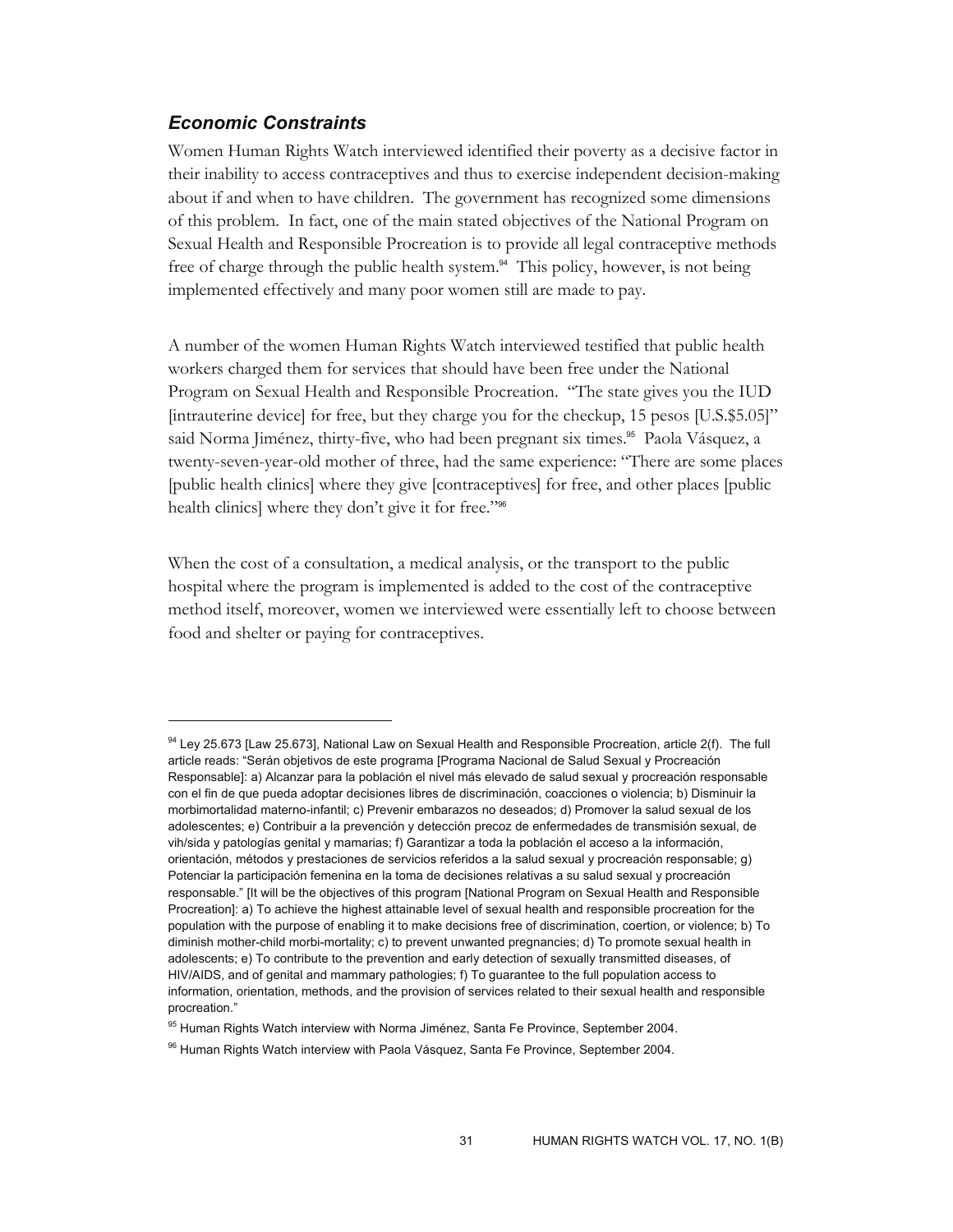### *Economic Constraints*

Women Human Rights Watch interviewed identified their poverty as a decisive factor in their inability to access contraceptives and thus to exercise independent decision-making about if and when to have children. The government has recognized some dimensions of this problem. In fact, one of the main stated objectives of the National Program on Sexual Health and Responsible Procreation is to provide all legal contraceptive methods free of charge through the public health system.[94] This policy, however, is not being implemented effectively and many poor women still are made to pay.

A number of the women Human Rights Watch interviewed testified that public health workers charged them for services that should have been free under the National Program on Sexual Health and Responsible Procreation. "The state gives you the IUD [intrauterine device] for free, but they charge you for the checkup, 15 pesos [U.S.$5.05]" said Norma Jiménez, thirty-five, who had been pregnant six times.[95] Paola Vásquez, a twenty-seven-year-old mother of three, had the same experience: "There are some places [public health clinics] where they give [contraceptives] for free, and other places [public health clinics] where they don't give it for free."[96]

When the cost of a consultation, a medical analysis, or the transport to the public hospital where the program is implemented is added to the cost of the contraceptive method itself, moreover, women we interviewed were essentially left to choose between food and shelter or paying for contraceptives.

---

[94] Ley 25.673 [Law 25.673], National Law on Sexual Health and Responsible Procreation, article 2(f). The full article reads: "Serán objetivos de este programa [Programa Nacional de Salud Sexual y Procreación Responsable]: a) Alcanzar para la población el nivel más elevado de salud sexual y procreación responsable con el fin de que pueda adoptar decisiones libres de discriminación, coacciones o violencia; b) Disminuir la morbimortalidad materno-infantil; c) Prevenir embarazos no deseados; d) Promover la salud sexual de los adolescentes; e) Contribuir a la prevención y detección precoz de enfermedades de transmisión sexual, de vih/sida y patologías genital y mamarias; f) Garantizar a toda la población el acceso a la información, orientación, métodos y prestaciones de servicios referidos a la salud sexual y procreación responsable; g) Potenciar la participación femenina en la toma de decisiones relativas a su salud sexual y procreación responsable." [It will be the objectives of this program [National Program on Sexual Health and Responsible Procreation]: a) To achieve the highest attainable level of sexual health and responsible procreation for the population with the purpose of enabling it to make decisions free of discrimination, coertion, or violence; b) To diminish mother-child morbi-mortality; c) to prevent unwanted pregnancies; d) To promote sexual health in adolescents; e) To contribute to the prevention and early detection of sexually transmitted diseases, of HIV/AIDS, and of genital and mammary pathologies; f) To guarantee to the full population access to information, orientation, methods, and the provision of services related to their sexual health and responsible procreation."

[95] Human Rights Watch interview with Norma Jiménez, Santa Fe Province, September 2004.

[96] Human Rights Watch interview with Paola Vásquez, Santa Fe Province, September 2004.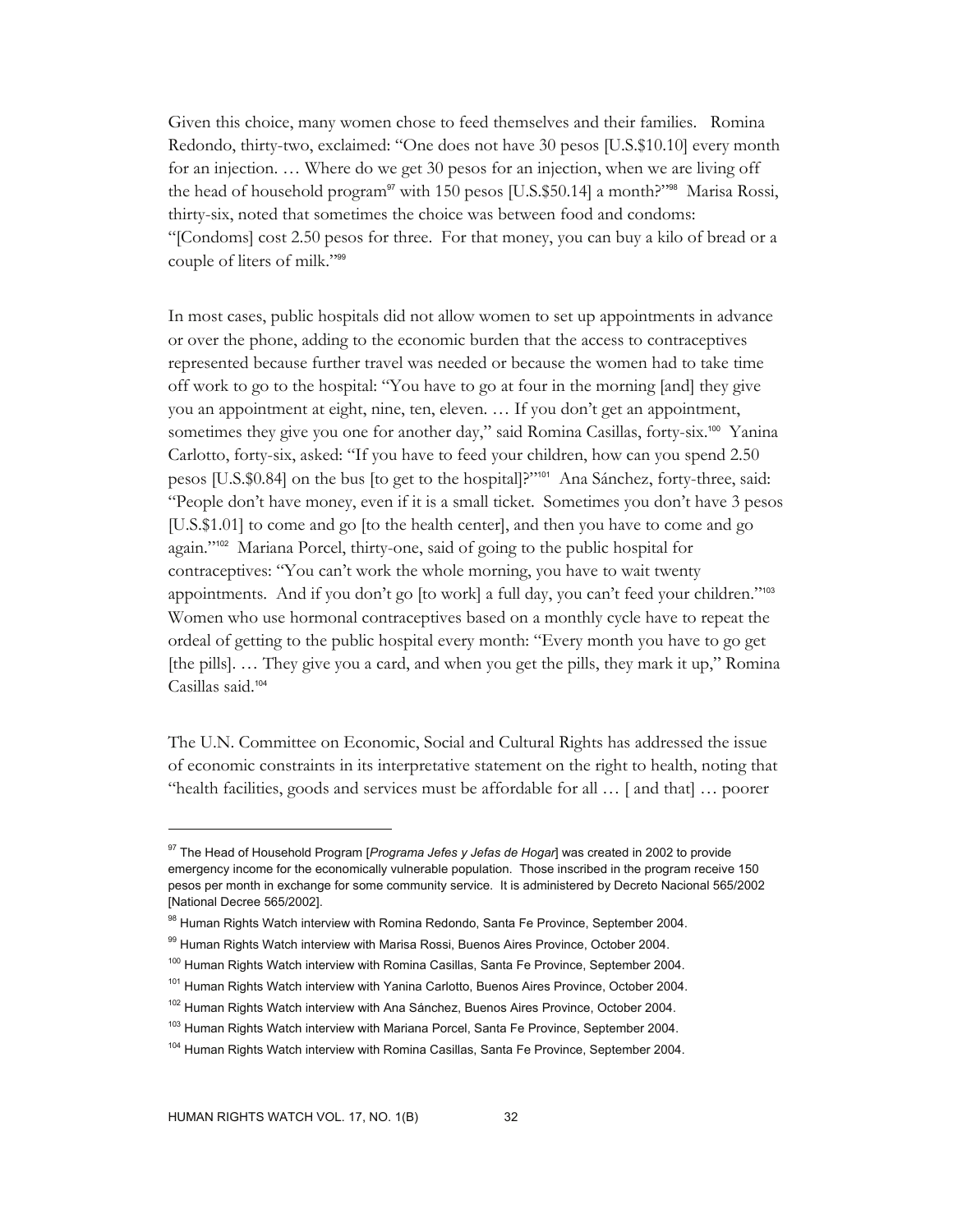Given this choice, many women chose to feed themselves and their families. Romina Redondo, thirty-two, exclaimed: "One does not have 30 pesos [U.S.$10.10] every month for an injection. … Where do we get 30 pesos for an injection, when we are living off the head of household program[97] with 150 pesos [U.S.$50.14] a month?"[98] Marisa Rossi, thirty-six, noted that sometimes the choice was between food and condoms: "[Condoms] cost 2.50 pesos for three. For that money, you can buy a kilo of bread or a couple of liters of milk."[99]

In most cases, public hospitals did not allow women to set up appointments in advance or over the phone, adding to the economic burden that the access to contraceptives represented because further travel was needed or because the women had to take time off work to go to the hospital: "You have to go at four in the morning [and] they give you an appointment at eight, nine, ten, eleven. … If you don't get an appointment, sometimes they give you one for another day," said Romina Casillas, forty-six.[100] Yanina Carlotto, forty-six, asked: "If you have to feed your children, how can you spend 2.50 pesos [U.S.$0.84] on the bus [to get to the hospital]?"[101] Ana Sánchez, forty-three, said: "People don't have money, even if it is a small ticket. Sometimes you don't have 3 pesos [U.S.$1.01] to come and go [to the health center], and then you have to come and go again."[102] Mariana Porcel, thirty-one, said of going to the public hospital for contraceptives: "You can't work the whole morning, you have to wait twenty appointments. And if you don't go [to work] a full day, you can't feed your children."[103] Women who use hormonal contraceptives based on a monthly cycle have to repeat the ordeal of getting to the public hospital every month: "Every month you have to go get [the pills]. … They give you a card, and when you get the pills, they mark it up," Romina Casillas said.[104]

The U.N. Committee on Economic, Social and Cultural Rights has addressed the issue of economic constraints in its interpretative statement on the right to health, noting that "health facilities, goods and services must be affordable for all … [ and that] … poorer

---

[97] The Head of Household Program [*Programa Jefes y Jefas de Hogar*] was created in 2002 to provide emergency income for the economically vulnerable population. Those inscribed in the program receive 150 pesos per month in exchange for some community service. It is administered by Decreto Nacional 565/2002 [National Decree 565/2002].

[98] Human Rights Watch interview with Romina Redondo, Santa Fe Province, September 2004.

[99] Human Rights Watch interview with Marisa Rossi, Buenos Aires Province, October 2004.

[100] Human Rights Watch interview with Romina Casillas, Santa Fe Province, September 2004.

[101] Human Rights Watch interview with Yanina Carlotto, Buenos Aires Province, October 2004.

[102] Human Rights Watch interview with Ana Sánchez, Buenos Aires Province, October 2004.

[103] Human Rights Watch interview with Mariana Porcel, Santa Fe Province, September 2004.

[104] Human Rights Watch interview with Romina Casillas, Santa Fe Province, September 2004.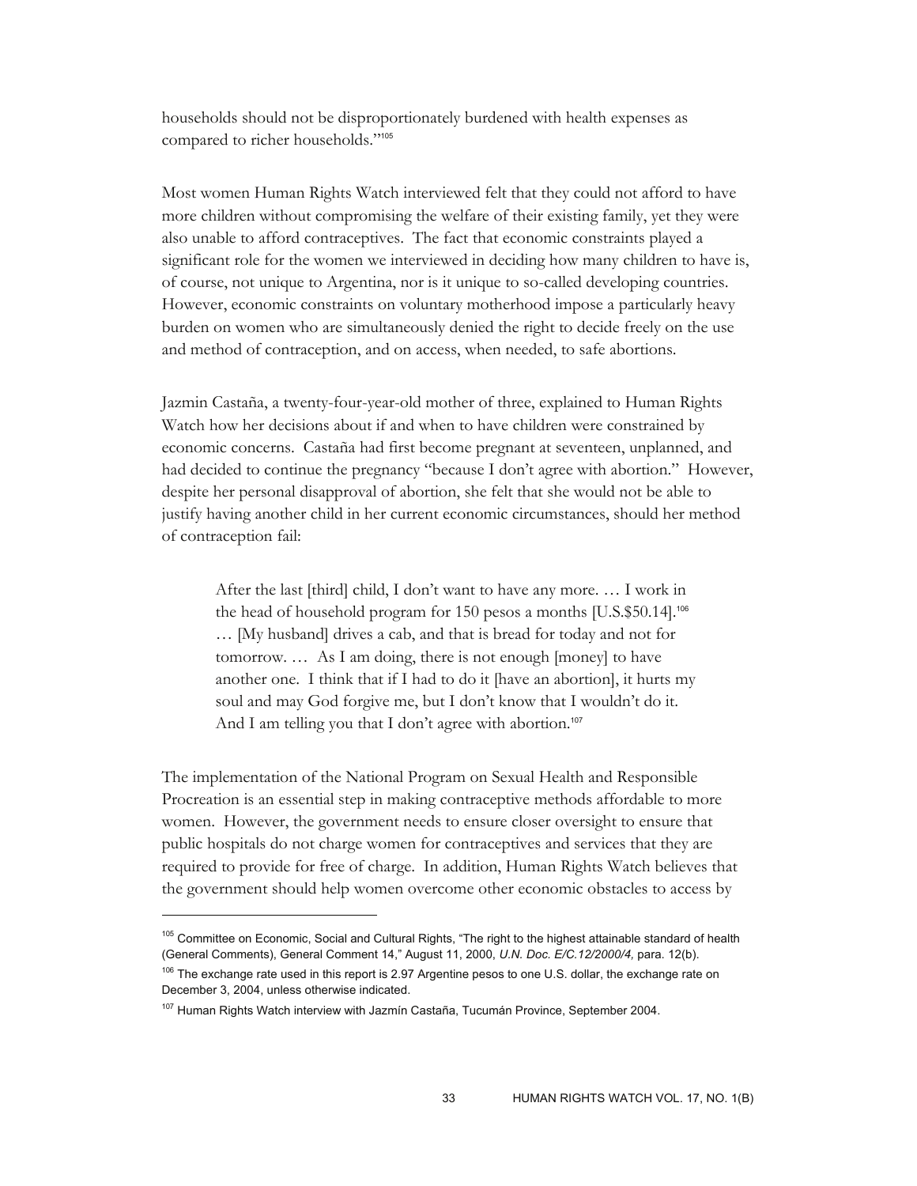households should not be disproportionately burdened with health expenses as compared to richer households.'"[105]

Most women Human Rights Watch interviewed felt that they could not afford to have more children without compromising the welfare of their existing family, yet they were also unable to afford contraceptives. The fact that economic constraints played a significant role for the women we interviewed in deciding how many children to have is, of course, not unique to Argentina, nor is it unique to so-called developing countries. However, economic constraints on voluntary motherhood impose a particularly heavy burden on women who are simultaneously denied the right to decide freely on the use and method of contraception, and on access, when needed, to safe abortions.

Jazmin Castaña, a twenty-four-year-old mother of three, explained to Human Rights Watch how her decisions about if and when to have children were constrained by economic concerns. Castaña had first become pregnant at seventeen, unplanned, and had decided to continue the pregnancy "because I don't agree with abortion." However, despite her personal disapproval of abortion, she felt that she would not be able to justify having another child in her current economic circumstances, should her method of contraception fail:

> After the last [third] child, I don't want to have any more. … I work in the head of household program for 150 pesos a months [U.S.$50.14].[106] … [My husband] drives a cab, and that is bread for today and not for tomorrow. … As I am doing, there is not enough [money] to have another one. I think that if I had to do it [have an abortion], it hurts my soul and may God forgive me, but I don't know that I wouldn't do it. And I am telling you that I don't agree with abortion.[107]

The implementation of the National Program on Sexual Health and Responsible Procreation is an essential step in making contraceptive methods affordable to more women. However, the government needs to ensure closer oversight to ensure that public hospitals do not charge women for contraceptives and services that they are required to provide for free of charge. In addition, Human Rights Watch believes that the government should help women overcome other economic obstacles to access by

---

[105] Committee on Economic, Social and Cultural Rights, "The right to the highest attainable standard of health (General Comments), General Comment 14," August 11, 2000, *U.N. Doc. E/C.12/2000/4,* para. 12(b).

[106] The exchange rate used in this report is 2.97 Argentine pesos to one U.S. dollar, the exchange rate on December 3, 2004, unless otherwise indicated.

[107] Human Rights Watch interview with Jazmín Castaña, Tucumán Province, September 2004.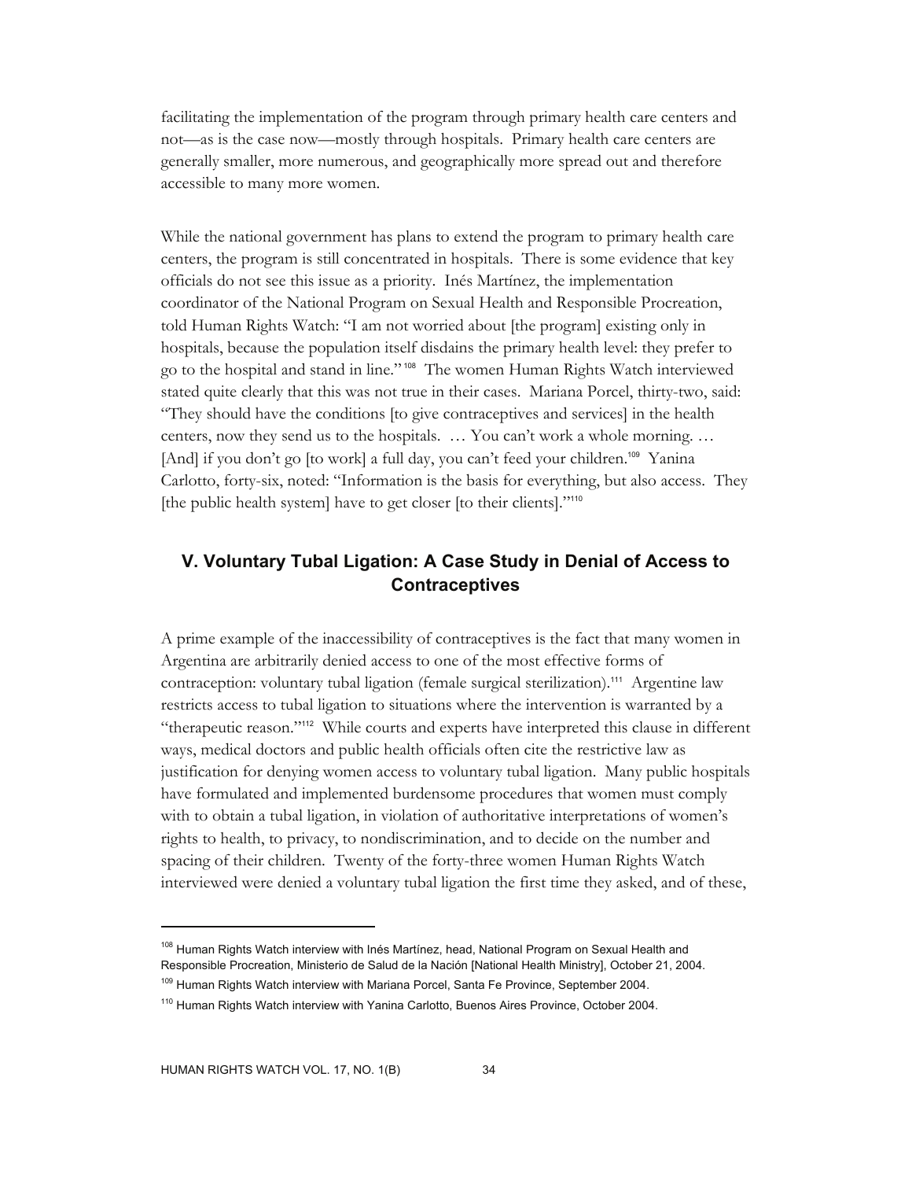facilitating the implementation of the program through primary health care centers and not—as is the case now—mostly through hospitals. Primary health care centers are generally smaller, more numerous, and geographically more spread out and therefore accessible to many more women.

While the national government has plans to extend the program to primary health care centers, the program is still concentrated in hospitals. There is some evidence that key officials do not see this issue as a priority. Inés Martínez, the implementation coordinator of the National Program on Sexual Health and Responsible Procreation, told Human Rights Watch: "I am not worried about [the program] existing only in hospitals, because the population itself disdains the primary health level: they prefer to go to the hospital and stand in line."[108] The women Human Rights Watch interviewed stated quite clearly that this was not true in their cases. Mariana Porcel, thirty-two, said: "They should have the conditions [to give contraceptives and services] in the health centers, now they send us to the hospitals. … You can't work a whole morning. … [And] if you don't go [to work] a full day, you can't feed your children.[109] Yanina Carlotto, forty-six, noted: "Information is the basis for everything, but also access. They [the public health system] have to get closer [to their clients]."[110]

## V. Voluntary Tubal Ligation: A Case Study in Denial of Access to Contraceptives

A prime example of the inaccessibility of contraceptives is the fact that many women in Argentina are arbitrarily denied access to one of the most effective forms of contraception: voluntary tubal ligation (female surgical sterilization).[111] Argentine law restricts access to tubal ligation to situations where the intervention is warranted by a "therapeutic reason."[112] While courts and experts have interpreted this clause in different ways, medical doctors and public health officials often cite the restrictive law as justification for denying women access to voluntary tubal ligation. Many public hospitals have formulated and implemented burdensome procedures that women must comply with to obtain a tubal ligation, in violation of authoritative interpretations of women's rights to health, to privacy, to nondiscrimination, and to decide on the number and spacing of their children. Twenty of the forty-three women Human Rights Watch interviewed were denied a voluntary tubal ligation the first time they asked, and of these,

---

[108] Human Rights Watch interview with Inés Martínez, head, National Program on Sexual Health and Responsible Procreation, Ministerio de Salud de la Nación [National Health Ministry], October 21, 2004.

[109] Human Rights Watch interview with Mariana Porcel, Santa Fe Province, September 2004.

[110] Human Rights Watch interview with Yanina Carlotto, Buenos Aires Province, October 2004.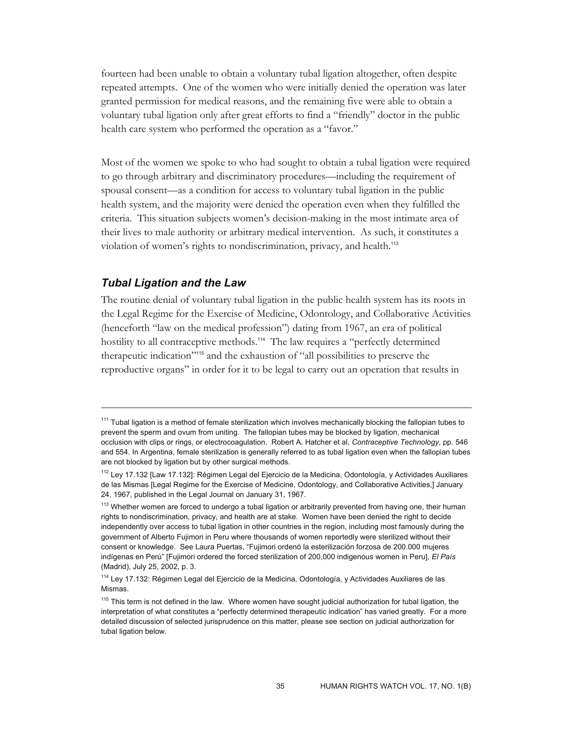fourteen had been unable to obtain a voluntary tubal ligation altogether, often despite repeated attempts. One of the women who were initially denied the operation was later granted permission for medical reasons, and the remaining five were able to obtain a voluntary tubal ligation only after great efforts to find a "friendly" doctor in the public health care system who performed the operation as a "favor."

Most of the women we spoke to who had sought to obtain a tubal ligation were required to go through arbitrary and discriminatory procedures—including the requirement of spousal consent—as a condition for access to voluntary tubal ligation in the public health system, and the majority were denied the operation even when they fulfilled the criteria. This situation subjects women's decision-making in the most intimate area of their lives to male authority or arbitrary medical intervention. As such, it constitutes a violation of women's rights to nondiscrimination, privacy, and health.[113]

### *Tubal Ligation and the Law*

The routine denial of voluntary tubal ligation in the public health system has its roots in the Legal Regime for the Exercise of Medicine, Odontology, and Collaborative Activities (henceforth "law on the medical profession") dating from 1967, an era of political hostility to all contraceptive methods.[114] The law requires a "perfectly determined therapeutic indication"[115] and the exhaustion of "all possibilities to preserve the reproductive organs" in order for it to be legal to carry out an operation that results in

---

[111] Tubal ligation is a method of female sterilization which involves mechanically blocking the fallopian tubes to prevent the sperm and ovum from uniting. The fallopian tubes may be blocked by ligation, mechanical occlusion with clips or rings, or electrocoagulation. Robert A. Hatcher et al, *Contraceptive Technology*, pp. 546 and 554. In Argentina, female sterilization is generally referred to as tubal ligation even when the fallopian tubes are not blocked by ligation but by other surgical methods.

[112] Ley 17.132 [Law 17.132]: Régimen Legal del Ejercicio de la Medicina, Odontología, y Actividades Auxiliares de las Mismas [Legal Regime for the Exercise of Medicine, Odontology, and Collaborative Activities,] January 24, 1967, published in the Legal Journal on January 31, 1967.

[113] Whether women are forced to undergo a tubal ligation or arbitrarily prevented from having one, their human rights to nondiscrimination, privacy, and health are at stake. Women have been denied the right to decide independently over access to tubal ligation in other countries in the region, including most famously during the government of Alberto Fujimori in Peru where thousands of women reportedly were sterilized without their consent or knowledge. See Laura Puertas, "Fujimori ordenó la esterilización forzosa de 200.000 mujeres indígenas en Perú" [Fujimori ordered the forced sterilization of 200,000 indigenous women in Peru], *El País* (Madrid), July 25, 2002, p. 3.

[114] Ley 17.132: Régimen Legal del Ejercicio de la Medicina, Odontología, y Actividades Auxiliares de las Mismas.

[115] This term is not defined in the law. Where women have sought judicial authorization for tubal ligation, the interpretation of what constitutes a "perfectly determined therapeutic indication" has varied greatly. For a more detailed discussion of selected jurisprudence on this matter, please see section on judicial authorization for tubal ligation below.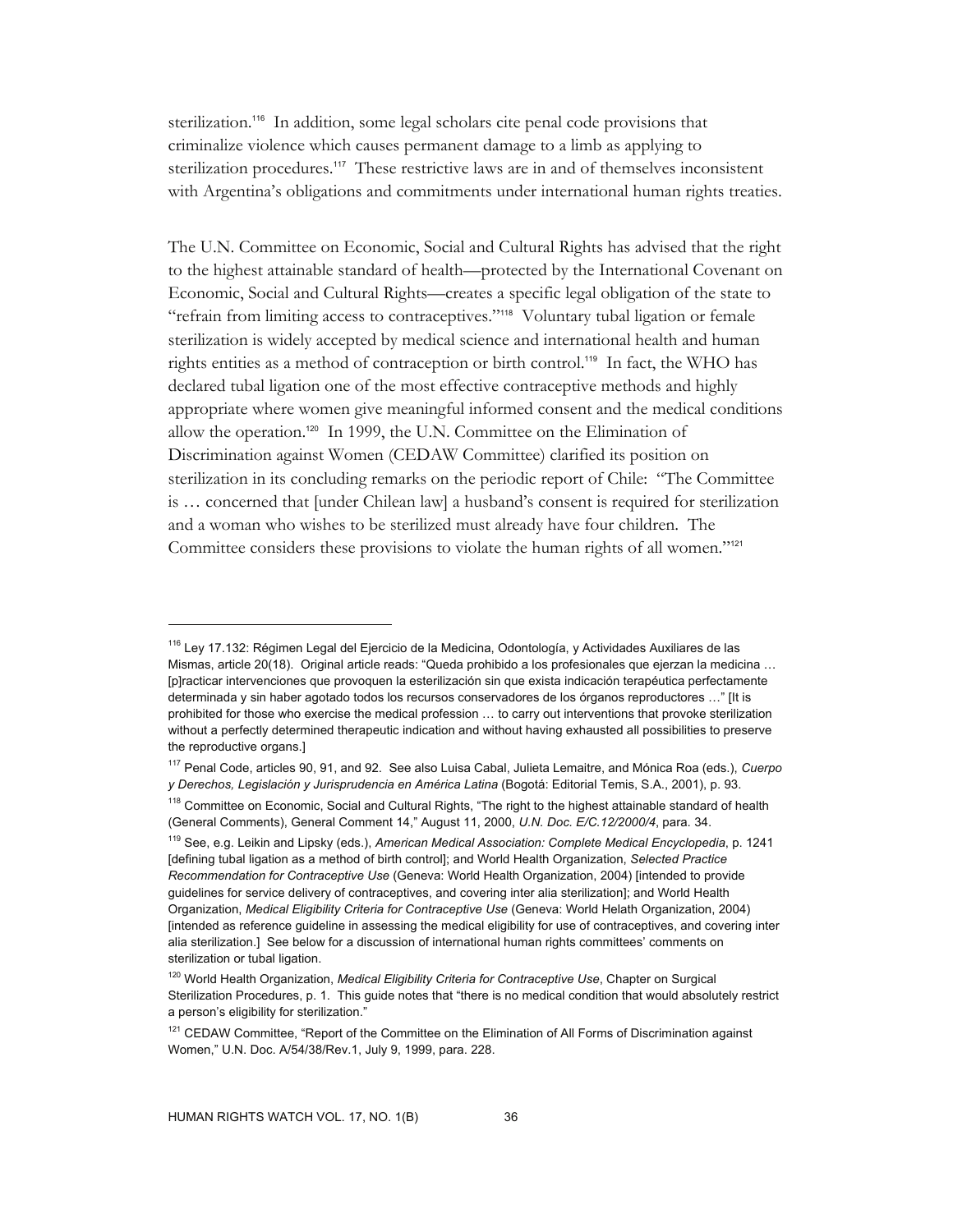sterilization.[116] In addition, some legal scholars cite penal code provisions that criminalize violence which causes permanent damage to a limb as applying to sterilization procedures.[117] These restrictive laws are in and of themselves inconsistent with Argentina's obligations and commitments under international human rights treaties.

The U.N. Committee on Economic, Social and Cultural Rights has advised that the right to the highest attainable standard of health—protected by the International Covenant on Economic, Social and Cultural Rights—creates a specific legal obligation of the state to "refrain from limiting access to contraceptives."[118] Voluntary tubal ligation or female sterilization is widely accepted by medical science and international health and human rights entities as a method of contraception or birth control.[119] In fact, the WHO has declared tubal ligation one of the most effective contraceptive methods and highly appropriate where women give meaningful informed consent and the medical conditions allow the operation.[120] In 1999, the U.N. Committee on the Elimination of Discrimination against Women (CEDAW Committee) clarified its position on sterilization in its concluding remarks on the periodic report of Chile: "The Committee is … concerned that [under Chilean law] a husband's consent is required for sterilization and a woman who wishes to be sterilized must already have four children. The Committee considers these provisions to violate the human rights of all women."[121]

---

[116] Ley 17.132: Régimen Legal del Ejercicio de la Medicina, Odontología, y Actividades Auxiliares de las Mismas, article 20(18). Original article reads: "Queda prohibido a los profesionales que ejerzan la medicina … [p]racticar intervenciones que provoquen la esterilización sin que exista indicación terapéutica perfectamente determinada y sin haber agotado todos los recursos conservadores de los órganos reproductores …" [It is prohibited for those who exercise the medical profession … to carry out interventions that provoke sterilization without a perfectly determined therapeutic indication and without having exhausted all possibilities to preserve the reproductive organs.]

[117] Penal Code, articles 90, 91, and 92. See also Luisa Cabal, Julieta Lemaitre, and Mónica Roa (eds.), *Cuerpo y Derechos, Legislación y Jurisprudencia en América Latina* (Bogotá: Editorial Temis, S.A., 2001), p. 93.

[118] Committee on Economic, Social and Cultural Rights, "The right to the highest attainable standard of health (General Comments), General Comment 14," August 11, 2000, *U.N. Doc. E/C.12/2000/4*, para. 34.

[119] See, e.g. Leikin and Lipsky (eds.), *American Medical Association: Complete Medical Encyclopedia*, p. 1241 [defining tubal ligation as a method of birth control]; and World Health Organization, *Selected Practice Recommendation for Contraceptive Use* (Geneva: World Health Organization, 2004) [intended to provide guidelines for service delivery of contraceptives, and covering inter alia sterilization]; and World Health Organization, *Medical Eligibility Criteria for Contraceptive Use* (Geneva: World Helath Organization, 2004) [intended as reference guideline in assessing the medical eligibility for use of contraceptives, and covering inter alia sterilization.] See below for a discussion of international human rights committees' comments on sterilization or tubal ligation.

[120] World Health Organization, *Medical Eligibility Criteria for Contraceptive Use*, Chapter on Surgical Sterilization Procedures, p. 1. This guide notes that "there is no medical condition that would absolutely restrict a person's eligibility for sterilization."

[121] CEDAW Committee, "Report of the Committee on the Elimination of All Forms of Discrimination against Women," U.N. Doc. A/54/38/Rev.1, July 9, 1999, para. 228.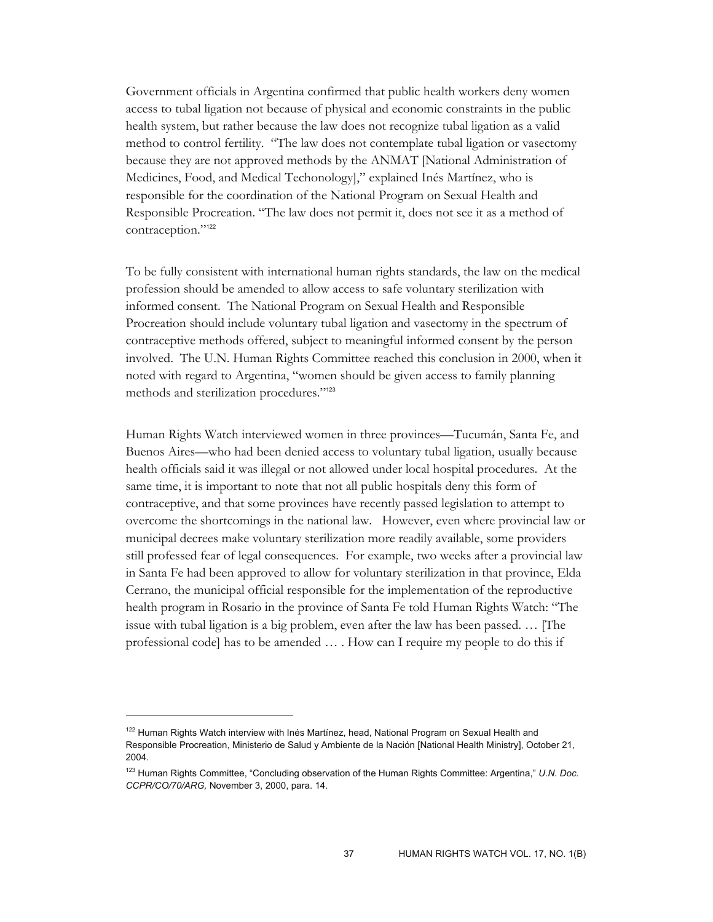Government officials in Argentina confirmed that public health workers deny women access to tubal ligation not because of physical and economic constraints in the public health system, but rather because the law does not recognize tubal ligation as a valid method to control fertility. "The law does not contemplate tubal ligation or vasectomy because they are not approved methods by the ANMAT [National Administration of Medicines, Food, and Medical Techonology]," explained Inés Martínez, who is responsible for the coordination of the National Program on Sexual Health and Responsible Procreation. "The law does not permit it, does not see it as a method of contraception."[122]

To be fully consistent with international human rights standards, the law on the medical profession should be amended to allow access to safe voluntary sterilization with informed consent. The National Program on Sexual Health and Responsible Procreation should include voluntary tubal ligation and vasectomy in the spectrum of contraceptive methods offered, subject to meaningful informed consent by the person involved. The U.N. Human Rights Committee reached this conclusion in 2000, when it noted with regard to Argentina, "women should be given access to family planning methods and sterilization procedures."[123]

Human Rights Watch interviewed women in three provinces—Tucumán, Santa Fe, and Buenos Aires—who had been denied access to voluntary tubal ligation, usually because health officials said it was illegal or not allowed under local hospital procedures. At the same time, it is important to note that not all public hospitals deny this form of contraceptive, and that some provinces have recently passed legislation to attempt to overcome the shortcomings in the national law. However, even where provincial law or municipal decrees make voluntary sterilization more readily available, some providers still professed fear of legal consequences. For example, two weeks after a provincial law in Santa Fe had been approved to allow for voluntary sterilization in that province, Elda Cerrano, the municipal official responsible for the implementation of the reproductive health program in Rosario in the province of Santa Fe told Human Rights Watch: "The issue with tubal ligation is a big problem, even after the law has been passed. … [The professional code] has to be amended … . How can I require my people to do this if

---

[122] Human Rights Watch interview with Inés Martínez, head, National Program on Sexual Health and Responsible Procreation, Ministerio de Salud y Ambiente de la Nación [National Health Ministry], October 21, 2004.

[123] Human Rights Committee, "Concluding observation of the Human Rights Committee: Argentina," *U.N. Doc. CCPR/CO/70/ARG,* November 3, 2000, para. 14.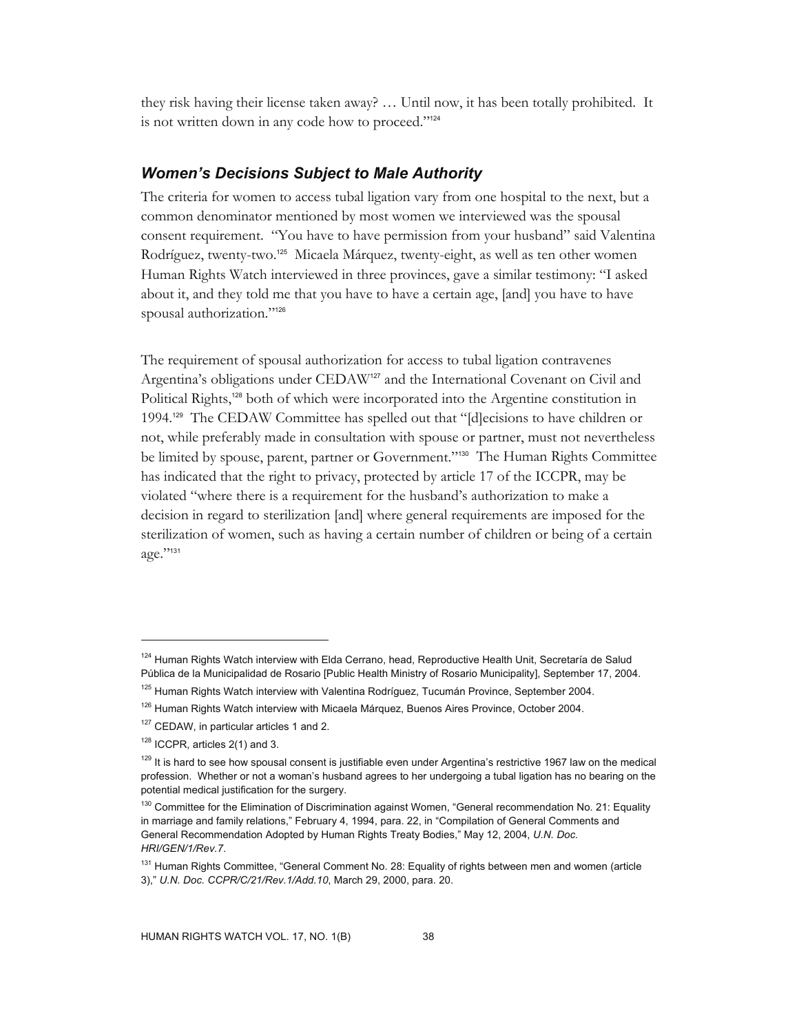they risk having their license taken away? … Until now, it has been totally prohibited. It is not written down in any code how to proceed."[124]

### *Women's Decisions Subject to Male Authority*

The criteria for women to access tubal ligation vary from one hospital to the next, but a common denominator mentioned by most women we interviewed was the spousal consent requirement. "You have to have permission from your husband" said Valentina Rodríguez, twenty-two.[125] Micaela Márquez, twenty-eight, as well as ten other women Human Rights Watch interviewed in three provinces, gave a similar testimony: "I asked about it, and they told me that you have to have a certain age, [and] you have to have spousal authorization."[126]

The requirement of spousal authorization for access to tubal ligation contravenes Argentina's obligations under CEDAW[127] and the International Covenant on Civil and Political Rights,[128] both of which were incorporated into the Argentine constitution in 1994.[129] The CEDAW Committee has spelled out that "[d]ecisions to have children or not, while preferably made in consultation with spouse or partner, must not nevertheless be limited by spouse, parent, partner or Government."[130] The Human Rights Committee has indicated that the right to privacy, protected by article 17 of the ICCPR, may be violated "where there is a requirement for the husband's authorization to make a decision in regard to sterilization [and] where general requirements are imposed for the sterilization of women, such as having a certain number of children or being of a certain age."[131]

---

[124] Human Rights Watch interview with Elda Cerrano, head, Reproductive Health Unit, Secretaría de Salud Pública de la Municipalidad de Rosario [Public Health Ministry of Rosario Municipality], September 17, 2004.

[125] Human Rights Watch interview with Valentina Rodríguez, Tucumán Province, September 2004.

[126] Human Rights Watch interview with Micaela Márquez, Buenos Aires Province, October 2004.

[127] CEDAW, in particular articles 1 and 2.

[128] ICCPR, articles 2(1) and 3.

[129] It is hard to see how spousal consent is justifiable even under Argentina's restrictive 1967 law on the medical profession. Whether or not a woman's husband agrees to her undergoing a tubal ligation has no bearing on the potential medical justification for the surgery.

[130] Committee for the Elimination of Discrimination against Women, "General recommendation No. 21: Equality in marriage and family relations," February 4, 1994, para. 22, in "Compilation of General Comments and General Recommendation Adopted by Human Rights Treaty Bodies," May 12, 2004, *U.N. Doc. HRI/GEN/1/Rev.7*.

[131] Human Rights Committee, "General Comment No. 28: Equality of rights between men and women (article 3)," *U.N. Doc. CCPR/C/21/Rev.1/Add.10*, March 29, 2000, para. 20.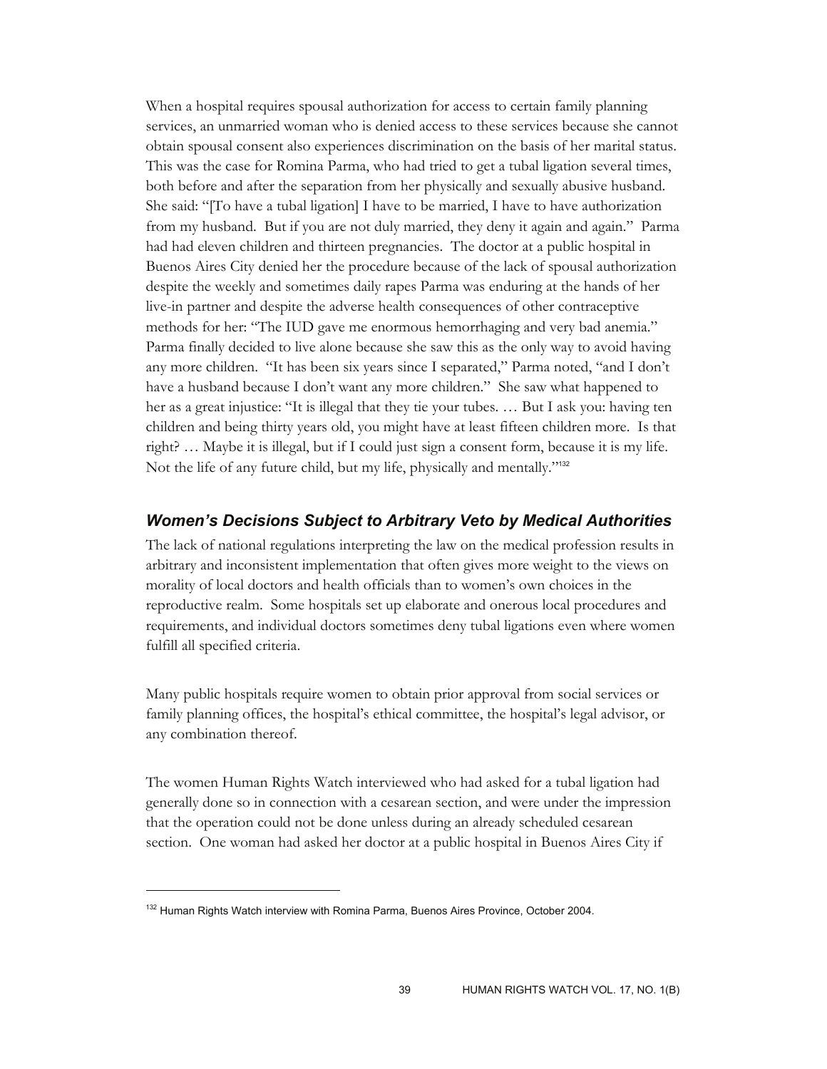When a hospital requires spousal authorization for access to certain family planning services, an unmarried woman who is denied access to these services because she cannot obtain spousal consent also experiences discrimination on the basis of her marital status. This was the case for Romina Parma, who had tried to get a tubal ligation several times, both before and after the separation from her physically and sexually abusive husband. She said: "[To have a tubal ligation] I have to be married, I have to have authorization from my husband. But if you are not duly married, they deny it again and again." Parma had had eleven children and thirteen pregnancies. The doctor at a public hospital in Buenos Aires City denied her the procedure because of the lack of spousal authorization despite the weekly and sometimes daily rapes Parma was enduring at the hands of her live-in partner and despite the adverse health consequences of other contraceptive methods for her: "The IUD gave me enormous hemorrhaging and very bad anemia." Parma finally decided to live alone because she saw this as the only way to avoid having any more children. "It has been six years since I separated," Parma noted, "and I don't have a husband because I don't want any more children." She saw what happened to her as a great injustice: "It is illegal that they tie your tubes. … But I ask you: having ten children and being thirty years old, you might have at least fifteen children more. Is that right? … Maybe it is illegal, but if I could just sign a consent form, because it is my life. Not the life of any future child, but my life, physically and mentally."[132]

### *Women's Decisions Subject to Arbitrary Veto by Medical Authorities*

The lack of national regulations interpreting the law on the medical profession results in arbitrary and inconsistent implementation that often gives more weight to the views on morality of local doctors and health officials than to women's own choices in the reproductive realm. Some hospitals set up elaborate and onerous local procedures and requirements, and individual doctors sometimes deny tubal ligations even where women fulfill all specified criteria.

Many public hospitals require women to obtain prior approval from social services or family planning offices, the hospital's ethical committee, the hospital's legal advisor, or any combination thereof.

The women Human Rights Watch interviewed who had asked for a tubal ligation had generally done so in connection with a cesarean section, and were under the impression that the operation could not be done unless during an already scheduled cesarean section. One woman had asked her doctor at a public hospital in Buenos Aires City if

---

[132] Human Rights Watch interview with Romina Parma, Buenos Aires Province, October 2004.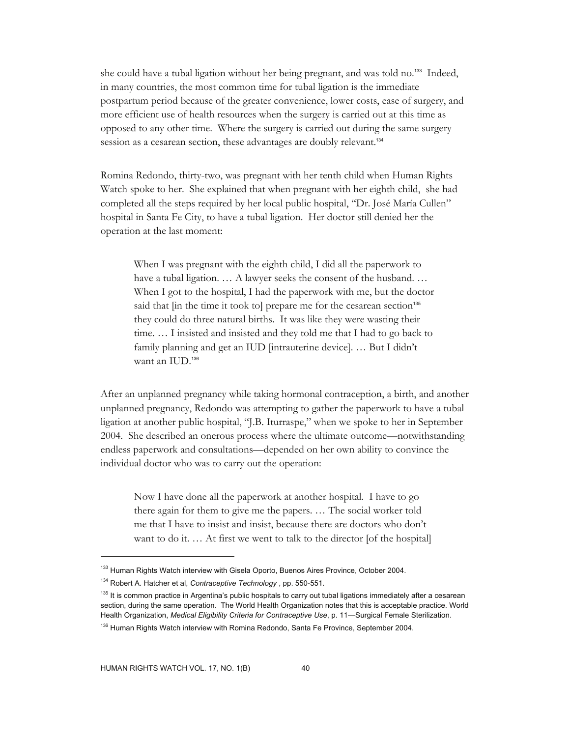she could have a tubal ligation without her being pregnant, and was told no.[133] Indeed, in many countries, the most common time for tubal ligation is the immediate postpartum period because of the greater convenience, lower costs, ease of surgery, and more efficient use of health resources when the surgery is carried out at this time as opposed to any other time. Where the surgery is carried out during the same surgery session as a cesarean section, these advantages are doubly relevant.[134]

Romina Redondo, thirty-two, was pregnant with her tenth child when Human Rights Watch spoke to her. She explained that when pregnant with her eighth child, she had completed all the steps required by her local public hospital, "Dr. José María Cullen" hospital in Santa Fe City, to have a tubal ligation. Her doctor still denied her the operation at the last moment:

> When I was pregnant with the eighth child, I did all the paperwork to have a tubal ligation. … A lawyer seeks the consent of the husband. … When I got to the hospital, I had the paperwork with me, but the doctor said that [in the time it took to] prepare me for the cesarean section[135] they could do three natural births. It was like they were wasting their time. … I insisted and insisted and they told me that I had to go back to family planning and get an IUD [intrauterine device]. … But I didn't want an IUD.[136]

After an unplanned pregnancy while taking hormonal contraception, a birth, and another unplanned pregnancy, Redondo was attempting to gather the paperwork to have a tubal ligation at another public hospital, "J.B. Iturraspe," when we spoke to her in September 2004. She described an onerous process where the ultimate outcome—notwithstanding endless paperwork and consultations—depended on her own ability to convince the individual doctor who was to carry out the operation:

> Now I have done all the paperwork at another hospital. I have to go there again for them to give me the papers. … The social worker told me that I have to insist and insist, because there are doctors who don't want to do it. … At first we went to talk to the director [of the hospital]

---

[133] Human Rights Watch interview with Gisela Oporto, Buenos Aires Province, October 2004.

[134] Robert A. Hatcher et al, *Contraceptive Technology* , pp. 550-551.

[135] It is common practice in Argentina's public hospitals to carry out tubal ligations immediately after a cesarean section, during the same operation. The World Health Organization notes that this is acceptable practice. World Health Organization, *Medical Eligibility Criteria for Contraceptive Use*, p. 11—Surgical Female Sterilization.

[136] Human Rights Watch interview with Romina Redondo, Santa Fe Province, September 2004.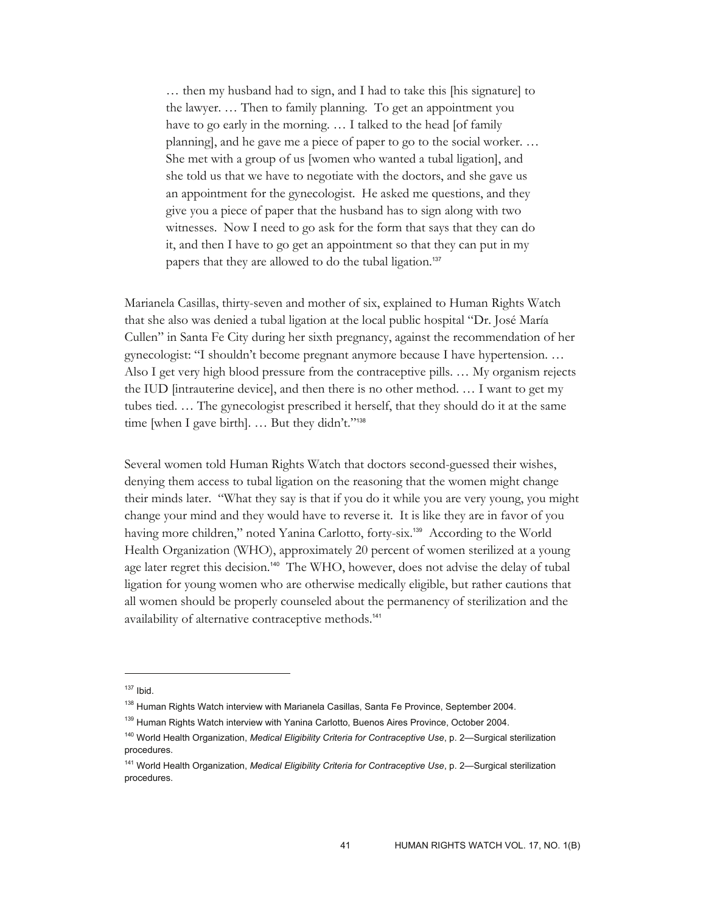> … then my husband had to sign, and I had to take this [his signature] to the lawyer. … Then to family planning. To get an appointment you have to go early in the morning. … I talked to the head [of family planning], and he gave me a piece of paper to go to the social worker. … She met with a group of us [women who wanted a tubal ligation], and she told us that we have to negotiate with the doctors, and she gave us an appointment for the gynecologist. He asked me questions, and they give you a piece of paper that the husband has to sign along with two witnesses. Now I need to go ask for the form that says that they can do it, and then I have to go get an appointment so that they can put in my papers that they are allowed to do the tubal ligation.[137]

Marianela Casillas, thirty-seven and mother of six, explained to Human Rights Watch that she also was denied a tubal ligation at the local public hospital "Dr. José María Cullen" in Santa Fe City during her sixth pregnancy, against the recommendation of her gynecologist: "I shouldn't become pregnant anymore because I have hypertension. … Also I get very high blood pressure from the contraceptive pills. … My organism rejects the IUD [intrauterine device], and then there is no other method. … I want to get my tubes tied. … The gynecologist prescribed it herself, that they should do it at the same time [when I gave birth]. … But they didn't."[138]

Several women told Human Rights Watch that doctors second-guessed their wishes, denying them access to tubal ligation on the reasoning that the women might change their minds later. "What they say is that if you do it while you are very young, you might change your mind and they would have to reverse it. It is like they are in favor of you having more children," noted Yanina Carlotto, forty-six.[139] According to the World Health Organization (WHO), approximately 20 percent of women sterilized at a young age later regret this decision.[140] The WHO, however, does not advise the delay of tubal ligation for young women who are otherwise medically eligible, but rather cautions that all women should be properly counseled about the permanency of sterilization and the availability of alternative contraceptive methods.[141]

---

[137] Ibid.

[138] Human Rights Watch interview with Marianela Casillas, Santa Fe Province, September 2004.

[139] Human Rights Watch interview with Yanina Carlotto, Buenos Aires Province, October 2004.

[140] World Health Organization, *Medical Eligibility Criteria for Contraceptive Use*, p. 2—Surgical sterilization procedures.

[141] World Health Organization, *Medical Eligibility Criteria for Contraceptive Use*, p. 2—Surgical sterilization procedures.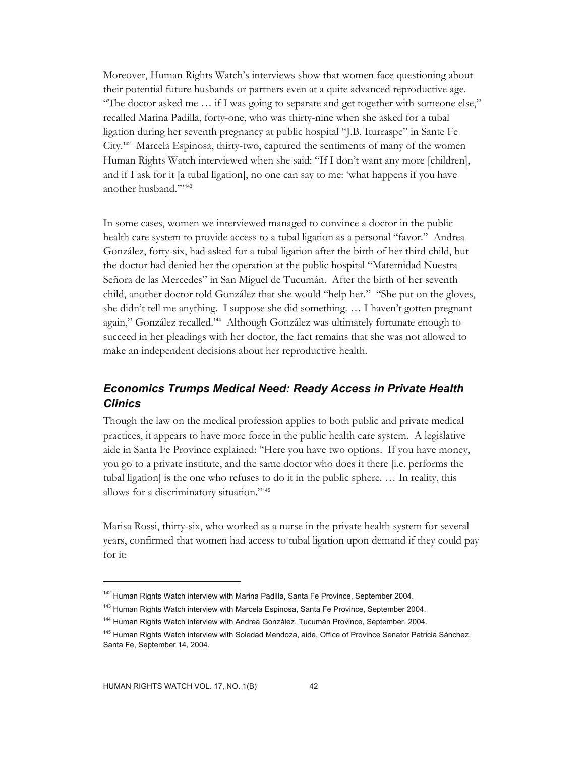Moreover, Human Rights Watch's interviews show that women face questioning about their potential future husbands or partners even at a quite advanced reproductive age. "The doctor asked me … if I was going to separate and get together with someone else," recalled Marina Padilla, forty-one, who was thirty-nine when she asked for a tubal ligation during her seventh pregnancy at public hospital "J.B. Iturraspe" in Sante Fe City.[142] Marcela Espinosa, thirty-two, captured the sentiments of many of the women Human Rights Watch interviewed when she said: "If I don't want any more [children], and if I ask for it [a tubal ligation], no one can say to me: 'what happens if you have another husband.'"[143]

In some cases, women we interviewed managed to convince a doctor in the public health care system to provide access to a tubal ligation as a personal "favor." Andrea González, forty-six, had asked for a tubal ligation after the birth of her third child, but the doctor had denied her the operation at the public hospital "Maternidad Nuestra Señora de las Mercedes" in San Miguel de Tucumán. After the birth of her seventh child, another doctor told González that she would "help her." "She put on the gloves, she didn't tell me anything. I suppose she did something. … I haven't gotten pregnant again," González recalled.[144] Although González was ultimately fortunate enough to succeed in her pleadings with her doctor, the fact remains that she was not allowed to make an independent decisions about her reproductive health.

## *Economics Trumps Medical Need: Ready Access in Private Health Clinics*

Though the law on the medical profession applies to both public and private medical practices, it appears to have more force in the public health care system. A legislative aide in Santa Fe Province explained: "Here you have two options. If you have money, you go to a private institute, and the same doctor who does it there [i.e. performs the tubal ligation] is the one who refuses to do it in the public sphere. … In reality, this allows for a discriminatory situation."[145]

Marisa Rossi, thirty-six, who worked as a nurse in the private health system for several years, confirmed that women had access to tubal ligation upon demand if they could pay for it:

---

[142] Human Rights Watch interview with Marina Padilla, Santa Fe Province, September 2004.

[143] Human Rights Watch interview with Marcela Espinosa, Santa Fe Province, September 2004.

[144] Human Rights Watch interview with Andrea González, Tucumán Province, September, 2004.

[145] Human Rights Watch interview with Soledad Mendoza, aide, Office of Province Senator Patricia Sánchez, Santa Fe, September 14, 2004.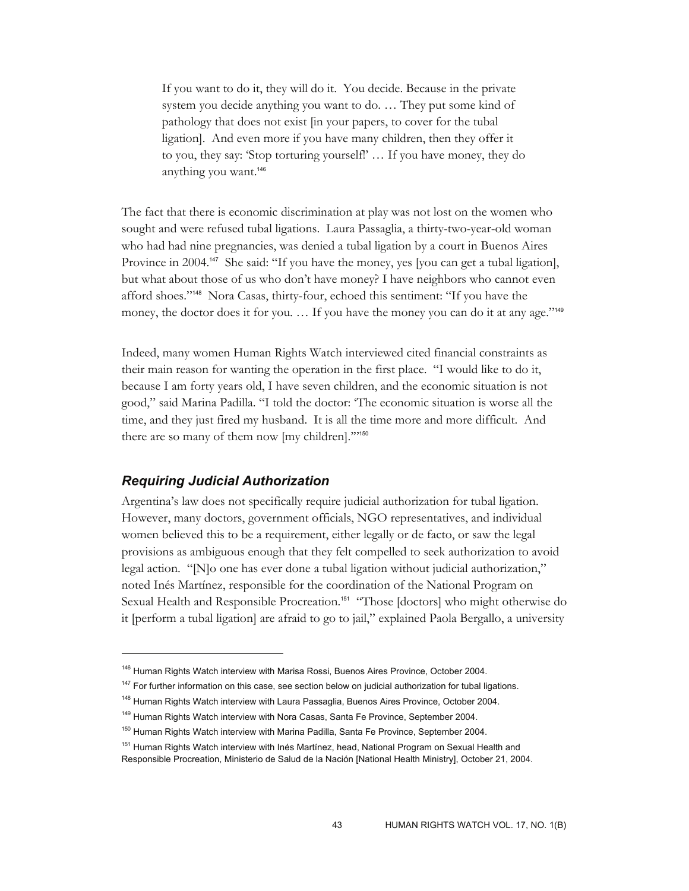> If you want to do it, they will do it. You decide. Because in the private system you decide anything you want to do. … They put some kind of pathology that does not exist [in your papers, to cover for the tubal ligation]. And even more if you have many children, then they offer it to you, they say: 'Stop torturing yourself!' … If you have money, they do anything you want.[146]

The fact that there is economic discrimination at play was not lost on the women who sought and were refused tubal ligations. Laura Passaglia, a thirty-two-year-old woman who had had nine pregnancies, was denied a tubal ligation by a court in Buenos Aires Province in 2004.[147] She said: "If you have the money, yes [you can get a tubal ligation], but what about those of us who don't have money? I have neighbors who cannot even afford shoes."[148] Nora Casas, thirty-four, echoed this sentiment: "If you have the money, the doctor does it for you. … If you have the money you can do it at any age."[149]

Indeed, many women Human Rights Watch interviewed cited financial constraints as their main reason for wanting the operation in the first place. "I would like to do it, because I am forty years old, I have seven children, and the economic situation is not good," said Marina Padilla. "I told the doctor: 'The economic situation is worse all the time, and they just fired my husband. It is all the time more and more difficult. And there are so many of them now [my children].'"[150]

### *Requiring Judicial Authorization*

Argentina's law does not specifically require judicial authorization for tubal ligation. However, many doctors, government officials, NGO representatives, and individual women believed this to be a requirement, either legally or de facto, or saw the legal provisions as ambiguous enough that they felt compelled to seek authorization to avoid legal action. "[N]o one has ever done a tubal ligation without judicial authorization," noted Inés Martínez, responsible for the coordination of the National Program on Sexual Health and Responsible Procreation.[151] "Those [doctors] who might otherwise do it [perform a tubal ligation] are afraid to go to jail," explained Paola Bergallo, a university

---

[146] Human Rights Watch interview with Marisa Rossi, Buenos Aires Province, October 2004.

[147] For further information on this case, see section below on judicial authorization for tubal ligations.

[148] Human Rights Watch interview with Laura Passaglia, Buenos Aires Province, October 2004.

[149] Human Rights Watch interview with Nora Casas, Santa Fe Province, September 2004.

[150] Human Rights Watch interview with Marina Padilla, Santa Fe Province, September 2004.

[151] Human Rights Watch interview with Inés Martínez, head, National Program on Sexual Health and Responsible Procreation, Ministerio de Salud de la Nación [National Health Ministry], October 21, 2004.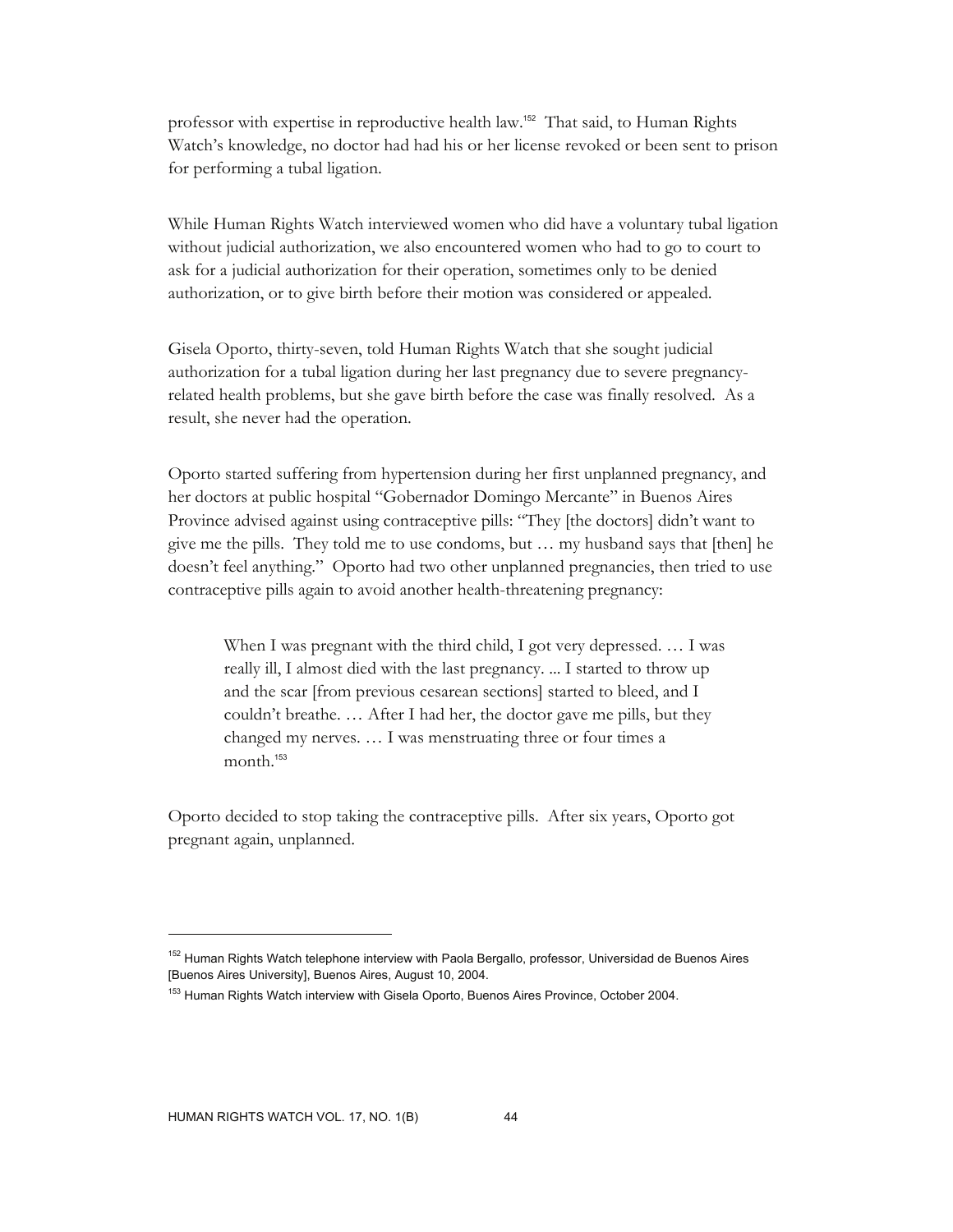professor with expertise in reproductive health law.[152] That said, to Human Rights Watch's knowledge, no doctor had had his or her license revoked or been sent to prison for performing a tubal ligation.

While Human Rights Watch interviewed women who did have a voluntary tubal ligation without judicial authorization, we also encountered women who had to go to court to ask for a judicial authorization for their operation, sometimes only to be denied authorization, or to give birth before their motion was considered or appealed.

Gisela Oporto, thirty-seven, told Human Rights Watch that she sought judicial authorization for a tubal ligation during her last pregnancy due to severe pregnancy-related health problems, but she gave birth before the case was finally resolved. As a result, she never had the operation.

Oporto started suffering from hypertension during her first unplanned pregnancy, and her doctors at public hospital "Gobernador Domingo Mercante" in Buenos Aires Province advised against using contraceptive pills: "They [the doctors] didn't want to give me the pills. They told me to use condoms, but … my husband says that [then] he doesn't feel anything." Oporto had two other unplanned pregnancies, then tried to use contraceptive pills again to avoid another health-threatening pregnancy:

> When I was pregnant with the third child, I got very depressed. … I was really ill, I almost died with the last pregnancy. ... I started to throw up and the scar [from previous cesarean sections] started to bleed, and I couldn't breathe. … After I had her, the doctor gave me pills, but they changed my nerves. … I was menstruating three or four times a month.[153]

Oporto decided to stop taking the contraceptive pills. After six years, Oporto got pregnant again, unplanned.

---

[152] Human Rights Watch telephone interview with Paola Bergallo, professor, Universidad de Buenos Aires [Buenos Aires University], Buenos Aires, August 10, 2004.

[153] Human Rights Watch interview with Gisela Oporto, Buenos Aires Province, October 2004.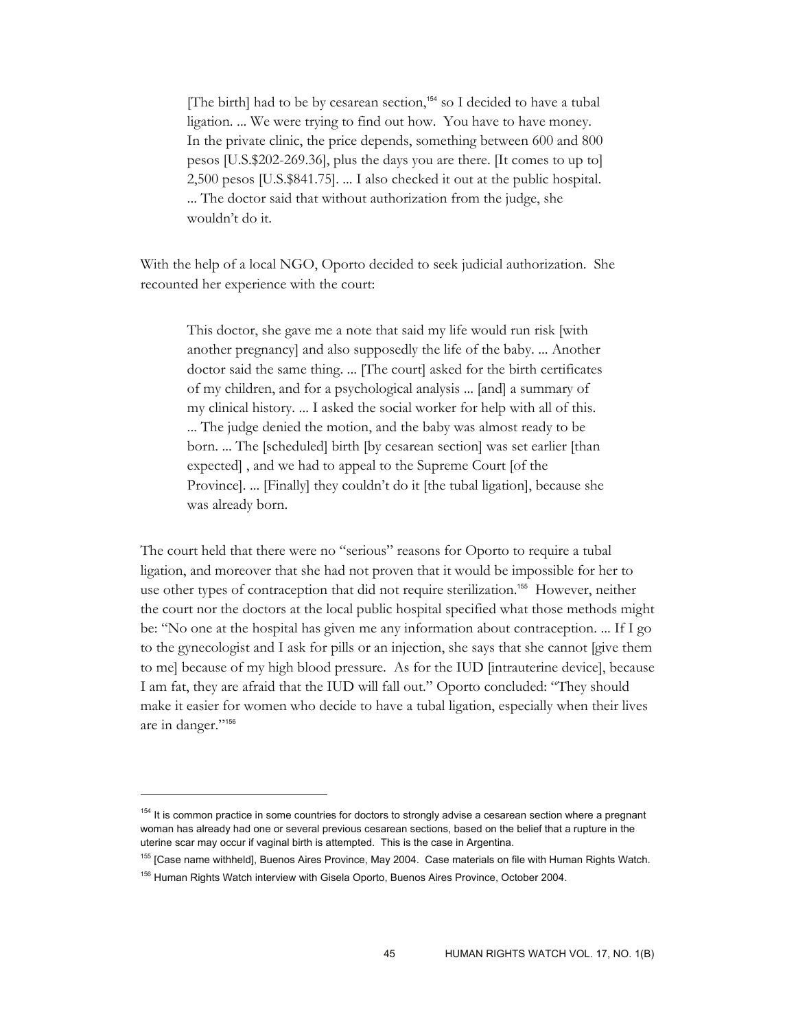> [The birth] had to be by cesarean section,[154] so I decided to have a tubal ligation. ... We were trying to find out how. You have to have money. In the private clinic, the price depends, something between 600 and 800 pesos [U.S.$202-269.36], plus the days you are there. [It comes to up to] 2,500 pesos [U.S.$841.75]. ... I also checked it out at the public hospital. ... The doctor said that without authorization from the judge, she wouldn't do it.

With the help of a local NGO, Oporto decided to seek judicial authorization. She recounted her experience with the court:

> This doctor, she gave me a note that said my life would run risk [with another pregnancy] and also supposedly the life of the baby. ... Another doctor said the same thing. ... [The court] asked for the birth certificates of my children, and for a psychological analysis ... [and] a summary of my clinical history. ... I asked the social worker for help with all of this. ... The judge denied the motion, and the baby was almost ready to be born. ... The [scheduled] birth [by cesarean section] was set earlier [than expected] , and we had to appeal to the Supreme Court [of the Province]. ... [Finally] they couldn't do it [the tubal ligation], because she was already born.

The court held that there were no "serious" reasons for Oporto to require a tubal ligation, and moreover that she had not proven that it would be impossible for her to use other types of contraception that did not require sterilization.[155] However, neither the court nor the doctors at the local public hospital specified what those methods might be: "No one at the hospital has given me any information about contraception. ... If I go to the gynecologist and I ask for pills or an injection, she says that she cannot [give them to me] because of my high blood pressure. As for the IUD [intrauterine device], because I am fat, they are afraid that the IUD will fall out." Oporto concluded: "They should make it easier for women who decide to have a tubal ligation, especially when their lives are in danger."[156]

---

[154] It is common practice in some countries for doctors to strongly advise a cesarean section where a pregnant woman has already had one or several previous cesarean sections, based on the belief that a rupture in the uterine scar may occur if vaginal birth is attempted. This is the case in Argentina.

[155] [Case name withheld], Buenos Aires Province, May 2004. Case materials on file with Human Rights Watch.

[156] Human Rights Watch interview with Gisela Oporto, Buenos Aires Province, October 2004.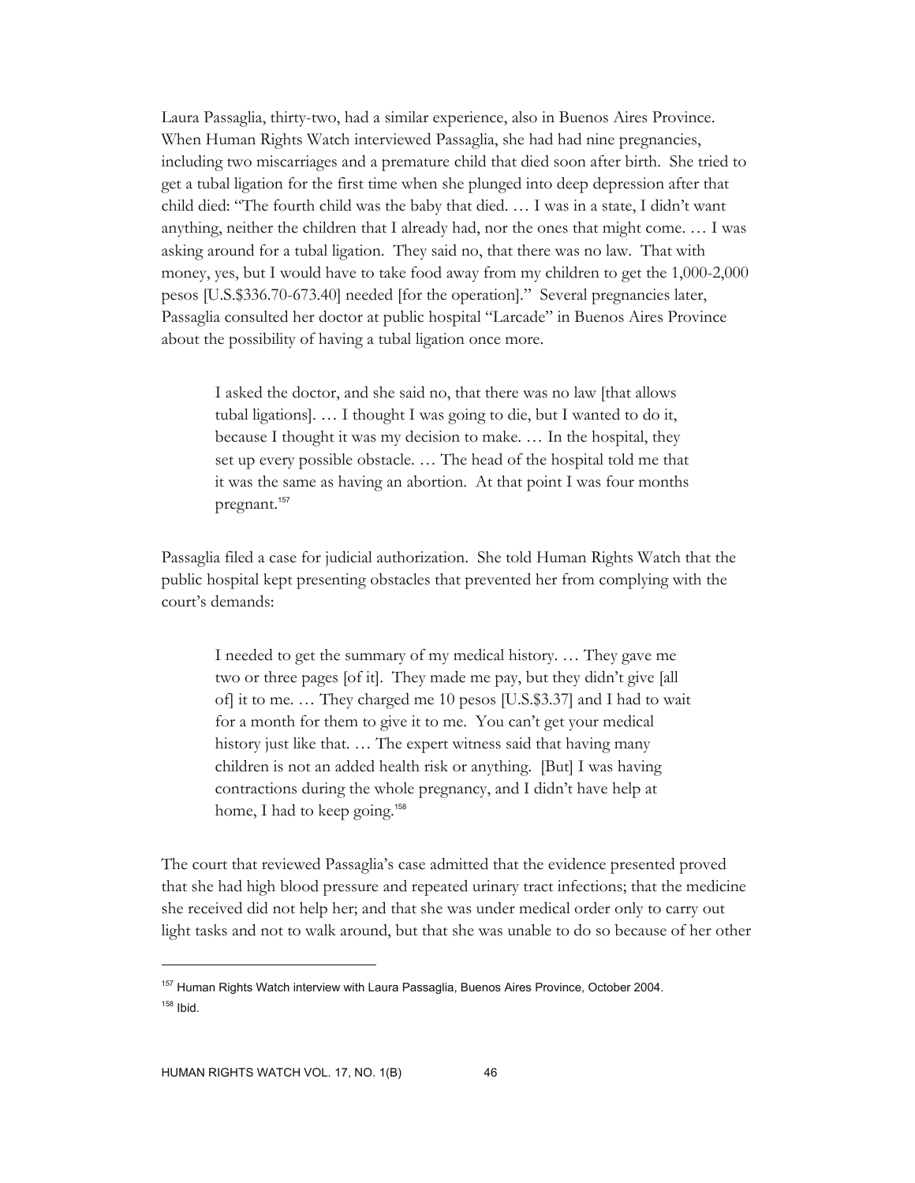Laura Passaglia, thirty-two, had a similar experience, also in Buenos Aires Province. When Human Rights Watch interviewed Passaglia, she had had nine pregnancies, including two miscarriages and a premature child that died soon after birth. She tried to get a tubal ligation for the first time when she plunged into deep depression after that child died: "The fourth child was the baby that died. … I was in a state, I didn't want anything, neither the children that I already had, nor the ones that might come. … I was asking around for a tubal ligation. They said no, that there was no law. That with money, yes, but I would have to take food away from my children to get the 1,000-2,000 pesos [U.S.$336.70-673.40] needed [for the operation]." Several pregnancies later, Passaglia consulted her doctor at public hospital "Larcade" in Buenos Aires Province about the possibility of having a tubal ligation once more.

> I asked the doctor, and she said no, that there was no law [that allows tubal ligations]. … I thought I was going to die, but I wanted to do it, because I thought it was my decision to make. … In the hospital, they set up every possible obstacle. … The head of the hospital told me that it was the same as having an abortion. At that point I was four months pregnant.[157]

Passaglia filed a case for judicial authorization. She told Human Rights Watch that the public hospital kept presenting obstacles that prevented her from complying with the court's demands:

> I needed to get the summary of my medical history. … They gave me two or three pages [of it]. They made me pay, but they didn't give [all of] it to me. … They charged me 10 pesos [U.S.$3.37] and I had to wait for a month for them to give it to me. You can't get your medical history just like that. … The expert witness said that having many children is not an added health risk or anything. [But] I was having contractions during the whole pregnancy, and I didn't have help at home, I had to keep going.[158]

The court that reviewed Passaglia's case admitted that the evidence presented proved that she had high blood pressure and repeated urinary tract infections; that the medicine she received did not help her; and that she was under medical order only to carry out light tasks and not to walk around, but that she was unable to do so because of her other

---

[157] Human Rights Watch interview with Laura Passaglia, Buenos Aires Province, October 2004.

[158] Ibid.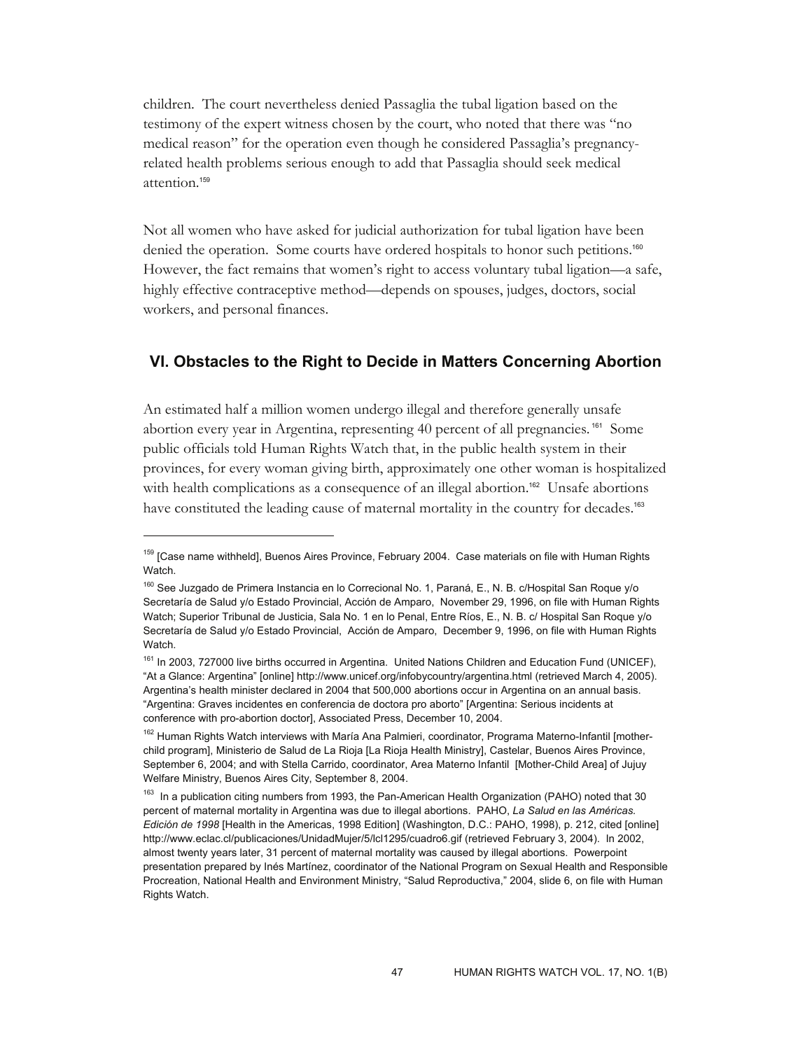children. The court nevertheless denied Passaglia the tubal ligation based on the testimony of the expert witness chosen by the court, who noted that there was "no medical reason" for the operation even though he considered Passaglia's pregnancy-related health problems serious enough to add that Passaglia should seek medical attention.[159]

Not all women who have asked for judicial authorization for tubal ligation have been denied the operation. Some courts have ordered hospitals to honor such petitions.[160] However, the fact remains that women's right to access voluntary tubal ligation—a safe, highly effective contraceptive method—depends on spouses, judges, doctors, social workers, and personal finances.

## VI. Obstacles to the Right to Decide in Matters Concerning Abortion

An estimated half a million women undergo illegal and therefore generally unsafe abortion every year in Argentina, representing 40 percent of all pregnancies.[161] Some public officials told Human Rights Watch that, in the public health system in their provinces, for every woman giving birth, approximately one other woman is hospitalized with health complications as a consequence of an illegal abortion.[162] Unsafe abortions have constituted the leading cause of maternal mortality in the country for decades.[163]

---

[159] [Case name withheld], Buenos Aires Province, February 2004. Case materials on file with Human Rights Watch.

[160] See Juzgado de Primera Instancia en lo Correcional No. 1, Paraná, E., N. B. c/Hospital San Roque y/o Secretaría de Salud y/o Estado Provincial, Acción de Amparo, November 29, 1996, on file with Human Rights Watch; Superior Tribunal de Justicia, Sala No. 1 en lo Penal, Entre Ríos, E., N. B. c/ Hospital San Roque y/o Secretaría de Salud y/o Estado Provincial, Acción de Amparo, December 9, 1996, on file with Human Rights Watch.

[161] In 2003, 727000 live births occurred in Argentina. United Nations Children and Education Fund (UNICEF), "At a Glance: Argentina" [online] http://www.unicef.org/infobycountry/argentina.html (retrieved March 4, 2005). Argentina's health minister declared in 2004 that 500,000 abortions occur in Argentina on an annual basis. "Argentina: Graves incidentes en conferencia de doctora pro aborto" [Argentina: Serious incidents at conference with pro-abortion doctor], Associated Press, December 10, 2004.

[162] Human Rights Watch interviews with María Ana Palmieri, coordinator, Programa Materno-Infantil [mother-child program], Ministerio de Salud de La Rioja [La Rioja Health Ministry], Castelar, Buenos Aires Province, September 6, 2004; and with Stella Carrido, coordinator, Area Materno Infantil [Mother-Child Area] of Jujuy Welfare Ministry, Buenos Aires City, September 8, 2004.

[163] In a publication citing numbers from 1993, the Pan-American Health Organization (PAHO) noted that 30 percent of maternal mortality in Argentina was due to illegal abortions. PAHO, *La Salud en las Américas. Edición de 1998* [Health in the Americas, 1998 Edition] (Washington, D.C.: PAHO, 1998), p. 212, cited [online] http://www.eclac.cl/publicaciones/UnidadMujer/5/lcl1295/cuadro6.gif (retrieved February 3, 2004). In 2002, almost twenty years later, 31 percent of maternal mortality was caused by illegal abortions. Powerpoint presentation prepared by Inés Martínez, coordinator of the National Program on Sexual Health and Responsible Procreation, National Health and Environment Ministry, "Salud Reproductiva," 2004, slide 6, on file with Human Rights Watch.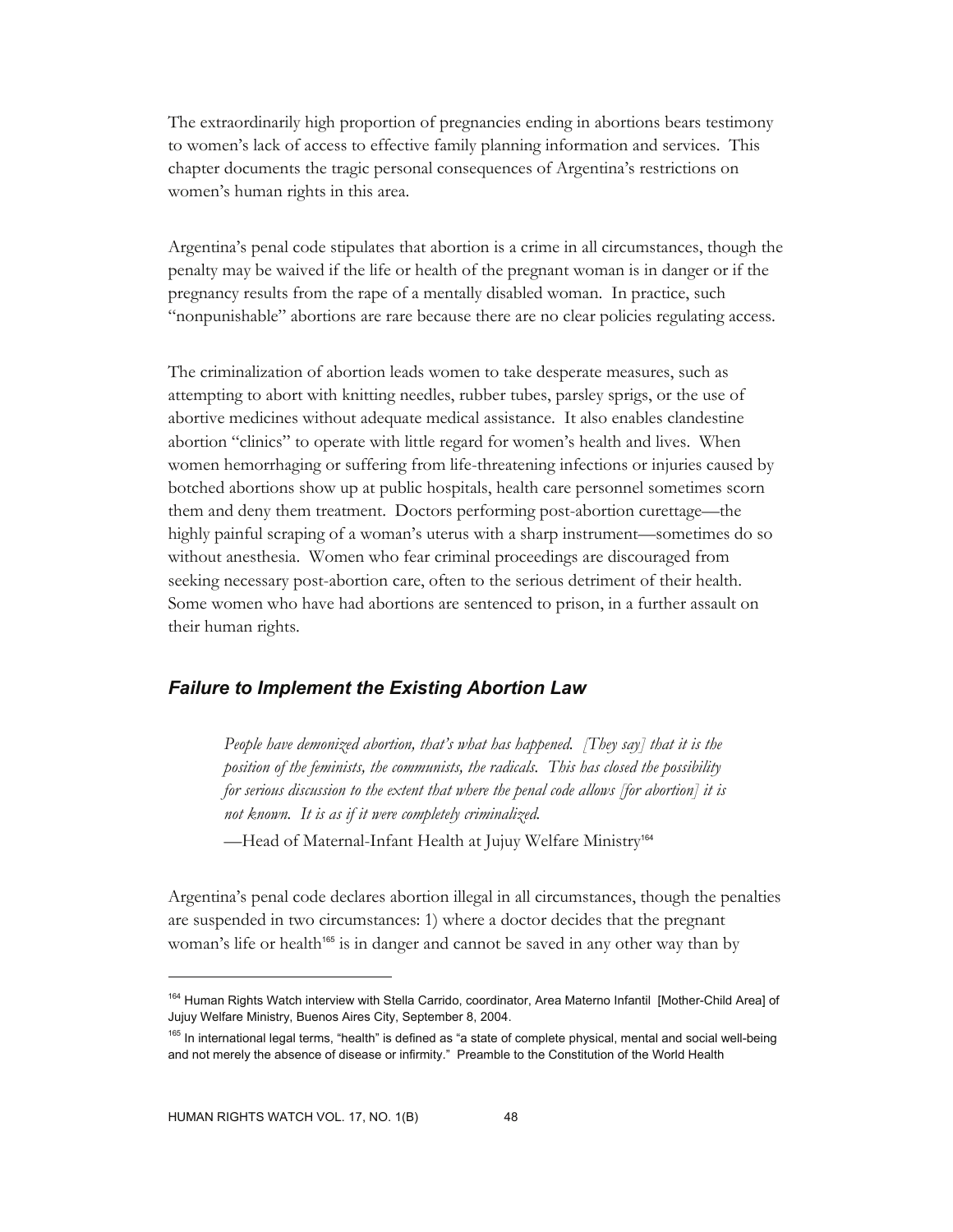The extraordinarily high proportion of pregnancies ending in abortions bears testimony to women's lack of access to effective family planning information and services. This chapter documents the tragic personal consequences of Argentina's restrictions on women's human rights in this area.

Argentina's penal code stipulates that abortion is a crime in all circumstances, though the penalty may be waived if the life or health of the pregnant woman is in danger or if the pregnancy results from the rape of a mentally disabled woman. In practice, such "nonpunishable" abortions are rare because there are no clear policies regulating access.

The criminalization of abortion leads women to take desperate measures, such as attempting to abort with knitting needles, rubber tubes, parsley sprigs, or the use of abortive medicines without adequate medical assistance. It also enables clandestine abortion "clinics" to operate with little regard for women's health and lives. When women hemorrhaging or suffering from life-threatening infections or injuries caused by botched abortions show up at public hospitals, health care personnel sometimes scorn them and deny them treatment. Doctors performing post-abortion curettage—the highly painful scraping of a woman's uterus with a sharp instrument—sometimes do so without anesthesia. Women who fear criminal proceedings are discouraged from seeking necessary post-abortion care, often to the serious detriment of their health. Some women who have had abortions are sentenced to prison, in a further assault on their human rights.

## *Failure to Implement the Existing Abortion Law*

> *People have demonized abortion, that's what has happened. [They say] that it is the position of the feminists, the communists, the radicals. This has closed the possibility for serious discussion to the extent that where the penal code allows [for abortion] it is not known. It is as if it were completely criminalized.*
>
> —Head of Maternal-Infant Health at Jujuy Welfare Ministry[164]

Argentina's penal code declares abortion illegal in all circumstances, though the penalties are suspended in two circumstances: 1) where a doctor decides that the pregnant woman's life or health[165] is in danger and cannot be saved in any other way than by

---

[164] Human Rights Watch interview with Stella Carrido, coordinator, Area Materno Infantil [Mother-Child Area] of Jujuy Welfare Ministry, Buenos Aires City, September 8, 2004.

[165] In international legal terms, "health" is defined as "a state of complete physical, mental and social well-being and not merely the absence of disease or infirmity." Preamble to the Constitution of the World Health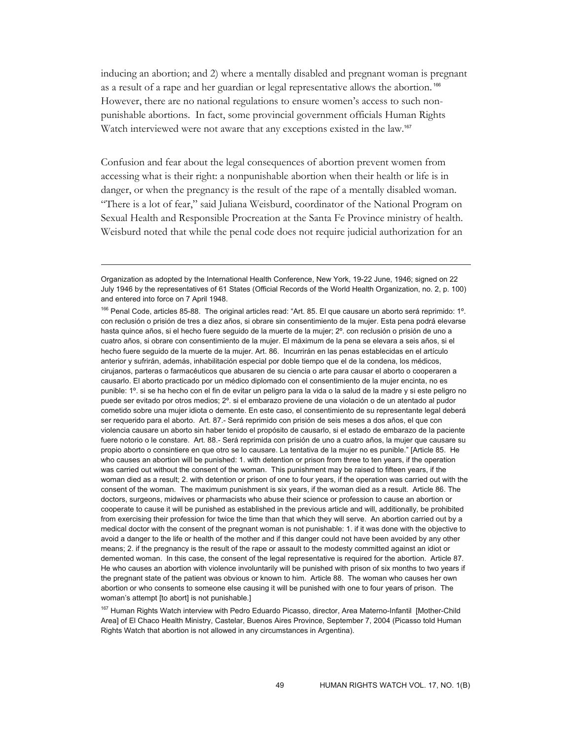inducing an abortion; and 2) where a mentally disabled and pregnant woman is pregnant as a result of a rape and her guardian or legal representative allows the abortion.[166] However, there are no national regulations to ensure women's access to such non-punishable abortions. In fact, some provincial government officials Human Rights Watch interviewed were not aware that any exceptions existed in the law.[167]

Confusion and fear about the legal consequences of abortion prevent women from accessing what is their right: a nonpunishable abortion when their health or life is in danger, or when the pregnancy is the result of the rape of a mentally disabled woman. "There is a lot of fear," said Juliana Weisburd, coordinator of the National Program on Sexual Health and Responsible Procreation at the Santa Fe Province ministry of health. Weisburd noted that while the penal code does not require judicial authorization for an

---

Organization as adopted by the International Health Conference, New York, 19-22 June, 1946; signed on 22 July 1946 by the representatives of 61 States (Official Records of the World Health Organization, no. 2, p. 100) and entered into force on 7 April 1948.

[166] Penal Code, articles 85-88. The original articles read: "Art. 85. El que causare un aborto será reprimido: 1º. con reclusión o prisión de tres a diez años, si obrare sin consentimiento de la mujer. Esta pena podrá elevarse hasta quince años, si el hecho fuere seguido de la muerte de la mujer; 2º. con reclusión o prisión de uno a cuatro años, si obrare con consentimiento de la mujer. El máximum de la pena se elevara a seis años, si el hecho fuere seguido de la muerte de la mujer. Art. 86. Incurrirán en las penas establecidas en el artículo anterior y sufrirán, además, inhabilitación especial por doble tiempo que el de la condena, los médicos, cirujanos, parteras o farmacéuticos que abusaren de su ciencia o arte para causar el aborto o cooperaren a causarlo. El aborto practicado por un médico diplomado con el consentimiento de la mujer encinta, no es punible: 1º. si se ha hecho con el fin de evitar un peligro para la vida o la salud de la madre y si este peligro no puede ser evitado por otros medios; 2º. si el embarazo proviene de una violación o de un atentado al pudor cometido sobre una mujer idiota o demente. En este caso, el consentimiento de su representante legal deberá ser requerido para el aborto. Art. 87.- Será reprimido con prisión de seis meses a dos años, el que con violencia causare un aborto sin haber tenido el propósito de causarlo, si el estado de embarazo de la paciente fuere notorio o le constare. Art. 88.- Será reprimida con prisión de uno a cuatro años, la mujer que causare su propio aborto o consintiere en que otro se lo causare. La tentativa de la mujer no es punible." [Article 85. He who causes an abortion will be punished: 1. with detention or prison from three to ten years, if the operation was carried out without the consent of the woman. This punishment may be raised to fifteen years, if the woman died as a result; 2. with detention or prison of one to four years, if the operation was carried out with the consent of the woman. The maximum punishment is six years, if the woman died as a result. Article 86. The doctors, surgeons, midwives or pharmacists who abuse their science or profession to cause an abortion or cooperate to cause it will be punished as established in the previous article and will, additionally, be prohibited from exercising their profession for twice the time than that which they will serve. An abortion carried out by a medical doctor with the consent of the pregnant woman is not punishable: 1. if it was done with the objective to avoid a danger to the life or health of the mother and if this danger could not have been avoided by any other means; 2. if the pregnancy is the result of the rape or assault to the modesty committed against an idiot or demented woman. In this case, the consent of the legal representative is required for the abortion. Article 87. He who causes an abortion with violence involuntarily will be punished with prison of six months to two years if the pregnant state of the patient was obvious or known to him. Article 88. The woman who causes her own abortion or who consents to someone else causing it will be punished with one to four years of prison. The woman's attempt [to abort] is not punishable.]

[167] Human Rights Watch interview with Pedro Eduardo Picasso, director, Area Materno-Infantil [Mother-Child Area] of El Chaco Health Ministry, Castelar, Buenos Aires Province, September 7, 2004 (Picasso told Human Rights Watch that abortion is not allowed in any circumstances in Argentina).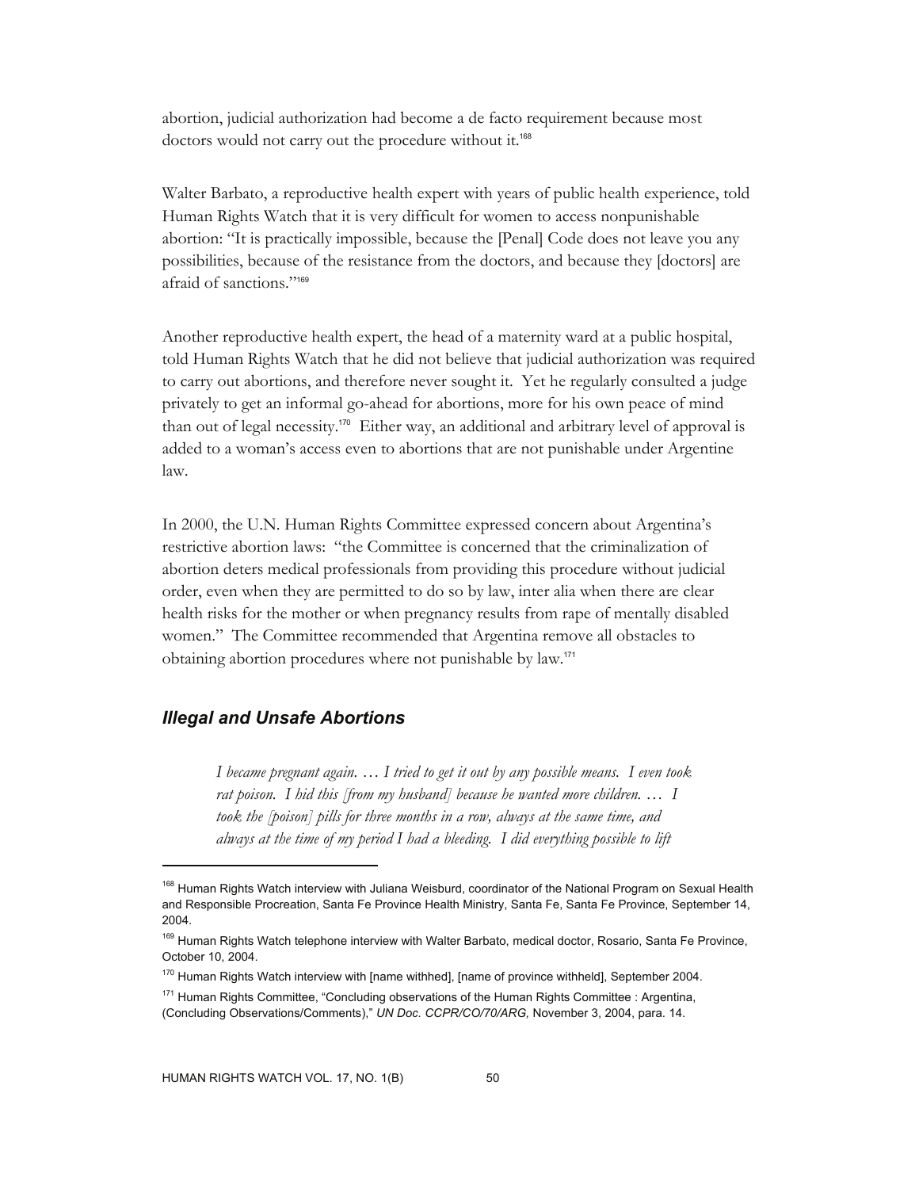abortion, judicial authorization had become a de facto requirement because most doctors would not carry out the procedure without it.[168]

Walter Barbato, a reproductive health expert with years of public health experience, told Human Rights Watch that it is very difficult for women to access nonpunishable abortion: "It is practically impossible, because the [Penal] Code does not leave you any possibilities, because of the resistance from the doctors, and because they [doctors] are afraid of sanctions."[169]

Another reproductive health expert, the head of a maternity ward at a public hospital, told Human Rights Watch that he did not believe that judicial authorization was required to carry out abortions, and therefore never sought it. Yet he regularly consulted a judge privately to get an informal go-ahead for abortions, more for his own peace of mind than out of legal necessity.[170] Either way, an additional and arbitrary level of approval is added to a woman's access even to abortions that are not punishable under Argentine law.

In 2000, the U.N. Human Rights Committee expressed concern about Argentina's restrictive abortion laws: "the Committee is concerned that the criminalization of abortion deters medical professionals from providing this procedure without judicial order, even when they are permitted to do so by law, inter alia when there are clear health risks for the mother or when pregnancy results from rape of mentally disabled women." The Committee recommended that Argentina remove all obstacles to obtaining abortion procedures where not punishable by law.[171]

## *Illegal and Unsafe Abortions*

> *I became pregnant again. … I tried to get it out by any possible means. I even took rat poison. I hid this [from my husband] because he wanted more children. … I took the [poison] pills for three months in a row, always at the same time, and always at the time of my period I had a bleeding. I did everything possible to lift*

---

[168] Human Rights Watch interview with Juliana Weisburd, coordinator of the National Program on Sexual Health and Responsible Procreation, Santa Fe Province Health Ministry, Santa Fe, Santa Fe Province, September 14, 2004.

[169] Human Rights Watch telephone interview with Walter Barbato, medical doctor, Rosario, Santa Fe Province, October 10, 2004.

[170] Human Rights Watch interview with [name withhed], [name of province withheld], September 2004.

[171] Human Rights Committee, "Concluding observations of the Human Rights Committee : Argentina, (Concluding Observations/Comments)," *UN Doc. CCPR/CO/70/ARG,* November 3, 2004, para. 14.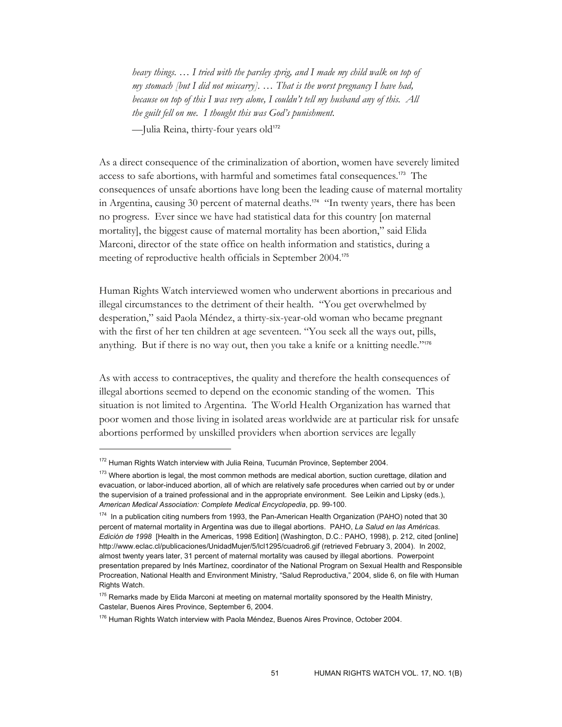*heavy things. … I tried with the parsley sprig, and I made my child walk on top of my stomach [but I did not miscarry]. … That is the worst pregnancy I have had, because on top of this I was very alone, I couldn't tell my husband any of this. All the guilt fell on me. I thought this was God's punishment.*

—Julia Reina, thirty-four years old[172]

As a direct consequence of the criminalization of abortion, women have severely limited access to safe abortions, with harmful and sometimes fatal consequences.[173] The consequences of unsafe abortions have long been the leading cause of maternal mortality in Argentina, causing 30 percent of maternal deaths.[174] "In twenty years, there has been no progress. Ever since we have had statistical data for this country [on maternal mortality], the biggest cause of maternal mortality has been abortion," said Elida Marconi, director of the state office on health information and statistics, during a meeting of reproductive health officials in September 2004.[175]

Human Rights Watch interviewed women who underwent abortions in precarious and illegal circumstances to the detriment of their health. "You get overwhelmed by desperation," said Paola Méndez, a thirty-six-year-old woman who became pregnant with the first of her ten children at age seventeen. "You seek all the ways out, pills, anything. But if there is no way out, then you take a knife or a knitting needle."[176]

As with access to contraceptives, the quality and therefore the health consequences of illegal abortions seemed to depend on the economic standing of the women. This situation is not limited to Argentina. The World Health Organization has warned that poor women and those living in isolated areas worldwide are at particular risk for unsafe abortions performed by unskilled providers when abortion services are legally

---

[172] Human Rights Watch interview with Julia Reina, Tucumán Province, September 2004.

[173] Where abortion is legal, the most common methods are medical abortion, suction curettage, dilation and evacuation, or labor-induced abortion, all of which are relatively safe procedures when carried out by or under the supervision of a trained professional and in the appropriate environment. See Leikin and Lipsky (eds.), *American Medical Association: Complete Medical Encyclopedia*, pp. 99-100.

[174] In a publication citing numbers from 1993, the Pan-American Health Organization (PAHO) noted that 30 percent of maternal mortality in Argentina was due to illegal abortions. PAHO, *La Salud en las Américas. Edición de 1998* [Health in the Americas, 1998 Edition] (Washington, D.C.: PAHO, 1998), p. 212, cited [online] http://www.eclac.cl/publicaciones/UnidadMujer/5/lcl1295/cuadro6.gif (retrieved February 3, 2004). In 2002, almost twenty years later, 31 percent of maternal mortality was caused by illegal abortions. Powerpoint presentation prepared by Inés Martínez, coordinator of the National Program on Sexual Health and Responsible Procreation, National Health and Environment Ministry, "Salud Reproductiva," 2004, slide 6, on file with Human Rights Watch.

[175] Remarks made by Elida Marconi at meeting on maternal mortality sponsored by the Health Ministry, Castelar, Buenos Aires Province, September 6, 2004.

[176] Human Rights Watch interview with Paola Méndez, Buenos Aires Province, October 2004.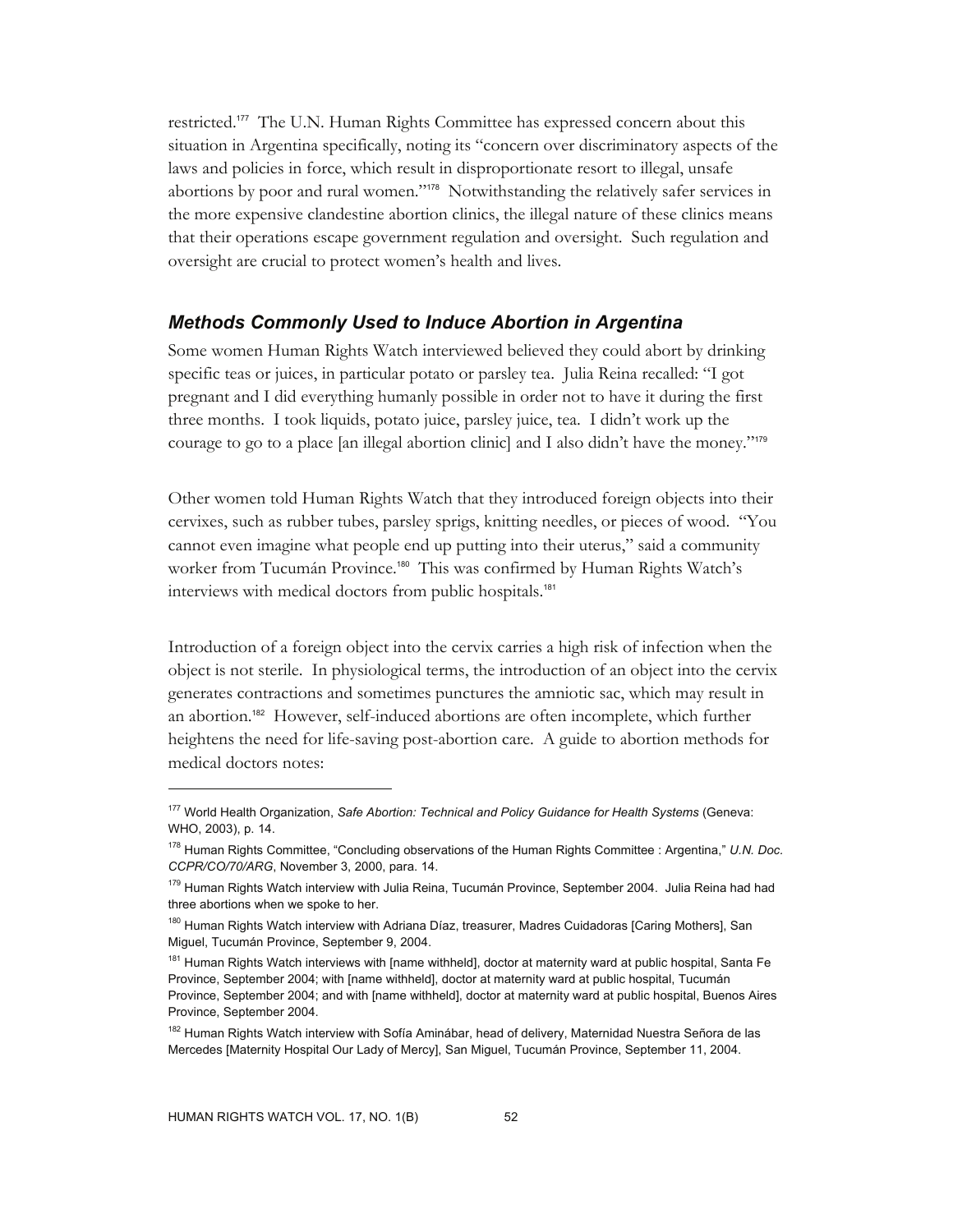restricted.[177] The U.N. Human Rights Committee has expressed concern about this situation in Argentina specifically, noting its "concern over discriminatory aspects of the laws and policies in force, which result in disproportionate resort to illegal, unsafe abortions by poor and rural women."[178] Notwithstanding the relatively safer services in the more expensive clandestine abortion clinics, the illegal nature of these clinics means that their operations escape government regulation and oversight. Such regulation and oversight are crucial to protect women's health and lives.

### *Methods Commonly Used to Induce Abortion in Argentina*

Some women Human Rights Watch interviewed believed they could abort by drinking specific teas or juices, in particular potato or parsley tea. Julia Reina recalled: "I got pregnant and I did everything humanly possible in order not to have it during the first three months. I took liquids, potato juice, parsley juice, tea. I didn't work up the courage to go to a place [an illegal abortion clinic] and I also didn't have the money."[179]

Other women told Human Rights Watch that they introduced foreign objects into their cervixes, such as rubber tubes, parsley sprigs, knitting needles, or pieces of wood. "You cannot even imagine what people end up putting into their uterus," said a community worker from Tucumán Province.[180] This was confirmed by Human Rights Watch's interviews with medical doctors from public hospitals.[181]

Introduction of a foreign object into the cervix carries a high risk of infection when the object is not sterile. In physiological terms, the introduction of an object into the cervix generates contractions and sometimes punctures the amniotic sac, which may result in an abortion.[182] However, self-induced abortions are often incomplete, which further heightens the need for life-saving post-abortion care. A guide to abortion methods for medical doctors notes:

---

[177] World Health Organization, *Safe Abortion: Technical and Policy Guidance for Health Systems* (Geneva: WHO, 2003), p. 14.

[178] Human Rights Committee, "Concluding observations of the Human Rights Committee : Argentina," *U.N. Doc. CCPR/CO/70/ARG*, November 3, 2000, para. 14.

[179] Human Rights Watch interview with Julia Reina, Tucumán Province, September 2004. Julia Reina had had three abortions when we spoke to her.

[180] Human Rights Watch interview with Adriana Díaz, treasurer, Madres Cuidadoras [Caring Mothers], San Miguel, Tucumán Province, September 9, 2004.

[181] Human Rights Watch interviews with [name withheld], doctor at maternity ward at public hospital, Santa Fe Province, September 2004; with [name withheld], doctor at maternity ward at public hospital, Tucumán Province, September 2004; and with [name withheld], doctor at maternity ward at public hospital, Buenos Aires Province, September 2004.

[182] Human Rights Watch interview with Sofía Aminábar, head of delivery, Maternidad Nuestra Señora de las Mercedes [Maternity Hospital Our Lady of Mercy], San Miguel, Tucumán Province, September 11, 2004.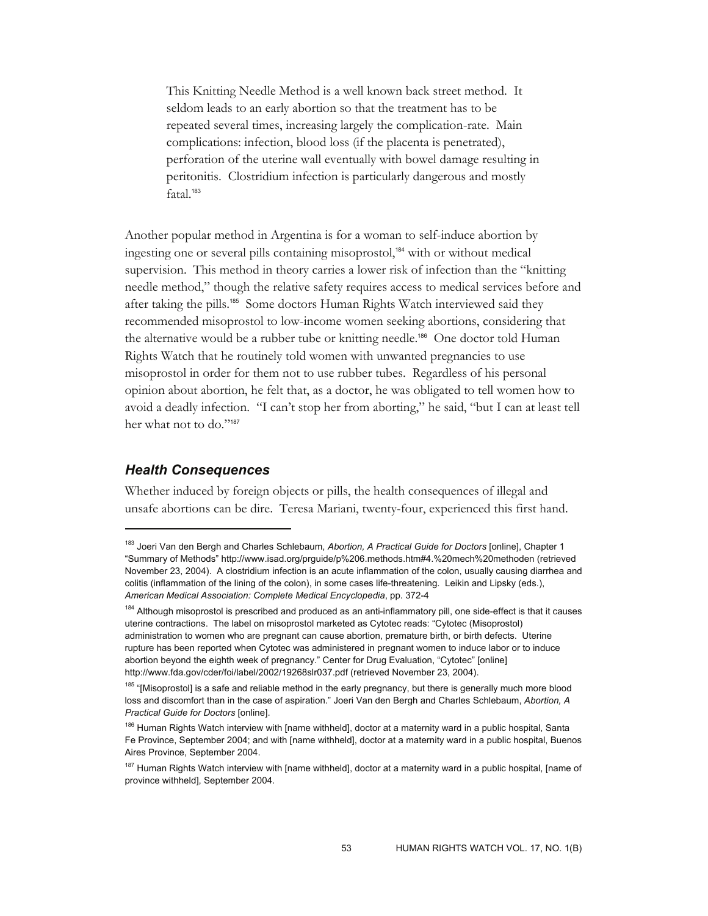> This Knitting Needle Method is a well known back street method. It seldom leads to an early abortion so that the treatment has to be repeated several times, increasing largely the complication-rate. Main complications: infection, blood loss (if the placenta is penetrated), perforation of the uterine wall eventually with bowel damage resulting in peritonitis. Clostridium infection is particularly dangerous and mostly fatal.[183]

Another popular method in Argentina is for a woman to self-induce abortion by ingesting one or several pills containing misoprostol,[184] with or without medical supervision. This method in theory carries a lower risk of infection than the "knitting needle method," though the relative safety requires access to medical services before and after taking the pills.[185] Some doctors Human Rights Watch interviewed said they recommended misoprostol to low-income women seeking abortions, considering that the alternative would be a rubber tube or knitting needle.[186] One doctor told Human Rights Watch that he routinely told women with unwanted pregnancies to use misoprostol in order for them not to use rubber tubes. Regardless of his personal opinion about abortion, he felt that, as a doctor, he was obligated to tell women how to avoid a deadly infection. "I can't stop her from aborting," he said, "but I can at least tell her what not to do."[187]

### *Health Consequences*

Whether induced by foreign objects or pills, the health consequences of illegal and unsafe abortions can be dire. Teresa Mariani, twenty-four, experienced this first hand.

---

[183] Joeri Van den Bergh and Charles Schlebaum, *Abortion, A Practical Guide for Doctors* [online], Chapter 1 "Summary of Methods" http://www.isad.org/prguide/p%206.methods.htm#4.%20mech%20methoden (retrieved November 23, 2004). A clostridium infection is an acute inflammation of the colon, usually causing diarrhea and colitis (inflammation of the lining of the colon), in some cases life-threatening. Leikin and Lipsky (eds.), *American Medical Association: Complete Medical Encyclopedia*, pp. 372-4

[184] Although misoprostol is prescribed and produced as an anti-inflammatory pill, one side-effect is that it causes uterine contractions. The label on misoprostol marketed as Cytotec reads: "Cytotec (Misoprostol) administration to women who are pregnant can cause abortion, premature birth, or birth defects. Uterine rupture has been reported when Cytotec was administered in pregnant women to induce labor or to induce abortion beyond the eighth week of pregnancy." Center for Drug Evaluation, "Cytotec" [online] http://www.fda.gov/cder/foi/label/2002/19268slr037.pdf (retrieved November 23, 2004).

[185] "[Misoprostol] is a safe and reliable method in the early pregnancy, but there is generally much more blood loss and discomfort than in the case of aspiration." Joeri Van den Bergh and Charles Schlebaum, *Abortion, A Practical Guide for Doctors* [online].

[186] Human Rights Watch interview with [name withheld], doctor at a maternity ward in a public hospital, Santa Fe Province, September 2004; and with [name withheld], doctor at a maternity ward in a public hospital, Buenos Aires Province, September 2004.

[187] Human Rights Watch interview with [name withheld], doctor at a maternity ward in a public hospital, [name of province withheld], September 2004.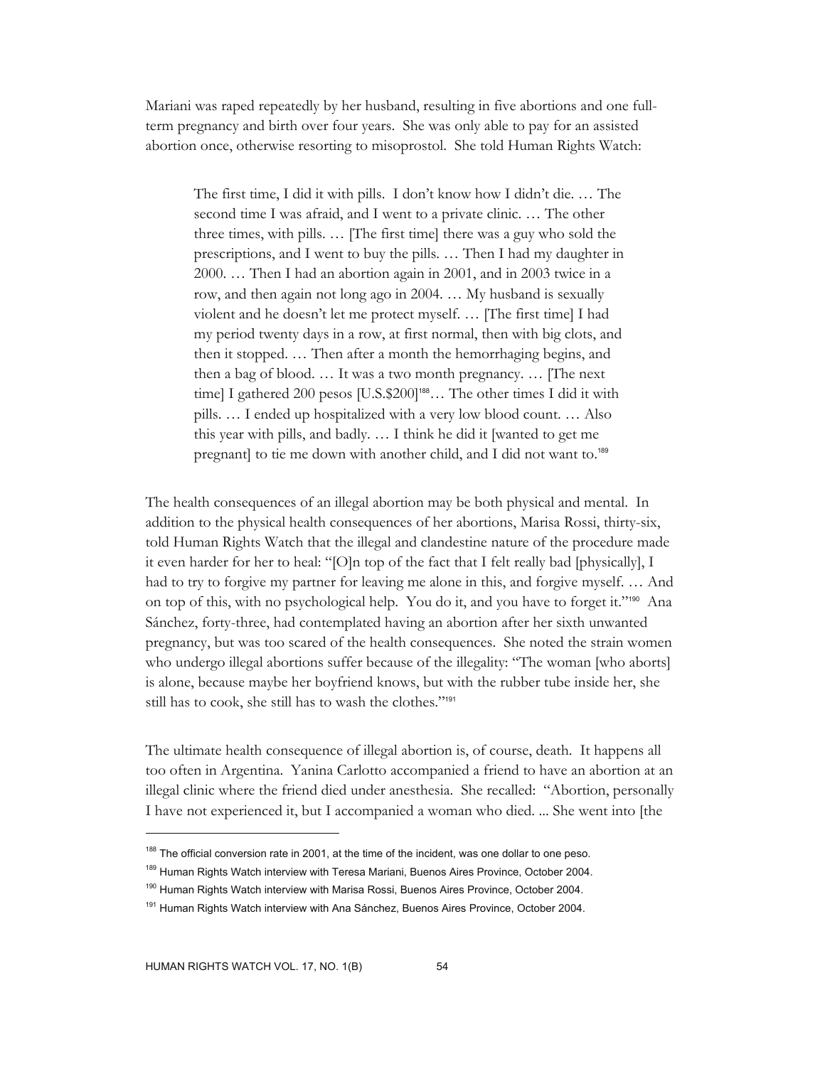Mariani was raped repeatedly by her husband, resulting in five abortions and one full-term pregnancy and birth over four years. She was only able to pay for an assisted abortion once, otherwise resorting to misoprostol. She told Human Rights Watch:

> The first time, I did it with pills. I don't know how I didn't die. … The second time I was afraid, and I went to a private clinic. … The other three times, with pills. … [The first time] there was a guy who sold the prescriptions, and I went to buy the pills. … Then I had my daughter in 2000. … Then I had an abortion again in 2001, and in 2003 twice in a row, and then again not long ago in 2004. … My husband is sexually violent and he doesn't let me protect myself. … [The first time] I had my period twenty days in a row, at first normal, then with big clots, and then it stopped. … Then after a month the hemorrhaging begins, and then a bag of blood. … It was a two month pregnancy. … [The next time] I gathered 200 pesos [U.S.$200][188]… The other times I did it with pills. … I ended up hospitalized with a very low blood count. … Also this year with pills, and badly. … I think he did it [wanted to get me pregnant] to tie me down with another child, and I did not want to.[189]

The health consequences of an illegal abortion may be both physical and mental. In addition to the physical health consequences of her abortions, Marisa Rossi, thirty-six, told Human Rights Watch that the illegal and clandestine nature of the procedure made it even harder for her to heal: "[O]n top of the fact that I felt really bad [physically], I had to try to forgive my partner for leaving me alone in this, and forgive myself. … And on top of this, with no psychological help. You do it, and you have to forget it."[190] Ana Sánchez, forty-three, had contemplated having an abortion after her sixth unwanted pregnancy, but was too scared of the health consequences. She noted the strain women who undergo illegal abortions suffer because of the illegality: "The woman [who aborts] is alone, because maybe her boyfriend knows, but with the rubber tube inside her, she still has to cook, she still has to wash the clothes."[191]

The ultimate health consequence of illegal abortion is, of course, death. It happens all too often in Argentina. Yanina Carlotto accompanied a friend to have an abortion at an illegal clinic where the friend died under anesthesia. She recalled: "Abortion, personally I have not experienced it, but I accompanied a woman who died. ... She went into [the

---

[188] The official conversion rate in 2001, at the time of the incident, was one dollar to one peso.

[189] Human Rights Watch interview with Teresa Mariani, Buenos Aires Province, October 2004.

[190] Human Rights Watch interview with Marisa Rossi, Buenos Aires Province, October 2004.

[191] Human Rights Watch interview with Ana Sánchez, Buenos Aires Province, October 2004.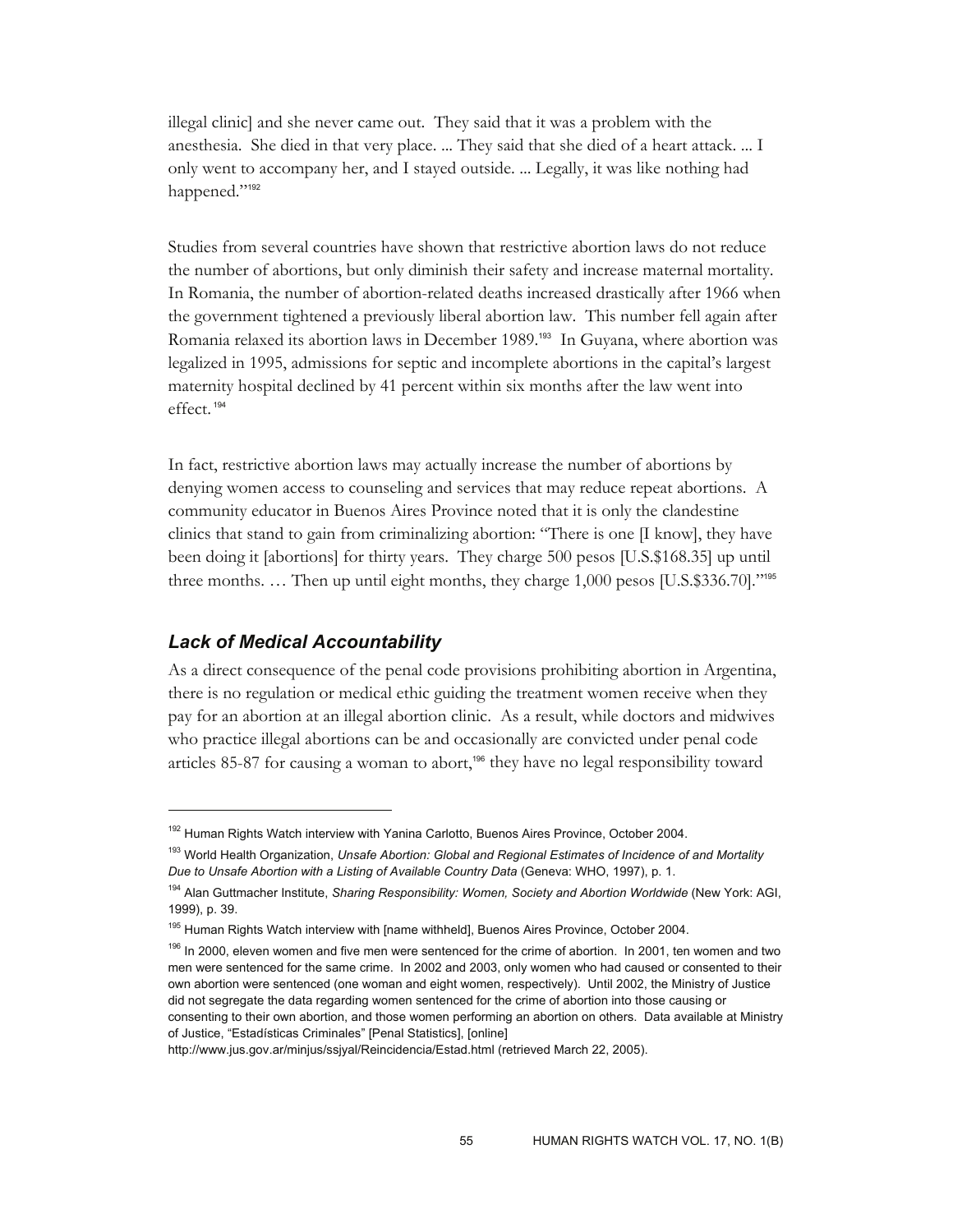illegal clinic] and she never came out. They said that it was a problem with the anesthesia. She died in that very place. ... They said that she died of a heart attack. ... I only went to accompany her, and I stayed outside. ... Legally, it was like nothing had happened."[192]

Studies from several countries have shown that restrictive abortion laws do not reduce the number of abortions, but only diminish their safety and increase maternal mortality. In Romania, the number of abortion-related deaths increased drastically after 1966 when the government tightened a previously liberal abortion law. This number fell again after Romania relaxed its abortion laws in December 1989.[193] In Guyana, where abortion was legalized in 1995, admissions for septic and incomplete abortions in the capital's largest maternity hospital declined by 41 percent within six months after the law went into effect.[194]

In fact, restrictive abortion laws may actually increase the number of abortions by denying women access to counseling and services that may reduce repeat abortions. A community educator in Buenos Aires Province noted that it is only the clandestine clinics that stand to gain from criminalizing abortion: "There is one [I know], they have been doing it [abortions] for thirty years. They charge 500 pesos [U.S.$168.35] up until three months. … Then up until eight months, they charge 1,000 pesos [U.S.$336.70]."[195]

### *Lack of Medical Accountability*

As a direct consequence of the penal code provisions prohibiting abortion in Argentina, there is no regulation or medical ethic guiding the treatment women receive when they pay for an abortion at an illegal abortion clinic. As a result, while doctors and midwives who practice illegal abortions can be and occasionally are convicted under penal code articles 85-87 for causing a woman to abort,[196] they have no legal responsibility toward

---

[192] Human Rights Watch interview with Yanina Carlotto, Buenos Aires Province, October 2004.

[193] World Health Organization, *Unsafe Abortion: Global and Regional Estimates of Incidence of and Mortality Due to Unsafe Abortion with a Listing of Available Country Data* (Geneva: WHO, 1997), p. 1.

[194] Alan Guttmacher Institute, *Sharing Responsibility: Women, Society and Abortion Worldwide* (New York: AGI, 1999), p. 39.

[195] Human Rights Watch interview with [name withheld], Buenos Aires Province, October 2004.

[196] In 2000, eleven women and five men were sentenced for the crime of abortion. In 2001, ten women and two men were sentenced for the same crime. In 2002 and 2003, only women who had caused or consented to their own abortion were sentenced (one woman and eight women, respectively). Until 2002, the Ministry of Justice did not segregate the data regarding women sentenced for the crime of abortion into those causing or consenting to their own abortion, and those women performing an abortion on others. Data available at Ministry of Justice, "Estadísticas Criminales" [Penal Statistics], [online] http://www.jus.gov.ar/minjus/ssjyal/Reincidencia/Estad.html (retrieved March 22, 2005).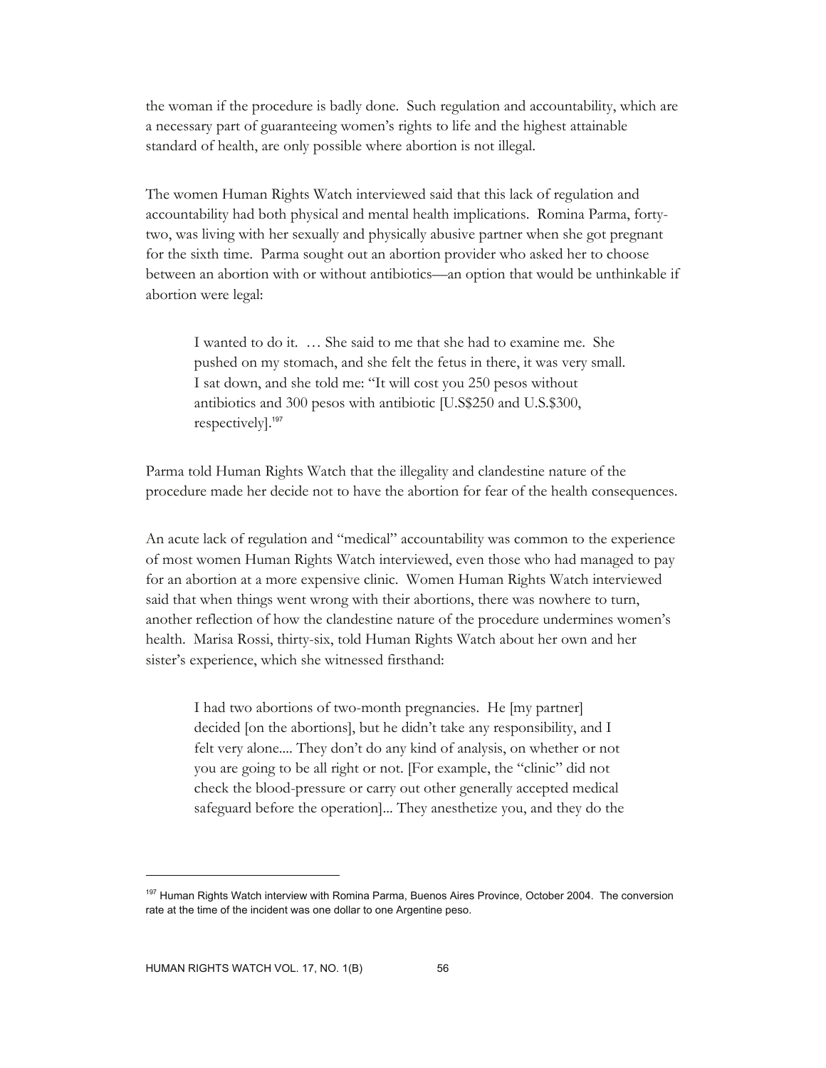the woman if the procedure is badly done. Such regulation and accountability, which are a necessary part of guaranteeing women's rights to life and the highest attainable standard of health, are only possible where abortion is not illegal.

The women Human Rights Watch interviewed said that this lack of regulation and accountability had both physical and mental health implications. Romina Parma, forty-two, was living with her sexually and physically abusive partner when she got pregnant for the sixth time. Parma sought out an abortion provider who asked her to choose between an abortion with or without antibiotics—an option that would be unthinkable if abortion were legal:

> I wanted to do it. … She said to me that she had to examine me. She pushed on my stomach, and she felt the fetus in there, it was very small. I sat down, and she told me: "It will cost you 250 pesos without antibiotics and 300 pesos with antibiotic [U.S$250 and U.S.$300, respectively].[197]

Parma told Human Rights Watch that the illegality and clandestine nature of the procedure made her decide not to have the abortion for fear of the health consequences.

An acute lack of regulation and "medical" accountability was common to the experience of most women Human Rights Watch interviewed, even those who had managed to pay for an abortion at a more expensive clinic. Women Human Rights Watch interviewed said that when things went wrong with their abortions, there was nowhere to turn, another reflection of how the clandestine nature of the procedure undermines women's health. Marisa Rossi, thirty-six, told Human Rights Watch about her own and her sister's experience, which she witnessed firsthand:

> I had two abortions of two-month pregnancies. He [my partner] decided [on the abortions], but he didn't take any responsibility, and I felt very alone.... They don't do any kind of analysis, on whether or not you are going to be all right or not. [For example, the "clinic" did not check the blood-pressure or carry out other generally accepted medical safeguard before the operation]... They anesthetize you, and they do the

---

[197] Human Rights Watch interview with Romina Parma, Buenos Aires Province, October 2004. The conversion rate at the time of the incident was one dollar to one Argentine peso.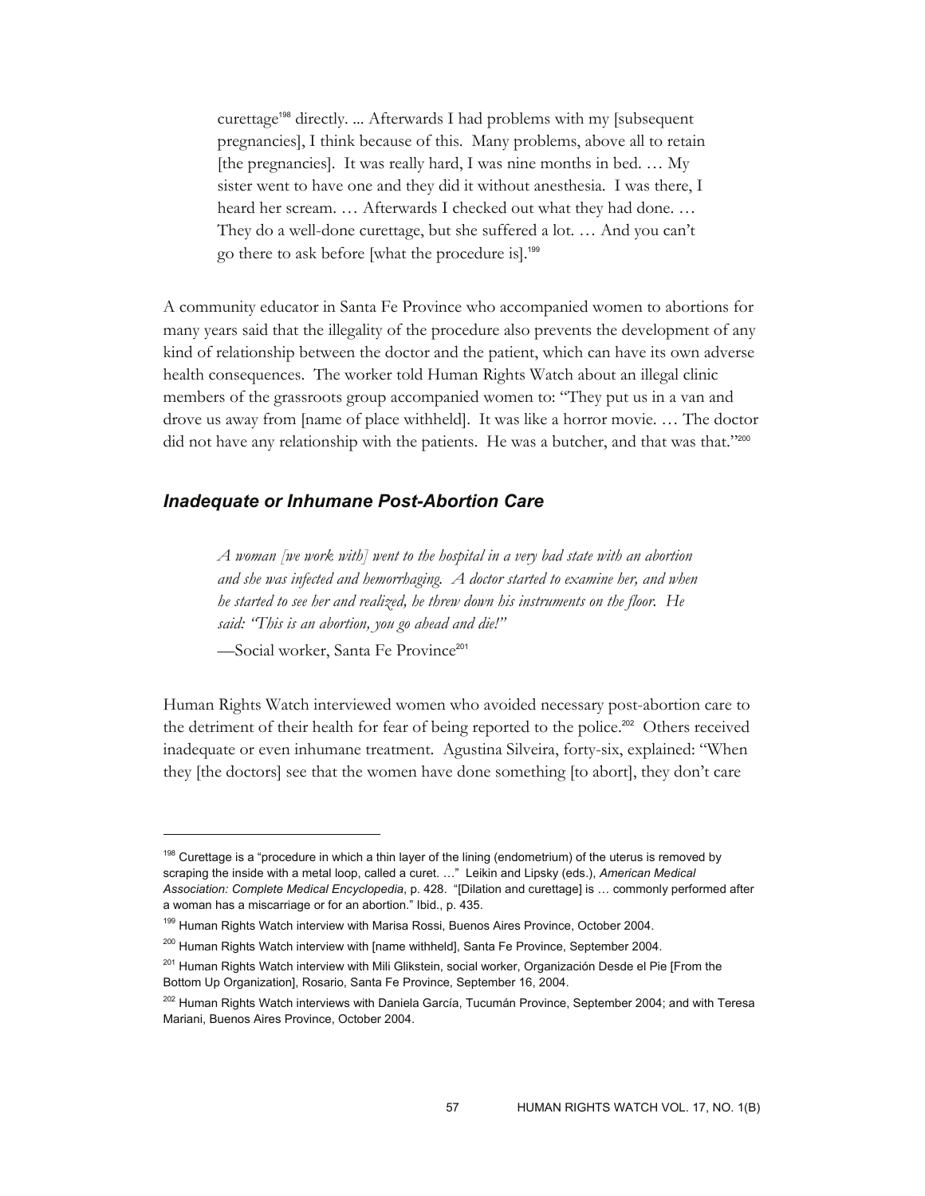> curettage[198] directly. ... Afterwards I had problems with my [subsequent pregnancies], I think because of this. Many problems, above all to retain [the pregnancies]. It was really hard, I was nine months in bed. … My sister went to have one and they did it without anesthesia. I was there, I heard her scream. … Afterwards I checked out what they had done. … They do a well-done curettage, but she suffered a lot. … And you can't go there to ask before [what the procedure is].[199]

A community educator in Santa Fe Province who accompanied women to abortions for many years said that the illegality of the procedure also prevents the development of any kind of relationship between the doctor and the patient, which can have its own adverse health consequences. The worker told Human Rights Watch about an illegal clinic members of the grassroots group accompanied women to: "They put us in a van and drove us away from [name of place withheld]. It was like a horror movie. … The doctor did not have any relationship with the patients. He was a butcher, and that was that."[200]

### *Inadequate or Inhumane Post-Abortion Care*

> *A woman [we work with] went to the hospital in a very bad state with an abortion and she was infected and hemorrhaging. A doctor started to examine her, and when he started to see her and realized, he threw down his instruments on the floor. He said: "This is an abortion, you go ahead and die!"*
>
> —Social worker, Santa Fe Province[201]

Human Rights Watch interviewed women who avoided necessary post-abortion care to the detriment of their health for fear of being reported to the police.[202] Others received inadequate or even inhumane treatment. Agustina Silveira, forty-six, explained: "When they [the doctors] see that the women have done something [to abort], they don't care

---

[198] Curettage is a "procedure in which a thin layer of the lining (endometrium) of the uterus is removed by scraping the inside with a metal loop, called a curet. …" Leikin and Lipsky (eds.), *American Medical Association: Complete Medical Encyclopedia*, p. 428. "[Dilation and curettage] is … commonly performed after a woman has a miscarriage or for an abortion." Ibid., p. 435.

[199] Human Rights Watch interview with Marisa Rossi, Buenos Aires Province, October 2004.

[200] Human Rights Watch interview with [name withheld], Santa Fe Province, September 2004.

[201] Human Rights Watch interview with Mili Glikstein, social worker, Organización Desde el Pie [From the Bottom Up Organization], Rosario, Santa Fe Province, September 16, 2004.

[202] Human Rights Watch interviews with Daniela García, Tucumán Province, September 2004; and with Teresa Mariani, Buenos Aires Province, October 2004.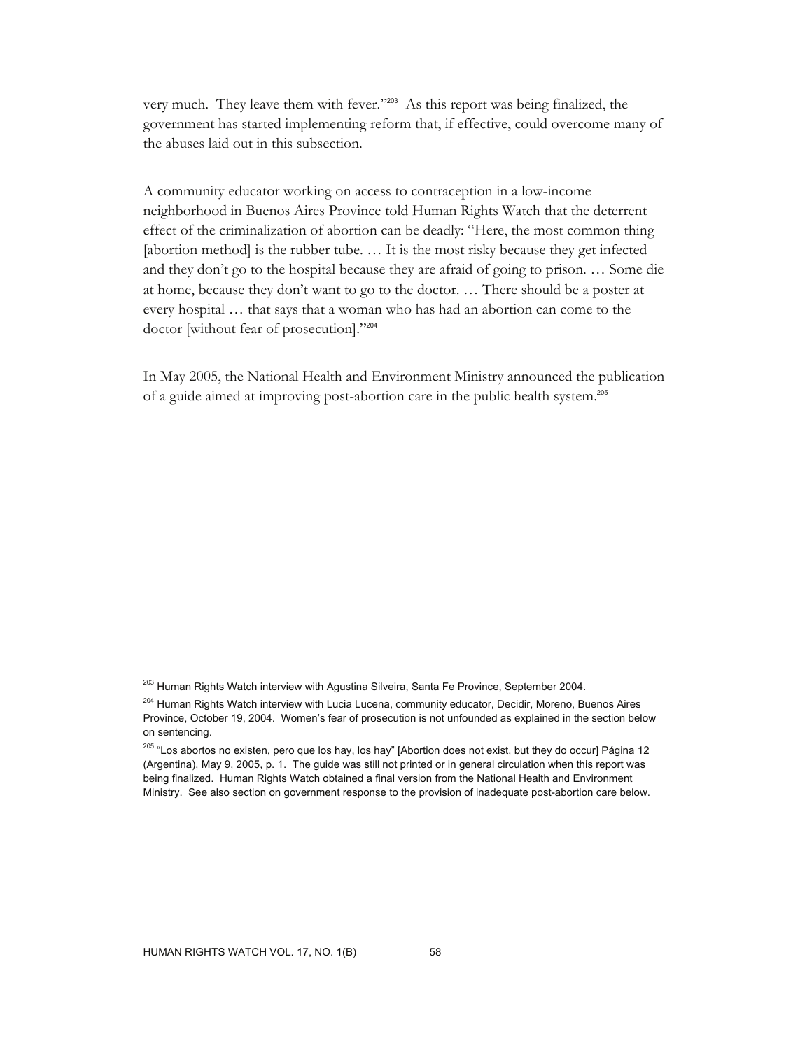very much. They leave them with fever."[203] As this report was being finalized, the government has started implementing reform that, if effective, could overcome many of the abuses laid out in this subsection.

A community educator working on access to contraception in a low-income neighborhood in Buenos Aires Province told Human Rights Watch that the deterrent effect of the criminalization of abortion can be deadly: "Here, the most common thing [abortion method] is the rubber tube. … It is the most risky because they get infected and they don't go to the hospital because they are afraid of going to prison. … Some die at home, because they don't want to go to the doctor. … There should be a poster at every hospital … that says that a woman who has had an abortion can come to the doctor [without fear of prosecution]."[204]

In May 2005, the National Health and Environment Ministry announced the publication of a guide aimed at improving post-abortion care in the public health system.[205]

---

[203] Human Rights Watch interview with Agustina Silveira, Santa Fe Province, September 2004.

[204] Human Rights Watch interview with Lucia Lucena, community educator, Decidir, Moreno, Buenos Aires Province, October 19, 2004. Women's fear of prosecution is not unfounded as explained in the section below on sentencing.

[205] "Los abortos no existen, pero que los hay, los hay" [Abortion does not exist, but they do occur] Página 12 (Argentina), May 9, 2005, p. 1. The guide was still not printed or in general circulation when this report was being finalized. Human Rights Watch obtained a final version from the National Health and Environment Ministry. See also section on government response to the provision of inadequate post-abortion care below.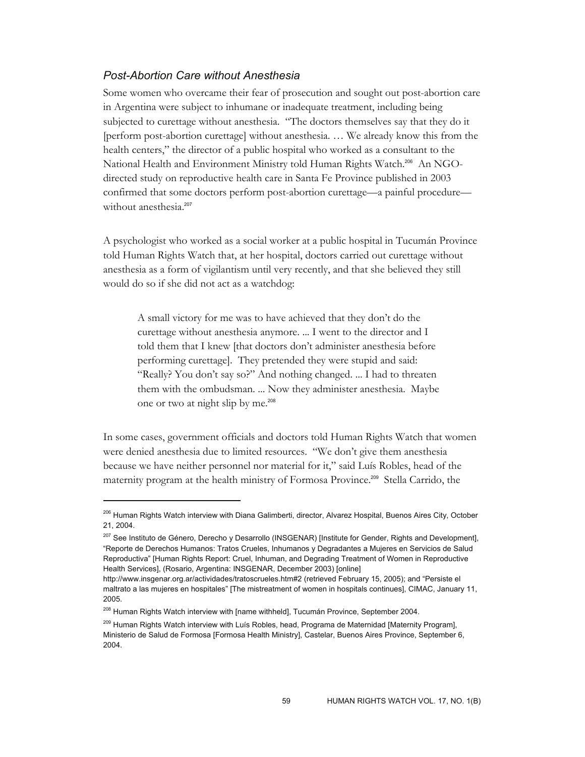### *Post-Abortion Care without Anesthesia*

Some women who overcame their fear of prosecution and sought out post-abortion care in Argentina were subject to inhumane or inadequate treatment, including being subjected to curettage without anesthesia. "The doctors themselves say that they do it [perform post-abortion curettage] without anesthesia. … We already know this from the health centers," the director of a public hospital who worked as a consultant to the National Health and Environment Ministry told Human Rights Watch.[206] An NGO-directed study on reproductive health care in Santa Fe Province published in 2003 confirmed that some doctors perform post-abortion curettage—a painful procedure—without anesthesia.[207]

A psychologist who worked as a social worker at a public hospital in Tucumán Province told Human Rights Watch that, at her hospital, doctors carried out curettage without anesthesia as a form of vigilantism until very recently, and that she believed they still would do so if she did not act as a watchdog:

> A small victory for me was to have achieved that they don't do the curettage without anesthesia anymore. ... I went to the director and I told them that I knew [that doctors don't administer anesthesia before performing curettage]. They pretended they were stupid and said: "Really? You don't say so?" And nothing changed. ... I had to threaten them with the ombudsman. ... Now they administer anesthesia. Maybe one or two at night slip by me.[208]

In some cases, government officials and doctors told Human Rights Watch that women were denied anesthesia due to limited resources. "We don't give them anesthesia because we have neither personnel nor material for it," said Luís Robles, head of the maternity program at the health ministry of Formosa Province.[209] Stella Carrido, the

---

[206] Human Rights Watch interview with Diana Galimberti, director, Alvarez Hospital, Buenos Aires City, October 21, 2004.

[207] See Instituto de Género, Derecho y Desarrollo (INSGENAR) [Institute for Gender, Rights and Development], "Reporte de Derechos Humanos: Tratos Crueles, Inhumanos y Degradantes a Mujeres en Servicios de Salud Reproductiva" [Human Rights Report: Cruel, Inhuman, and Degrading Treatment of Women in Reproductive Health Services], (Rosario, Argentina: INSGENAR, December 2003) [online] http://www.insgenar.org.ar/actividades/tratoscrueles.htm#2 (retrieved February 15, 2005); and "Persiste el maltrato a las mujeres en hospitales" [The mistreatment of women in hospitals continues], CIMAC, January 11, 2005.

[208] Human Rights Watch interview with [name withheld], Tucumán Province, September 2004.

[209] Human Rights Watch interview with Luís Robles, head, Programa de Maternidad [Maternity Program], Ministerio de Salud de Formosa [Formosa Health Ministry], Castelar, Buenos Aires Province, September 6, 2004.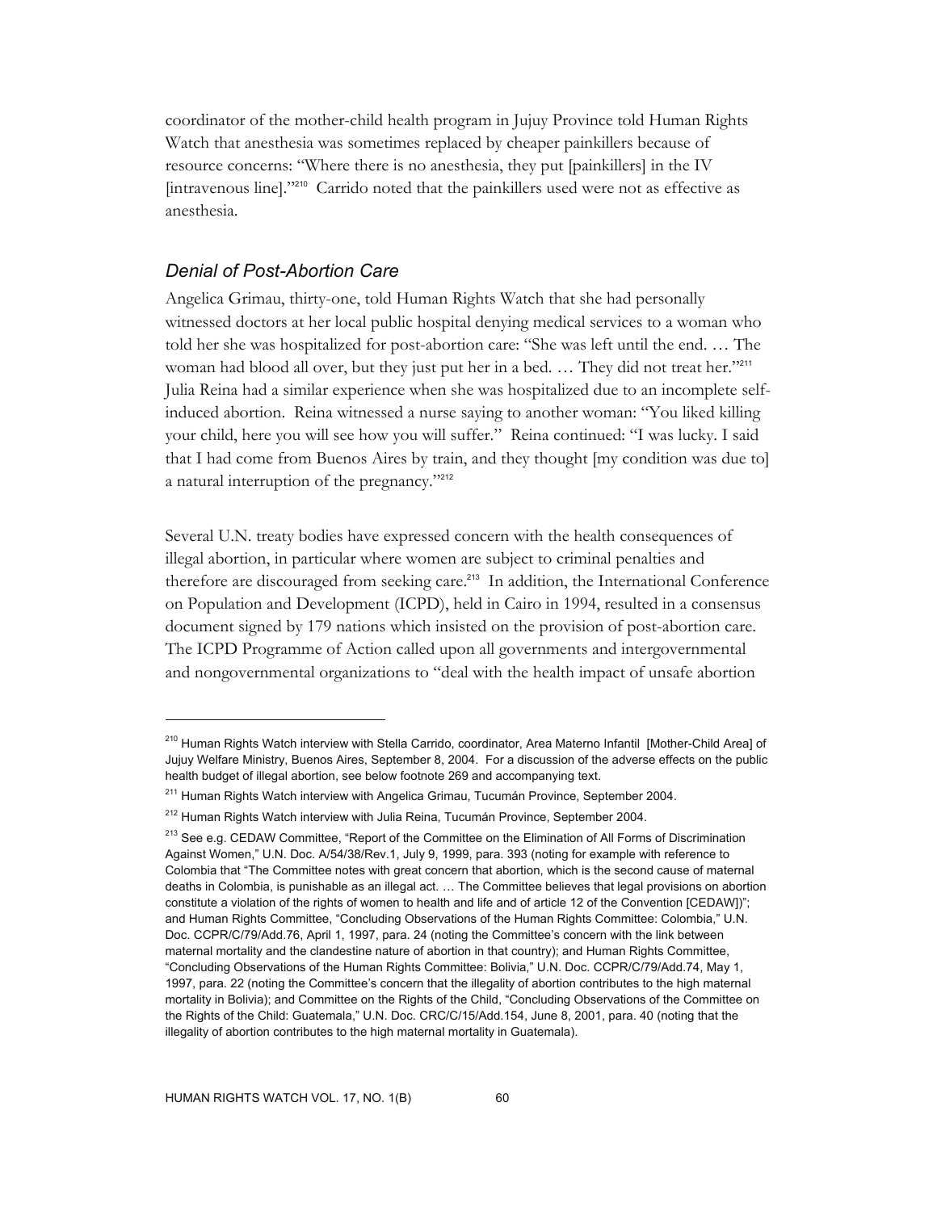coordinator of the mother-child health program in Jujuy Province told Human Rights Watch that anesthesia was sometimes replaced by cheaper painkillers because of resource concerns: "Where there is no anesthesia, they put [painkillers] in the IV [intravenous line]."[210] Carrido noted that the painkillers used were not as effective as anesthesia.

### *Denial of Post-Abortion Care*

Angelica Grimau, thirty-one, told Human Rights Watch that she had personally witnessed doctors at her local public hospital denying medical services to a woman who told her she was hospitalized for post-abortion care: "She was left until the end. … The woman had blood all over, but they just put her in a bed. … They did not treat her."[211] Julia Reina had a similar experience when she was hospitalized due to an incomplete self-induced abortion. Reina witnessed a nurse saying to another woman: "You liked killing your child, here you will see how you will suffer." Reina continued: "I was lucky. I said that I had come from Buenos Aires by train, and they thought [my condition was due to] a natural interruption of the pregnancy."[212]

Several U.N. treaty bodies have expressed concern with the health consequences of illegal abortion, in particular where women are subject to criminal penalties and therefore are discouraged from seeking care.[213] In addition, the International Conference on Population and Development (ICPD), held in Cairo in 1994, resulted in a consensus document signed by 179 nations which insisted on the provision of post-abortion care. The ICPD Programme of Action called upon all governments and intergovernmental and nongovernmental organizations to "deal with the health impact of unsafe abortion

---

[210] Human Rights Watch interview with Stella Carrido, coordinator, Area Materno Infantil [Mother-Child Area] of Jujuy Welfare Ministry, Buenos Aires, September 8, 2004. For a discussion of the adverse effects on the public health budget of illegal abortion, see below footnote 269 and accompanying text.

[211] Human Rights Watch interview with Angelica Grimau, Tucumán Province, September 2004.

[212] Human Rights Watch interview with Julia Reina, Tucumán Province, September 2004.

[213] See e.g. CEDAW Committee, "Report of the Committee on the Elimination of All Forms of Discrimination Against Women," U.N. Doc. A/54/38/Rev.1, July 9, 1999, para. 393 (noting for example with reference to Colombia that "The Committee notes with great concern that abortion, which is the second cause of maternal deaths in Colombia, is punishable as an illegal act. … The Committee believes that legal provisions on abortion constitute a violation of the rights of women to health and life and of article 12 of the Convention [CEDAW])"; and Human Rights Committee, "Concluding Observations of the Human Rights Committee: Colombia," U.N. Doc. CCPR/C/79/Add.76, April 1, 1997, para. 24 (noting the Committee's concern with the link between maternal mortality and the clandestine nature of abortion in that country); and Human Rights Committee, "Concluding Observations of the Human Rights Committee: Bolivia," U.N. Doc. CCPR/C/79/Add.74, May 1, 1997, para. 22 (noting the Committee's concern that the illegality of abortion contributes to the high maternal mortality in Bolivia); and Committee on the Rights of the Child, "Concluding Observations of the Committee on the Rights of the Child: Guatemala," U.N. Doc. CRC/C/15/Add.154, June 8, 2001, para. 40 (noting that the illegality of abortion contributes to the high maternal mortality in Guatemala).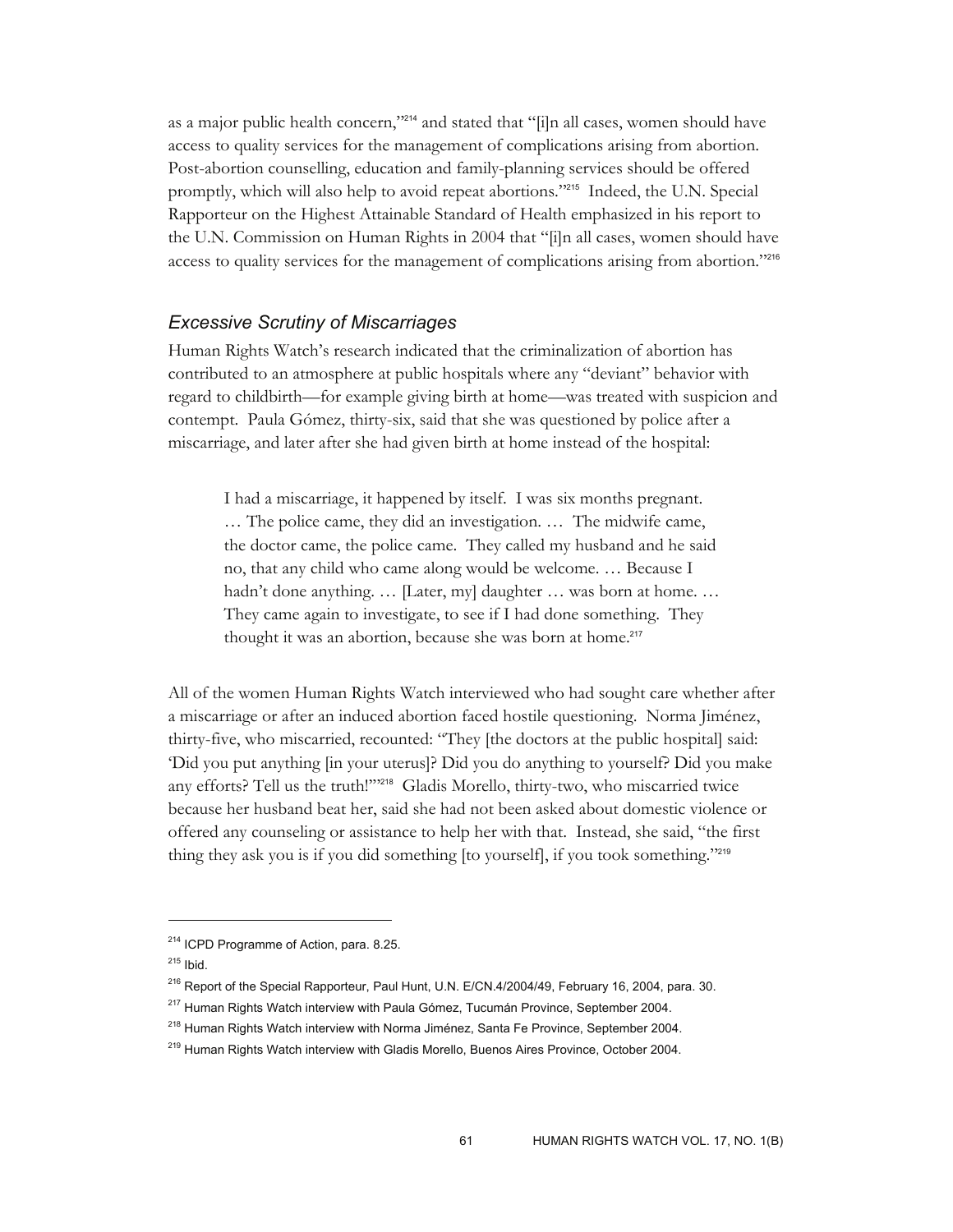as a major public health concern,"[214] and stated that "[i]n all cases, women should have access to quality services for the management of complications arising from abortion. Post-abortion counselling, education and family-planning services should be offered promptly, which will also help to avoid repeat abortions."[215] Indeed, the U.N. Special Rapporteur on the Highest Attainable Standard of Health emphasized in his report to the U.N. Commission on Human Rights in 2004 that "[i]n all cases, women should have access to quality services for the management of complications arising from abortion."[216]

### *Excessive Scrutiny of Miscarriages*

Human Rights Watch's research indicated that the criminalization of abortion has contributed to an atmosphere at public hospitals where any "deviant" behavior with regard to childbirth—for example giving birth at home—was treated with suspicion and contempt. Paula Gómez, thirty-six, said that she was questioned by police after a miscarriage, and later after she had given birth at home instead of the hospital:

> I had a miscarriage, it happened by itself. I was six months pregnant. … The police came, they did an investigation. … The midwife came, the doctor came, the police came. They called my husband and he said no, that any child who came along would be welcome. … Because I hadn't done anything. … [Later, my] daughter … was born at home. … They came again to investigate, to see if I had done something. They thought it was an abortion, because she was born at home.[217]

All of the women Human Rights Watch interviewed who had sought care whether after a miscarriage or after an induced abortion faced hostile questioning. Norma Jiménez, thirty-five, who miscarried, recounted: "They [the doctors at the public hospital] said: 'Did you put anything [in your uterus]? Did you do anything to yourself? Did you make any efforts? Tell us the truth!'"[218] Gladis Morello, thirty-two, who miscarried twice because her husband beat her, said she had not been asked about domestic violence or offered any counseling or assistance to help her with that. Instead, she said, "the first thing they ask you is if you did something [to yourself], if you took something."[219]

---

[214] ICPD Programme of Action, para. 8.25.

[215] Ibid.

[216] Report of the Special Rapporteur, Paul Hunt, U.N. E/CN.4/2004/49, February 16, 2004, para. 30.

[217] Human Rights Watch interview with Paula Gómez, Tucumán Province, September 2004.

[218] Human Rights Watch interview with Norma Jiménez, Santa Fe Province, September 2004.

[219] Human Rights Watch interview with Gladis Morello, Buenos Aires Province, October 2004.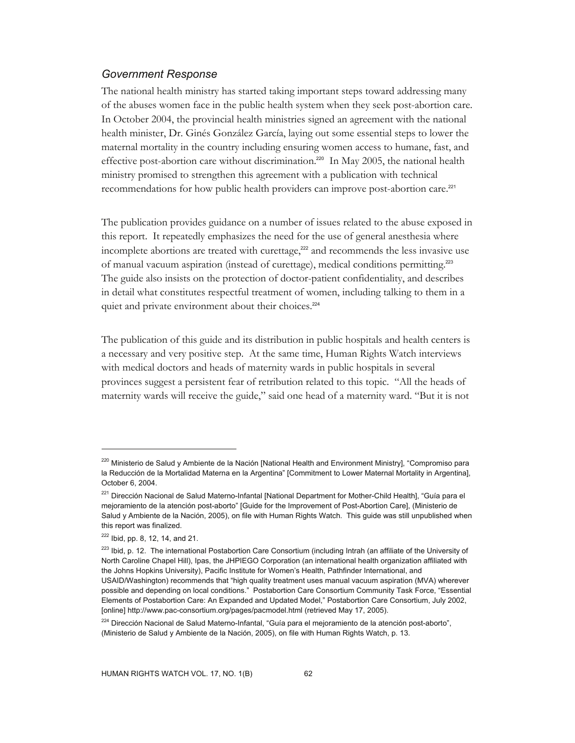### *Government Response*

The national health ministry has started taking important steps toward addressing many of the abuses women face in the public health system when they seek post-abortion care. In October 2004, the provincial health ministries signed an agreement with the national health minister, Dr. Ginés González García, laying out some essential steps to lower the maternal mortality in the country including ensuring women access to humane, fast, and effective post-abortion care without discrimination.[220] In May 2005, the national health ministry promised to strengthen this agreement with a publication with technical recommendations for how public health providers can improve post-abortion care.[221]

The publication provides guidance on a number of issues related to the abuse exposed in this report. It repeatedly emphasizes the need for the use of general anesthesia where incomplete abortions are treated with curettage,[222] and recommends the less invasive use of manual vacuum aspiration (instead of curettage), medical conditions permitting.[223] The guide also insists on the protection of doctor-patient confidentiality, and describes in detail what constitutes respectful treatment of women, including talking to them in a quiet and private environment about their choices.[224]

The publication of this guide and its distribution in public hospitals and health centers is a necessary and very positive step. At the same time, Human Rights Watch interviews with medical doctors and heads of maternity wards in public hospitals in several provinces suggest a persistent fear of retribution related to this topic. "All the heads of maternity wards will receive the guide," said one head of a maternity ward. "But it is not

---

[220] Ministerio de Salud y Ambiente de la Nación [National Health and Environment Ministry], "Compromiso para la Reducción de la Mortalidad Materna en la Argentina" [Commitment to Lower Maternal Mortality in Argentina], October 6, 2004.

[221] Dirección Nacional de Salud Materno-Infantal [National Department for Mother-Child Health], "Guía para el mejoramiento de la atención post-aborto" [Guide for the Improvement of Post-Abortion Care], (Ministerio de Salud y Ambiente de la Nación, 2005), on file with Human Rights Watch. This guide was still unpublished when this report was finalized.

[222] Ibid, pp. 8, 12, 14, and 21.

[223] Ibid, p. 12. The international Postabortion Care Consortium (including Intrah (an affiliate of the University of North Caroline Chapel Hill), Ipas, the JHPIEGO Corporation (an international health organization affiliated with the Johns Hopkins University), Pacific Institute for Women's Health, Pathfinder International, and USAID/Washington) recommends that "high quality treatment uses manual vacuum aspiration (MVA) wherever possible and depending on local conditions." Postabortion Care Consortium Community Task Force, "Essential Elements of Postabortion Care: An Expanded and Updated Model," Postabortion Care Consortium, July 2002, [online] http://www.pac-consortium.org/pages/pacmodel.html (retrieved May 17, 2005).

[224] Dirección Nacional de Salud Materno-Infantal, "Guía para el mejoramiento de la atención post-aborto", (Ministerio de Salud y Ambiente de la Nación, 2005), on file with Human Rights Watch, p. 13.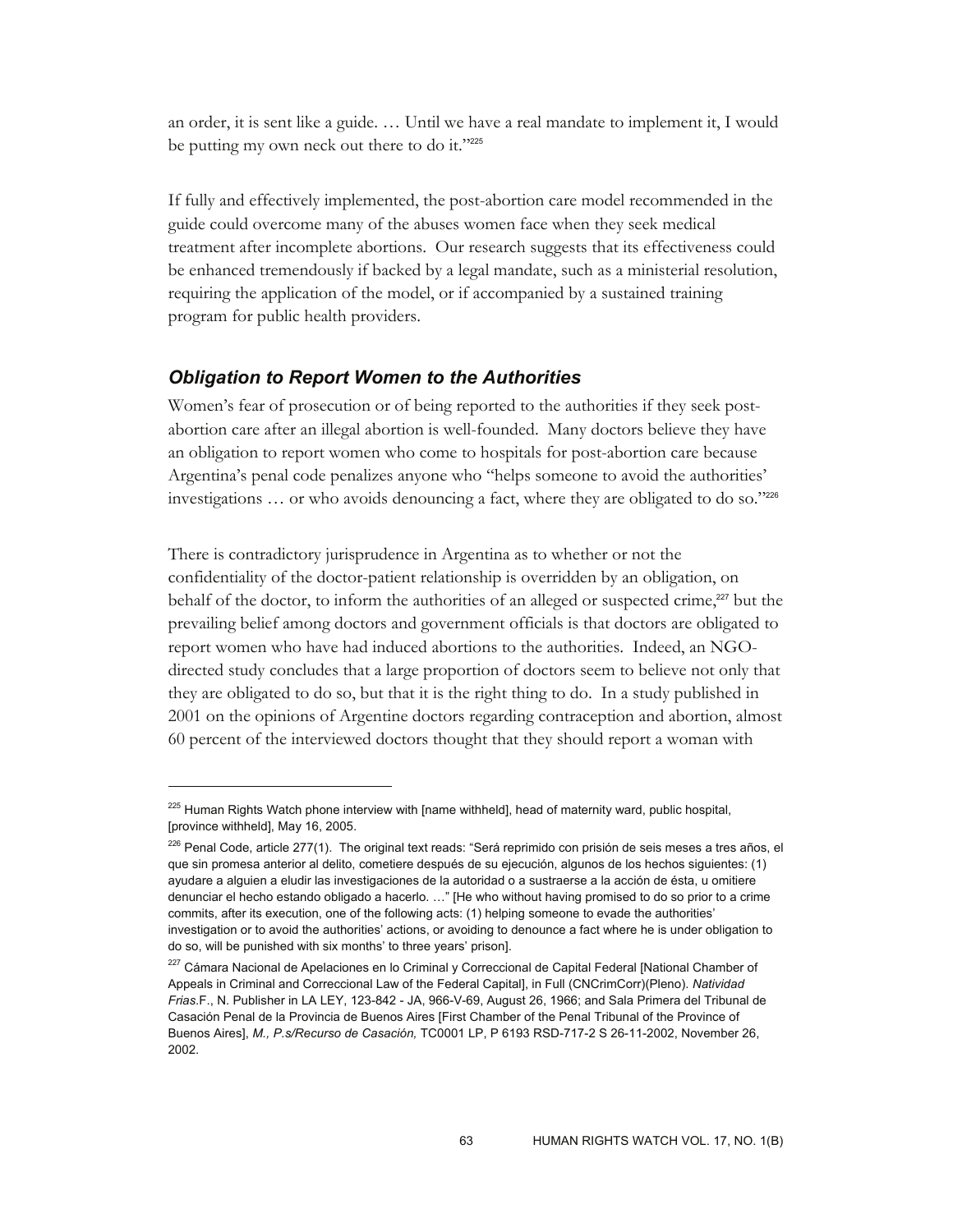an order, it is sent like a guide. … Until we have a real mandate to implement it, I would be putting my own neck out there to do it."[225]

If fully and effectively implemented, the post-abortion care model recommended in the guide could overcome many of the abuses women face when they seek medical treatment after incomplete abortions. Our research suggests that its effectiveness could be enhanced tremendously if backed by a legal mandate, such as a ministerial resolution, requiring the application of the model, or if accompanied by a sustained training program for public health providers.

### *Obligation to Report Women to the Authorities*

Women's fear of prosecution or of being reported to the authorities if they seek post-abortion care after an illegal abortion is well-founded. Many doctors believe they have an obligation to report women who come to hospitals for post-abortion care because Argentina's penal code penalizes anyone who "helps someone to avoid the authorities' investigations … or who avoids denouncing a fact, where they are obligated to do so."[226]

There is contradictory jurisprudence in Argentina as to whether or not the confidentiality of the doctor-patient relationship is overridden by an obligation, on behalf of the doctor, to inform the authorities of an alleged or suspected crime,[227] but the prevailing belief among doctors and government officials is that doctors are obligated to report women who have had induced abortions to the authorities. Indeed, an NGO-directed study concludes that a large proportion of doctors seem to believe not only that they are obligated to do so, but that it is the right thing to do. In a study published in 2001 on the opinions of Argentine doctors regarding contraception and abortion, almost 60 percent of the interviewed doctors thought that they should report a woman with

---

[225] Human Rights Watch phone interview with [name withheld], head of maternity ward, public hospital, [province withheld], May 16, 2005.

[226] Penal Code, article 277(1). The original text reads: "Será reprimido con prisión de seis meses a tres años, el que sin promesa anterior al delito, cometiere después de su ejecución, algunos de los hechos siguientes: (1) ayudare a alguien a eludir las investigaciones de la autoridad o a sustraerse a la acción de ésta, u omitiere denunciar el hecho estando obligado a hacerlo. …" [He who without having promised to do so prior to a crime commits, after its execution, one of the following acts: (1) helping someone to evade the authorities' investigation or to avoid the authorities' actions, or avoiding to denounce a fact where he is under obligation to do so, will be punished with six months' to three years' prison].

[227] Cámara Nacional de Apelaciones en lo Criminal y Correccional de Capital Federal [National Chamber of Appeals in Criminal and Correccional Law of the Federal Capital], in Full (CNCrimCorr)(Pleno). *Natividad Frias*.F., N. Publisher in LA LEY, 123-842 - JA, 966-V-69, August 26, 1966; and Sala Primera del Tribunal de Casación Penal de la Provincia de Buenos Aires [First Chamber of the Penal Tribunal of the Province of Buenos Aires], *M., P.s/Recurso de Casación,* TC0001 LP, P 6193 RSD-717-2 S 26-11-2002, November 26, 2002.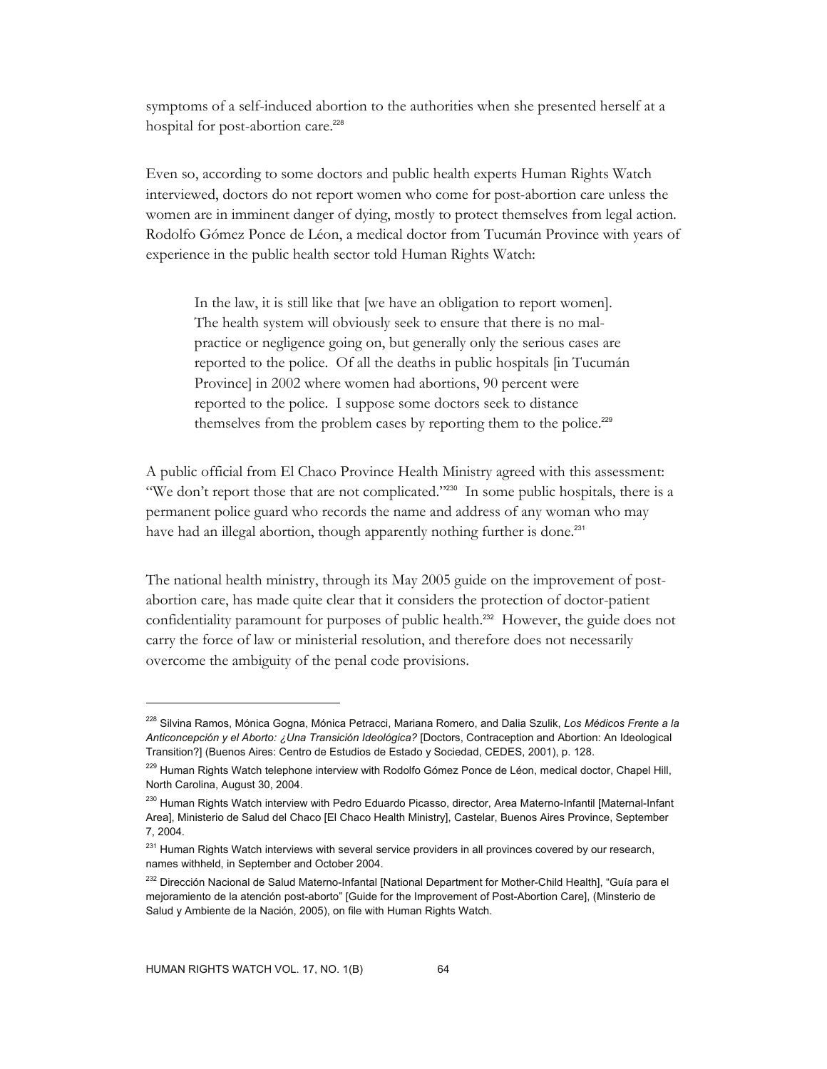symptoms of a self-induced abortion to the authorities when she presented herself at a hospital for post-abortion care.[228]

Even so, according to some doctors and public health experts Human Rights Watch interviewed, doctors do not report women who come for post-abortion care unless the women are in imminent danger of dying, mostly to protect themselves from legal action. Rodolfo Gómez Ponce de Léon, a medical doctor from Tucumán Province with years of experience in the public health sector told Human Rights Watch:

> In the law, it is still like that [we have an obligation to report women]. The health system will obviously seek to ensure that there is no mal-practice or negligence going on, but generally only the serious cases are reported to the police. Of all the deaths in public hospitals [in Tucumán Province] in 2002 where women had abortions, 90 percent were reported to the police. I suppose some doctors seek to distance themselves from the problem cases by reporting them to the police.[229]

A public official from El Chaco Province Health Ministry agreed with this assessment: "We don't report those that are not complicated."[230] In some public hospitals, there is a permanent police guard who records the name and address of any woman who may have had an illegal abortion, though apparently nothing further is done.[231]

The national health ministry, through its May 2005 guide on the improvement of post-abortion care, has made quite clear that it considers the protection of doctor-patient confidentiality paramount for purposes of public health.[232] However, the guide does not carry the force of law or ministerial resolution, and therefore does not necessarily overcome the ambiguity of the penal code provisions.

---

[228] Silvina Ramos, Mónica Gogna, Mónica Petracci, Mariana Romero, and Dalia Szulik, *Los Médicos Frente a la Anticoncepción y el Aborto: ¿Una Transición Ideológica?* [Doctors, Contraception and Abortion: An Ideological Transition?] (Buenos Aires: Centro de Estudios de Estado y Sociedad, CEDES, 2001), p. 128.

[229] Human Rights Watch telephone interview with Rodolfo Gómez Ponce de Léon, medical doctor, Chapel Hill, North Carolina, August 30, 2004.

[230] Human Rights Watch interview with Pedro Eduardo Picasso, director, Area Materno-Infantil [Maternal-Infant Area], Ministerio de Salud del Chaco [El Chaco Health Ministry], Castelar, Buenos Aires Province, September 7, 2004.

[231] Human Rights Watch interviews with several service providers in all provinces covered by our research, names withheld, in September and October 2004.

[232] Dirección Nacional de Salud Materno-Infantal [National Department for Mother-Child Health], "Guía para el mejoramiento de la atención post-aborto" [Guide for the Improvement of Post-Abortion Care], (Minsterio de Salud y Ambiente de la Nación, 2005), on file with Human Rights Watch.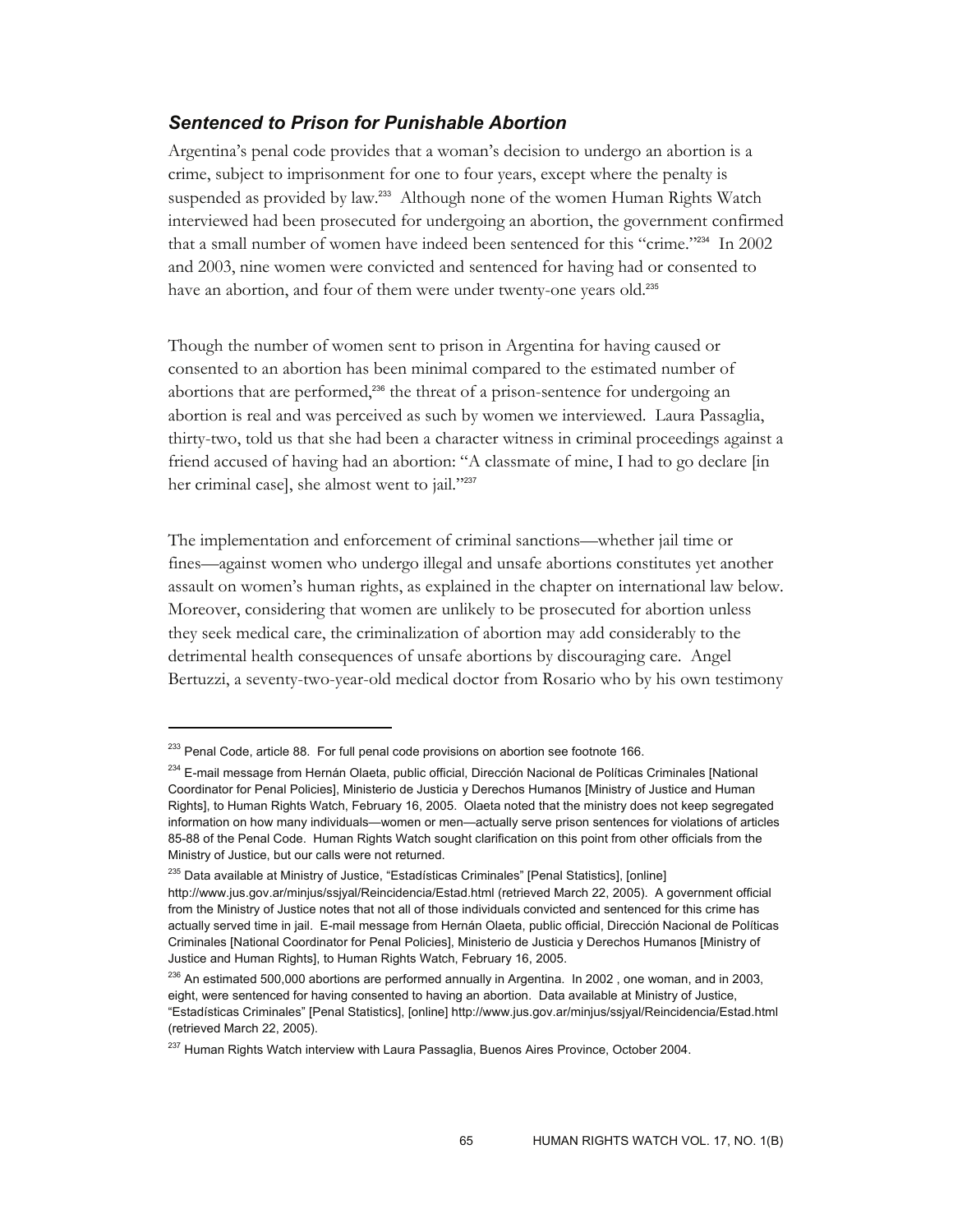### *Sentenced to Prison for Punishable Abortion*

Argentina's penal code provides that a woman's decision to undergo an abortion is a crime, subject to imprisonment for one to four years, except where the penalty is suspended as provided by law.[233] Although none of the women Human Rights Watch interviewed had been prosecuted for undergoing an abortion, the government confirmed that a small number of women have indeed been sentenced for this "crime."[234] In 2002 and 2003, nine women were convicted and sentenced for having had or consented to have an abortion, and four of them were under twenty-one years old.[235]

Though the number of women sent to prison in Argentina for having caused or consented to an abortion has been minimal compared to the estimated number of abortions that are performed,[236] the threat of a prison-sentence for undergoing an abortion is real and was perceived as such by women we interviewed. Laura Passaglia, thirty-two, told us that she had been a character witness in criminal proceedings against a friend accused of having had an abortion: "A classmate of mine, I had to go declare [in her criminal case], she almost went to jail."[237]

The implementation and enforcement of criminal sanctions—whether jail time or fines—against women who undergo illegal and unsafe abortions constitutes yet another assault on women's human rights, as explained in the chapter on international law below. Moreover, considering that women are unlikely to be prosecuted for abortion unless they seek medical care, the criminalization of abortion may add considerably to the detrimental health consequences of unsafe abortions by discouraging care. Angel Bertuzzi, a seventy-two-year-old medical doctor from Rosario who by his own testimony

---

[233] Penal Code, article 88. For full penal code provisions on abortion see footnote 166.

[234] E-mail message from Hernán Olaeta, public official, Dirección Nacional de Políticas Criminales [National Coordinator for Penal Policies], Ministerio de Justicia y Derechos Humanos [Ministry of Justice and Human Rights], to Human Rights Watch, February 16, 2005. Olaeta noted that the ministry does not keep segregated information on how many individuals—women or men—actually serve prison sentences for violations of articles 85-88 of the Penal Code. Human Rights Watch sought clarification on this point from other officials from the Ministry of Justice, but our calls were not returned.

[235] Data available at Ministry of Justice, "Estadísticas Criminales" [Penal Statistics], [online] http://www.jus.gov.ar/minjus/ssjyal/Reincidencia/Estad.html (retrieved March 22, 2005). A government official from the Ministry of Justice notes that not all of those individuals convicted and sentenced for this crime has actually served time in jail. E-mail message from Hernán Olaeta, public official, Dirección Nacional de Políticas Criminales [National Coordinator for Penal Policies], Ministerio de Justicia y Derechos Humanos [Ministry of Justice and Human Rights], to Human Rights Watch, February 16, 2005.

[236] An estimated 500,000 abortions are performed annually in Argentina. In 2002 , one woman, and in 2003, eight, were sentenced for having consented to having an abortion. Data available at Ministry of Justice, "Estadísticas Criminales" [Penal Statistics], [online] http://www.jus.gov.ar/minjus/ssjyal/Reincidencia/Estad.html (retrieved March 22, 2005).

[237] Human Rights Watch interview with Laura Passaglia, Buenos Aires Province, October 2004.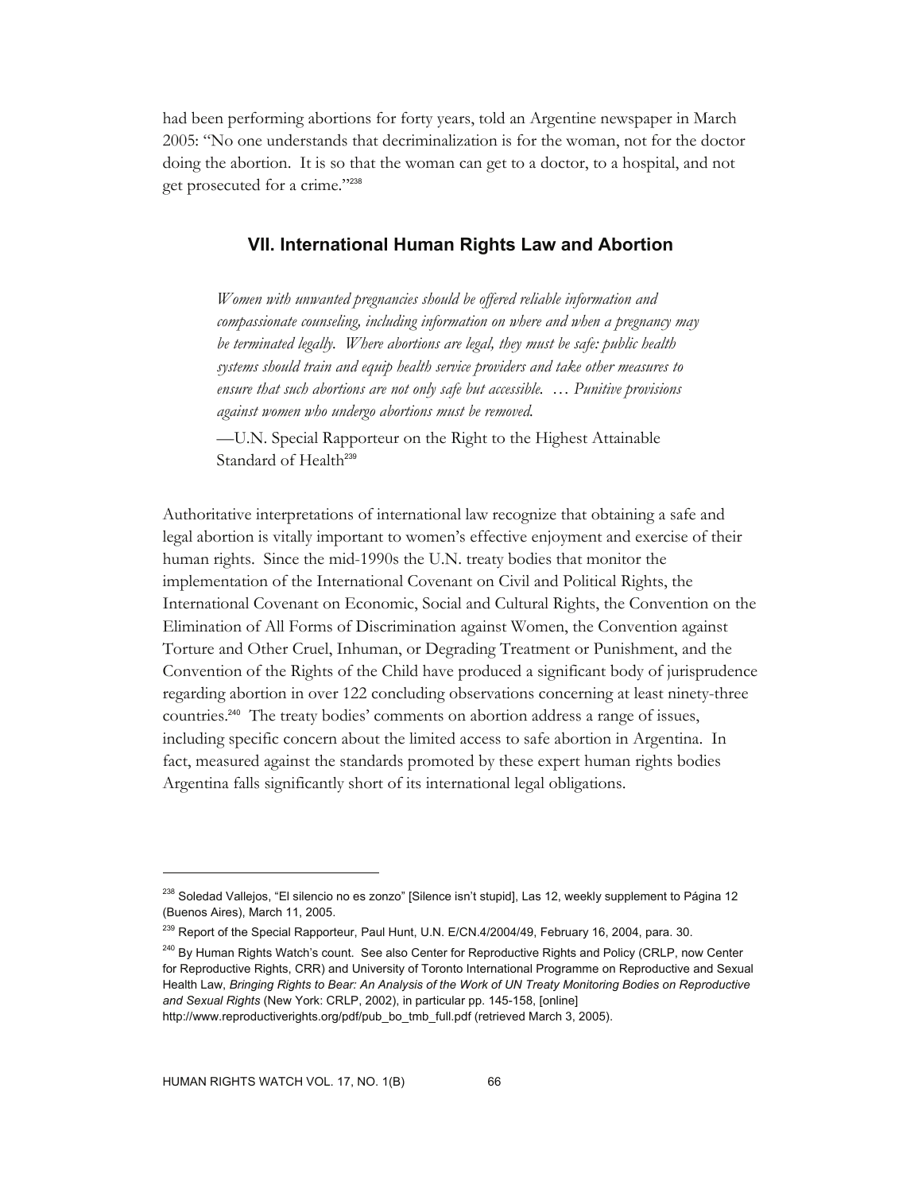had been performing abortions for forty years, told an Argentine newspaper in March 2005: "No one understands that decriminalization is for the woman, not for the doctor doing the abortion. It is so that the woman can get to a doctor, to a hospital, and not get prosecuted for a crime."[238]

## VII. International Human Rights Law and Abortion

> *Women with unwanted pregnancies should be offered reliable information and compassionate counseling, including information on where and when a pregnancy may be terminated legally. Where abortions are legal, they must be safe: public health systems should train and equip health service providers and take other measures to ensure that such abortions are not only safe but accessible. … Punitive provisions against women who undergo abortions must be removed.*
>
> —U.N. Special Rapporteur on the Right to the Highest Attainable Standard of Health[239]

Authoritative interpretations of international law recognize that obtaining a safe and legal abortion is vitally important to women's effective enjoyment and exercise of their human rights. Since the mid-1990s the U.N. treaty bodies that monitor the implementation of the International Covenant on Civil and Political Rights, the International Covenant on Economic, Social and Cultural Rights, the Convention on the Elimination of All Forms of Discrimination against Women, the Convention against Torture and Other Cruel, Inhuman, or Degrading Treatment or Punishment, and the Convention of the Rights of the Child have produced a significant body of jurisprudence regarding abortion in over 122 concluding observations concerning at least ninety-three countries.[240] The treaty bodies' comments on abortion address a range of issues, including specific concern about the limited access to safe abortion in Argentina. In fact, measured against the standards promoted by these expert human rights bodies Argentina falls significantly short of its international legal obligations.

---

[238] Soledad Vallejos, "El silencio no es zonzo" [Silence isn't stupid], Las 12, weekly supplement to Página 12 (Buenos Aires), March 11, 2005.

[239] Report of the Special Rapporteur, Paul Hunt, U.N. E/CN.4/2004/49, February 16, 2004, para. 30.

[240] By Human Rights Watch's count. See also Center for Reproductive Rights and Policy (CRLP, now Center for Reproductive Rights, CRR) and University of Toronto International Programme on Reproductive and Sexual Health Law, *Bringing Rights to Bear: An Analysis of the Work of UN Treaty Monitoring Bodies on Reproductive and Sexual Rights* (New York: CRLP, 2002), in particular pp. 145-158, [online] http://www.reproductiverights.org/pdf/pub_bo_tmb_full.pdf (retrieved March 3, 2005).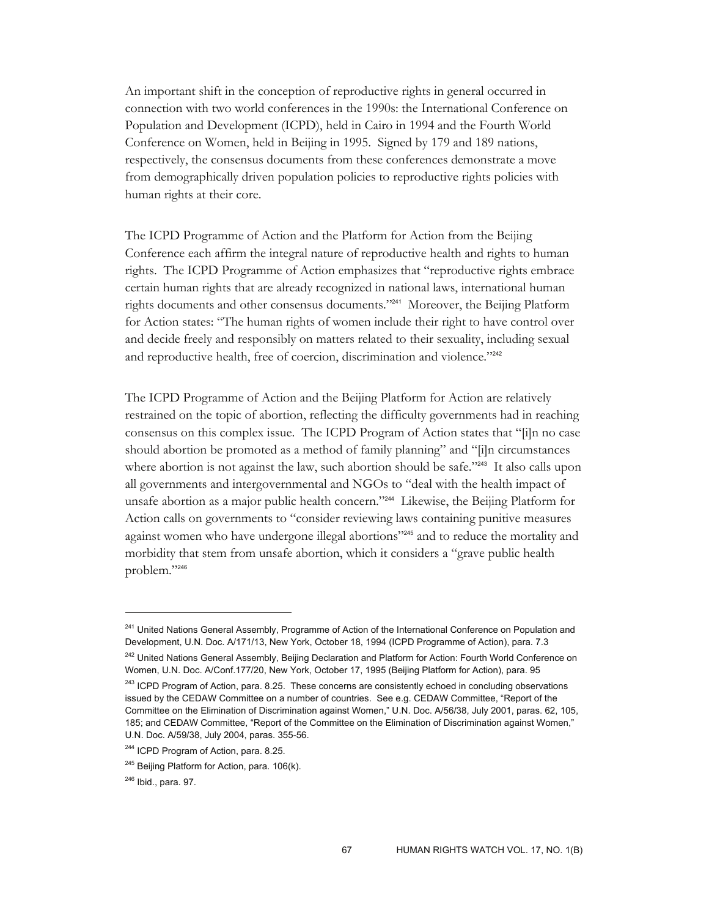An important shift in the conception of reproductive rights in general occurred in connection with two world conferences in the 1990s: the International Conference on Population and Development (ICPD), held in Cairo in 1994 and the Fourth World Conference on Women, held in Beijing in 1995. Signed by 179 and 189 nations, respectively, the consensus documents from these conferences demonstrate a move from demographically driven population policies to reproductive rights policies with human rights at their core.

The ICPD Programme of Action and the Platform for Action from the Beijing Conference each affirm the integral nature of reproductive health and rights to human rights. The ICPD Programme of Action emphasizes that "reproductive rights embrace certain human rights that are already recognized in national laws, international human rights documents and other consensus documents."[241] Moreover, the Beijing Platform for Action states: "The human rights of women include their right to have control over and decide freely and responsibly on matters related to their sexuality, including sexual and reproductive health, free of coercion, discrimination and violence."[242]

The ICPD Programme of Action and the Beijing Platform for Action are relatively restrained on the topic of abortion, reflecting the difficulty governments had in reaching consensus on this complex issue. The ICPD Program of Action states that "[i]n no case should abortion be promoted as a method of family planning" and "[i]n circumstances where abortion is not against the law, such abortion should be safe."[243] It also calls upon all governments and intergovernmental and NGOs to "deal with the health impact of unsafe abortion as a major public health concern."[244] Likewise, the Beijing Platform for Action calls on governments to "consider reviewing laws containing punitive measures against women who have undergone illegal abortions"[245] and to reduce the mortality and morbidity that stem from unsafe abortion, which it considers a "grave public health problem."[246]

---

[241] United Nations General Assembly, Programme of Action of the International Conference on Population and Development, U.N. Doc. A/171/13, New York, October 18, 1994 (ICPD Programme of Action), para. 7.3

[242] United Nations General Assembly, Beijing Declaration and Platform for Action: Fourth World Conference on Women, U.N. Doc. A/Conf.177/20, New York, October 17, 1995 (Beijing Platform for Action), para. 95

[243] ICPD Program of Action, para. 8.25. These concerns are consistently echoed in concluding observations issued by the CEDAW Committee on a number of countries. See e.g. CEDAW Committee, "Report of the Committee on the Elimination of Discrimination against Women," U.N. Doc. A/56/38, July 2001, paras. 62, 105, 185; and CEDAW Committee, "Report of the Committee on the Elimination of Discrimination against Women," U.N. Doc. A/59/38, July 2004, paras. 355-56.

[244] ICPD Program of Action, para. 8.25.

[245] Beijing Platform for Action, para. 106(k).

[246] Ibid., para. 97.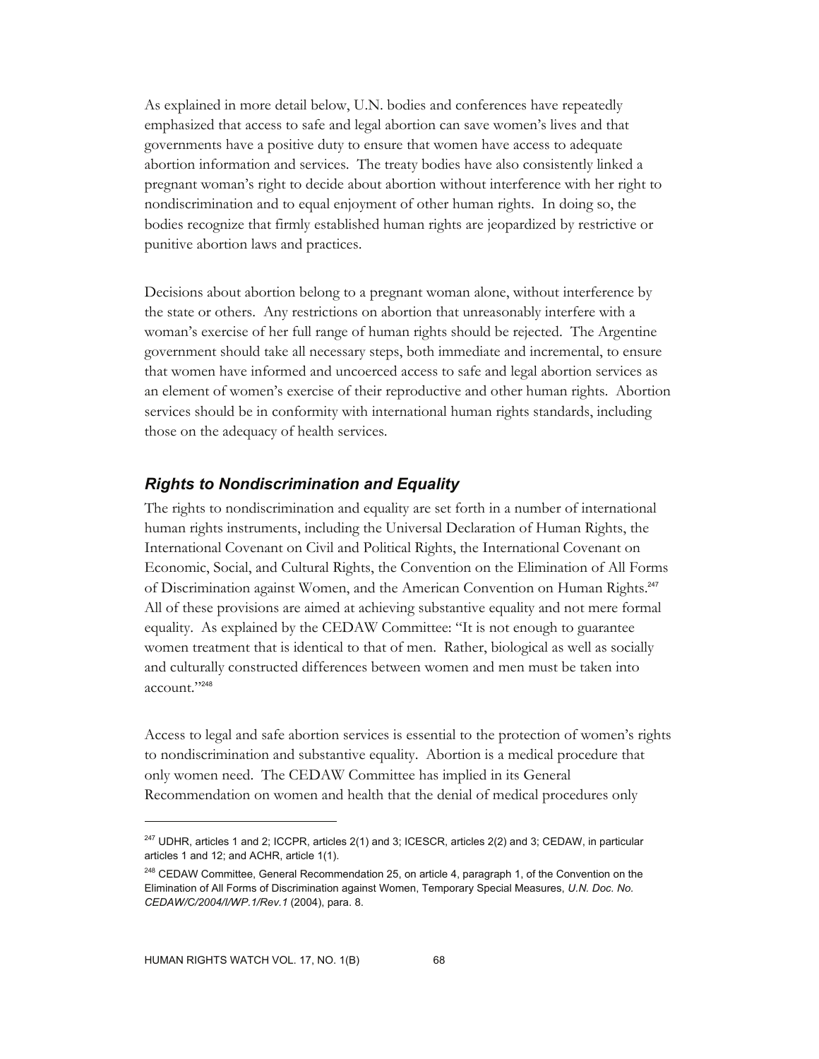As explained in more detail below, U.N. bodies and conferences have repeatedly emphasized that access to safe and legal abortion can save women's lives and that governments have a positive duty to ensure that women have access to adequate abortion information and services. The treaty bodies have also consistently linked a pregnant woman's right to decide about abortion without interference with her right to nondiscrimination and to equal enjoyment of other human rights. In doing so, the bodies recognize that firmly established human rights are jeopardized by restrictive or punitive abortion laws and practices.

Decisions about abortion belong to a pregnant woman alone, without interference by the state or others. Any restrictions on abortion that unreasonably interfere with a woman's exercise of her full range of human rights should be rejected. The Argentine government should take all necessary steps, both immediate and incremental, to ensure that women have informed and uncoerced access to safe and legal abortion services as an element of women's exercise of their reproductive and other human rights. Abortion services should be in conformity with international human rights standards, including those on the adequacy of health services.

### *Rights to Nondiscrimination and Equality*

The rights to nondiscrimination and equality are set forth in a number of international human rights instruments, including the Universal Declaration of Human Rights, the International Covenant on Civil and Political Rights, the International Covenant on Economic, Social, and Cultural Rights, the Convention on the Elimination of All Forms of Discrimination against Women, and the American Convention on Human Rights.[247] All of these provisions are aimed at achieving substantive equality and not mere formal equality. As explained by the CEDAW Committee: "It is not enough to guarantee women treatment that is identical to that of men. Rather, biological as well as socially and culturally constructed differences between women and men must be taken into account."[248]

Access to legal and safe abortion services is essential to the protection of women's rights to nondiscrimination and substantive equality. Abortion is a medical procedure that only women need. The CEDAW Committee has implied in its General Recommendation on women and health that the denial of medical procedures only

---

[247] UDHR, articles 1 and 2; ICCPR, articles 2(1) and 3; ICESCR, articles 2(2) and 3; CEDAW, in particular articles 1 and 12; and ACHR, article 1(1).

[248] CEDAW Committee, General Recommendation 25, on article 4, paragraph 1, of the Convention on the Elimination of All Forms of Discrimination against Women, Temporary Special Measures, *U.N. Doc. No. CEDAW/C/2004/I/WP.1/Rev.1* (2004), para. 8.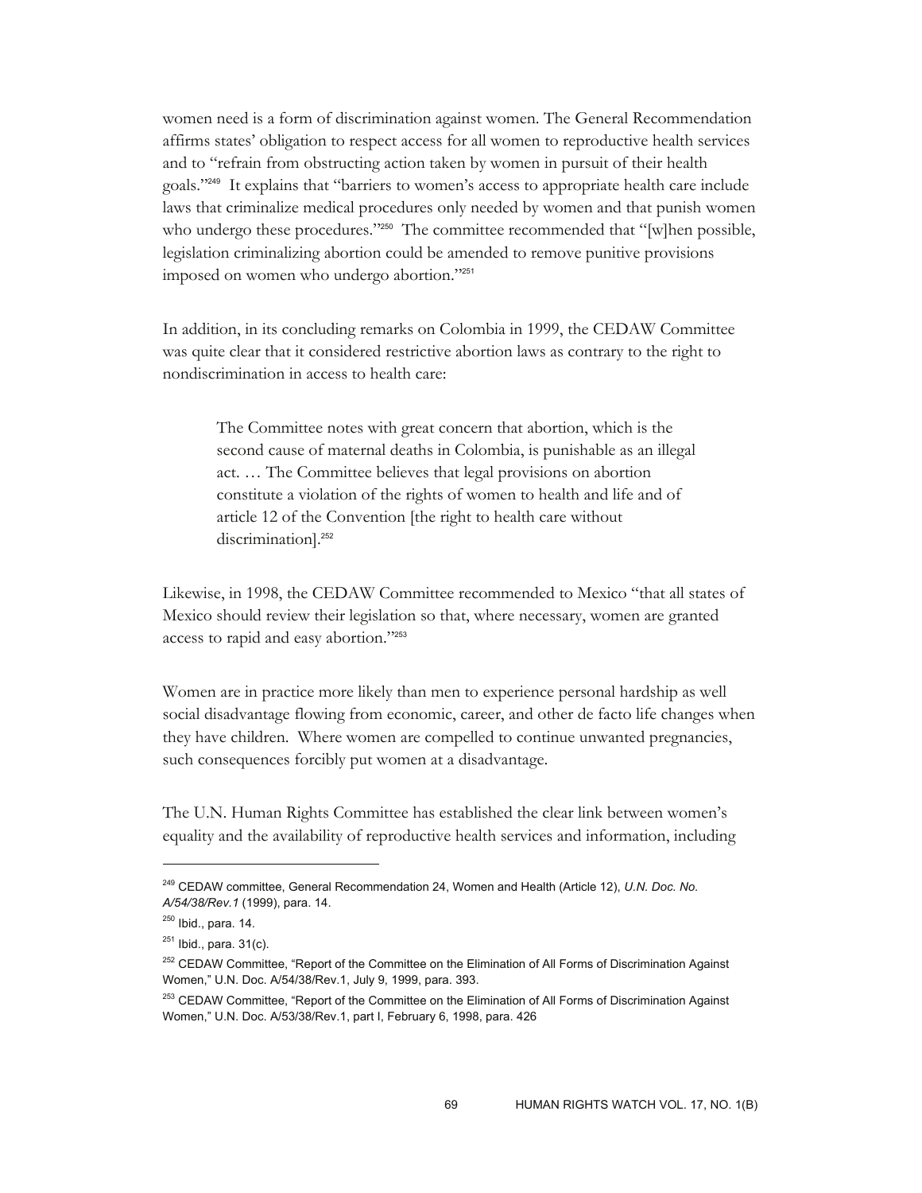women need is a form of discrimination against women. The General Recommendation affirms states' obligation to respect access for all women to reproductive health services and to "refrain from obstructing action taken by women in pursuit of their health goals."[249] It explains that "barriers to women's access to appropriate health care include laws that criminalize medical procedures only needed by women and that punish women who undergo these procedures."[250] The committee recommended that "[w]hen possible, legislation criminalizing abortion could be amended to remove punitive provisions imposed on women who undergo abortion."[251]

In addition, in its concluding remarks on Colombia in 1999, the CEDAW Committee was quite clear that it considered restrictive abortion laws as contrary to the right to nondiscrimination in access to health care:

> The Committee notes with great concern that abortion, which is the second cause of maternal deaths in Colombia, is punishable as an illegal act. … The Committee believes that legal provisions on abortion constitute a violation of the rights of women to health and life and of article 12 of the Convention [the right to health care without discrimination].[252]

Likewise, in 1998, the CEDAW Committee recommended to Mexico "that all states of Mexico should review their legislation so that, where necessary, women are granted access to rapid and easy abortion."[253]

Women are in practice more likely than men to experience personal hardship as well social disadvantage flowing from economic, career, and other de facto life changes when they have children. Where women are compelled to continue unwanted pregnancies, such consequences forcibly put women at a disadvantage.

The U.N. Human Rights Committee has established the clear link between women's equality and the availability of reproductive health services and information, including

---

[249] CEDAW committee, General Recommendation 24, Women and Health (Article 12), *U.N. Doc. No. A/54/38/Rev.1* (1999), para. 14.

[250] Ibid., para. 14.

[251] Ibid., para. 31(c).

[252] CEDAW Committee, "Report of the Committee on the Elimination of All Forms of Discrimination Against Women," U.N. Doc. A/54/38/Rev.1, July 9, 1999, para. 393.

[253] CEDAW Committee, "Report of the Committee on the Elimination of All Forms of Discrimination Against Women," U.N. Doc. A/53/38/Rev.1, part I, February 6, 1998, para. 426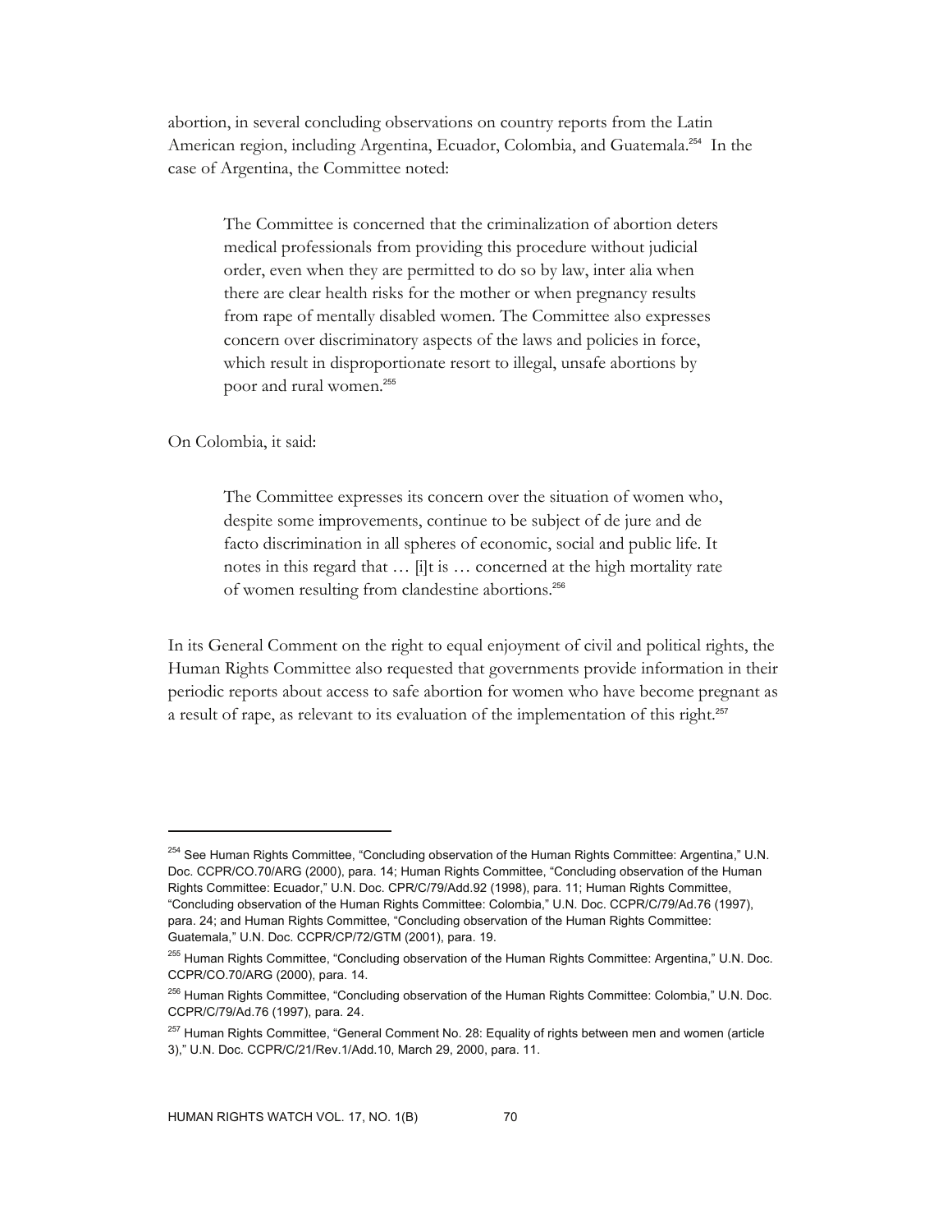abortion, in several concluding observations on country reports from the Latin American region, including Argentina, Ecuador, Colombia, and Guatemala.[254] In the case of Argentina, the Committee noted:

> The Committee is concerned that the criminalization of abortion deters medical professionals from providing this procedure without judicial order, even when they are permitted to do so by law, inter alia when there are clear health risks for the mother or when pregnancy results from rape of mentally disabled women. The Committee also expresses concern over discriminatory aspects of the laws and policies in force, which result in disproportionate resort to illegal, unsafe abortions by poor and rural women.[255]

On Colombia, it said:

> The Committee expresses its concern over the situation of women who, despite some improvements, continue to be subject of de jure and de facto discrimination in all spheres of economic, social and public life. It notes in this regard that … [i]t is … concerned at the high mortality rate of women resulting from clandestine abortions.[256]

In its General Comment on the right to equal enjoyment of civil and political rights, the Human Rights Committee also requested that governments provide information in their periodic reports about access to safe abortion for women who have become pregnant as a result of rape, as relevant to its evaluation of the implementation of this right.[257]

---

[254] See Human Rights Committee, "Concluding observation of the Human Rights Committee: Argentina," U.N. Doc. CCPR/CO.70/ARG (2000), para. 14; Human Rights Committee, "Concluding observation of the Human Rights Committee: Ecuador," U.N. Doc. CPR/C/79/Add.92 (1998), para. 11; Human Rights Committee, "Concluding observation of the Human Rights Committee: Colombia," U.N. Doc. CCPR/C/79/Ad.76 (1997), para. 24; and Human Rights Committee, "Concluding observation of the Human Rights Committee: Guatemala," U.N. Doc. CCPR/CP/72/GTM (2001), para. 19.

[255] Human Rights Committee, "Concluding observation of the Human Rights Committee: Argentina," U.N. Doc. CCPR/CO.70/ARG (2000), para. 14.

[256] Human Rights Committee, "Concluding observation of the Human Rights Committee: Colombia," U.N. Doc. CCPR/C/79/Ad.76 (1997), para. 24.

[257] Human Rights Committee, "General Comment No. 28: Equality of rights between men and women (article 3)," U.N. Doc. CCPR/C/21/Rev.1/Add.10, March 29, 2000, para. 11.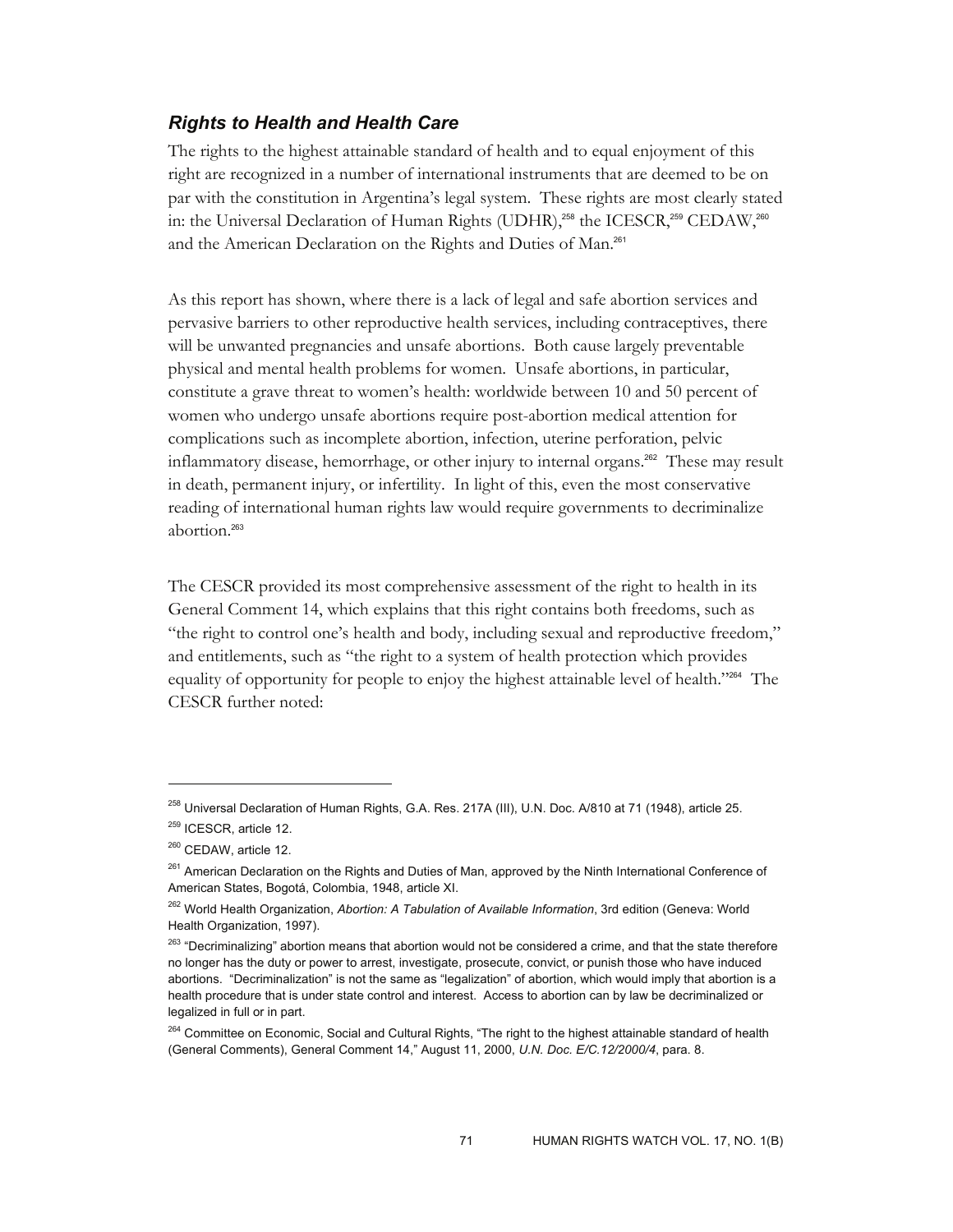### *Rights to Health and Health Care*

The rights to the highest attainable standard of health and to equal enjoyment of this right are recognized in a number of international instruments that are deemed to be on par with the constitution in Argentina's legal system. These rights are most clearly stated in: the Universal Declaration of Human Rights (UDHR),[258] the ICESCR,[259] CEDAW,[260] and the American Declaration on the Rights and Duties of Man.[261]

As this report has shown, where there is a lack of legal and safe abortion services and pervasive barriers to other reproductive health services, including contraceptives, there will be unwanted pregnancies and unsafe abortions. Both cause largely preventable physical and mental health problems for women. Unsafe abortions, in particular, constitute a grave threat to women's health: worldwide between 10 and 50 percent of women who undergo unsafe abortions require post-abortion medical attention for complications such as incomplete abortion, infection, uterine perforation, pelvic inflammatory disease, hemorrhage, or other injury to internal organs.[262] These may result in death, permanent injury, or infertility. In light of this, even the most conservative reading of international human rights law would require governments to decriminalize abortion.[263]

The CESCR provided its most comprehensive assessment of the right to health in its General Comment 14, which explains that this right contains both freedoms, such as "the right to control one's health and body, including sexual and reproductive freedom," and entitlements, such as "the right to a system of health protection which provides equality of opportunity for people to enjoy the highest attainable level of health."[264] The CESCR further noted:

---

[258] Universal Declaration of Human Rights, G.A. Res. 217A (III), U.N. Doc. A/810 at 71 (1948), article 25.

[259] ICESCR, article 12.

[260] CEDAW, article 12.

[261] American Declaration on the Rights and Duties of Man, approved by the Ninth International Conference of American States, Bogotá, Colombia, 1948, article XI.

[262] World Health Organization, *Abortion: A Tabulation of Available Information*, 3rd edition (Geneva: World Health Organization, 1997).

[263] "Decriminalizing" abortion means that abortion would not be considered a crime, and that the state therefore no longer has the duty or power to arrest, investigate, prosecute, convict, or punish those who have induced abortions. "Decriminalization" is not the same as "legalization" of abortion, which would imply that abortion is a health procedure that is under state control and interest. Access to abortion can by law be decriminalized or legalized in full or in part.

[264] Committee on Economic, Social and Cultural Rights, "The right to the highest attainable standard of health (General Comments), General Comment 14," August 11, 2000, *U.N. Doc. E/C.12/2000/4*, para. 8.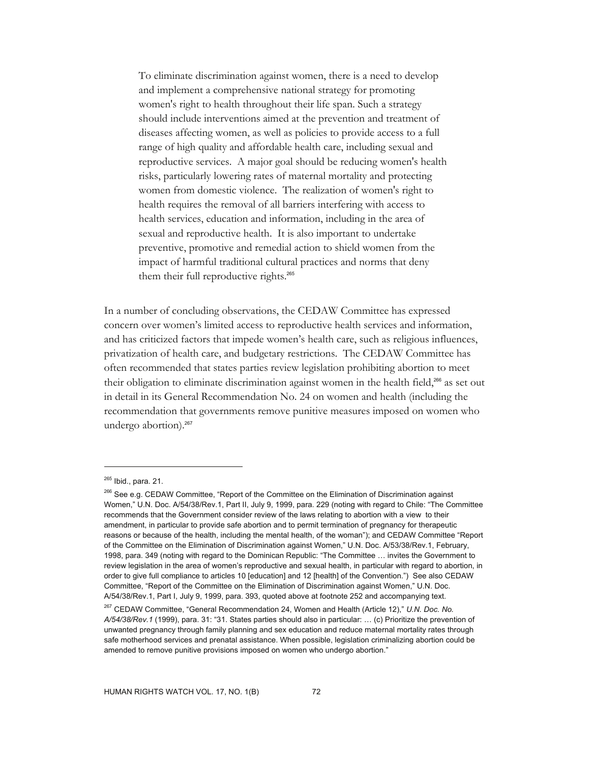> To eliminate discrimination against women, there is a need to develop and implement a comprehensive national strategy for promoting women's right to health throughout their life span. Such a strategy should include interventions aimed at the prevention and treatment of diseases affecting women, as well as policies to provide access to a full range of high quality and affordable health care, including sexual and reproductive services. A major goal should be reducing women's health risks, particularly lowering rates of maternal mortality and protecting women from domestic violence. The realization of women's right to health requires the removal of all barriers interfering with access to health services, education and information, including in the area of sexual and reproductive health. It is also important to undertake preventive, promotive and remedial action to shield women from the impact of harmful traditional cultural practices and norms that deny them their full reproductive rights.[265]

In a number of concluding observations, the CEDAW Committee has expressed concern over women's limited access to reproductive health services and information, and has criticized factors that impede women's health care, such as religious influences, privatization of health care, and budgetary restrictions. The CEDAW Committee has often recommended that states parties review legislation prohibiting abortion to meet their obligation to eliminate discrimination against women in the health field,[266] as set out in detail in its General Recommendation No. 24 on women and health (including the recommendation that governments remove punitive measures imposed on women who undergo abortion).[267]

---

[265] Ibid., para. 21.

[266] See e.g. CEDAW Committee, "Report of the Committee on the Elimination of Discrimination against Women," U.N. Doc. A/54/38/Rev.1, Part II, July 9, 1999, para. 229 (noting with regard to Chile: "The Committee recommends that the Government consider review of the laws relating to abortion with a view to their amendment, in particular to provide safe abortion and to permit termination of pregnancy for therapeutic reasons or because of the health, including the mental health, of the woman"); and CEDAW Committee "Report of the Committee on the Elimination of Discrimination against Women," U.N. Doc. A/53/38/Rev.1, February, 1998, para. 349 (noting with regard to the Dominican Republic: "The Committee … invites the Government to review legislation in the area of women's reproductive and sexual health, in particular with regard to abortion, in order to give full compliance to articles 10 [education] and 12 [health] of the Convention.") See also CEDAW Committee, "Report of the Committee on the Elimination of Discrimination against Women," U.N. Doc. A/54/38/Rev.1, Part I, July 9, 1999, para. 393, quoted above at footnote 252 and accompanying text.

[267] CEDAW Committee, "General Recommendation 24, Women and Health (Article 12)," *U.N. Doc. No. A/54/38/Rev.1* (1999), para. 31: "31. States parties should also in particular: … (c) Prioritize the prevention of unwanted pregnancy through family planning and sex education and reduce maternal mortality rates through safe motherhood services and prenatal assistance. When possible, legislation criminalizing abortion could be amended to remove punitive provisions imposed on women who undergo abortion."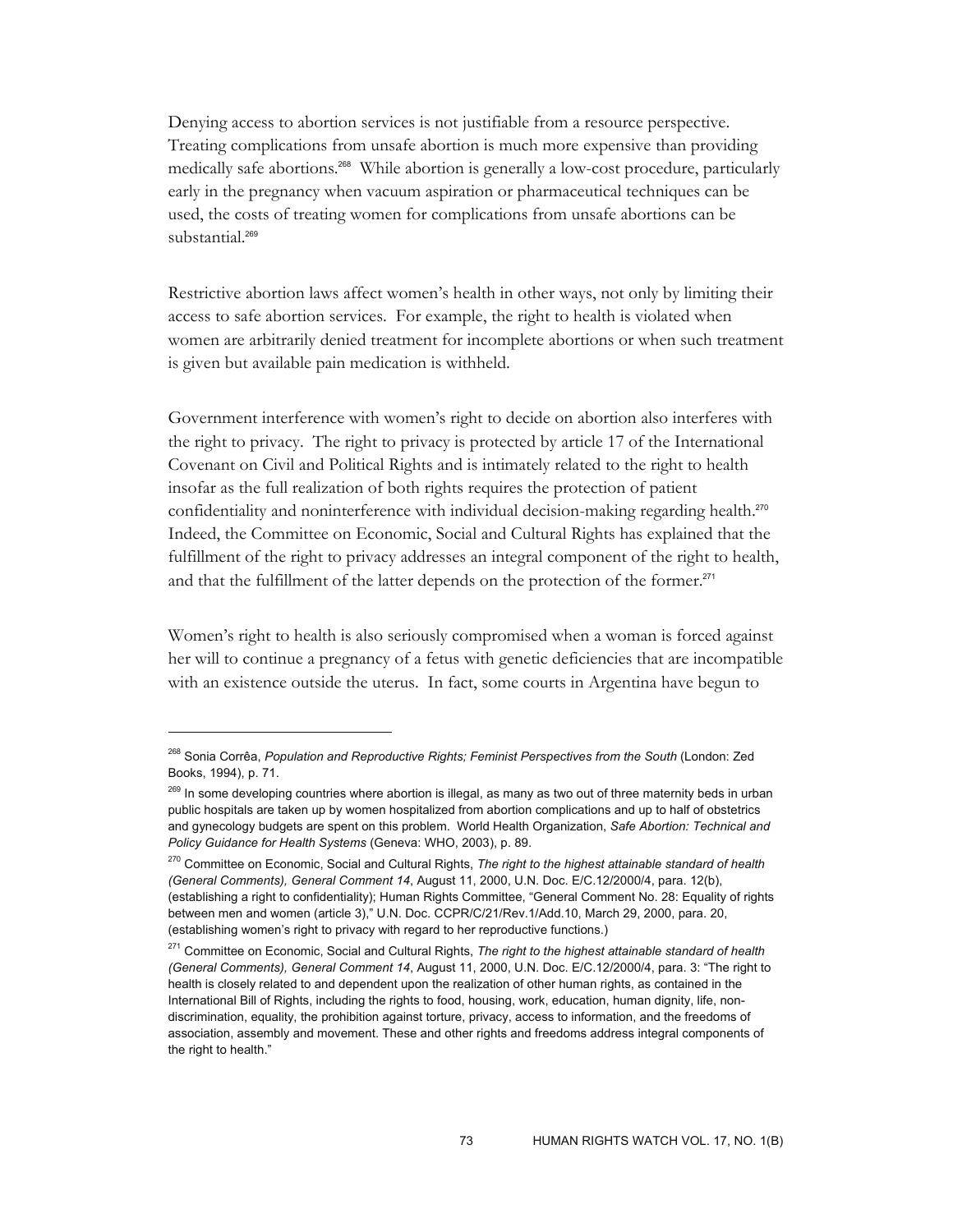Denying access to abortion services is not justifiable from a resource perspective. Treating complications from unsafe abortion is much more expensive than providing medically safe abortions.[268] While abortion is generally a low-cost procedure, particularly early in the pregnancy when vacuum aspiration or pharmaceutical techniques can be used, the costs of treating women for complications from unsafe abortions can be substantial.[269]

Restrictive abortion laws affect women's health in other ways, not only by limiting their access to safe abortion services. For example, the right to health is violated when women are arbitrarily denied treatment for incomplete abortions or when such treatment is given but available pain medication is withheld.

Government interference with women's right to decide on abortion also interferes with the right to privacy. The right to privacy is protected by article 17 of the International Covenant on Civil and Political Rights and is intimately related to the right to health insofar as the full realization of both rights requires the protection of patient confidentiality and noninterference with individual decision-making regarding health.[270] Indeed, the Committee on Economic, Social and Cultural Rights has explained that the fulfillment of the right to privacy addresses an integral component of the right to health, and that the fulfillment of the latter depends on the protection of the former.[271]

Women's right to health is also seriously compromised when a woman is forced against her will to continue a pregnancy of a fetus with genetic deficiencies that are incompatible with an existence outside the uterus. In fact, some courts in Argentina have begun to

---

[268] Sonia Corrêa, *Population and Reproductive Rights; Feminist Perspectives from the South* (London: Zed Books, 1994), p. 71.

[269] In some developing countries where abortion is illegal, as many as two out of three maternity beds in urban public hospitals are taken up by women hospitalized from abortion complications and up to half of obstetrics and gynecology budgets are spent on this problem. World Health Organization, *Safe Abortion: Technical and Policy Guidance for Health Systems* (Geneva: WHO, 2003), p. 89.

[270] Committee on Economic, Social and Cultural Rights, *The right to the highest attainable standard of health (General Comments), General Comment 14*, August 11, 2000, U.N. Doc. E/C.12/2000/4, para. 12(b), (establishing a right to confidentiality); Human Rights Committee, "General Comment No. 28: Equality of rights between men and women (article 3)," U.N. Doc. CCPR/C/21/Rev.1/Add.10, March 29, 2000, para. 20, (establishing women's right to privacy with regard to her reproductive functions.)

[271] Committee on Economic, Social and Cultural Rights, *The right to the highest attainable standard of health (General Comments), General Comment 14*, August 11, 2000, U.N. Doc. E/C.12/2000/4, para. 3: "The right to health is closely related to and dependent upon the realization of other human rights, as contained in the International Bill of Rights, including the rights to food, housing, work, education, human dignity, life, non-discrimination, equality, the prohibition against torture, privacy, access to information, and the freedoms of association, assembly and movement. These and other rights and freedoms address integral components of the right to health."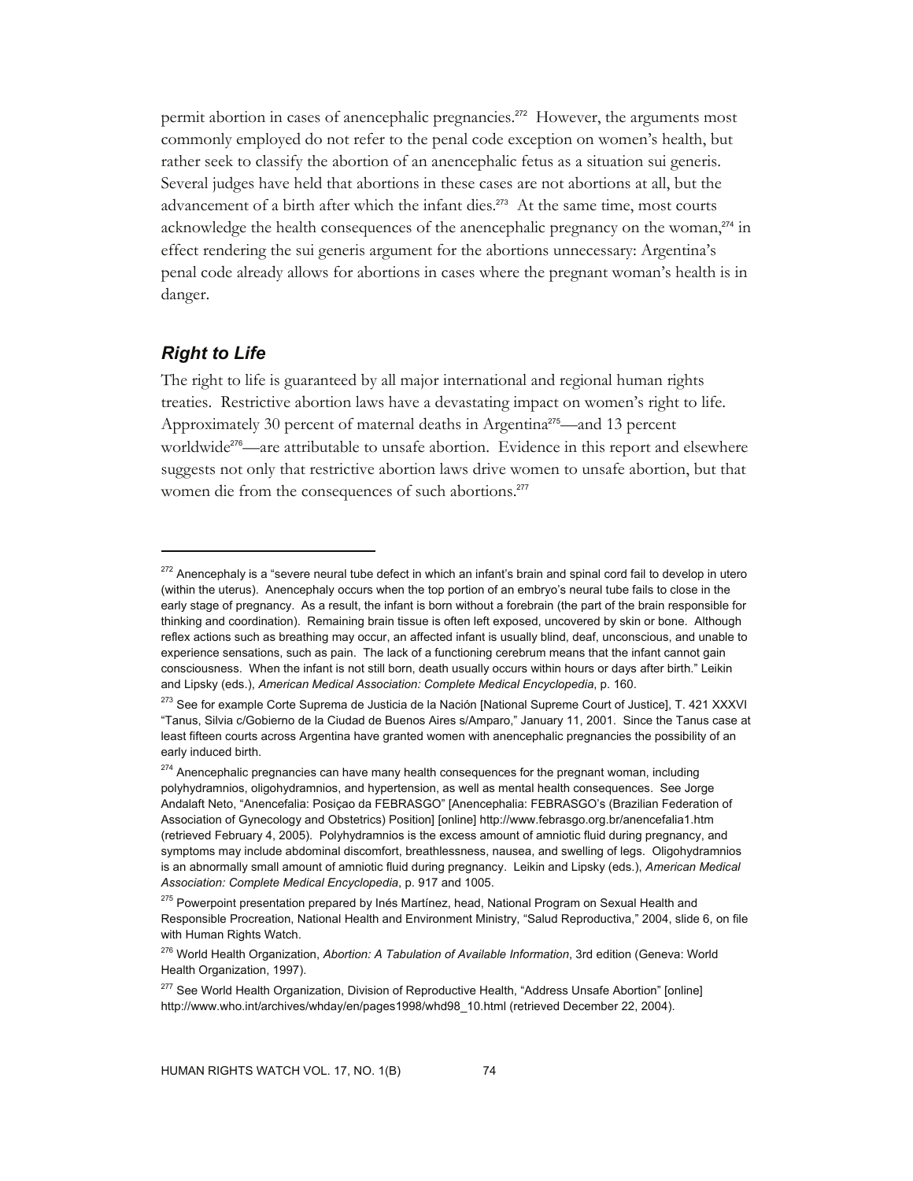permit abortion in cases of anencephalic pregnancies.[272] However, the arguments most commonly employed do not refer to the penal code exception on women's health, but rather seek to classify the abortion of an anencephalic fetus as a situation sui generis. Several judges have held that abortions in these cases are not abortions at all, but the advancement of a birth after which the infant dies.[273] At the same time, most courts acknowledge the health consequences of the anencephalic pregnancy on the woman,[274] in effect rendering the sui generis argument for the abortions unnecessary: Argentina's penal code already allows for abortions in cases where the pregnant woman's health is in danger.

### *Right to Life*

The right to life is guaranteed by all major international and regional human rights treaties. Restrictive abortion laws have a devastating impact on women's right to life. Approximately 30 percent of maternal deaths in Argentina[275]—and 13 percent worldwide[276]—are attributable to unsafe abortion. Evidence in this report and elsewhere suggests not only that restrictive abortion laws drive women to unsafe abortion, but that women die from the consequences of such abortions.[277]

---

[272] Anencephaly is a "severe neural tube defect in which an infant's brain and spinal cord fail to develop in utero (within the uterus). Anencephaly occurs when the top portion of an embryo's neural tube fails to close in the early stage of pregnancy. As a result, the infant is born without a forebrain (the part of the brain responsible for thinking and coordination). Remaining brain tissue is often left exposed, uncovered by skin or bone. Although reflex actions such as breathing may occur, an affected infant is usually blind, deaf, unconscious, and unable to experience sensations, such as pain. The lack of a functioning cerebrum means that the infant cannot gain consciousness. When the infant is not still born, death usually occurs within hours or days after birth." Leikin and Lipsky (eds.), *American Medical Association: Complete Medical Encyclopedia*, p. 160.

[273] See for example Corte Suprema de Justicia de la Nación [National Supreme Court of Justice], T. 421 XXXVI "Tanus, Silvia c/Gobierno de la Ciudad de Buenos Aires s/Amparo," January 11, 2001. Since the Tanus case at least fifteen courts across Argentina have granted women with anencephalic pregnancies the possibility of an early induced birth.

[274] Anencephalic pregnancies can have many health consequences for the pregnant woman, including polyhydramnios, oligohydramnios, and hypertension, as well as mental health consequences. See Jorge Andalaft Neto, "Anencefalia: Posiçao da FEBRASGO" [Anencephalia: FEBRASGO's (Brazilian Federation of Association of Gynecology and Obstetrics) Position] [online] http://www.febrasgo.org.br/anencefalia1.htm (retrieved February 4, 2005). Polyhydramnios is the excess amount of amniotic fluid during pregnancy, and symptoms may include abdominal discomfort, breathlessness, nausea, and swelling of legs. Oligohydramnios is an abnormally small amount of amniotic fluid during pregnancy. Leikin and Lipsky (eds.), *American Medical Association: Complete Medical Encyclopedia*, p. 917 and 1005.

[275] Powerpoint presentation prepared by Inés Martínez, head, National Program on Sexual Health and Responsible Procreation, National Health and Environment Ministry, "Salud Reproductiva," 2004, slide 6, on file with Human Rights Watch.

[276] World Health Organization, *Abortion: A Tabulation of Available Information*, 3rd edition (Geneva: World Health Organization, 1997).

[277] See World Health Organization, Division of Reproductive Health, "Address Unsafe Abortion" [online] http://www.who.int/archives/whday/en/pages1998/whd98_10.html (retrieved December 22, 2004).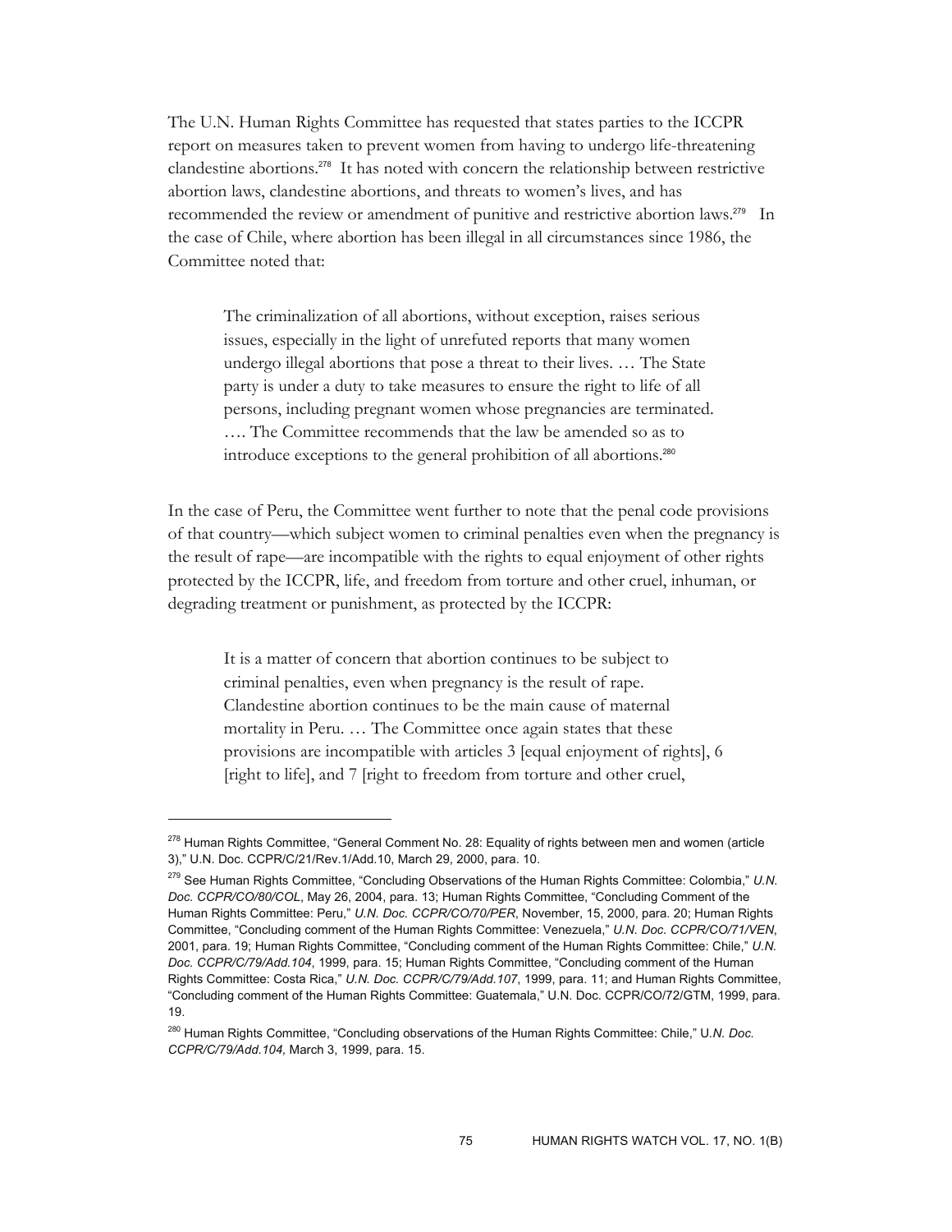The U.N. Human Rights Committee has requested that states parties to the ICCPR report on measures taken to prevent women from having to undergo life-threatening clandestine abortions.[278] It has noted with concern the relationship between restrictive abortion laws, clandestine abortions, and threats to women's lives, and has recommended the review or amendment of punitive and restrictive abortion laws.[279] In the case of Chile, where abortion has been illegal in all circumstances since 1986, the Committee noted that:

> The criminalization of all abortions, without exception, raises serious issues, especially in the light of unrefuted reports that many women undergo illegal abortions that pose a threat to their lives. … The State party is under a duty to take measures to ensure the right to life of all persons, including pregnant women whose pregnancies are terminated. …. The Committee recommends that the law be amended so as to introduce exceptions to the general prohibition of all abortions.[280]

In the case of Peru, the Committee went further to note that the penal code provisions of that country—which subject women to criminal penalties even when the pregnancy is the result of rape—are incompatible with the rights to equal enjoyment of other rights protected by the ICCPR, life, and freedom from torture and other cruel, inhuman, or degrading treatment or punishment, as protected by the ICCPR:

> It is a matter of concern that abortion continues to be subject to criminal penalties, even when pregnancy is the result of rape. Clandestine abortion continues to be the main cause of maternal mortality in Peru. … The Committee once again states that these provisions are incompatible with articles 3 [equal enjoyment of rights], 6 [right to life], and 7 [right to freedom from torture and other cruel,

---

[278] Human Rights Committee, "General Comment No. 28: Equality of rights between men and women (article 3)," U.N. Doc. CCPR/C/21/Rev.1/Add.10, March 29, 2000, para. 10.

[279] See Human Rights Committee, "Concluding Observations of the Human Rights Committee: Colombia," *U.N. Doc. CCPR/CO/80/COL*, May 26, 2004, para. 13; Human Rights Committee, "Concluding Comment of the Human Rights Committee: Peru," *U.N. Doc. CCPR/CO/70/PER*, November, 15, 2000, para. 20; Human Rights Committee, "Concluding comment of the Human Rights Committee: Venezuela," *U.N. Doc. CCPR/CO/71/VEN*, 2001, para. 19; Human Rights Committee, "Concluding comment of the Human Rights Committee: Chile," *U.N. Doc. CCPR/C/79/Add.104*, 1999, para. 15; Human Rights Committee, "Concluding comment of the Human Rights Committee: Costa Rica," *U.N. Doc. CCPR/C/79/Add.107*, 1999, para. 11; and Human Rights Committee, "Concluding comment of the Human Rights Committee: Guatemala," U.N. Doc. CCPR/CO/72/GTM, 1999, para. 19.

[280] Human Rights Committee, "Concluding observations of the Human Rights Committee: Chile," U.*N. Doc. CCPR/C/79/Add.104,* March 3, 1999, para. 15.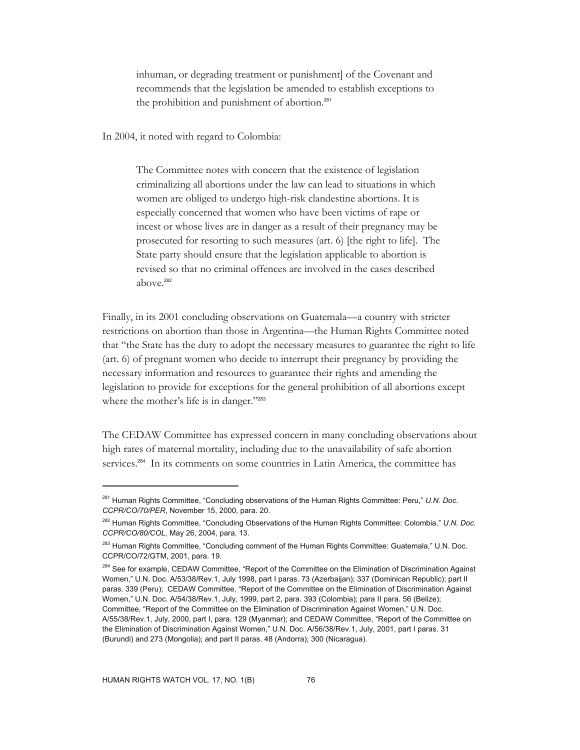> inhuman, or degrading treatment or punishment] of the Covenant and recommends that the legislation be amended to establish exceptions to the prohibition and punishment of abortion.[281]

In 2004, it noted with regard to Colombia:

> The Committee notes with concern that the existence of legislation criminalizing all abortions under the law can lead to situations in which women are obliged to undergo high-risk clandestine abortions. It is especially concerned that women who have been victims of rape or incest or whose lives are in danger as a result of their pregnancy may be prosecuted for resorting to such measures (art. 6) [the right to life]. The State party should ensure that the legislation applicable to abortion is revised so that no criminal offences are involved in the cases described above.[282]

Finally, in its 2001 concluding observations on Guatemala—a country with stricter restrictions on abortion than those in Argentina—the Human Rights Committee noted that "the State has the duty to adopt the necessary measures to guarantee the right to life (art. 6) of pregnant women who decide to interrupt their pregnancy by providing the necessary information and resources to guarantee their rights and amending the legislation to provide for exceptions for the general prohibition of all abortions except where the mother's life is in danger."[283]

The CEDAW Committee has expressed concern in many concluding observations about high rates of maternal mortality, including due to the unavailability of safe abortion services.[284] In its comments on some countries in Latin America, the committee has

---

[281] Human Rights Committee, "Concluding observations of the Human Rights Committee: Peru," *U.N. Doc. CCPR/CO/70/PER*, November 15, 2000, para. 20.

[282] Human Rights Committee, "Concluding Observations of the Human Rights Committee: Colombia," *U.N. Doc. CCPR/CO/80/COL*, May 26, 2004, para. 13.

[283] Human Rights Committee, "Concluding comment of the Human Rights Committee: Guatemala," U.N. Doc. CCPR/CO/72/GTM, 2001, para. 19.

[284] See for example, CEDAW Committee, "Report of the Committee on the Elimination of Discrimination Against Women," U.N. Doc. A/53/38/Rev.1, July 1998, part I paras. 73 (Azerbaijan); 337 (Dominican Republic); part II paras. 339 (Peru); CEDAW Committee, "Report of the Committee on the Elimination of Discrimination Against Women," U.N. Doc. A/54/38/Rev.1, July, 1999, part 2, para. 393 (Colombia); para II para. 56 (Belize); Committee, "Report of the Committee on the Elimination of Discrimination Against Women," U.N. Doc. A/55/38/Rev.1, July, 2000, part I, para. 129 (Myanmar); and CEDAW Committee, "Report of the Committee on the Elimination of Discrimination Against Women," U.N. Doc. A/56/38/Rev.1, July, 2001, part I paras. 31 (Burundi) and 273 (Mongolia); and part II paras. 48 (Andorra); 300 (Nicaragua).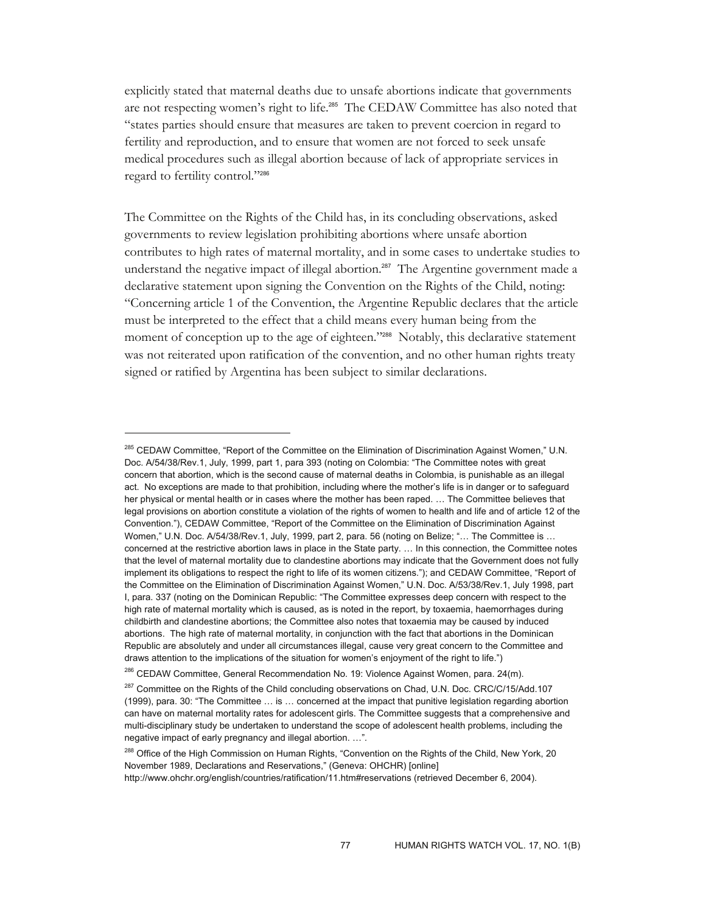explicitly stated that maternal deaths due to unsafe abortions indicate that governments are not respecting women's right to life.[285] The CEDAW Committee has also noted that "states parties should ensure that measures are taken to prevent coercion in regard to fertility and reproduction, and to ensure that women are not forced to seek unsafe medical procedures such as illegal abortion because of lack of appropriate services in regard to fertility control."[286]

The Committee on the Rights of the Child has, in its concluding observations, asked governments to review legislation prohibiting abortions where unsafe abortion contributes to high rates of maternal mortality, and in some cases to undertake studies to understand the negative impact of illegal abortion.[287] The Argentine government made a declarative statement upon signing the Convention on the Rights of the Child, noting: "Concerning article 1 of the Convention, the Argentine Republic declares that the article must be interpreted to the effect that a child means every human being from the moment of conception up to the age of eighteen."[288] Notably, this declarative statement was not reiterated upon ratification of the convention, and no other human rights treaty signed or ratified by Argentina has been subject to similar declarations.

---

[285] CEDAW Committee, "Report of the Committee on the Elimination of Discrimination Against Women," U.N. Doc. A/54/38/Rev.1, July, 1999, part 1, para 393 (noting on Colombia: "The Committee notes with great concern that abortion, which is the second cause of maternal deaths in Colombia, is punishable as an illegal act. No exceptions are made to that prohibition, including where the mother's life is in danger or to safeguard her physical or mental health or in cases where the mother has been raped. … The Committee believes that legal provisions on abortion constitute a violation of the rights of women to health and life and of article 12 of the Convention."), CEDAW Committee, "Report of the Committee on the Elimination of Discrimination Against Women," U.N. Doc. A/54/38/Rev.1, July, 1999, part 2, para. 56 (noting on Belize; "… The Committee is … concerned at the restrictive abortion laws in place in the State party. … In this connection, the Committee notes that the level of maternal mortality due to clandestine abortions may indicate that the Government does not fully implement its obligations to respect the right to life of its women citizens."); and CEDAW Committee, "Report of the Committee on the Elimination of Discrimination Against Women," U.N. Doc. A/53/38/Rev.1, July 1998, part I, para. 337 (noting on the Dominican Republic: "The Committee expresses deep concern with respect to the high rate of maternal mortality which is caused, as is noted in the report, by toxaemia, haemorrhages during childbirth and clandestine abortions; the Committee also notes that toxaemia may be caused by induced abortions. The high rate of maternal mortality, in conjunction with the fact that abortions in the Dominican Republic are absolutely and under all circumstances illegal, cause very great concern to the Committee and draws attention to the implications of the situation for women's enjoyment of the right to life.")

[286] CEDAW Committee, General Recommendation No. 19: Violence Against Women, para. 24(m).

[287] Committee on the Rights of the Child concluding observations on Chad, U.N. Doc. CRC/C/15/Add.107 (1999), para. 30: "The Committee … is … concerned at the impact that punitive legislation regarding abortion can have on maternal mortality rates for adolescent girls. The Committee suggests that a comprehensive and multi-disciplinary study be undertaken to understand the scope of adolescent health problems, including the negative impact of early pregnancy and illegal abortion. …".

[288] Office of the High Commission on Human Rights, "Convention on the Rights of the Child, New York, 20 November 1989, Declarations and Reservations," (Geneva: OHCHR) [online] http://www.ohchr.org/english/countries/ratification/11.htm#reservations (retrieved December 6, 2004).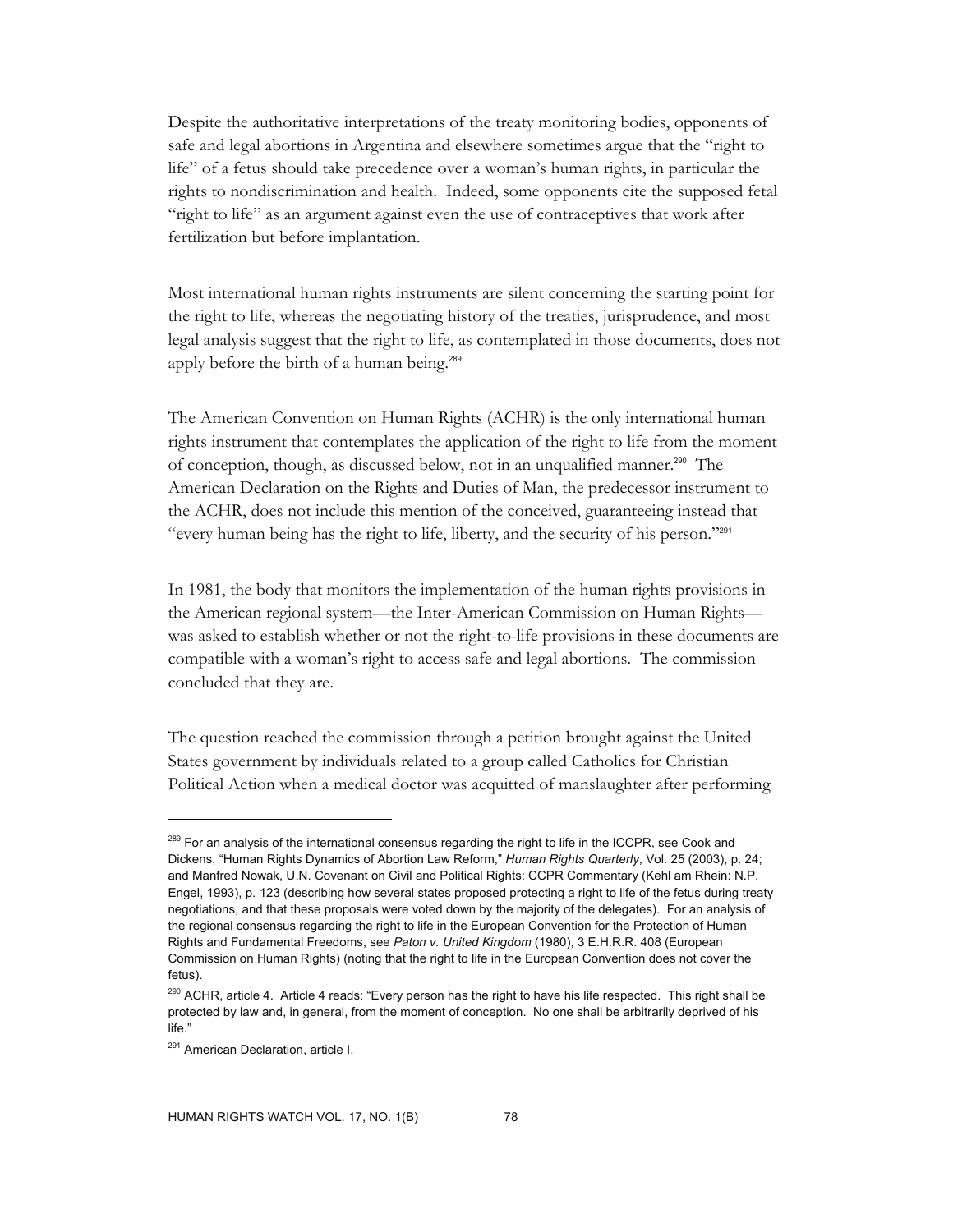Despite the authoritative interpretations of the treaty monitoring bodies, opponents of safe and legal abortions in Argentina and elsewhere sometimes argue that the "right to life" of a fetus should take precedence over a woman's human rights, in particular the rights to nondiscrimination and health. Indeed, some opponents cite the supposed fetal "right to life" as an argument against even the use of contraceptives that work after fertilization but before implantation.

Most international human rights instruments are silent concerning the starting point for the right to life, whereas the negotiating history of the treaties, jurisprudence, and most legal analysis suggest that the right to life, as contemplated in those documents, does not apply before the birth of a human being.[289]

The American Convention on Human Rights (ACHR) is the only international human rights instrument that contemplates the application of the right to life from the moment of conception, though, as discussed below, not in an unqualified manner.[290] The American Declaration on the Rights and Duties of Man, the predecessor instrument to the ACHR, does not include this mention of the conceived, guaranteeing instead that "every human being has the right to life, liberty, and the security of his person."[291]

In 1981, the body that monitors the implementation of the human rights provisions in the American regional system—the Inter-American Commission on Human Rights—was asked to establish whether or not the right-to-life provisions in these documents are compatible with a woman's right to access safe and legal abortions. The commission concluded that they are.

The question reached the commission through a petition brought against the United States government by individuals related to a group called Catholics for Christian Political Action when a medical doctor was acquitted of manslaughter after performing

---

[289] For an analysis of the international consensus regarding the right to life in the ICCPR, see Cook and Dickens, "Human Rights Dynamics of Abortion Law Reform," *Human Rights Quarterly*, Vol. 25 (2003), p. 24; and Manfred Nowak, U.N. Covenant on Civil and Political Rights: CCPR Commentary (Kehl am Rhein: N.P. Engel, 1993), p. 123 (describing how several states proposed protecting a right to life of the fetus during treaty negotiations, and that these proposals were voted down by the majority of the delegates). For an analysis of the regional consensus regarding the right to life in the European Convention for the Protection of Human Rights and Fundamental Freedoms, see *Paton v. United Kingdom* (1980), 3 E.H.R.R. 408 (European Commission on Human Rights) (noting that the right to life in the European Convention does not cover the fetus).

[290] ACHR, article 4. Article 4 reads: "Every person has the right to have his life respected. This right shall be protected by law and, in general, from the moment of conception. No one shall be arbitrarily deprived of his life."

[291] American Declaration, article I.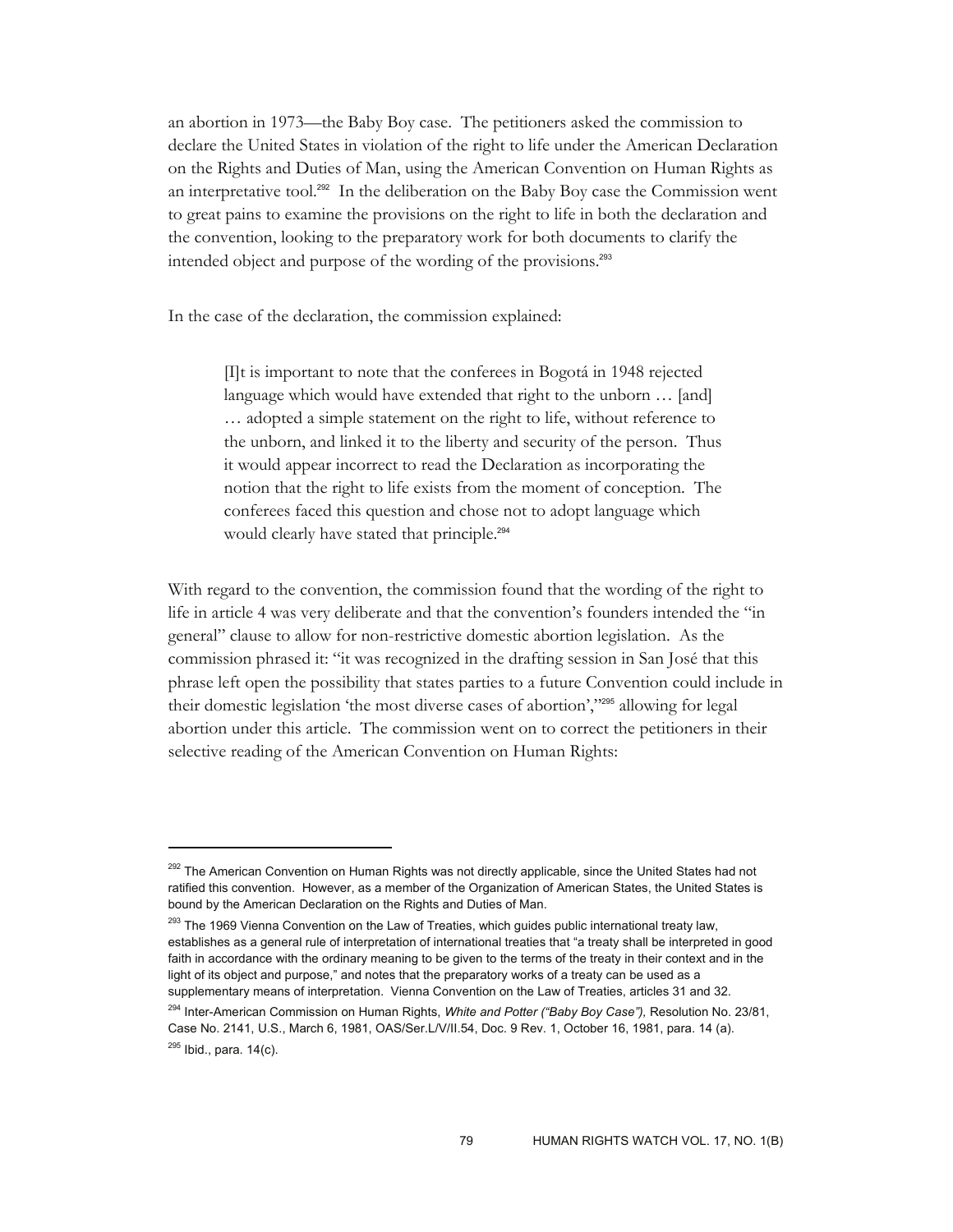an abortion in 1973—the Baby Boy case. The petitioners asked the commission to declare the United States in violation of the right to life under the American Declaration on the Rights and Duties of Man, using the American Convention on Human Rights as an interpretative tool.[292] In the deliberation on the Baby Boy case the Commission went to great pains to examine the provisions on the right to life in both the declaration and the convention, looking to the preparatory work for both documents to clarify the intended object and purpose of the wording of the provisions.[293]

In the case of the declaration, the commission explained:

> [I]t is important to note that the conferees in Bogotá in 1948 rejected language which would have extended that right to the unborn … [and] … adopted a simple statement on the right to life, without reference to the unborn, and linked it to the liberty and security of the person. Thus it would appear incorrect to read the Declaration as incorporating the notion that the right to life exists from the moment of conception. The conferees faced this question and chose not to adopt language which would clearly have stated that principle.[294]

With regard to the convention, the commission found that the wording of the right to life in article 4 was very deliberate and that the convention's founders intended the "in general" clause to allow for non-restrictive domestic abortion legislation. As the commission phrased it: "it was recognized in the drafting session in San José that this phrase left open the possibility that states parties to a future Convention could include in their domestic legislation 'the most diverse cases of abortion',"[295] allowing for legal abortion under this article. The commission went on to correct the petitioners in their selective reading of the American Convention on Human Rights:

---

[292] The American Convention on Human Rights was not directly applicable, since the United States had not ratified this convention. However, as a member of the Organization of American States, the United States is bound by the American Declaration on the Rights and Duties of Man.

[293] The 1969 Vienna Convention on the Law of Treaties, which guides public international treaty law, establishes as a general rule of interpretation of international treaties that "a treaty shall be interpreted in good faith in accordance with the ordinary meaning to be given to the terms of the treaty in their context and in the light of its object and purpose," and notes that the preparatory works of a treaty can be used as a supplementary means of interpretation. Vienna Convention on the Law of Treaties, articles 31 and 32.

[294] Inter-American Commission on Human Rights, *White and Potter ("Baby Boy Case"),* Resolution No. 23/81, Case No. 2141, U.S., March 6, 1981, OAS/Ser.L/V/II.54, Doc. 9 Rev. 1, October 16, 1981, para. 14 (a).

[295] Ibid., para. 14(c).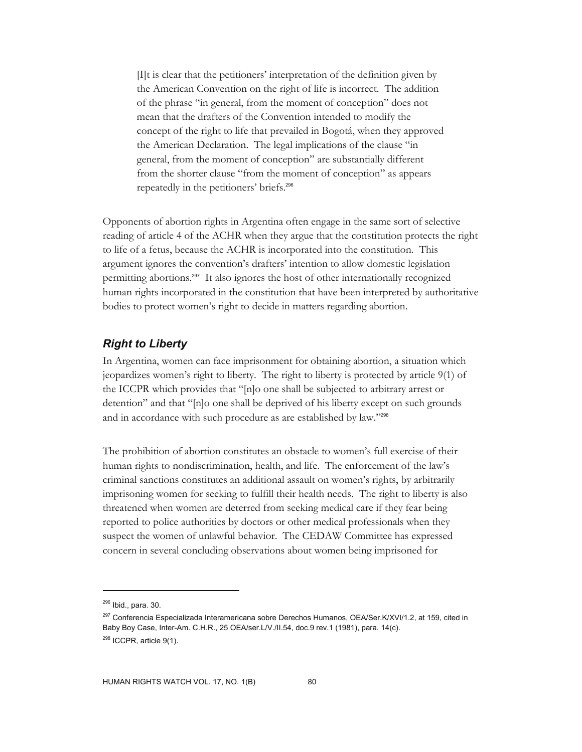> [I]t is clear that the petitioners' interpretation of the definition given by the American Convention on the right of life is incorrect. The addition of the phrase "in general, from the moment of conception" does not mean that the drafters of the Convention intended to modify the concept of the right to life that prevailed in Bogotá, when they approved the American Declaration. The legal implications of the clause "in general, from the moment of conception" are substantially different from the shorter clause "from the moment of conception" as appears repeatedly in the petitioners' briefs.[296]

Opponents of abortion rights in Argentina often engage in the same sort of selective reading of article 4 of the ACHR when they argue that the constitution protects the right to life of a fetus, because the ACHR is incorporated into the constitution. This argument ignores the convention's drafters' intention to allow domestic legislation permitting abortions.[297] It also ignores the host of other internationally recognized human rights incorporated in the constitution that have been interpreted by authoritative bodies to protect women's right to decide in matters regarding abortion.

### *Right to Liberty*

In Argentina, women can face imprisonment for obtaining abortion, a situation which jeopardizes women's right to liberty. The right to liberty is protected by article 9(1) of the ICCPR which provides that "[n]o one shall be subjected to arbitrary arrest or detention" and that "[n]o one shall be deprived of his liberty except on such grounds and in accordance with such procedure as are established by law."[298]

The prohibition of abortion constitutes an obstacle to women's full exercise of their human rights to nondiscrimination, health, and life. The enforcement of the law's criminal sanctions constitutes an additional assault on women's rights, by arbitrarily imprisoning women for seeking to fulfill their health needs. The right to liberty is also threatened when women are deterred from seeking medical care if they fear being reported to police authorities by doctors or other medical professionals when they suspect the women of unlawful behavior. The CEDAW Committee has expressed concern in several concluding observations about women being imprisoned for

---

[296] Ibid., para. 30.

[297] Conferencia Especializada Interamericana sobre Derechos Humanos, OEA/Ser.K/XVI/1.2, at 159, cited in Baby Boy Case, Inter-Am. C.H.R., 25 OEA/ser.L/V./II.54, doc.9 rev.1 (1981), para. 14(c).

[298] ICCPR, article 9(1).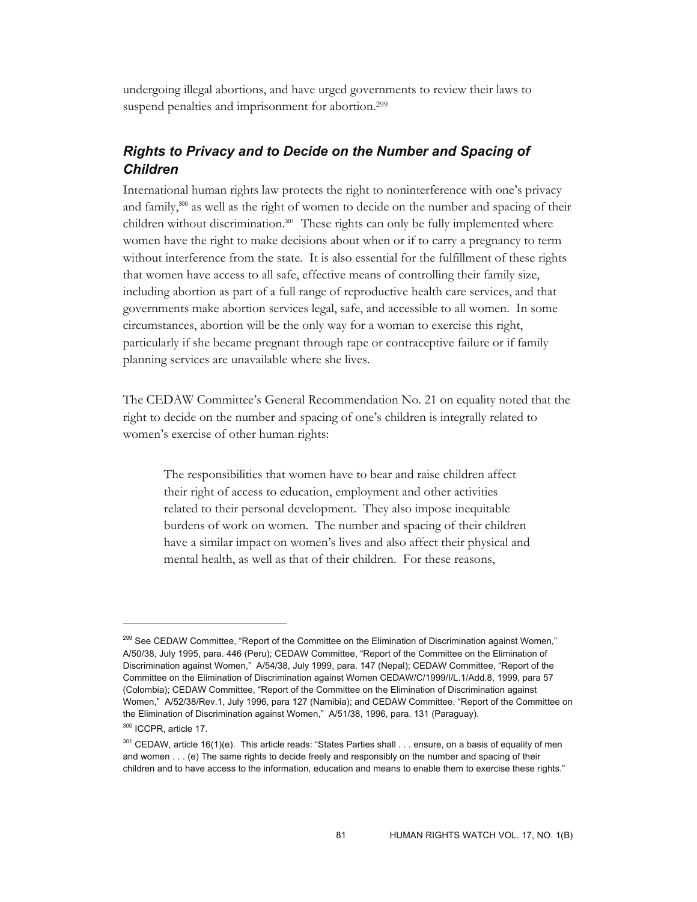undergoing illegal abortions, and have urged governments to review their laws to suspend penalties and imprisonment for abortion.[299]

## *Rights to Privacy and to Decide on the Number and Spacing of Children*

International human rights law protects the right to noninterference with one's privacy and family,[300] as well as the right of women to decide on the number and spacing of their children without discrimination.[301] These rights can only be fully implemented where women have the right to make decisions about when or if to carry a pregnancy to term without interference from the state. It is also essential for the fulfillment of these rights that women have access to all safe, effective means of controlling their family size, including abortion as part of a full range of reproductive health care services, and that governments make abortion services legal, safe, and accessible to all women. In some circumstances, abortion will be the only way for a woman to exercise this right, particularly if she became pregnant through rape or contraceptive failure or if family planning services are unavailable where she lives.

The CEDAW Committee's General Recommendation No. 21 on equality noted that the right to decide on the number and spacing of one's children is integrally related to women's exercise of other human rights:

> The responsibilities that women have to bear and raise children affect their right of access to education, employment and other activities related to their personal development. They also impose inequitable burdens of work on women. The number and spacing of their children have a similar impact on women's lives and also affect their physical and mental health, as well as that of their children. For these reasons,

---

[299] See CEDAW Committee, "Report of the Committee on the Elimination of Discrimination against Women," A/50/38, July 1995, para. 446 (Peru); CEDAW Committee, "Report of the Committee on the Elimination of Discrimination against Women," A/54/38, July 1999, para. 147 (Nepal); CEDAW Committee, "Report of the Committee on the Elimination of Discrimination against Women CEDAW/C/1999/I/L.1/Add.8, 1999, para 57 (Colombia); CEDAW Committee, "Report of the Committee on the Elimination of Discrimination against Women," A/52/38/Rev.1, July 1996, para 127 (Namibia); and CEDAW Committee, "Report of the Committee on the Elimination of Discrimination against Women," A/51/38, 1996, para. 131 (Paraguay).

[300] ICCPR, article 17.

[301] CEDAW, article 16(1)(e). This article reads: "States Parties shall . . . ensure, on a basis of equality of men and women . . . (e) The same rights to decide freely and responsibly on the number and spacing of their children and to have access to the information, education and means to enable them to exercise these rights."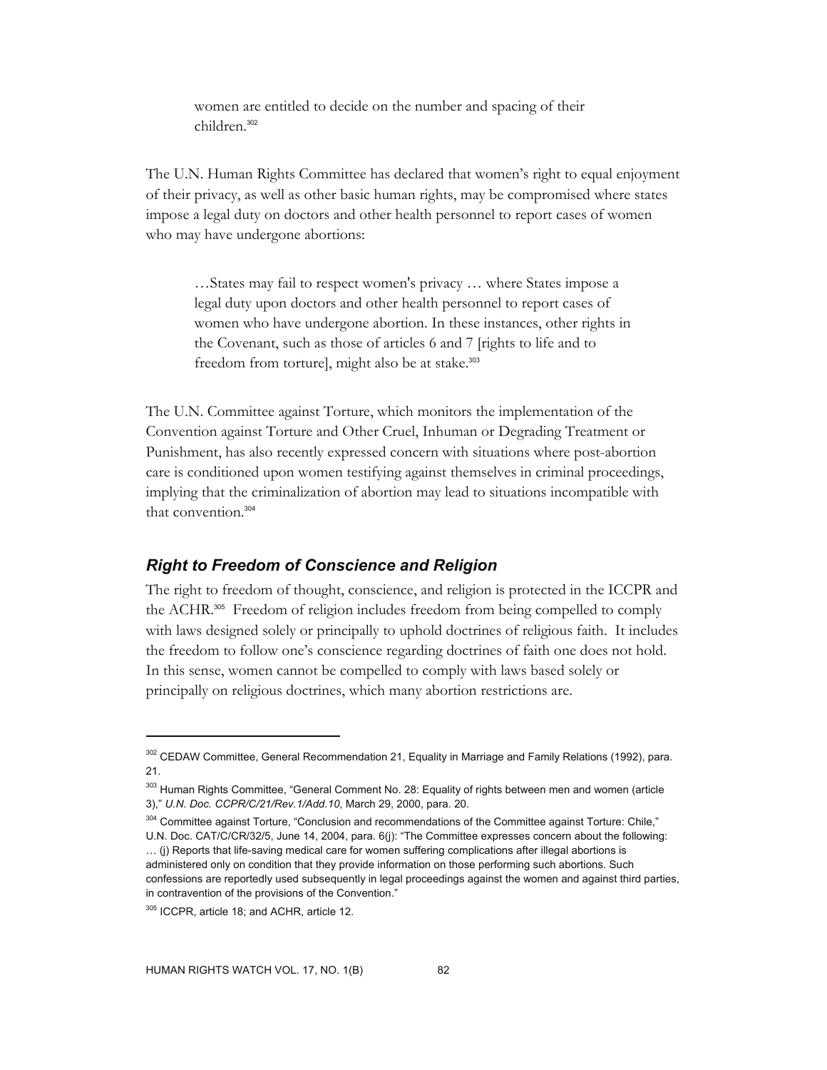> women are entitled to decide on the number and spacing of their children.[302]

The U.N. Human Rights Committee has declared that women's right to equal enjoyment of their privacy, as well as other basic human rights, may be compromised where states impose a legal duty on doctors and other health personnel to report cases of women who may have undergone abortions:

> …States may fail to respect women's privacy … where States impose a legal duty upon doctors and other health personnel to report cases of women who have undergone abortion. In these instances, other rights in the Covenant, such as those of articles 6 and 7 [rights to life and to freedom from torture], might also be at stake.[303]

The U.N. Committee against Torture, which monitors the implementation of the Convention against Torture and Other Cruel, Inhuman or Degrading Treatment or Punishment, has also recently expressed concern with situations where post-abortion care is conditioned upon women testifying against themselves in criminal proceedings, implying that the criminalization of abortion may lead to situations incompatible with that convention.[304]

### *Right to Freedom of Conscience and Religion*

The right to freedom of thought, conscience, and religion is protected in the ICCPR and the ACHR.[305] Freedom of religion includes freedom from being compelled to comply with laws designed solely or principally to uphold doctrines of religious faith. It includes the freedom to follow one's conscience regarding doctrines of faith one does not hold. In this sense, women cannot be compelled to comply with laws based solely or principally on religious doctrines, which many abortion restrictions are.

---

[302] CEDAW Committee, General Recommendation 21, Equality in Marriage and Family Relations (1992), para. 21.

[303] Human Rights Committee, "General Comment No. 28: Equality of rights between men and women (article 3)," *U.N. Doc. CCPR/C/21/Rev.1/Add.10*, March 29, 2000, para. 20.

[304] Committee against Torture, "Conclusion and recommendations of the Committee against Torture: Chile," U.N. Doc. CAT/C/CR/32/5, June 14, 2004, para. 6(j): "The Committee expresses concern about the following: … (j) Reports that life-saving medical care for women suffering complications after illegal abortions is administered only on condition that they provide information on those performing such abortions. Such confessions are reportedly used subsequently in legal proceedings against the women and against third parties, in contravention of the provisions of the Convention."

[305] ICCPR, article 18; and ACHR, article 12.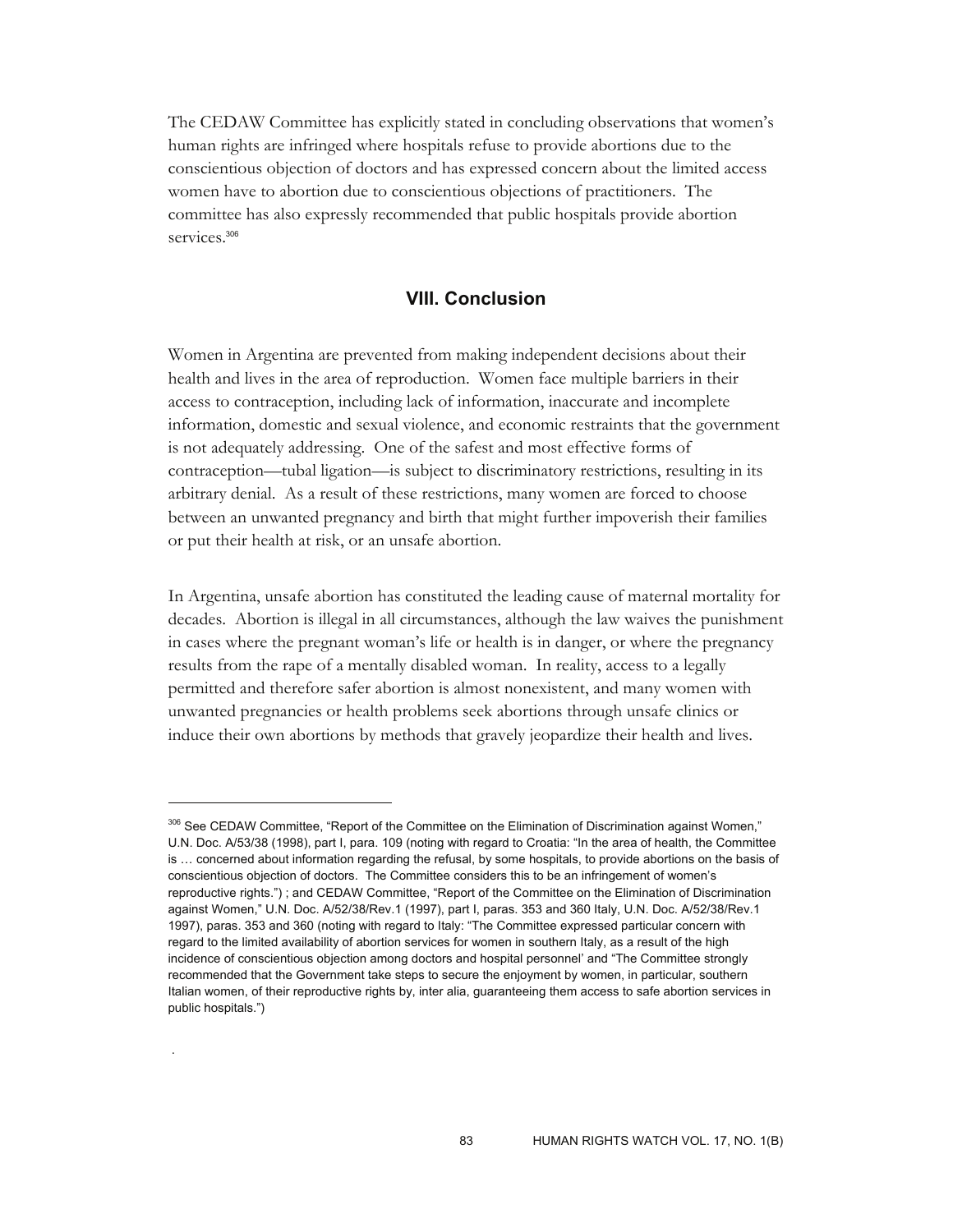The CEDAW Committee has explicitly stated in concluding observations that women's human rights are infringed where hospitals refuse to provide abortions due to the conscientious objection of doctors and has expressed concern about the limited access women have to abortion due to conscientious objections of practitioners. The committee has also expressly recommended that public hospitals provide abortion services.[306]

## VIII. Conclusion

Women in Argentina are prevented from making independent decisions about their health and lives in the area of reproduction. Women face multiple barriers in their access to contraception, including lack of information, inaccurate and incomplete information, domestic and sexual violence, and economic restraints that the government is not adequately addressing. One of the safest and most effective forms of contraception—tubal ligation—is subject to discriminatory restrictions, resulting in its arbitrary denial. As a result of these restrictions, many women are forced to choose between an unwanted pregnancy and birth that might further impoverish their families or put their health at risk, or an unsafe abortion.

In Argentina, unsafe abortion has constituted the leading cause of maternal mortality for decades. Abortion is illegal in all circumstances, although the law waives the punishment in cases where the pregnant woman's life or health is in danger, or where the pregnancy results from the rape of a mentally disabled woman. In reality, access to a legally permitted and therefore safer abortion is almost nonexistent, and many women with unwanted pregnancies or health problems seek abortions through unsafe clinics or induce their own abortions by methods that gravely jeopardize their health and lives.

---

[306] See CEDAW Committee, "Report of the Committee on the Elimination of Discrimination against Women," U.N. Doc. A/53/38 (1998), part I, para. 109 (noting with regard to Croatia: "In the area of health, the Committee is … concerned about information regarding the refusal, by some hospitals, to provide abortions on the basis of conscientious objection of doctors. The Committee considers this to be an infringement of women's reproductive rights.") ; and CEDAW Committee, "Report of the Committee on the Elimination of Discrimination against Women," U.N. Doc. A/52/38/Rev.1 (1997), part I, paras. 353 and 360 Italy, U.N. Doc. A/52/38/Rev.1 1997), paras. 353 and 360 (noting with regard to Italy: "The Committee expressed particular concern with regard to the limited availability of abortion services for women in southern Italy, as a result of the high incidence of conscientious objection among doctors and hospital personnel' and "The Committee strongly recommended that the Government take steps to secure the enjoyment by women, in particular, southern Italian women, of their reproductive rights by, inter alia, guaranteeing them access to safe abortion services in public hospitals.")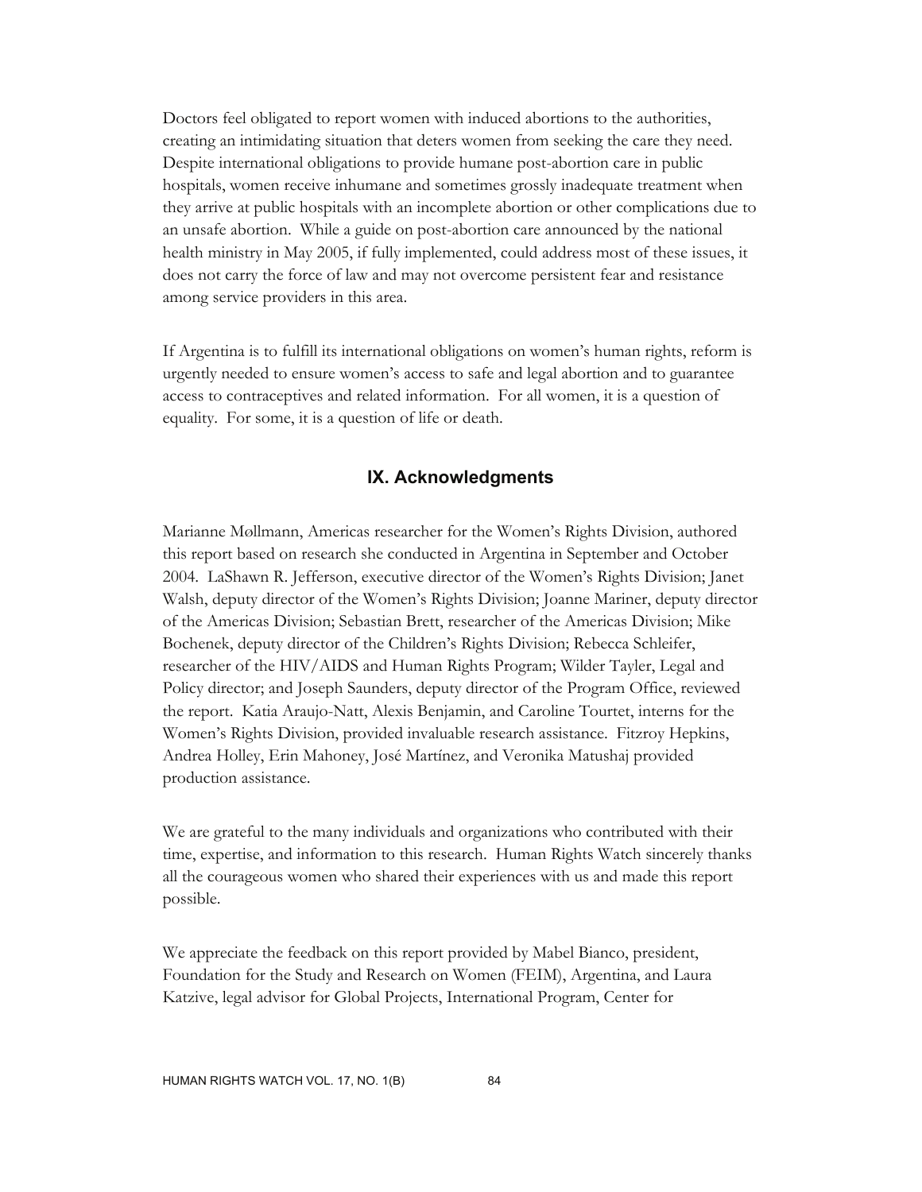Doctors feel obligated to report women with induced abortions to the authorities, creating an intimidating situation that deters women from seeking the care they need. Despite international obligations to provide humane post-abortion care in public hospitals, women receive inhumane and sometimes grossly inadequate treatment when they arrive at public hospitals with an incomplete abortion or other complications due to an unsafe abortion. While a guide on post-abortion care announced by the national health ministry in May 2005, if fully implemented, could address most of these issues, it does not carry the force of law and may not overcome persistent fear and resistance among service providers in this area.

If Argentina is to fulfill its international obligations on women's human rights, reform is urgently needed to ensure women's access to safe and legal abortion and to guarantee access to contraceptives and related information. For all women, it is a question of equality. For some, it is a question of life or death.

## IX. Acknowledgments

Marianne Møllmann, Americas researcher for the Women's Rights Division, authored this report based on research she conducted in Argentina in September and October 2004. LaShawn R. Jefferson, executive director of the Women's Rights Division; Janet Walsh, deputy director of the Women's Rights Division; Joanne Mariner, deputy director of the Americas Division; Sebastian Brett, researcher of the Americas Division; Mike Bochenek, deputy director of the Children's Rights Division; Rebecca Schleifer, researcher of the HIV/AIDS and Human Rights Program; Wilder Tayler, Legal and Policy director; and Joseph Saunders, deputy director of the Program Office, reviewed the report. Katia Araujo-Natt, Alexis Benjamin, and Caroline Tourtet, interns for the Women's Rights Division, provided invaluable research assistance. Fitzroy Hepkins, Andrea Holley, Erin Mahoney, José Martínez, and Veronika Matushaj provided production assistance.

We are grateful to the many individuals and organizations who contributed with their time, expertise, and information to this research. Human Rights Watch sincerely thanks all the courageous women who shared their experiences with us and made this report possible.

We appreciate the feedback on this report provided by Mabel Bianco, president, Foundation for the Study and Research on Women (FEIM), Argentina, and Laura Katzive, legal advisor for Global Projects, International Program, Center for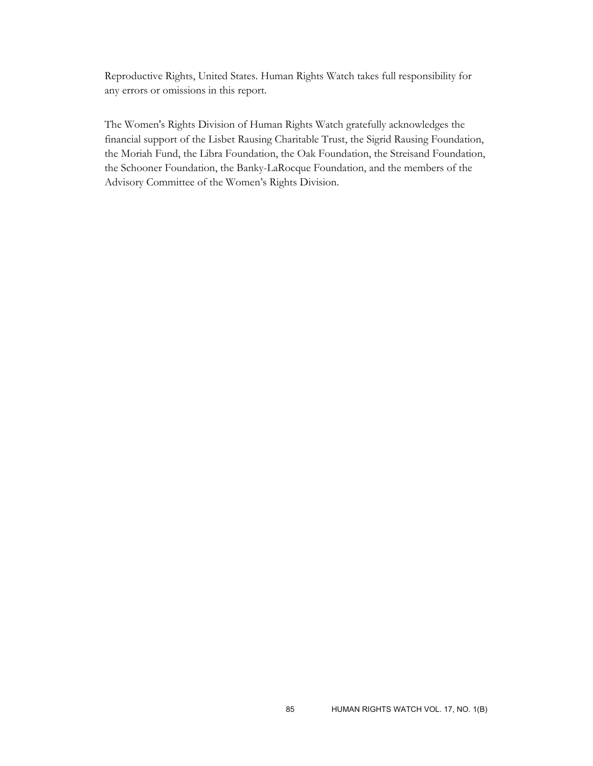Reproductive Rights, United States. Human Rights Watch takes full responsibility for any errors or omissions in this report.

The Women's Rights Division of Human Rights Watch gratefully acknowledges the financial support of the Lisbet Rausing Charitable Trust, the Sigrid Rausing Foundation, the Moriah Fund, the Libra Foundation, the Oak Foundation, the Streisand Foundation, the Schooner Foundation, the Banky-LaRocque Foundation, and the members of the Advisory Committee of the Women's Rights Division.